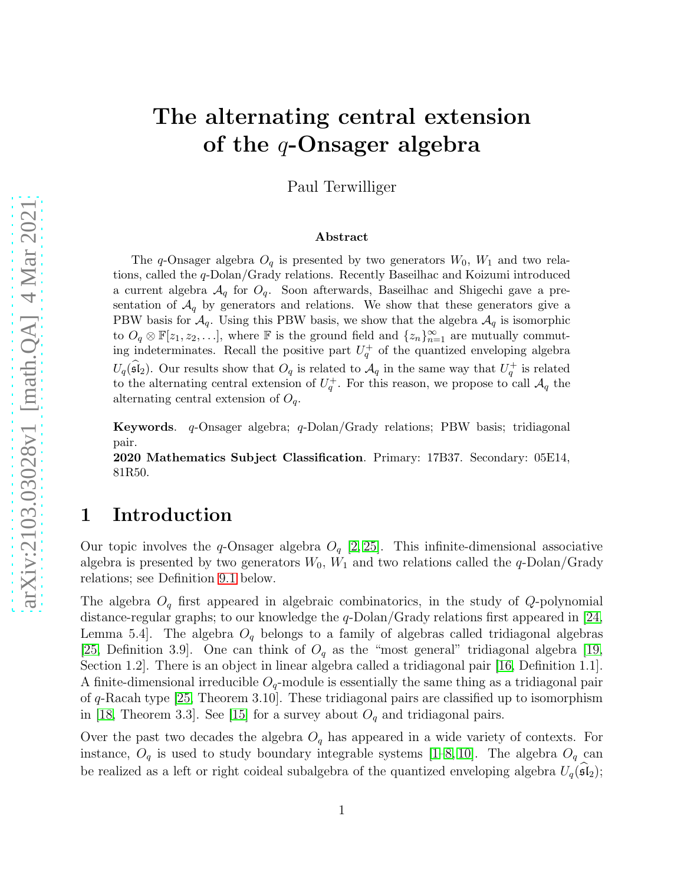# The alternating central extension of the $q$-Onsager algebra

Paul Terwilliger

### Abstract

The $q$-Onsager algebra $O_q$ is presented by two generators $W_0$, $W_1$ and two relations, called the $q$-Dolan/Grady relations. Recently Baseilhac and Koizumi introduced a current algebra $\mathcal{A}_q$ for $O_q$. Soon afterwards, Baseilhac and Shigechi gave a presentation of $\mathcal{A}_q$ by generators and relations. We show that these generators give a PBW basis for $\mathcal{A}_q$. Using this PBW basis, we show that the algebra $\mathcal{A}_q$ is isomorphic to $O_q \otimes \mathbb{F}[z_1, z_2, \ldots]$, where $\mathbb{F}$ is the ground field and $\{z_n\}_{n=1}^{\infty}$ are mutually commuting indeterminates. Recall the positive part $U_q^+$ of the quantized enveloping algebra $U_q(\widehat{\mathfrak{sl}}_2)$. Our results show that $O_q$ is related to $\mathcal{A}_q$ in the same way that $U_q^+$ is related to the alternating central extension of $U_q^+$. For this reason, we propose to call $\mathcal{A}_q$ the alternating central extension of $O_q$.

**Keywords**. $q$-Onsager algebra; $q$-Dolan/Grady relations; PBW basis; tridiagonal pair.

**2020 Mathematics Subject Classification**. Primary: 17B37. Secondary: 05E14, 81R50.

## 1 Introduction

Our topic involves the $q$-Onsager algebra $O_q$ [2, 25]. This infinite-dimensional associative algebra is presented by two generators $W_0$, $W_1$ and two relations called the $q$-Dolan/Grady relations; see Definition 9.1 below.

The algebra $O_q$ first appeared in algebraic combinatorics, in the study of $Q$-polynomial distance-regular graphs; to our knowledge the $q$-Dolan/Grady relations first appeared in [24, Lemma 5.4]. The algebra $O_q$ belongs to a family of algebras called tridiagonal algebras [25, Definition 3.9]. One can think of $O_q$ as the "most general" tridiagonal algebra [19, Section 1.2]. There is an object in linear algebra called a tridiagonal pair [16, Definition 1.1]. A finite-dimensional irreducible $O_q$-module is essentially the same thing as a tridiagonal pair of $q$-Racah type [25, Theorem 3.10]. These tridiagonal pairs are classified up to isomorphism in [18, Theorem 3.3]. See [15] for a survey about $O_q$ and tridiagonal pairs.

Over the past two decades the algebra $O_q$ has appeared in a wide variety of contexts. For instance, $O_q$ is used to study boundary integrable systems [1–8, 10]. The algebra $O_q$ can be realized as a left or right coideal subalgebra of the quantized enveloping algebra $U_q(\widehat{\mathfrak{sl}}_2)$;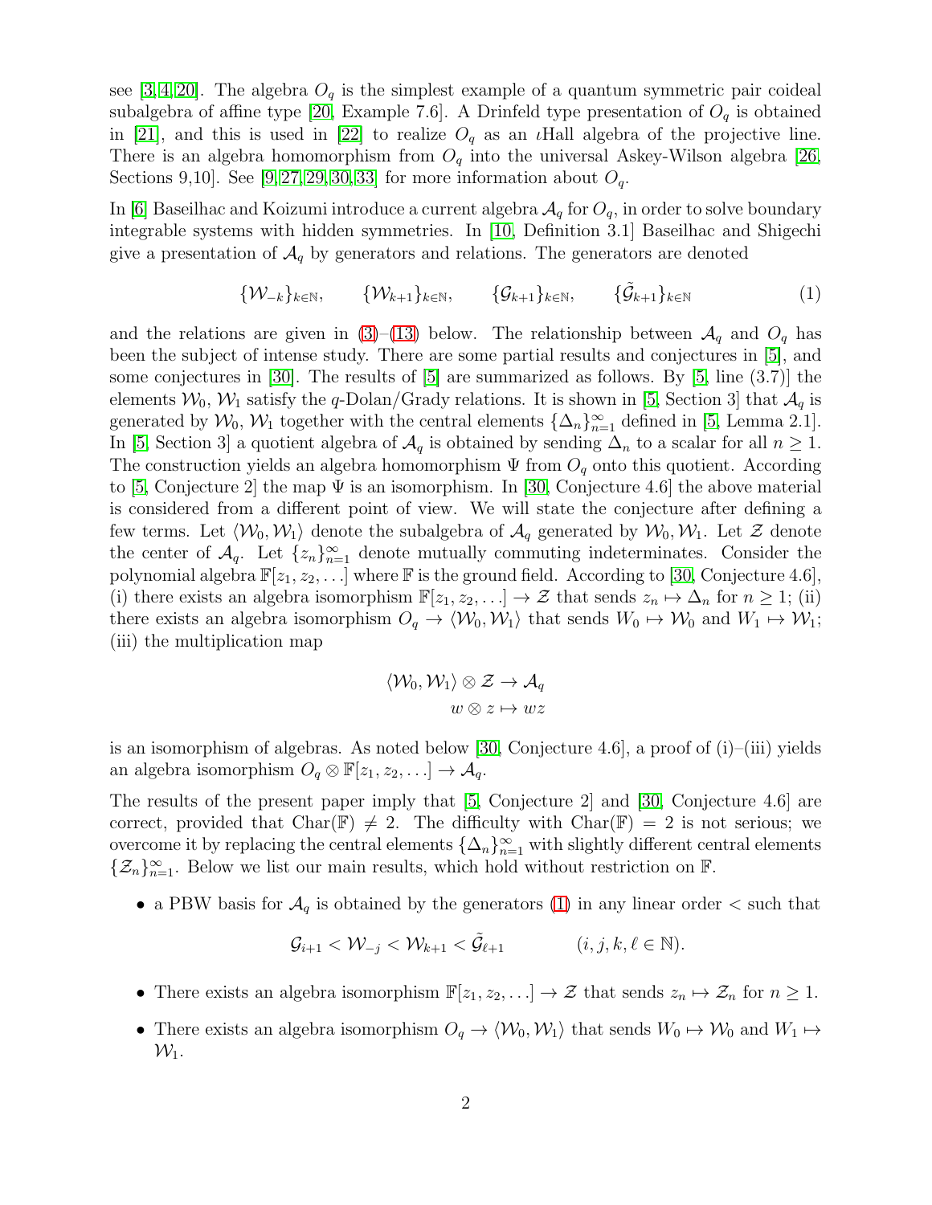see [3, 4, 20]. The algebra $O_q$ is the simplest example of a quantum symmetric pair coideal subalgebra of affine type [20, Example 7.6]. A Drinfeld type presentation of $O_q$ is obtained in [21], and this is used in [22] to realize $O_q$ as an $\iota$Hall algebra of the projective line. There is an algebra homomorphism from $O_q$ into the universal Askey-Wilson algebra [26, Sections 9,10]. See [9, 27, 29, 30, 33] for more information about $O_q$.

In [6] Baseilhac and Koizumi introduce a current algebra $\mathcal{A}_q$ for $O_q$, in order to solve boundary integrable systems with hidden symmetries. In [10, Definition 3.1] Baseilhac and Shigechi give a presentation of $\mathcal{A}_q$ by generators and relations. The generators are denoted

$$\{\mathcal{W}_{-k}\}_{k\in\mathbb{N}}, \qquad \{\mathcal{W}_{k+1}\}_{k\in\mathbb{N}}, \qquad \{\mathcal{G}_{k+1}\}_{k\in\mathbb{N}}, \qquad \{\tilde{\mathcal{G}}_{k+1}\}_{k\in\mathbb{N}} \tag{1}$$

and the relations are given in (3)–(13) below. The relationship between $\mathcal{A}_q$ and $O_q$ has been the subject of intense study. There are some partial results and conjectures in [5], and some conjectures in [30]. The results of [5] are summarized as follows. By [5, line (3.7)] the elements $\mathcal{W}_0$, $\mathcal{W}_1$ satisfy the $q$-Dolan/Grady relations. It is shown in [5, Section 3] that $\mathcal{A}_q$ is generated by $\mathcal{W}_0$, $\mathcal{W}_1$ together with the central elements $\{\Delta_n\}_{n=1}^{\infty}$ defined in [5, Lemma 2.1]. In [5, Section 3] a quotient algebra of $\mathcal{A}_q$ is obtained by sending $\Delta_n$ to a scalar for all $n \geq 1$. The construction yields an algebra homomorphism $\Psi$ from $O_q$ onto this quotient. According to [5, Conjecture 2] the map $\Psi$ is an isomorphism. In [30, Conjecture 4.6] the above material is considered from a different point of view. We will state the conjecture after defining a few terms. Let $\langle \mathcal{W}_0, \mathcal{W}_1 \rangle$ denote the subalgebra of $\mathcal{A}_q$ generated by $\mathcal{W}_0$, $\mathcal{W}_1$. Let $\mathcal{Z}$ denote the center of $\mathcal{A}_q$. Let $\{z_n\}_{n=1}^{\infty}$ denote mutually commuting indeterminates. Consider the polynomial algebra $\mathbb{F}[z_1, z_2, \ldots]$ where $\mathbb{F}$ is the ground field. According to [30, Conjecture 4.6], (i) there exists an algebra isomorphism $\mathbb{F}[z_1, z_2, \ldots] \to \mathcal{Z}$ that sends $z_n \mapsto \Delta_n$ for $n \geq 1$; (ii) there exists an algebra isomorphism $O_q \to \langle \mathcal{W}_0, \mathcal{W}_1 \rangle$ that sends $W_0 \mapsto \mathcal{W}_0$ and $W_1 \mapsto \mathcal{W}_1$; (iii) the multiplication map

$$\begin{aligned} \langle \mathcal{W}_0, \mathcal{W}_1 \rangle \otimes \mathcal{Z} &\to \mathcal{A}_q \\ w \otimes z &\mapsto wz \end{aligned}$$

is an isomorphism of algebras. As noted below [30, Conjecture 4.6], a proof of (i)–(iii) yields an algebra isomorphism $O_q \otimes \mathbb{F}[z_1, z_2, \ldots] \to \mathcal{A}_q$.

The results of the present paper imply that [5, Conjecture 2] and [30, Conjecture 4.6] are correct, provided that $\mathrm{Char}(\mathbb{F}) \neq 2$. The difficulty with $\mathrm{Char}(\mathbb{F}) = 2$ is not serious; we overcome it by replacing the central elements $\{\Delta_n\}_{n=1}^{\infty}$ with slightly different central elements $\{\mathcal{Z}_n\}_{n=1}^{\infty}$. Below we list our main results, which hold without restriction on $\mathbb{F}$.

- a PBW basis for $\mathcal{A}_q$ is obtained by the generators (1) in any linear order $<$ such that

$$\mathcal{G}_{i+1} < \mathcal{W}_{-j} < \mathcal{W}_{k+1} < \tilde{\mathcal{G}}_{\ell+1} \qquad (i, j, k, \ell \in \mathbb{N}).$$

- There exists an algebra isomorphism $\mathbb{F}[z_1, z_2, \ldots] \to \mathcal{Z}$ that sends $z_n \mapsto \mathcal{Z}_n$ for $n \geq 1$.
- There exists an algebra isomorphism $O_q \to \langle \mathcal{W}_0, \mathcal{W}_1 \rangle$ that sends $W_0 \mapsto \mathcal{W}_0$ and $W_1 \mapsto \mathcal{W}_1$.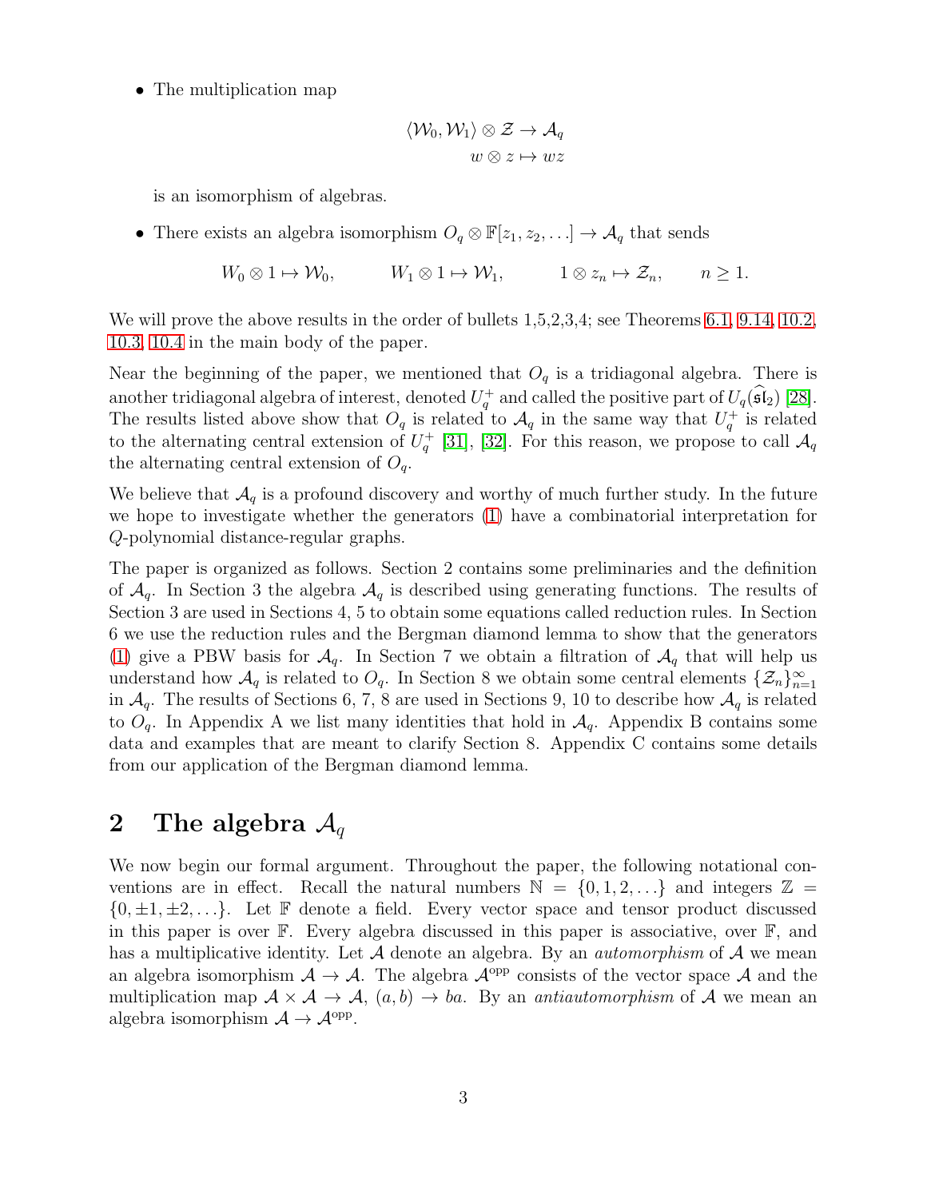- The multiplication map

$$\langle \mathcal{W}_0, \mathcal{W}_1 \rangle \otimes \mathcal{Z} \to \mathcal{A}_q$$
$$w \otimes z \mapsto wz$$

  is an isomorphism of algebras.

- There exists an algebra isomorphism $O_q \otimes \mathbb{F}[z_1, z_2, \ldots] \to \mathcal{A}_q$ that sends

$$W_0 \otimes 1 \mapsto \mathcal{W}_0, \qquad W_1 \otimes 1 \mapsto \mathcal{W}_1, \qquad 1 \otimes z_n \mapsto \mathcal{Z}_n, \qquad n \geq 1.$$

We will prove the above results in the order of bullets 1,5,2,3,4; see Theorems 6.1, 9.14, 10.2, 10.3, 10.4 in the main body of the paper.

Near the beginning of the paper, we mentioned that $O_q$ is a tridiagonal algebra. There is another tridiagonal algebra of interest, denoted $U_q^+$ and called the positive part of $U_q(\widehat{\mathfrak{sl}}_2)$ [28]. The results listed above show that $O_q$ is related to $\mathcal{A}_q$ in the same way that $U_q^+$ is related to the alternating central extension of $U_q^+$ [31], [32]. For this reason, we propose to call $\mathcal{A}_q$ the alternating central extension of $O_q$.

We believe that $\mathcal{A}_q$ is a profound discovery and worthy of much further study. In the future we hope to investigate whether the generators (1) have a combinatorial interpretation for $Q$-polynomial distance-regular graphs.

The paper is organized as follows. Section 2 contains some preliminaries and the definition of $\mathcal{A}_q$. In Section 3 the algebra $\mathcal{A}_q$ is described using generating functions. The results of Section 3 are used in Sections 4, 5 to obtain some equations called reduction rules. In Section 6 we use the reduction rules and the Bergman diamond lemma to show that the generators (1) give a PBW basis for $\mathcal{A}_q$. In Section 7 we obtain a filtration of $\mathcal{A}_q$ that will help us understand how $\mathcal{A}_q$ is related to $O_q$. In Section 8 we obtain some central elements $\{\mathcal{Z}_n\}_{n=1}^{\infty}$ in $\mathcal{A}_q$. The results of Sections 6, 7, 8 are used in Sections 9, 10 to describe how $\mathcal{A}_q$ is related to $O_q$. In Appendix A we list many identities that hold in $\mathcal{A}_q$. Appendix B contains some data and examples that are meant to clarify Section 8. Appendix C contains some details from our application of the Bergman diamond lemma.

## 2 The algebra $\mathcal{A}_q$

We now begin our formal argument. Throughout the paper, the following notational conventions are in effect. Recall the natural numbers $\mathbb{N} = \{0, 1, 2, \ldots\}$ and integers $\mathbb{Z} = \{0, \pm 1, \pm 2, \ldots\}$. Let $\mathbb{F}$ denote a field. Every vector space and tensor product discussed in this paper is over $\mathbb{F}$. Every algebra discussed in this paper is associative, over $\mathbb{F}$, and has a multiplicative identity. Let $\mathcal{A}$ denote an algebra. By an *automorphism* of $\mathcal{A}$ we mean an algebra isomorphism $\mathcal{A} \to \mathcal{A}$. The algebra $\mathcal{A}^{\text{opp}}$ consists of the vector space $\mathcal{A}$ and the multiplication map $\mathcal{A} \times \mathcal{A} \to \mathcal{A}$, $(a, b) \to ba$. By an *antiautomorphism* of $\mathcal{A}$ we mean an algebra isomorphism $\mathcal{A} \to \mathcal{A}^{\text{opp}}$.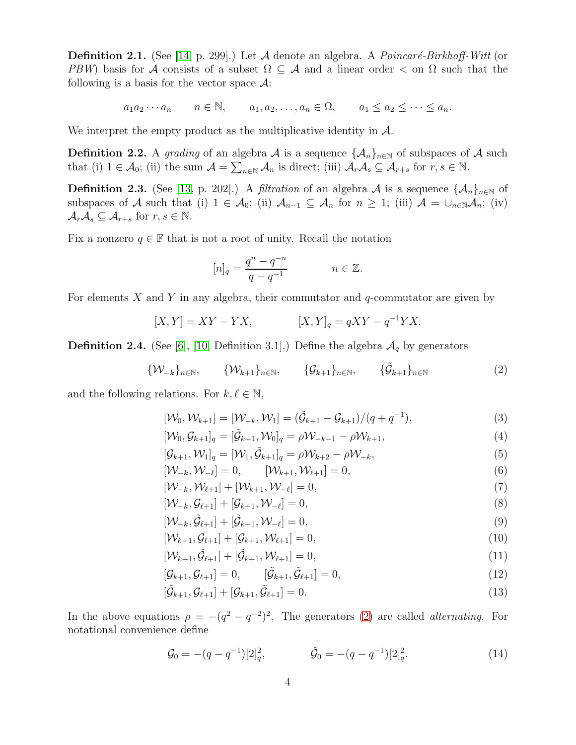**Definition 2.1.** (See [14, p. 299].) Let $\mathcal{A}$ denote an algebra. A *Poincaré-Birkhoff-Witt* (or *PBW*) basis for $\mathcal{A}$ consists of a subset $\Omega \subseteq \mathcal{A}$ and a linear order $<$ on $\Omega$ such that the following is a basis for the vector space $\mathcal{A}$:

$$a_1 a_2 \cdots a_n \qquad n \in \mathbb{N}, \qquad a_1, a_2, \ldots, a_n \in \Omega, \qquad a_1 \leq a_2 \leq \cdots \leq a_n.$$

We interpret the empty product as the multiplicative identity in $\mathcal{A}$.

**Definition 2.2.** A *grading* of an algebra $\mathcal{A}$ is a sequence $\{\mathcal{A}_n\}_{n\in\mathbb{N}}$ of subspaces of $\mathcal{A}$ such that (i) $1 \in \mathcal{A}_0$; (ii) the sum $\mathcal{A} = \sum_{n\in\mathbb{N}} \mathcal{A}_n$ is direct; (iii) $\mathcal{A}_r\mathcal{A}_s \subseteq \mathcal{A}_{r+s}$ for $r, s \in \mathbb{N}$.

**Definition 2.3.** (See [13, p. 202].) A *filtration* of an algebra $\mathcal{A}$ is a sequence $\{\mathcal{A}_n\}_{n\in\mathbb{N}}$ of subspaces of $\mathcal{A}$ such that (i) $1 \in \mathcal{A}_0$; (ii) $\mathcal{A}_{n-1} \subseteq \mathcal{A}_n$ for $n \geq 1$; (iii) $\mathcal{A} = \cup_{n\in\mathbb{N}}\mathcal{A}_n$; (iv) $\mathcal{A}_r\mathcal{A}_s \subseteq \mathcal{A}_{r+s}$ for $r, s \in \mathbb{N}$.

Fix a nonzero $q \in \mathbb{F}$ that is not a root of unity. Recall the notation

$$[n]_q = \frac{q^n - q^{-n}}{q - q^{-1}} \qquad\qquad n \in \mathbb{Z}.$$

For elements $X$ and $Y$ in any algebra, their commutator and $q$-commutator are given by

$$[X, Y] = XY - YX, \qquad\qquad [X, Y]_q = qXY - q^{-1}YX.$$

**Definition 2.4.** (See [6], [10, Definition 3.1].) Define the algebra $\mathcal{A}_q$ by generators

$$\{\mathcal{W}_{-k}\}_{n\in\mathbb{N}}, \qquad \{\mathcal{W}_{k+1}\}_{n\in\mathbb{N}}, \qquad \{\mathcal{G}_{k+1}\}_{n\in\mathbb{N}}, \qquad \{\tilde{\mathcal{G}}_{k+1}\}_{n\in\mathbb{N}} \tag{2}$$

and the following relations. For $k, \ell \in \mathbb{N}$,

$$[\mathcal{W}_0, \mathcal{W}_{k+1}] = [\mathcal{W}_{-k}, \mathcal{W}_1] = (\tilde{\mathcal{G}}_{k+1} - \mathcal{G}_{k+1})/(q + q^{-1}), \tag{3}$$

$$[\mathcal{W}_0, \mathcal{G}_{k+1}]_q = [\tilde{\mathcal{G}}_{k+1}, \mathcal{W}_0]_q = \rho\mathcal{W}_{-k-1} - \rho\mathcal{W}_{k+1}, \tag{4}$$

$$[\mathcal{G}_{k+1}, \mathcal{W}_1]_q = [\mathcal{W}_1, \tilde{\mathcal{G}}_{k+1}]_q = \rho\mathcal{W}_{k+2} - \rho\mathcal{W}_{-k}, \tag{5}$$

$$[\mathcal{W}_{-k}, \mathcal{W}_{-\ell}] = 0, \qquad [\mathcal{W}_{k+1}, \mathcal{W}_{\ell+1}] = 0, \tag{6}$$

$$[\mathcal{W}_{-k}, \mathcal{W}_{\ell+1}] + [\mathcal{W}_{k+1}, \mathcal{W}_{-\ell}] = 0, \tag{7}$$

$$[\mathcal{W}_{-k}, \mathcal{G}_{\ell+1}] + [\mathcal{G}_{k+1}, \mathcal{W}_{-\ell}] = 0, \tag{8}$$

$$[\mathcal{W}_{-k}, \tilde{\mathcal{G}}_{\ell+1}] + [\tilde{\mathcal{G}}_{k+1}, \mathcal{W}_{-\ell}] = 0, \tag{9}$$

$$[\mathcal{W}_{k+1}, \mathcal{G}_{\ell+1}] + [\mathcal{G}_{k+1}, \mathcal{W}_{\ell+1}] = 0, \tag{10}$$

$$[\mathcal{W}_{k+1}, \tilde{\mathcal{G}}_{\ell+1}] + [\tilde{\mathcal{G}}_{k+1}, \mathcal{W}_{\ell+1}] = 0, \tag{11}$$

$$[\mathcal{G}_{k+1}, \mathcal{G}_{\ell+1}] = 0, \qquad [\tilde{\mathcal{G}}_{k+1}, \tilde{\mathcal{G}}_{\ell+1}] = 0, \tag{12}$$

$$[\tilde{\mathcal{G}}_{k+1}, \mathcal{G}_{\ell+1}] + [\mathcal{G}_{k+1}, \tilde{\mathcal{G}}_{\ell+1}] = 0. \tag{13}$$

In the above equations $\rho = -(q^2 - q^{-2})^2$. The generators (2) are called *alternating*. For notational convenience define

$$\mathcal{G}_0 = -(q - q^{-1})[2]_q^2, \qquad\qquad \tilde{\mathcal{G}}_0 = -(q - q^{-1})[2]_q^2. \tag{14}$$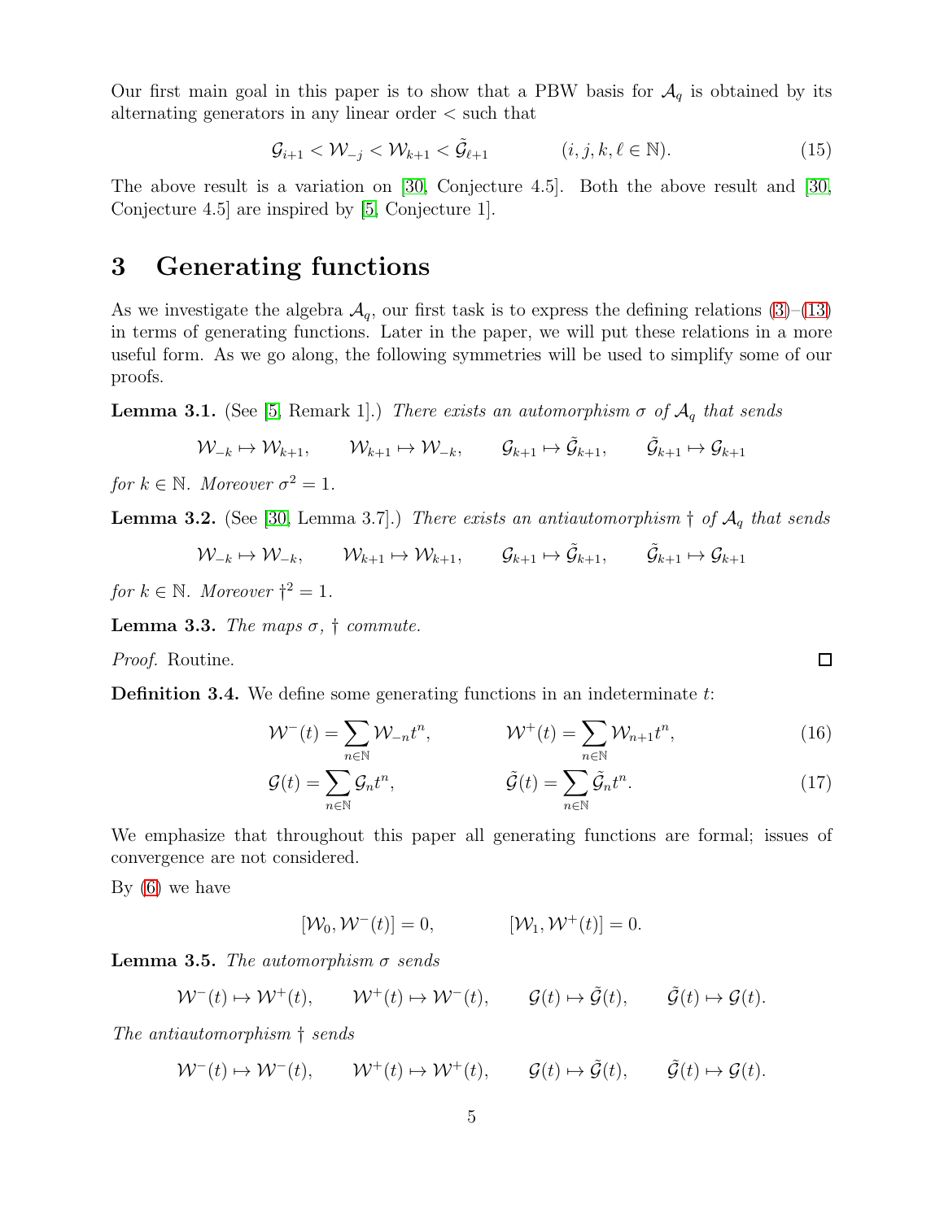Our first main goal in this paper is to show that a PBW basis for $\mathcal{A}_q$ is obtained by its alternating generators in any linear order $<$ such that

$$\mathcal{G}_{i+1} < \mathcal{W}_{-j} < \mathcal{W}_{k+1} < \tilde{\mathcal{G}}_{\ell+1} \qquad (i, j, k, \ell \in \mathbb{N}). \tag{15}$$

The above result is a variation on [30, Conjecture 4.5]. Both the above result and [30, Conjecture 4.5] are inspired by [5, Conjecture 1].

# 3 Generating functions

As we investigate the algebra $\mathcal{A}_q$, our first task is to express the defining relations (3)–(13) in terms of generating functions. Later in the paper, we will put these relations in a more useful form. As we go along, the following symmetries will be used to simplify some of our proofs.

**Lemma 3.1.** (See [5, Remark 1].) *There exists an automorphism $\sigma$ of $\mathcal{A}_q$ that sends*

$$\mathcal{W}_{-k} \mapsto \mathcal{W}_{k+1}, \qquad \mathcal{W}_{k+1} \mapsto \mathcal{W}_{-k}, \qquad \mathcal{G}_{k+1} \mapsto \tilde{\mathcal{G}}_{k+1}, \qquad \tilde{\mathcal{G}}_{k+1} \mapsto \mathcal{G}_{k+1}$$

*for $k \in \mathbb{N}$. Moreover $\sigma^2 = 1$.*

**Lemma 3.2.** (See [30, Lemma 3.7].) *There exists an antiautomorphism $\dagger$ of $\mathcal{A}_q$ that sends*

$$\mathcal{W}_{-k} \mapsto \mathcal{W}_{-k}, \qquad \mathcal{W}_{k+1} \mapsto \mathcal{W}_{k+1}, \qquad \mathcal{G}_{k+1} \mapsto \tilde{\mathcal{G}}_{k+1}, \qquad \tilde{\mathcal{G}}_{k+1} \mapsto \mathcal{G}_{k+1}$$

*for $k \in \mathbb{N}$. Moreover $\dagger^2 = 1$.*

**Lemma 3.3.** *The maps $\sigma$, $\dagger$ commute.*

*Proof.* Routine. □

**Definition 3.4.** We define some generating functions in an indeterminate $t$:

$$\mathcal{W}^-(t) = \sum_{n \in \mathbb{N}} \mathcal{W}_{-n} t^n, \qquad \mathcal{W}^+(t) = \sum_{n \in \mathbb{N}} \mathcal{W}_{n+1} t^n, \tag{16}$$

$$\mathcal{G}(t) = \sum_{n \in \mathbb{N}} \mathcal{G}_n t^n, \qquad \tilde{\mathcal{G}}(t) = \sum_{n \in \mathbb{N}} \tilde{\mathcal{G}}_n t^n. \tag{17}$$

We emphasize that throughout this paper all generating functions are formal; issues of convergence are not considered.

By (6) we have

$$[\mathcal{W}_0, \mathcal{W}^-(t)] = 0, \qquad [\mathcal{W}_1, \mathcal{W}^+(t)] = 0.$$

**Lemma 3.5.** *The automorphism $\sigma$ sends*

$$\mathcal{W}^-(t) \mapsto \mathcal{W}^+(t), \qquad \mathcal{W}^+(t) \mapsto \mathcal{W}^-(t), \qquad \mathcal{G}(t) \mapsto \tilde{\mathcal{G}}(t), \qquad \tilde{\mathcal{G}}(t) \mapsto \mathcal{G}(t).$$

*The antiautomorphism $\dagger$ sends*

$$\mathcal{W}^-(t) \mapsto \mathcal{W}^-(t), \qquad \mathcal{W}^+(t) \mapsto \mathcal{W}^+(t), \qquad \mathcal{G}(t) \mapsto \tilde{\mathcal{G}}(t), \qquad \tilde{\mathcal{G}}(t) \mapsto \mathcal{G}(t).$$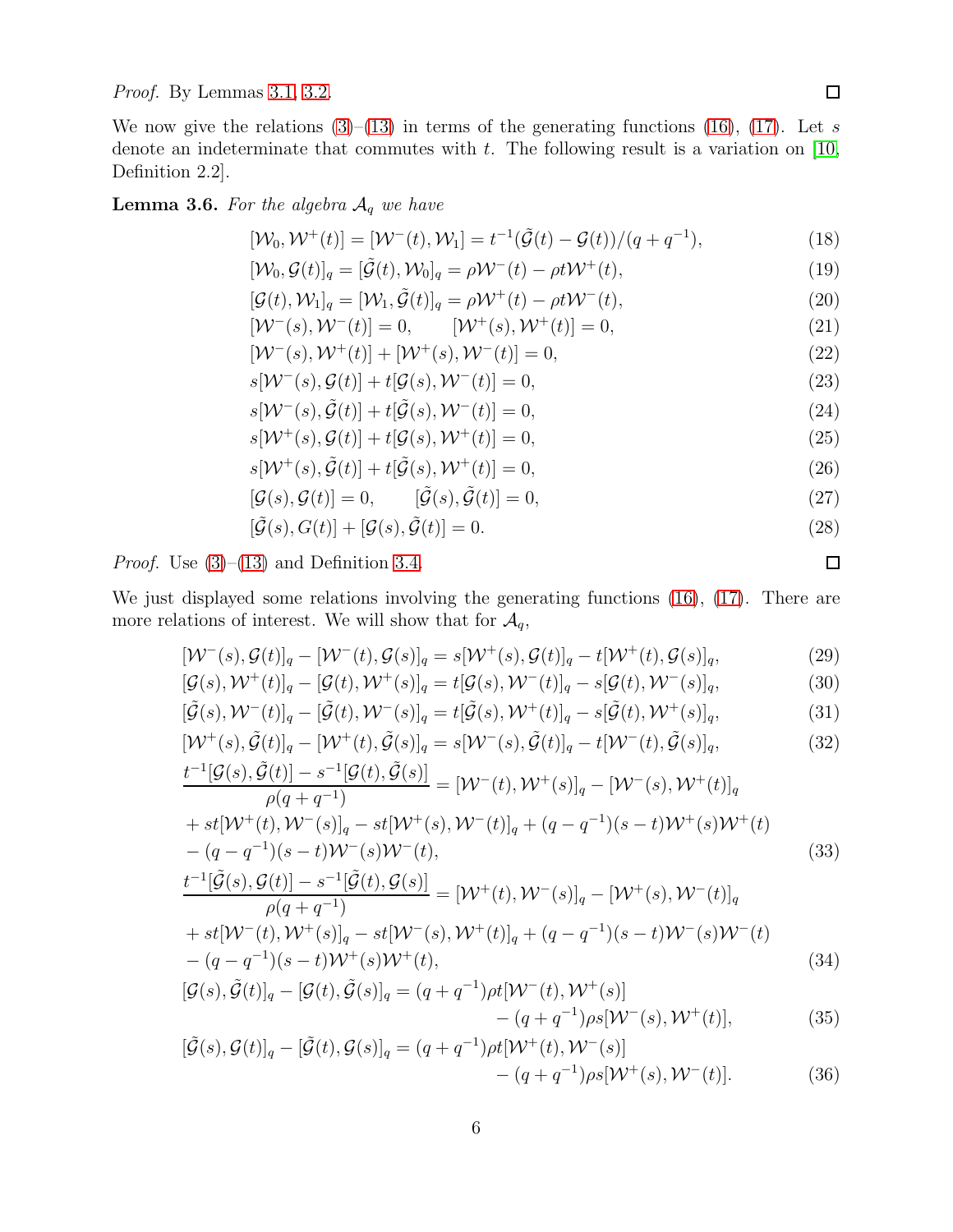*Proof.* By Lemmas 3.1, 3.2. □

We now give the relations (3)–(13) in terms of the generating functions (16), (17). Let $s$ denote an indeterminate that commutes with $t$. The following result is a variation on [10, Definition 2.2].

**Lemma 3.6.** *For the algebra $\mathcal{A}_q$ we have*

$$[\mathcal{W}_0, \mathcal{W}^+(t)] = [\mathcal{W}^-(t), \mathcal{W}_1] = t^{-1}(\tilde{\mathcal{G}}(t) - \mathcal{G}(t))/(q+q^{-1}), \tag{18}$$

$$[\mathcal{W}_0, \mathcal{G}(t)]_q = [\tilde{\mathcal{G}}(t), \mathcal{W}_0]_q = \rho \mathcal{W}^-(t) - \rho t \mathcal{W}^+(t), \tag{19}$$

$$[\mathcal{G}(t), \mathcal{W}_1]_q = [\mathcal{W}_1, \tilde{\mathcal{G}}(t)]_q = \rho \mathcal{W}^+(t) - \rho t \mathcal{W}^-(t), \tag{20}$$

$$[\mathcal{W}^-(s), \mathcal{W}^-(t)] = 0, \qquad [\mathcal{W}^+(s), \mathcal{W}^+(t)] = 0, \tag{21}$$

$$[\mathcal{W}^-(s), \mathcal{W}^+(t)] + [\mathcal{W}^+(s), \mathcal{W}^-(t)] = 0, \tag{22}$$

$$s[\mathcal{W}^-(s), \mathcal{G}(t)] + t[\mathcal{G}(s), \mathcal{W}^-(t)] = 0, \tag{23}$$

$$s[\mathcal{W}^-(s), \tilde{\mathcal{G}}(t)] + t[\tilde{\mathcal{G}}(s), \mathcal{W}^-(t)] = 0, \tag{24}$$

$$s[\mathcal{W}^+(s), \mathcal{G}(t)] + t[\mathcal{G}(s), \mathcal{W}^+(t)] = 0, \tag{25}$$

$$s[\mathcal{W}^+(s), \tilde{\mathcal{G}}(t)] + t[\tilde{\mathcal{G}}(s), \mathcal{W}^+(t)] = 0, \tag{26}$$

$$[\mathcal{G}(s), \mathcal{G}(t)] = 0, \qquad [\tilde{\mathcal{G}}(s), \tilde{\mathcal{G}}(t)] = 0, \tag{27}$$

$$[\tilde{\mathcal{G}}(s), G(t)] + [\mathcal{G}(s), \tilde{\mathcal{G}}(t)] = 0. \tag{28}$$

*Proof.* Use (3)–(13) and Definition 3.4. □

We just displayed some relations involving the generating functions (16), (17). There are more relations of interest. We will show that for $\mathcal{A}_q$,

$$[\mathcal{W}^-(s), \mathcal{G}(t)]_q - [\mathcal{W}^-(t), \mathcal{G}(s)]_q = s[\mathcal{W}^+(s), \mathcal{G}(t)]_q - t[\mathcal{W}^+(t), \mathcal{G}(s)]_q, \tag{29}$$

$$[\mathcal{G}(s), \mathcal{W}^+(t)]_q - [\mathcal{G}(t), \mathcal{W}^+(s)]_q = t[\mathcal{G}(s), \mathcal{W}^-(t)]_q - s[\mathcal{G}(t), \mathcal{W}^-(s)]_q, \tag{30}$$

$$[\tilde{\mathcal{G}}(s), \mathcal{W}^-(t)]_q - [\tilde{\mathcal{G}}(t), \mathcal{W}^-(s)]_q = t[\tilde{\mathcal{G}}(s), \mathcal{W}^+(t)]_q - s[\tilde{\mathcal{G}}(t), \mathcal{W}^+(s)]_q, \tag{31}$$

$$[\mathcal{W}^+(s), \tilde{\mathcal{G}}(t)]_q - [\mathcal{W}^+(t), \tilde{\mathcal{G}}(s)]_q = s[\mathcal{W}^-(s), \tilde{\mathcal{G}}(t)]_q - t[\mathcal{W}^-(t), \tilde{\mathcal{G}}(s)]_q, \tag{32}$$

$$\begin{aligned}\frac{t^{-1}[\mathcal{G}(s), \tilde{\mathcal{G}}(t)] - s^{-1}[\mathcal{G}(t), \tilde{\mathcal{G}}(s)]}{\rho(q+q^{-1})} &= [\mathcal{W}^-(t), \mathcal{W}^+(s)]_q - [\mathcal{W}^-(s), \mathcal{W}^+(t)]_q \\ &+ st[\mathcal{W}^+(t), \mathcal{W}^-(s)]_q - st[\mathcal{W}^+(s), \mathcal{W}^-(t)]_q + (q-q^{-1})(s-t)\mathcal{W}^+(s)\mathcal{W}^+(t) \\ &- (q-q^{-1})(s-t)\mathcal{W}^-(s)\mathcal{W}^-(t),\end{aligned} \tag{33}$$

$$\begin{aligned}\frac{t^{-1}[\tilde{\mathcal{G}}(s), \mathcal{G}(t)] - s^{-1}[\tilde{\mathcal{G}}(t), \mathcal{G}(s)]}{\rho(q+q^{-1})} &= [\mathcal{W}^+(t), \mathcal{W}^-(s)]_q - [\mathcal{W}^+(s), \mathcal{W}^-(t)]_q \\ &+ st[\mathcal{W}^-(t), \mathcal{W}^+(s)]_q - st[\mathcal{W}^-(s), \mathcal{W}^+(t)]_q + (q-q^{-1})(s-t)\mathcal{W}^-(s)\mathcal{W}^-(t) \\ &- (q-q^{-1})(s-t)\mathcal{W}^+(s)\mathcal{W}^+(t),\end{aligned} \tag{34}$$

$$\begin{aligned}[\mathcal{G}(s), \tilde{\mathcal{G}}(t)]_q - [\mathcal{G}(t), \tilde{\mathcal{G}}(s)]_q &= (q+q^{-1})\rho t[\mathcal{W}^-(t), \mathcal{W}^+(s)] \\ &\quad - (q+q^{-1})\rho s[\mathcal{W}^-(s), \mathcal{W}^+(t)],\end{aligned} \tag{35}$$

$$\begin{aligned}[\tilde{\mathcal{G}}(s), \mathcal{G}(t)]_q - [\tilde{\mathcal{G}}(t), \mathcal{G}(s)]_q &= (q+q^{-1})\rho t[\mathcal{W}^+(t), \mathcal{W}^-(s)] \\ &\quad - (q+q^{-1})\rho s[\mathcal{W}^+(s), \mathcal{W}^-(t)].\end{aligned} \tag{36}$$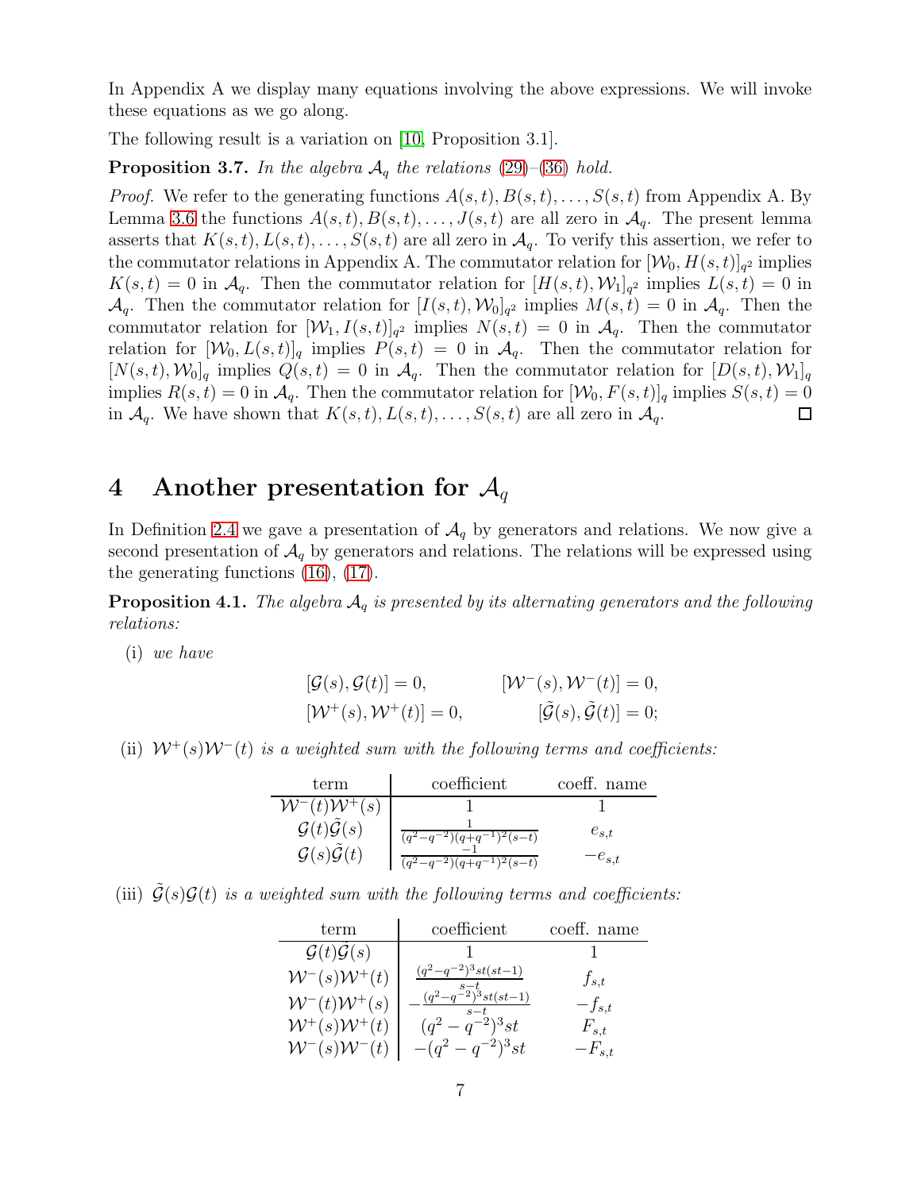In Appendix A we display many equations involving the above expressions. We will invoke these equations as we go along.

The following result is a variation on [10, Proposition 3.1].

**Proposition 3.7.** *In the algebra $\mathcal{A}_q$ the relations (29)–(36) hold.*

*Proof.* We refer to the generating functions $A(s,t), B(s,t), \ldots, S(s,t)$ from Appendix A. By Lemma 3.6 the functions $A(s,t), B(s,t), \ldots, J(s,t)$ are all zero in $\mathcal{A}_q$. The present lemma asserts that $K(s,t), L(s,t), \ldots, S(s,t)$ are all zero in $\mathcal{A}_q$. To verify this assertion, we refer to the commutator relations in Appendix A. The commutator relation for $[\mathcal{W}_0, H(s,t)]_{q^2}$ implies $K(s,t) = 0$ in $\mathcal{A}_q$. Then the commutator relation for $[H(s,t), \mathcal{W}_1]_{q^2}$ implies $L(s,t) = 0$ in $\mathcal{A}_q$. Then the commutator relation for $[I(s,t), \mathcal{W}_0]_{q^2}$ implies $M(s,t) = 0$ in $\mathcal{A}_q$. Then the commutator relation for $[\mathcal{W}_1, I(s,t)]_{q^2}$ implies $N(s,t) = 0$ in $\mathcal{A}_q$. Then the commutator relation for $[\mathcal{W}_0, L(s,t)]_q$ implies $P(s,t) = 0$ in $\mathcal{A}_q$. Then the commutator relation for $[N(s,t), \mathcal{W}_0]_q$ implies $Q(s,t) = 0$ in $\mathcal{A}_q$. Then the commutator relation for $[D(s,t), \mathcal{W}_1]_q$ implies $R(s,t) = 0$ in $\mathcal{A}_q$. Then the commutator relation for $[\mathcal{W}_0, F(s,t)]_q$ implies $S(s,t) = 0$ in $\mathcal{A}_q$. We have shown that $K(s,t), L(s,t), \ldots, S(s,t)$ are all zero in $\mathcal{A}_q$. $\square$

# 4 Another presentation for $\mathcal{A}_q$

In Definition 2.4 we gave a presentation of $\mathcal{A}_q$ by generators and relations. We now give a second presentation of $\mathcal{A}_q$ by generators and relations. The relations will be expressed using the generating functions (16), (17).

**Proposition 4.1.** *The algebra $\mathcal{A}_q$ is presented by its alternating generators and the following relations:*

(i) *we have*

$$[\mathcal{G}(s), \mathcal{G}(t)] = 0, \qquad [\mathcal{W}^-(s), \mathcal{W}^-(t)] = 0,$$
$$[\mathcal{W}^+(s), \mathcal{W}^+(t)] = 0, \qquad [\tilde{\mathcal{G}}(s), \tilde{\mathcal{G}}(t)] = 0;$$

(ii) *$\mathcal{W}^+(s)\mathcal{W}^-(t)$ is a weighted sum with the following terms and coefficients:*

| term | coefficient | coeff. name |
|---|---|---|
| $\mathcal{W}^-(t)\mathcal{W}^+(s)$ | $1$ | $1$ |
| $\mathcal{G}(t)\tilde{\mathcal{G}}(s)$ | $\frac{1}{(q^2-q^{-2})(q+q^{-1})^2(s-t)}$ | $e_{s,t}$ |
| $\mathcal{G}(s)\tilde{\mathcal{G}}(t)$ | $\frac{-1}{(q^2-q^{-2})(q+q^{-1})^2(s-t)}$ | $-e_{s,t}$ |

(iii) *$\tilde{\mathcal{G}}(s)\mathcal{G}(t)$ is a weighted sum with the following terms and coefficients:*

| term | coefficient | coeff. name |
|---|---|---|
| $\mathcal{G}(t)\tilde{\mathcal{G}}(s)$ | $1$ | $1$ |
| $\mathcal{W}^-(s)\mathcal{W}^+(t)$ | $\frac{(q^2-q^{-2})^3 st(st-1)}{s-t}$ | $f_{s,t}$ |
| $\mathcal{W}^-(t)\mathcal{W}^+(s)$ | $-\frac{(q^2-q^{-2})^3 st(st-1)}{s-t}$ | $-f_{s,t}$ |
| $\mathcal{W}^+(s)\mathcal{W}^+(t)$ | $(q^2-q^{-2})^3 st$ | $F_{s,t}$ |
| $\mathcal{W}^-(s)\mathcal{W}^-(t)$ | $-(q^2-q^{-2})^3 st$ | $-F_{s,t}$ |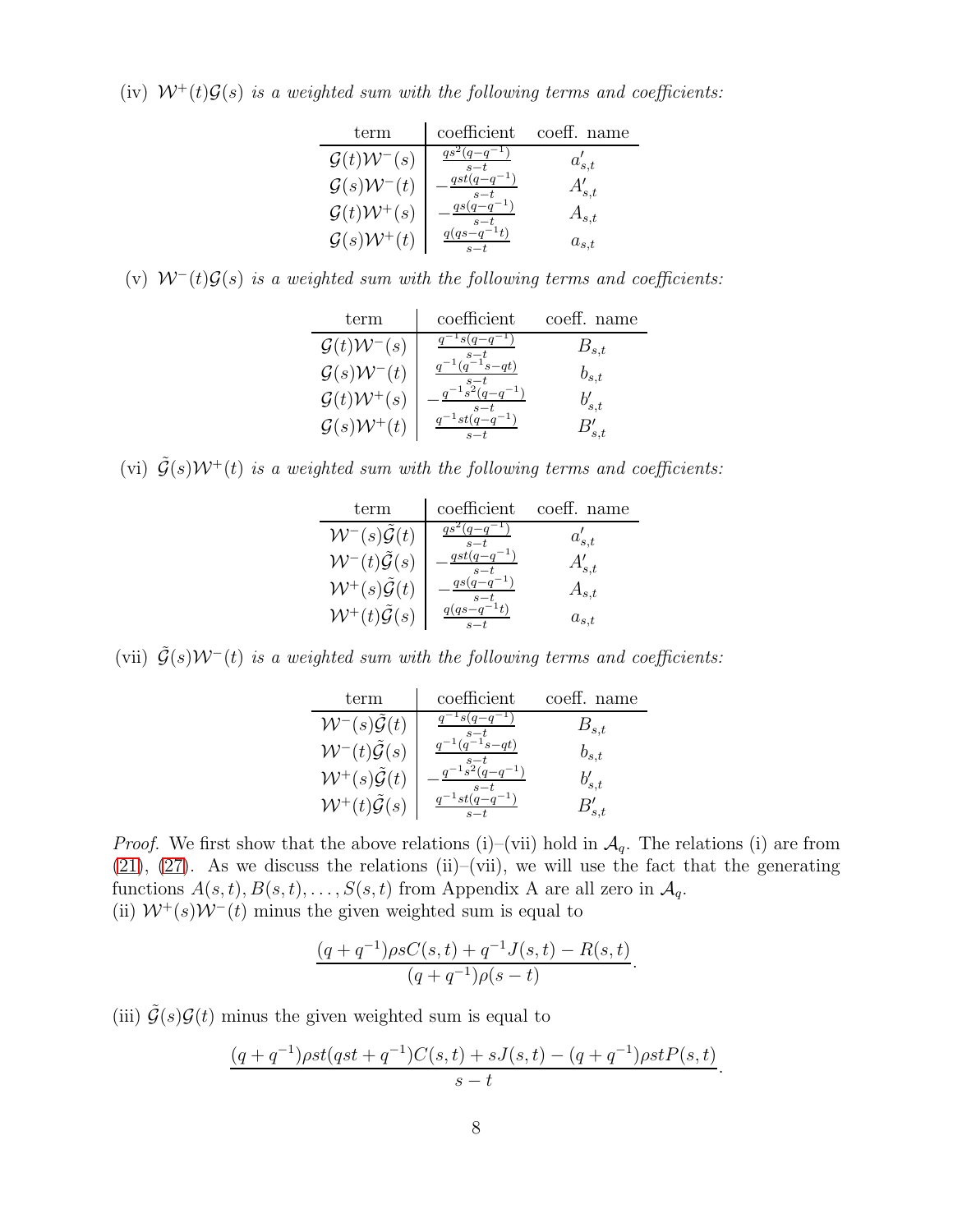(iv) $\mathcal{W}^+(t)\mathcal{G}(s)$ *is a weighted sum with the following terms and coefficients:*

| term | coefficient | coeff. name |
|---|---|---|
| $\mathcal{G}(t)\mathcal{W}^-(s)$ | $\frac{qs^2(q-q^{-1})}{s-t}$ | $a'_{s,t}$ |
| $\mathcal{G}(s)\mathcal{W}^-(t)$ | $-\frac{qst(q-q^{-1})}{s-t}$ | $A'_{s,t}$ |
| $\mathcal{G}(t)\mathcal{W}^+(s)$ | $-\frac{qs(q-q^{-1})}{s-t}$ | $A_{s,t}$ |
| $\mathcal{G}(s)\mathcal{W}^+(t)$ | $\frac{q(qs-q^{-1}t)}{s-t}$ | $a_{s,t}$ |

(v) $\mathcal{W}^-(t)\mathcal{G}(s)$ *is a weighted sum with the following terms and coefficients:*

| term | coefficient | coeff. name |
|---|---|---|
| $\mathcal{G}(t)\mathcal{W}^-(s)$ | $\frac{q^{-1}s(q-q^{-1})}{s-t}$ | $B_{s,t}$ |
| $\mathcal{G}(s)\mathcal{W}^-(t)$ | $\frac{q^{-1}(q^{-1}s-qt)}{s-t}$ | $b_{s,t}$ |
| $\mathcal{G}(t)\mathcal{W}^+(s)$ | $-\frac{q^{-1}s^2(q-q^{-1})}{s-t}$ | $b'_{s,t}$ |
| $\mathcal{G}(s)\mathcal{W}^+(t)$ | $\frac{q^{-1}st(q-q^{-1})}{s-t}$ | $B'_{s,t}$ |

(vi) $\tilde{\mathcal{G}}(s)\mathcal{W}^+(t)$ *is a weighted sum with the following terms and coefficients:*

| term | coefficient | coeff. name |
|---|---|---|
| $\mathcal{W}^-(s)\tilde{\mathcal{G}}(t)$ | $\frac{qs^2(q-q^{-1})}{s-t}$ | $a'_{s,t}$ |
| $\mathcal{W}^-(t)\tilde{\mathcal{G}}(s)$ | $-\frac{qst(q-q^{-1})}{s-t}$ | $A'_{s,t}$ |
| $\mathcal{W}^+(s)\tilde{\mathcal{G}}(t)$ | $-\frac{qs(q-q^{-1})}{s-t}$ | $A_{s,t}$ |
| $\mathcal{W}^+(t)\tilde{\mathcal{G}}(s)$ | $\frac{q(qs-q^{-1}t)}{s-t}$ | $a_{s,t}$ |

(vii) $\tilde{\mathcal{G}}(s)\mathcal{W}^-(t)$ *is a weighted sum with the following terms and coefficients:*

| term | coefficient | coeff. name |
|---|---|---|
| $\mathcal{W}^-(s)\tilde{\mathcal{G}}(t)$ | $\frac{q^{-1}s(q-q^{-1})}{s-t}$ | $B_{s,t}$ |
| $\mathcal{W}^-(t)\tilde{\mathcal{G}}(s)$ | $\frac{q^{-1}(q^{-1}s-qt)}{s-t}$ | $b_{s,t}$ |
| $\mathcal{W}^+(s)\tilde{\mathcal{G}}(t)$ | $-\frac{q^{-1}s^2(q-q^{-1})}{s-t}$ | $b'_{s,t}$ |
| $\mathcal{W}^+(t)\tilde{\mathcal{G}}(s)$ | $\frac{q^{-1}st(q-q^{-1})}{s-t}$ | $B'_{s,t}$ |

*Proof.* We first show that the above relations (i)–(vii) hold in $\mathcal{A}_q$. The relations (i) are from (21), (27). As we discuss the relations (ii)–(vii), we will use the fact that the generating functions $A(s,t), B(s,t), \ldots, S(s,t)$ from Appendix A are all zero in $\mathcal{A}_q$.
(ii) $\mathcal{W}^+(s)\mathcal{W}^-(t)$ minus the given weighted sum is equal to

$$\frac{(q+q^{-1})\rho s C(s,t) + q^{-1}J(s,t) - R(s,t)}{(q+q^{-1})\rho(s-t)}.$$

(iii) $\tilde{\mathcal{G}}(s)\mathcal{G}(t)$ minus the given weighted sum is equal to

$$\frac{(q+q^{-1})\rho st(qst+q^{-1})C(s,t) + sJ(s,t) - (q+q^{-1})\rho st P(s,t)}{s-t}.$$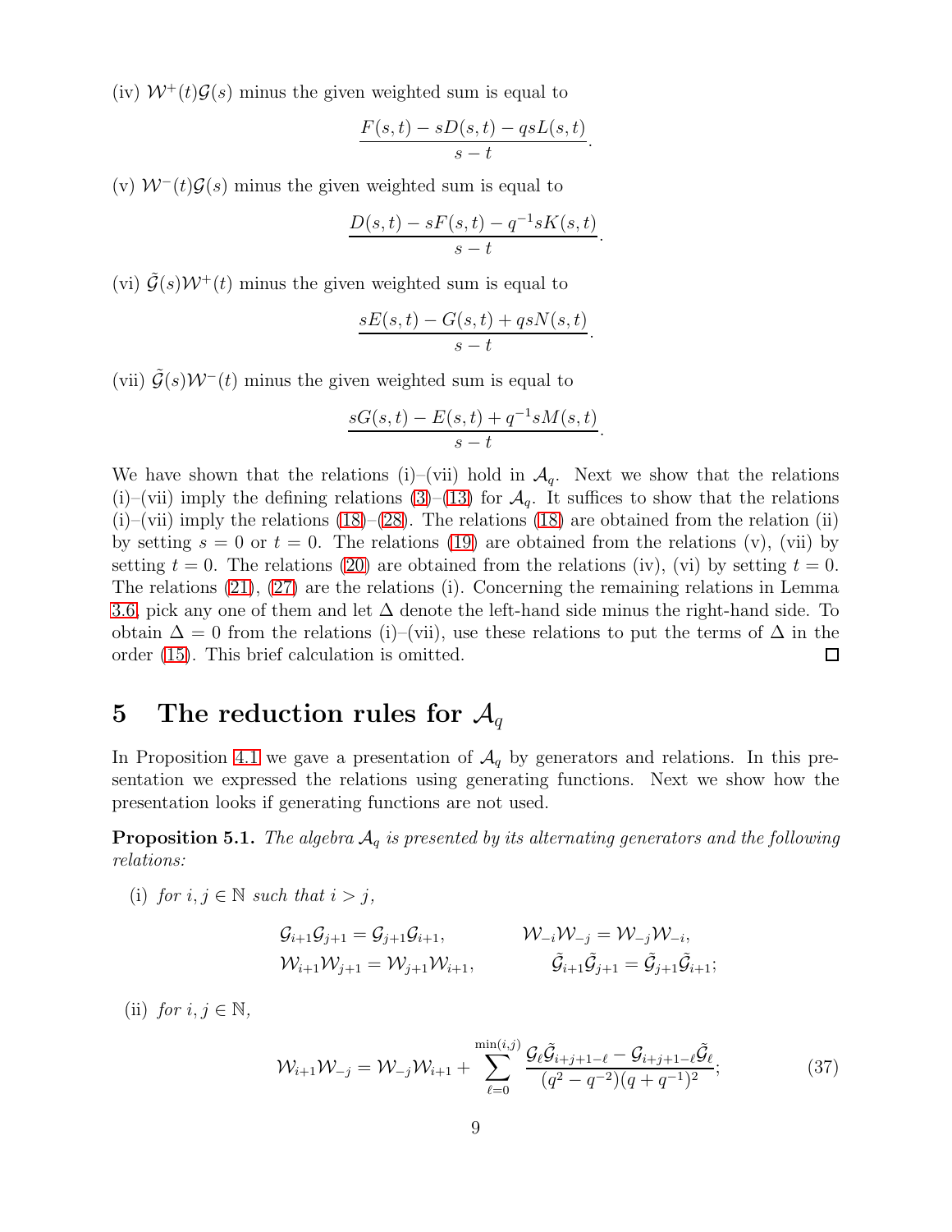(iv) $\mathcal{W}^+(t)\mathcal{G}(s)$ minus the given weighted sum is equal to

$$\frac{F(s,t) - sD(s,t) - qsL(s,t)}{s-t}.$$

(v) $\mathcal{W}^-(t)\mathcal{G}(s)$ minus the given weighted sum is equal to

$$\frac{D(s,t) - sF(s,t) - q^{-1}sK(s,t)}{s-t}.$$

(vi) $\tilde{\mathcal{G}}(s)\mathcal{W}^+(t)$ minus the given weighted sum is equal to

$$\frac{sE(s,t) - G(s,t) + qsN(s,t)}{s-t}.$$

(vii) $\tilde{\mathcal{G}}(s)\mathcal{W}^-(t)$ minus the given weighted sum is equal to

$$\frac{sG(s,t) - E(s,t) + q^{-1}sM(s,t)}{s-t}.$$

We have shown that the relations (i)–(vii) hold in $\mathcal{A}_q$. Next we show that the relations (i)–(vii) imply the defining relations (3)–(13) for $\mathcal{A}_q$. It suffices to show that the relations (i)–(vii) imply the relations (18)–(28). The relations (18) are obtained from the relation (ii) by setting $s = 0$ or $t = 0$. The relations (19) are obtained from the relations (v), (vii) by setting $t = 0$. The relations (20) are obtained from the relations (iv), (vi) by setting $t = 0$. The relations (21), (27) are the relations (i). Concerning the remaining relations in Lemma 3.6, pick any one of them and let $\Delta$ denote the left-hand side minus the right-hand side. To obtain $\Delta = 0$ from the relations (i)–(vii), use these relations to put the terms of $\Delta$ in the order (15). This brief calculation is omitted. $\square$

## 5 The reduction rules for $\mathcal{A}_q$

In Proposition 4.1 we gave a presentation of $\mathcal{A}_q$ by generators and relations. In this presentation we expressed the relations using generating functions. Next we show how the presentation looks if generating functions are not used.

**Proposition 5.1.** *The algebra $\mathcal{A}_q$ is presented by its alternating generators and the following relations:*

(i) *for $i, j \in \mathbb{N}$ such that $i > j$,*

$$\mathcal{G}_{i+1}\mathcal{G}_{j+1} = \mathcal{G}_{j+1}\mathcal{G}_{i+1}, \qquad \mathcal{W}_{-i}\mathcal{W}_{-j} = \mathcal{W}_{-j}\mathcal{W}_{-i},$$
$$\mathcal{W}_{i+1}\mathcal{W}_{j+1} = \mathcal{W}_{j+1}\mathcal{W}_{i+1}, \qquad \tilde{\mathcal{G}}_{i+1}\tilde{\mathcal{G}}_{j+1} = \tilde{\mathcal{G}}_{j+1}\tilde{\mathcal{G}}_{i+1};$$

(ii) *for $i, j \in \mathbb{N}$,*

$$\mathcal{W}_{i+1}\mathcal{W}_{-j} = \mathcal{W}_{-j}\mathcal{W}_{i+1} + \sum_{\ell=0}^{\min(i,j)} \frac{\mathcal{G}_\ell\tilde{\mathcal{G}}_{i+j+1-\ell} - \mathcal{G}_{i+j+1-\ell}\tilde{\mathcal{G}}_\ell}{(q^2-q^{-2})(q+q^{-1})^2}; \tag{37}$$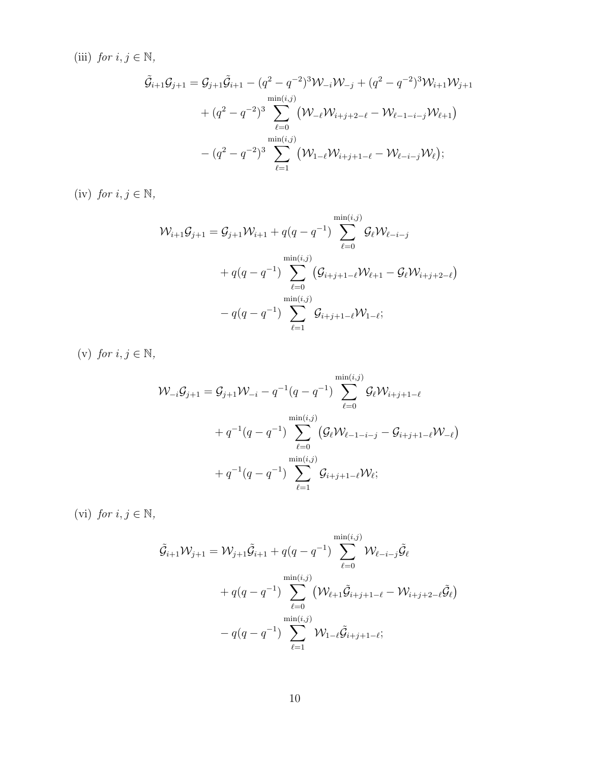(iii) *for* $i, j \in \mathbb{N}$,

$$
\begin{aligned}
\tilde{\mathcal{G}}_{i+1}\mathcal{G}_{j+1} = \mathcal{G}_{j+1}\tilde{\mathcal{G}}_{i+1} &- (q^2-q^{-2})^3\mathcal{W}_{-i}\mathcal{W}_{-j} + (q^2-q^{-2})^3\mathcal{W}_{i+1}\mathcal{W}_{j+1} \\
&+ (q^2-q^{-2})^3 \sum_{\ell=0}^{\min(i,j)} \big(\mathcal{W}_{-\ell}\mathcal{W}_{i+j+2-\ell} - \mathcal{W}_{\ell-1-i-j}\mathcal{W}_{\ell+1}\big) \\
&- (q^2-q^{-2})^3 \sum_{\ell=1}^{\min(i,j)} \big(\mathcal{W}_{1-\ell}\mathcal{W}_{i+j+1-\ell} - \mathcal{W}_{\ell-i-j}\mathcal{W}_{\ell}\big);
\end{aligned}
$$

(iv) *for* $i, j \in \mathbb{N}$,

$$
\begin{aligned}
\mathcal{W}_{i+1}\mathcal{G}_{j+1} = \mathcal{G}_{j+1}\mathcal{W}_{i+1} &+ q(q-q^{-1}) \sum_{\ell=0}^{\min(i,j)} \mathcal{G}_{\ell}\mathcal{W}_{\ell-i-j} \\
&+ q(q-q^{-1}) \sum_{\ell=0}^{\min(i,j)} \big(\mathcal{G}_{i+j+1-\ell}\mathcal{W}_{\ell+1} - \mathcal{G}_{\ell}\mathcal{W}_{i+j+2-\ell}\big) \\
&- q(q-q^{-1}) \sum_{\ell=1}^{\min(i,j)} \mathcal{G}_{i+j+1-\ell}\mathcal{W}_{1-\ell};
\end{aligned}
$$

(v) *for* $i, j \in \mathbb{N}$,

$$
\begin{aligned}
\mathcal{W}_{-i}\mathcal{G}_{j+1} = \mathcal{G}_{j+1}\mathcal{W}_{-i} &- q^{-1}(q-q^{-1}) \sum_{\ell=0}^{\min(i,j)} \mathcal{G}_{\ell}\mathcal{W}_{i+j+1-\ell} \\
&+ q^{-1}(q-q^{-1}) \sum_{\ell=0}^{\min(i,j)} \big(\mathcal{G}_{\ell}\mathcal{W}_{\ell-1-i-j} - \mathcal{G}_{i+j+1-\ell}\mathcal{W}_{-\ell}\big) \\
&+ q^{-1}(q-q^{-1}) \sum_{\ell=1}^{\min(i,j)} \mathcal{G}_{i+j+1-\ell}\mathcal{W}_{\ell};
\end{aligned}
$$

(vi) *for* $i, j \in \mathbb{N}$,

$$
\begin{aligned}
\tilde{\mathcal{G}}_{i+1}\mathcal{W}_{j+1} = \mathcal{W}_{j+1}\tilde{\mathcal{G}}_{i+1} &+ q(q-q^{-1}) \sum_{\ell=0}^{\min(i,j)} \mathcal{W}_{\ell-i-j}\tilde{\mathcal{G}}_{\ell} \\
&+ q(q-q^{-1}) \sum_{\ell=0}^{\min(i,j)} \big(\mathcal{W}_{\ell+1}\tilde{\mathcal{G}}_{i+j+1-\ell} - \mathcal{W}_{i+j+2-\ell}\tilde{\mathcal{G}}_{\ell}\big) \\
&- q(q-q^{-1}) \sum_{\ell=1}^{\min(i,j)} \mathcal{W}_{1-\ell}\tilde{\mathcal{G}}_{i+j+1-\ell};
\end{aligned}
$$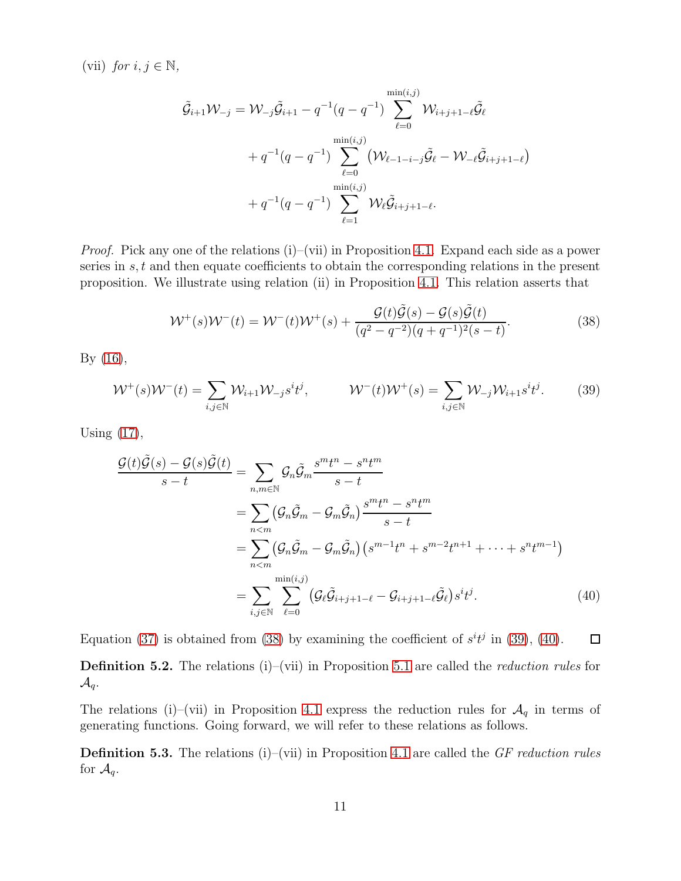(vii) *for* $i, j \in \mathbb{N}$,

$$
\begin{aligned}
\tilde{\mathcal{G}}_{i+1}\mathcal{W}_{-j} = \mathcal{W}_{-j}\tilde{\mathcal{G}}_{i+1} &- q^{-1}(q-q^{-1})\sum_{\ell=0}^{\min(i,j)} \mathcal{W}_{i+j+1-\ell}\tilde{\mathcal{G}}_{\ell} \\
&+ q^{-1}(q-q^{-1})\sum_{\ell=0}^{\min(i,j)} \big(\mathcal{W}_{\ell-1-i-j}\tilde{\mathcal{G}}_{\ell} - \mathcal{W}_{-\ell}\tilde{\mathcal{G}}_{i+j+1-\ell}\big) \\
&+ q^{-1}(q-q^{-1})\sum_{\ell=1}^{\min(i,j)} \mathcal{W}_{\ell}\tilde{\mathcal{G}}_{i+j+1-\ell}.
\end{aligned}
$$

*Proof.* Pick any one of the relations (i)–(vii) in Proposition 4.1. Expand each side as a power series in $s, t$ and then equate coefficients to obtain the corresponding relations in the present proposition. We illustrate using relation (ii) in Proposition 4.1. This relation asserts that

$$
\mathcal{W}^{+}(s)\mathcal{W}^{-}(t) = \mathcal{W}^{-}(t)\mathcal{W}^{+}(s) + \frac{\mathcal{G}(t)\tilde{\mathcal{G}}(s) - \mathcal{G}(s)\tilde{\mathcal{G}}(t)}{(q^2-q^{-2})(q+q^{-1})^2(s-t)}. \tag{38}
$$

By (16),

$$
\mathcal{W}^{+}(s)\mathcal{W}^{-}(t) = \sum_{i,j\in\mathbb{N}} \mathcal{W}_{i+1}\mathcal{W}_{-j}s^i t^j, \qquad \mathcal{W}^{-}(t)\mathcal{W}^{+}(s) = \sum_{i,j\in\mathbb{N}} \mathcal{W}_{-j}\mathcal{W}_{i+1}s^i t^j. \tag{39}
$$

Using (17),

$$
\begin{aligned}
\frac{\mathcal{G}(t)\tilde{\mathcal{G}}(s) - \mathcal{G}(s)\tilde{\mathcal{G}}(t)}{s-t} &= \sum_{n,m\in\mathbb{N}} \mathcal{G}_n\tilde{\mathcal{G}}_m \frac{s^m t^n - s^n t^m}{s-t} \\
&= \sum_{n<m} \big(\mathcal{G}_n\tilde{\mathcal{G}}_m - \mathcal{G}_m\tilde{\mathcal{G}}_n\big)\frac{s^m t^n - s^n t^m}{s-t} \\
&= \sum_{n<m} \big(\mathcal{G}_n\tilde{\mathcal{G}}_m - \mathcal{G}_m\tilde{\mathcal{G}}_n\big)\big(s^{m-1}t^n + s^{m-2}t^{n+1} + \cdots + s^n t^{m-1}\big) \\
&= \sum_{i,j\in\mathbb{N}}\sum_{\ell=0}^{\min(i,j)} \big(\mathcal{G}_\ell\tilde{\mathcal{G}}_{i+j+1-\ell} - \mathcal{G}_{i+j+1-\ell}\tilde{\mathcal{G}}_\ell\big)s^i t^j.
\end{aligned} \tag{40}
$$

Equation (37) is obtained from (38) by examining the coefficient of $s^i t^j$ in (39), (40). $\square$

**Definition 5.2.** The relations (i)–(vii) in Proposition 5.1 are called the *reduction rules* for $\mathcal{A}_q$.

The relations (i)–(vii) in Proposition 4.1 express the reduction rules for $\mathcal{A}_q$ in terms of generating functions. Going forward, we will refer to these relations as follows.

**Definition 5.3.** The relations (i)–(vii) in Proposition 4.1 are called the *GF reduction rules* for $\mathcal{A}_q$.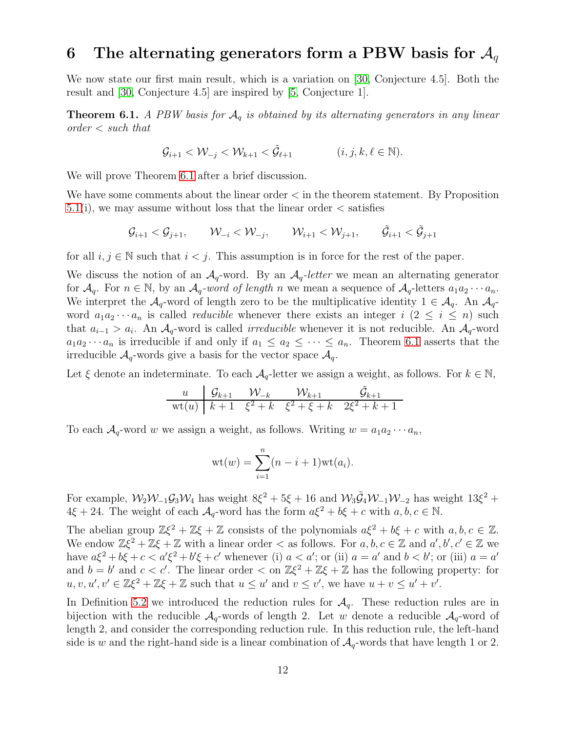## 6 The alternating generators form a PBW basis for $\mathcal{A}_q$

We now state our first main result, which is a variation on [30, Conjecture 4.5]. Both the result and [30, Conjecture 4.5] are inspired by [5, Conjecture 1].

**Theorem 6.1.** *A PBW basis for $\mathcal{A}_q$ is obtained by its alternating generators in any linear order $<$ such that*

$$\mathcal{G}_{i+1} < \mathcal{W}_{-j} < \mathcal{W}_{k+1} < \tilde{\mathcal{G}}_{\ell+1} \qquad (i, j, k, \ell \in \mathbb{N}).$$

We will prove Theorem 6.1 after a brief discussion.

We have some comments about the linear order $<$ in the theorem statement. By Proposition 5.1(i), we may assume without loss that the linear order $<$ satisfies

$$\mathcal{G}_{i+1} < \mathcal{G}_{j+1}, \qquad \mathcal{W}_{-i} < \mathcal{W}_{-j}, \qquad \mathcal{W}_{i+1} < \mathcal{W}_{j+1}, \qquad \tilde{\mathcal{G}}_{i+1} < \tilde{\mathcal{G}}_{j+1}$$

for all $i, j \in \mathbb{N}$ such that $i < j$. This assumption is in force for the rest of the paper.

We discuss the notion of an $\mathcal{A}_q$-word. By an $\mathcal{A}_q$-*letter* we mean an alternating generator for $\mathcal{A}_q$. For $n \in \mathbb{N}$, by an $\mathcal{A}_q$-*word of length* $n$ we mean a sequence of $\mathcal{A}_q$-letters $a_1 a_2 \cdots a_n$. We interpret the $\mathcal{A}_q$-word of length zero to be the multiplicative identity $1 \in \mathcal{A}_q$. An $\mathcal{A}_q$-word $a_1 a_2 \cdots a_n$ is called *reducible* whenever there exists an integer $i$ $(2 \leq i \leq n)$ such that $a_{i-1} > a_i$. An $\mathcal{A}_q$-word is called *irreducible* whenever it is not reducible. An $\mathcal{A}_q$-word $a_1 a_2 \cdots a_n$ is irreducible if and only if $a_1 \leq a_2 \leq \cdots \leq a_n$. Theorem 6.1 asserts that the irreducible $\mathcal{A}_q$-words give a basis for the vector space $\mathcal{A}_q$.

Let $\xi$ denote an indeterminate. To each $\mathcal{A}_q$-letter we assign a weight, as follows. For $k \in \mathbb{N}$,

| $u$ | $\mathcal{G}_{k+1}$ | $\mathcal{W}_{-k}$ | $\mathcal{W}_{k+1}$ | $\tilde{\mathcal{G}}_{k+1}$ |
|---|---|---|---|---|
| $\mathrm{wt}(u)$ | $k+1$ | $\xi^2 + k$ | $\xi^2 + \xi + k$ | $2\xi^2 + k + 1$ |

To each $\mathcal{A}_q$-word $w$ we assign a weight, as follows. Writing $w = a_1 a_2 \cdots a_n$,

$$\mathrm{wt}(w) = \sum_{i=1}^{n} (n - i + 1)\mathrm{wt}(a_i).$$

For example, $\mathcal{W}_2 \mathcal{W}_{-1} \mathcal{G}_3 \mathcal{W}_4$ has weight $8\xi^2 + 5\xi + 16$ and $\mathcal{W}_3 \tilde{\mathcal{G}}_4 \mathcal{W}_{-1} \mathcal{W}_{-2}$ has weight $13\xi^2 + 4\xi + 24$. The weight of each $\mathcal{A}_q$-word has the form $a\xi^2 + b\xi + c$ with $a, b, c \in \mathbb{N}$.

The abelian group $\mathbb{Z}\xi^2 + \mathbb{Z}\xi + \mathbb{Z}$ consists of the polynomials $a\xi^2 + b\xi + c$ with $a, b, c \in \mathbb{Z}$. We endow $\mathbb{Z}\xi^2 + \mathbb{Z}\xi + \mathbb{Z}$ with a linear order $<$ as follows. For $a, b, c \in \mathbb{Z}$ and $a', b', c' \in \mathbb{Z}$ we have $a\xi^2 + b\xi + c < a'\xi^2 + b'\xi + c'$ whenever (i) $a < a'$; or (ii) $a = a'$ and $b < b'$; or (iii) $a = a'$ and $b = b'$ and $c < c'$. The linear order $<$ on $\mathbb{Z}\xi^2 + \mathbb{Z}\xi + \mathbb{Z}$ has the following property: for $u, v, u', v' \in \mathbb{Z}\xi^2 + \mathbb{Z}\xi + \mathbb{Z}$ such that $u \leq u'$ and $v \leq v'$, we have $u + v \leq u' + v'$.

In Definition 5.2 we introduced the reduction rules for $\mathcal{A}_q$. These reduction rules are in bijection with the reducible $\mathcal{A}_q$-words of length 2. Let $w$ denote a reducible $\mathcal{A}_q$-word of length 2, and consider the corresponding reduction rule. In this reduction rule, the left-hand side is $w$ and the right-hand side is a linear combination of $\mathcal{A}_q$-words that have length 1 or 2.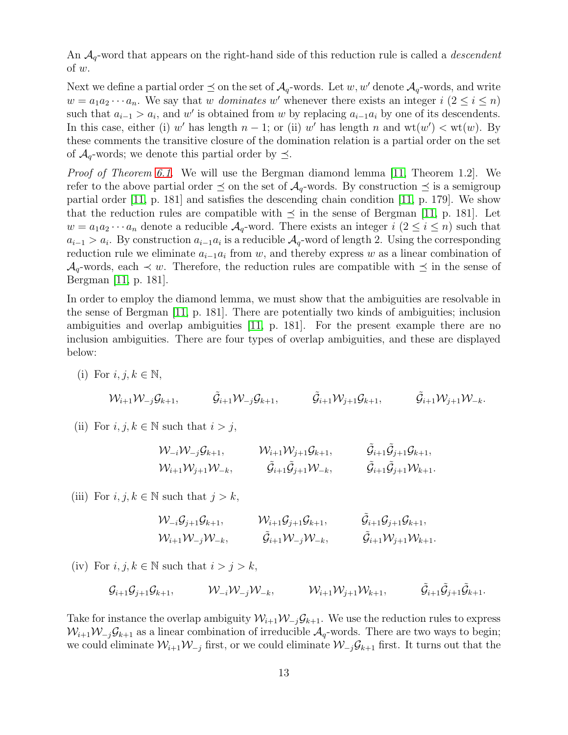An $\mathcal{A}_q$-word that appears on the right-hand side of this reduction rule is called a *descendent* of $w$.

Next we define a partial order $\preceq$ on the set of $\mathcal{A}_q$-words. Let $w, w'$ denote $\mathcal{A}_q$-words, and write $w = a_1 a_2 \cdots a_n$. We say that $w$ *dominates* $w'$ whenever there exists an integer $i$ $(2 \leq i \leq n)$ such that $a_{i-1} > a_i$, and $w'$ is obtained from $w$ by replacing $a_{i-1}a_i$ by one of its descendents. In this case, either (i) $w'$ has length $n-1$; or (ii) $w'$ has length $n$ and $\mathrm{wt}(w') < \mathrm{wt}(w)$. By these comments the transitive closure of the domination relation is a partial order on the set of $\mathcal{A}_q$-words; we denote this partial order by $\preceq$.

*Proof of Theorem 6.1.* We will use the Bergman diamond lemma [11, Theorem 1.2]. We refer to the above partial order $\preceq$ on the set of $\mathcal{A}_q$-words. By construction $\preceq$ is a semigroup partial order [11, p. 181] and satisfies the descending chain condition [11, p. 179]. We show that the reduction rules are compatible with $\preceq$ in the sense of Bergman [11, p. 181]. Let $w = a_1 a_2 \cdots a_n$ denote a reducible $\mathcal{A}_q$-word. There exists an integer $i$ $(2 \leq i \leq n)$ such that $a_{i-1} > a_i$. By construction $a_{i-1}a_i$ is a reducible $\mathcal{A}_q$-word of length 2. Using the corresponding reduction rule we eliminate $a_{i-1}a_i$ from $w$, and thereby express $w$ as a linear combination of $\mathcal{A}_q$-words, each $\prec w$. Therefore, the reduction rules are compatible with $\preceq$ in the sense of Bergman [11, p. 181].

In order to employ the diamond lemma, we must show that the ambiguities are resolvable in the sense of Bergman [11, p. 181]. There are potentially two kinds of ambiguities; inclusion ambiguities and overlap ambiguities [11, p. 181]. For the present example there are no inclusion ambiguities. There are four types of overlap ambiguities, and these are displayed below:

(i) For $i, j, k \in \mathbb{N}$,

$$\mathcal{W}_{i+1}\mathcal{W}_{-j}\mathcal{G}_{k+1}, \qquad \tilde{\mathcal{G}}_{i+1}\mathcal{W}_{-j}\mathcal{G}_{k+1}, \qquad \tilde{\mathcal{G}}_{i+1}\mathcal{W}_{j+1}\mathcal{G}_{k+1}, \qquad \tilde{\mathcal{G}}_{i+1}\mathcal{W}_{j+1}\mathcal{W}_{-k}.$$

(ii) For $i, j, k \in \mathbb{N}$ such that $i > j$,

$$\begin{array}{lll} \mathcal{W}_{-i}\mathcal{W}_{-j}\mathcal{G}_{k+1}, & \mathcal{W}_{i+1}\mathcal{W}_{j+1}\mathcal{G}_{k+1}, & \tilde{\mathcal{G}}_{i+1}\tilde{\mathcal{G}}_{j+1}\mathcal{G}_{k+1}, \\ \mathcal{W}_{i+1}\mathcal{W}_{j+1}\mathcal{W}_{-k}, & \tilde{\mathcal{G}}_{i+1}\tilde{\mathcal{G}}_{j+1}\mathcal{W}_{-k}, & \tilde{\mathcal{G}}_{i+1}\tilde{\mathcal{G}}_{j+1}\mathcal{W}_{k+1}. \end{array}$$

(iii) For $i, j, k \in \mathbb{N}$ such that $j > k$,

$$\begin{array}{lll} \mathcal{W}_{-i}\mathcal{G}_{j+1}\mathcal{G}_{k+1}, & \mathcal{W}_{i+1}\mathcal{G}_{j+1}\mathcal{G}_{k+1}, & \tilde{\mathcal{G}}_{i+1}\mathcal{G}_{j+1}\mathcal{G}_{k+1}, \\ \mathcal{W}_{i+1}\mathcal{W}_{-j}\mathcal{W}_{-k}, & \tilde{\mathcal{G}}_{i+1}\mathcal{W}_{-j}\mathcal{W}_{-k}, & \tilde{\mathcal{G}}_{i+1}\mathcal{W}_{j+1}\mathcal{W}_{k+1}. \end{array}$$

(iv) For $i, j, k \in \mathbb{N}$ such that $i > j > k$,

$$\mathcal{G}_{i+1}\mathcal{G}_{j+1}\mathcal{G}_{k+1}, \qquad \mathcal{W}_{-i}\mathcal{W}_{-j}\mathcal{W}_{-k}, \qquad \mathcal{W}_{i+1}\mathcal{W}_{j+1}\mathcal{W}_{k+1}, \qquad \tilde{\mathcal{G}}_{i+1}\tilde{\mathcal{G}}_{j+1}\tilde{\mathcal{G}}_{k+1}.$$

Take for instance the overlap ambiguity $\mathcal{W}_{i+1}\mathcal{W}_{-j}\mathcal{G}_{k+1}$. We use the reduction rules to express $\mathcal{W}_{i+1}\mathcal{W}_{-j}\mathcal{G}_{k+1}$ as a linear combination of irreducible $\mathcal{A}_q$-words. There are two ways to begin; we could eliminate $\mathcal{W}_{i+1}\mathcal{W}_{-j}$ first, or we could eliminate $\mathcal{W}_{-j}\mathcal{G}_{k+1}$ first. It turns out that the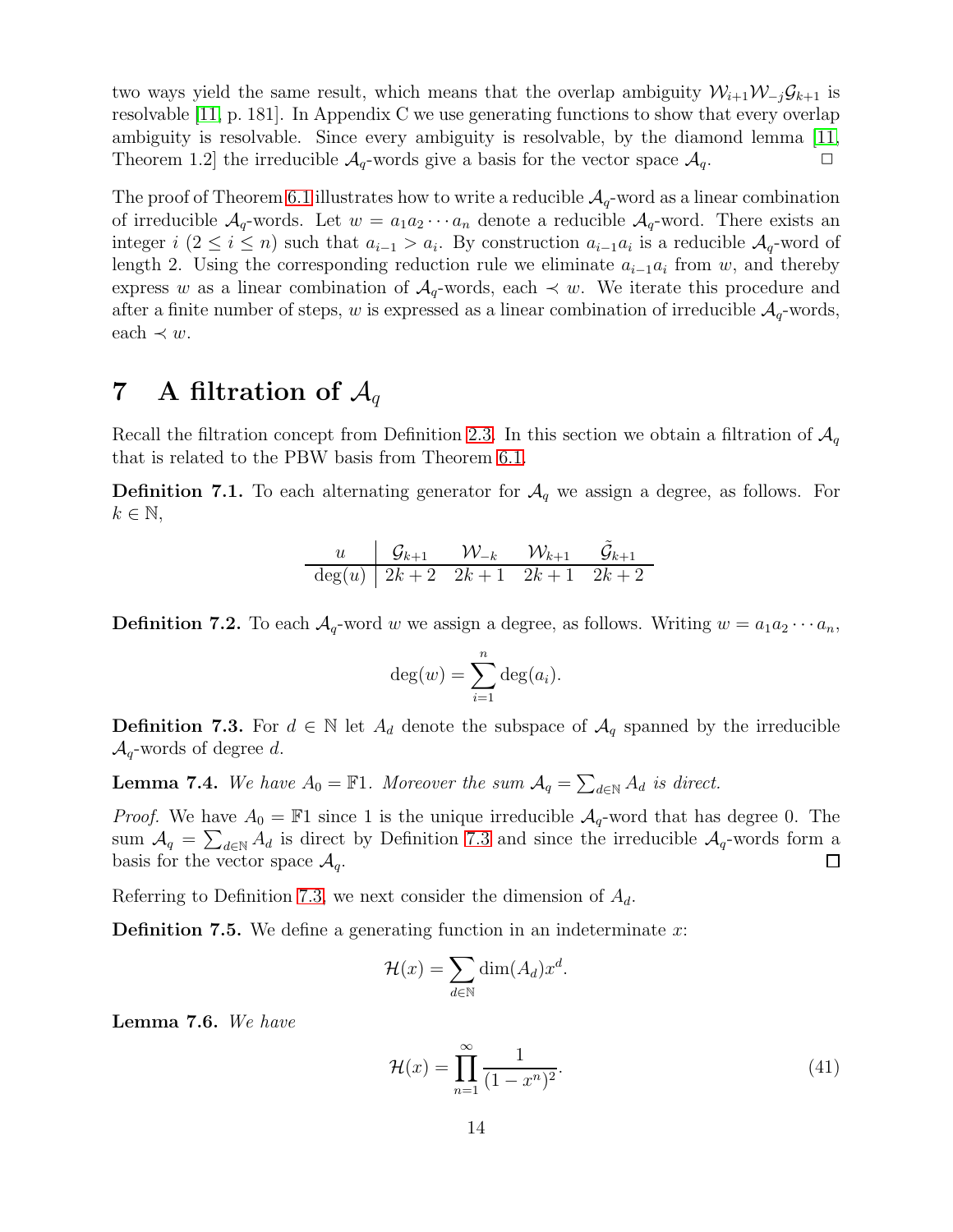two ways yield the same result, which means that the overlap ambiguity $\mathcal{W}_{i+1}\mathcal{W}_{-j}\mathcal{G}_{k+1}$ is resolvable [11, p. 181]. In Appendix C we use generating functions to show that every overlap ambiguity is resolvable. Since every ambiguity is resolvable, by the diamond lemma [11, Theorem 1.2] the irreducible $\mathcal{A}_q$-words give a basis for the vector space $\mathcal{A}_q$. □

The proof of Theorem 6.1 illustrates how to write a reducible $\mathcal{A}_q$-word as a linear combination of irreducible $\mathcal{A}_q$-words. Let $w = a_1 a_2 \cdots a_n$ denote a reducible $\mathcal{A}_q$-word. There exists an integer $i$ ($2 \leq i \leq n$) such that $a_{i-1} > a_i$. By construction $a_{i-1}a_i$ is a reducible $\mathcal{A}_q$-word of length 2. Using the corresponding reduction rule we eliminate $a_{i-1}a_i$ from $w$, and thereby express $w$ as a linear combination of $\mathcal{A}_q$-words, each $\prec w$. We iterate this procedure and after a finite number of steps, $w$ is expressed as a linear combination of irreducible $\mathcal{A}_q$-words, each $\prec w$.

# 7 A filtration of $\mathcal{A}_q$

Recall the filtration concept from Definition 2.3. In this section we obtain a filtration of $\mathcal{A}_q$ that is related to the PBW basis from Theorem 6.1.

**Definition 7.1.** To each alternating generator for $\mathcal{A}_q$ we assign a degree, as follows. For $k \in \mathbb{N}$,

| $u$ | $\mathcal{G}_{k+1}$ | $\mathcal{W}_{-k}$ | $\mathcal{W}_{k+1}$ | $\tilde{\mathcal{G}}_{k+1}$ |
|---|---|---|---|---|
| $\deg(u)$ | $2k+2$ | $2k+1$ | $2k+1$ | $2k+2$ |

**Definition 7.2.** To each $\mathcal{A}_q$-word $w$ we assign a degree, as follows. Writing $w = a_1 a_2 \cdots a_n$,

$$\deg(w) = \sum_{i=1}^{n} \deg(a_i).$$

**Definition 7.3.** For $d \in \mathbb{N}$ let $A_d$ denote the subspace of $\mathcal{A}_q$ spanned by the irreducible $\mathcal{A}_q$-words of degree $d$.

**Lemma 7.4.** *We have $A_0 = \mathbb{F}1$. Moreover the sum $\mathcal{A}_q = \sum_{d \in \mathbb{N}} A_d$ is direct.*

*Proof.* We have $A_0 = \mathbb{F}1$ since 1 is the unique irreducible $\mathcal{A}_q$-word that has degree 0. The sum $\mathcal{A}_q = \sum_{d \in \mathbb{N}} A_d$ is direct by Definition 7.3 and since the irreducible $\mathcal{A}_q$-words form a basis for the vector space $\mathcal{A}_q$. □

Referring to Definition 7.3, we next consider the dimension of $A_d$.

**Definition 7.5.** We define a generating function in an indeterminate $x$:

$$\mathcal{H}(x) = \sum_{d \in \mathbb{N}} \dim(A_d) x^d.$$

**Lemma 7.6.** *We have*

$$\mathcal{H}(x) = \prod_{n=1}^{\infty} \frac{1}{(1-x^n)^2}. \tag{41}$$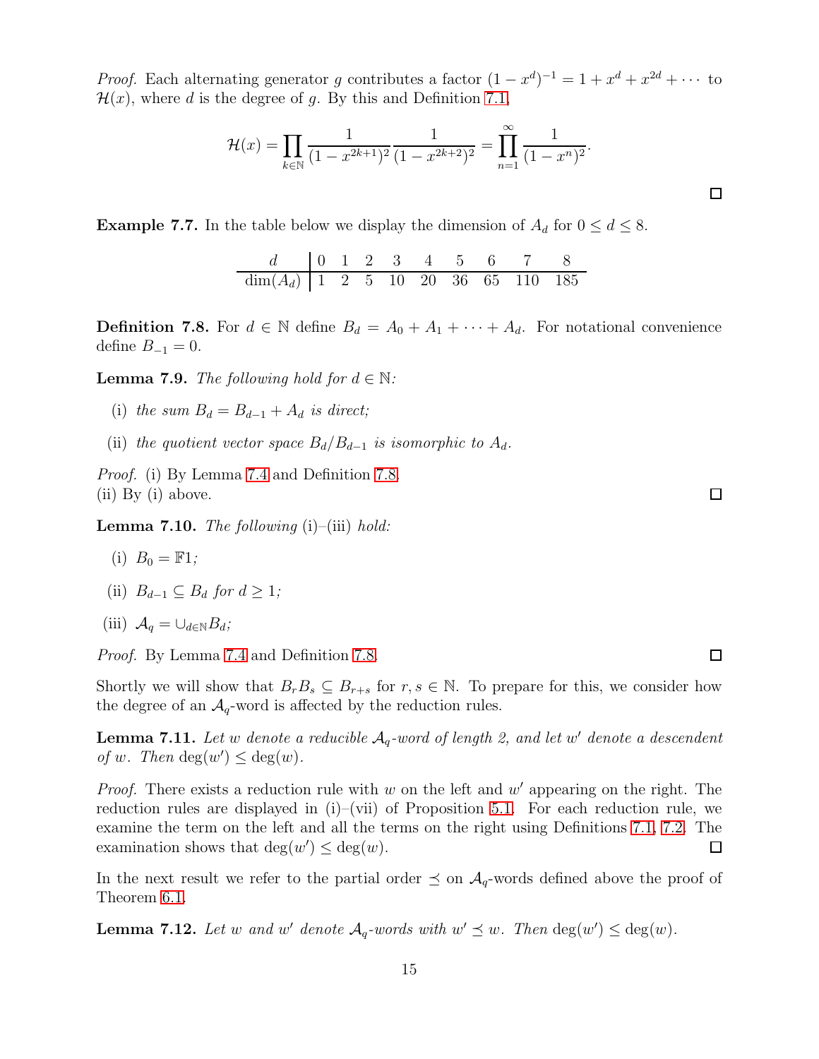*Proof.* Each alternating generator $g$ contributes a factor $(1-x^d)^{-1} = 1 + x^d + x^{2d} + \cdots$ to $\mathcal{H}(x)$, where $d$ is the degree of $g$. By this and Definition 7.1,

$$\mathcal{H}(x) = \prod_{k \in \mathbb{N}} \frac{1}{(1-x^{2k+1})^2} \frac{1}{(1-x^{2k+2})^2} = \prod_{n=1}^{\infty} \frac{1}{(1-x^n)^2}.$$

□

**Example 7.7.** In the table below we display the dimension of $A_d$ for $0 \leq d \leq 8$.

| $d$ | 0 | 1 | 2 | 3 | 4 | 5 | 6 | 7 | 8 |
|---|---|---|---|---|---|---|---|---|---|
| $\dim(A_d)$ | 1 | 2 | 5 | 10 | 20 | 36 | 65 | 110 | 185 |

**Definition 7.8.** For $d \in \mathbb{N}$ define $B_d = A_0 + A_1 + \cdots + A_d$. For notational convenience define $B_{-1} = 0$.

**Lemma 7.9.** *The following hold for $d \in \mathbb{N}$:*

(i) *the sum $B_d = B_{d-1} + A_d$ is direct;*

(ii) *the quotient vector space $B_d/B_{d-1}$ is isomorphic to $A_d$.*

*Proof.* (i) By Lemma 7.4 and Definition 7.8.
(ii) By (i) above. □

**Lemma 7.10.** *The following* (i)–(iii) *hold:*

(i) $B_0 = \mathbb{F}1$*;*

(ii) $B_{d-1} \subseteq B_d$ *for* $d \geq 1$*;*

(iii) $\mathcal{A}_q = \cup_{d \in \mathbb{N}} B_d$*;*

*Proof.* By Lemma 7.4 and Definition 7.8. □

Shortly we will show that $B_r B_s \subseteq B_{r+s}$ for $r, s \in \mathbb{N}$. To prepare for this, we consider how the degree of an $\mathcal{A}_q$-word is affected by the reduction rules.

**Lemma 7.11.** *Let $w$ denote a reducible $\mathcal{A}_q$-word of length 2, and let $w'$ denote a descendent of $w$. Then $\deg(w') \leq \deg(w)$.*

*Proof.* There exists a reduction rule with $w$ on the left and $w'$ appearing on the right. The reduction rules are displayed in (i)–(vii) of Proposition 5.1. For each reduction rule, we examine the term on the left and all the terms on the right using Definitions 7.1, 7.2. The examination shows that $\deg(w') \leq \deg(w)$. □

In the next result we refer to the partial order $\preceq$ on $\mathcal{A}_q$-words defined above the proof of Theorem 6.1.

**Lemma 7.12.** *Let $w$ and $w'$ denote $\mathcal{A}_q$-words with $w' \preceq w$. Then $\deg(w') \leq \deg(w)$.*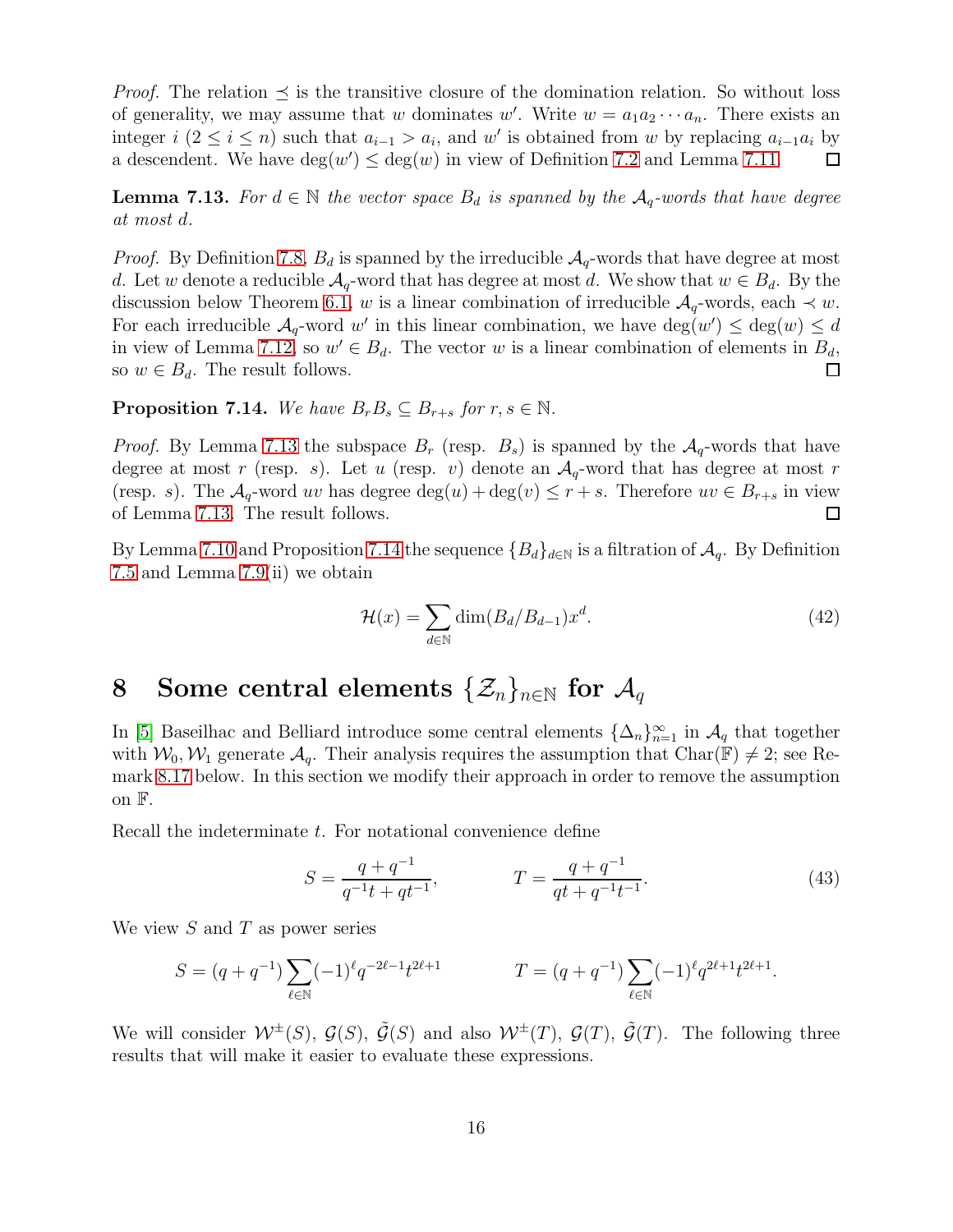*Proof.* The relation $\preceq$ is the transitive closure of the domination relation. So without loss of generality, we may assume that $w$ dominates $w'$. Write $w = a_1 a_2 \cdots a_n$. There exists an integer $i$ ($2 \leq i \leq n$) such that $a_{i-1} > a_i$, and $w'$ is obtained from $w$ by replacing $a_{i-1}a_i$ by a descendent. We have $\deg(w') \leq \deg(w)$ in view of Definition 7.2 and Lemma 7.11. $\square$

**Lemma 7.13.** *For $d \in \mathbb{N}$ the vector space $B_d$ is spanned by the $\mathcal{A}_q$-words that have degree at most $d$.*

*Proof.* By Definition 7.8, $B_d$ is spanned by the irreducible $\mathcal{A}_q$-words that have degree at most $d$. Let $w$ denote a reducible $\mathcal{A}_q$-word that has degree at most $d$. We show that $w \in B_d$. By the discussion below Theorem 6.1, $w$ is a linear combination of irreducible $\mathcal{A}_q$-words, each $\prec w$. For each irreducible $\mathcal{A}_q$-word $w'$ in this linear combination, we have $\deg(w') \leq \deg(w) \leq d$ in view of Lemma 7.12, so $w' \in B_d$. The vector $w$ is a linear combination of elements in $B_d$, so $w \in B_d$. The result follows. $\square$

**Proposition 7.14.** *We have $B_r B_s \subseteq B_{r+s}$ for $r, s \in \mathbb{N}$.*

*Proof.* By Lemma 7.13 the subspace $B_r$ (resp. $B_s$) is spanned by the $\mathcal{A}_q$-words that have degree at most $r$ (resp. $s$). Let $u$ (resp. $v$) denote an $\mathcal{A}_q$-word that has degree at most $r$ (resp. $s$). The $\mathcal{A}_q$-word $uv$ has degree $\deg(u) + \deg(v) \leq r + s$. Therefore $uv \in B_{r+s}$ in view of Lemma 7.13. The result follows. $\square$

By Lemma 7.10 and Proposition 7.14 the sequence $\{B_d\}_{d \in \mathbb{N}}$ is a filtration of $\mathcal{A}_q$. By Definition 7.5 and Lemma 7.9(ii) we obtain

$$\mathcal{H}(x) = \sum_{d \in \mathbb{N}} \dim(B_d / B_{d-1}) x^d. \tag{42}$$

# 8 Some central elements $\{\mathcal{Z}_n\}_{n \in \mathbb{N}}$ for $\mathcal{A}_q$

In [5] Baseilhac and Belliard introduce some central elements $\{\Delta_n\}_{n=1}^{\infty}$ in $\mathcal{A}_q$ that together with $\mathcal{W}_0, \mathcal{W}_1$ generate $\mathcal{A}_q$. Their analysis requires the assumption that $\text{Char}(\mathbb{F}) \neq 2$; see Remark 8.17 below. In this section we modify their approach in order to remove the assumption on $\mathbb{F}$.

Recall the indeterminate $t$. For notational convenience define

$$S = \frac{q + q^{-1}}{q^{-1}t + qt^{-1}}, \qquad\qquad T = \frac{q + q^{-1}}{qt + q^{-1}t^{-1}}. \tag{43}$$

We view $S$ and $T$ as power series

$$S = (q + q^{-1}) \sum_{\ell \in \mathbb{N}} (-1)^\ell q^{-2\ell-1} t^{2\ell+1} \qquad\qquad T = (q + q^{-1}) \sum_{\ell \in \mathbb{N}} (-1)^\ell q^{2\ell+1} t^{2\ell+1}.$$

We will consider $\mathcal{W}^{\pm}(S)$, $\mathcal{G}(S)$, $\tilde{\mathcal{G}}(S)$ and also $\mathcal{W}^{\pm}(T)$, $\mathcal{G}(T)$, $\tilde{\mathcal{G}}(T)$. The following three results that will make it easier to evaluate these expressions.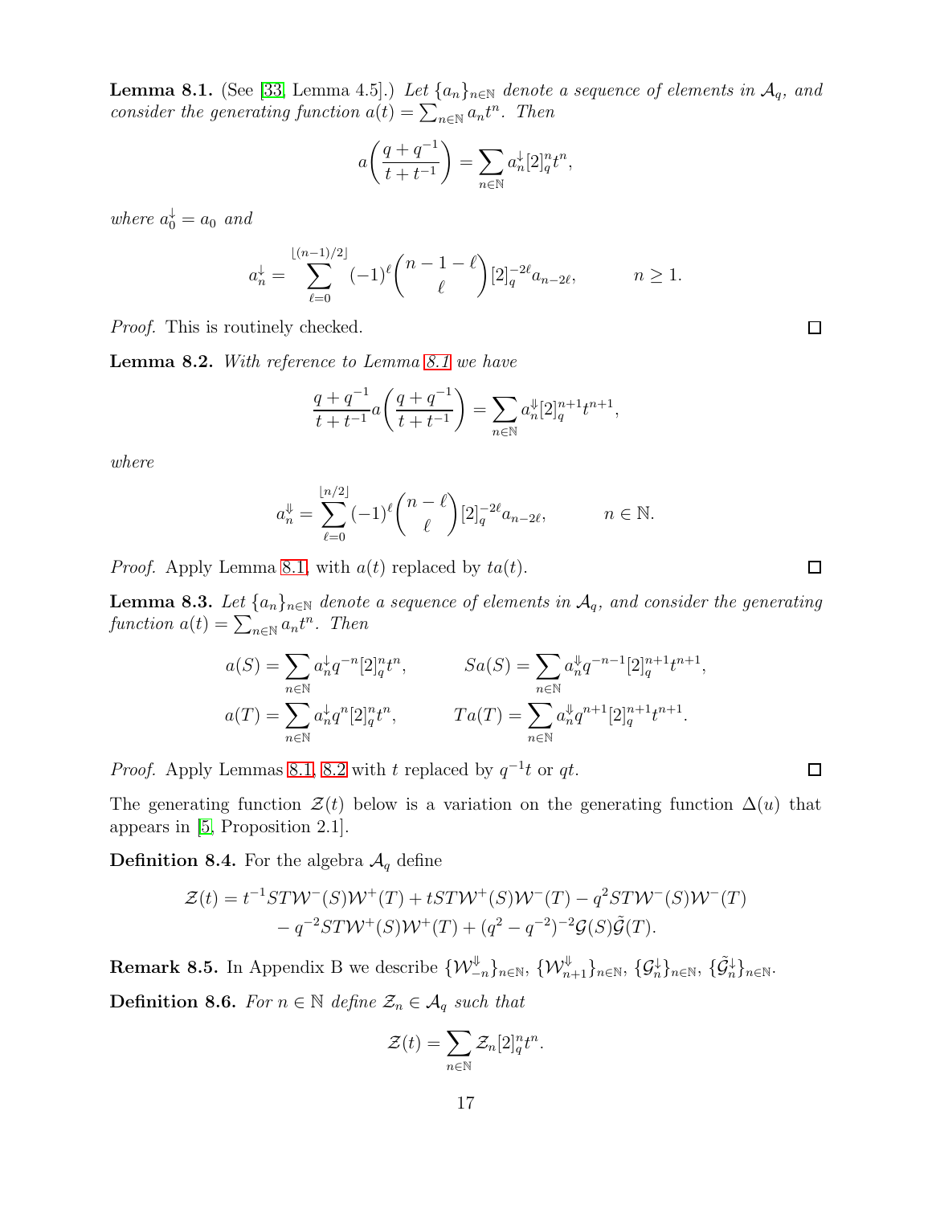**Lemma 8.1.** (See [33, Lemma 4.5].) *Let $\{a_n\}_{n\in\mathbb{N}}$ denote a sequence of elements in $\mathcal{A}_q$, and consider the generating function $a(t) = \sum_{n\in\mathbb{N}} a_n t^n$. Then*

$$a\biggl(\frac{q+q^{-1}}{t+t^{-1}}\biggr) = \sum_{n\in\mathbb{N}} a_n^{\downarrow}[2]_q^n t^n,$$

*where $a_0^{\downarrow} = a_0$ and*

$$a_n^{\downarrow} = \sum_{\ell=0}^{\lfloor (n-1)/2\rfloor} (-1)^{\ell}\binom{n-1-\ell}{\ell}[2]_q^{-2\ell} a_{n-2\ell}, \qquad\qquad n \geq 1.$$

*Proof.* This is routinely checked. $\square$

**Lemma 8.2.** *With reference to Lemma 8.1 we have*

$$\frac{q+q^{-1}}{t+t^{-1}} a\biggl(\frac{q+q^{-1}}{t+t^{-1}}\biggr) = \sum_{n\in\mathbb{N}} a_n^{\Downarrow}[2]_q^{n+1} t^{n+1},$$

*where*

$$a_n^{\Downarrow} = \sum_{\ell=0}^{\lfloor n/2\rfloor} (-1)^{\ell}\binom{n-\ell}{\ell}[2]_q^{-2\ell} a_{n-2\ell}, \qquad\qquad n \in \mathbb{N}.$$

*Proof.* Apply Lemma 8.1, with $a(t)$ replaced by $ta(t)$. $\square$

**Lemma 8.3.** *Let $\{a_n\}_{n\in\mathbb{N}}$ denote a sequence of elements in $\mathcal{A}_q$, and consider the generating function $a(t) = \sum_{n\in\mathbb{N}} a_n t^n$. Then*

$$a(S) = \sum_{n\in\mathbb{N}} a_n^{\downarrow} q^{-n}[2]_q^n t^n, \qquad\qquad Sa(S) = \sum_{n\in\mathbb{N}} a_n^{\Downarrow} q^{-n-1}[2]_q^{n+1} t^{n+1},$$

$$a(T) = \sum_{n\in\mathbb{N}} a_n^{\downarrow} q^{n}[2]_q^n t^n, \qquad\qquad Ta(T) = \sum_{n\in\mathbb{N}} a_n^{\Downarrow} q^{n+1}[2]_q^{n+1} t^{n+1}.$$

*Proof.* Apply Lemmas 8.1, 8.2 with $t$ replaced by $q^{-1}t$ or $qt$. $\square$

The generating function $\mathcal{Z}(t)$ below is a variation on the generating function $\Delta(u)$ that appears in [5, Proposition 2.1].

**Definition 8.4.** For the algebra $\mathcal{A}_q$ define

$$\begin{aligned}\mathcal{Z}(t) = t^{-1}ST\mathcal{W}^-(S)\mathcal{W}^+(T) + tST\mathcal{W}^+(S)\mathcal{W}^-(T) - q^2 ST\mathcal{W}^-(S)\mathcal{W}^-(T)\\ - q^{-2}ST\mathcal{W}^+(S)\mathcal{W}^+(T) + (q^2-q^{-2})^{-2}\mathcal{G}(S)\tilde{\mathcal{G}}(T).\end{aligned}$$

**Remark 8.5.** In Appendix B we describe $\{\mathcal{W}_{-n}^{\Downarrow}\}_{n\in\mathbb{N}}$, $\{\mathcal{W}_{n+1}^{\Downarrow}\}_{n\in\mathbb{N}}$, $\{\mathcal{G}_n^{\downarrow}\}_{n\in\mathbb{N}}$, $\{\tilde{\mathcal{G}}_n^{\downarrow}\}_{n\in\mathbb{N}}$.

**Definition 8.6.** *For $n \in \mathbb{N}$ define $\mathcal{Z}_n \in \mathcal{A}_q$ such that*

$$\mathcal{Z}(t) = \sum_{n\in\mathbb{N}} \mathcal{Z}_n [2]_q^n t^n.$$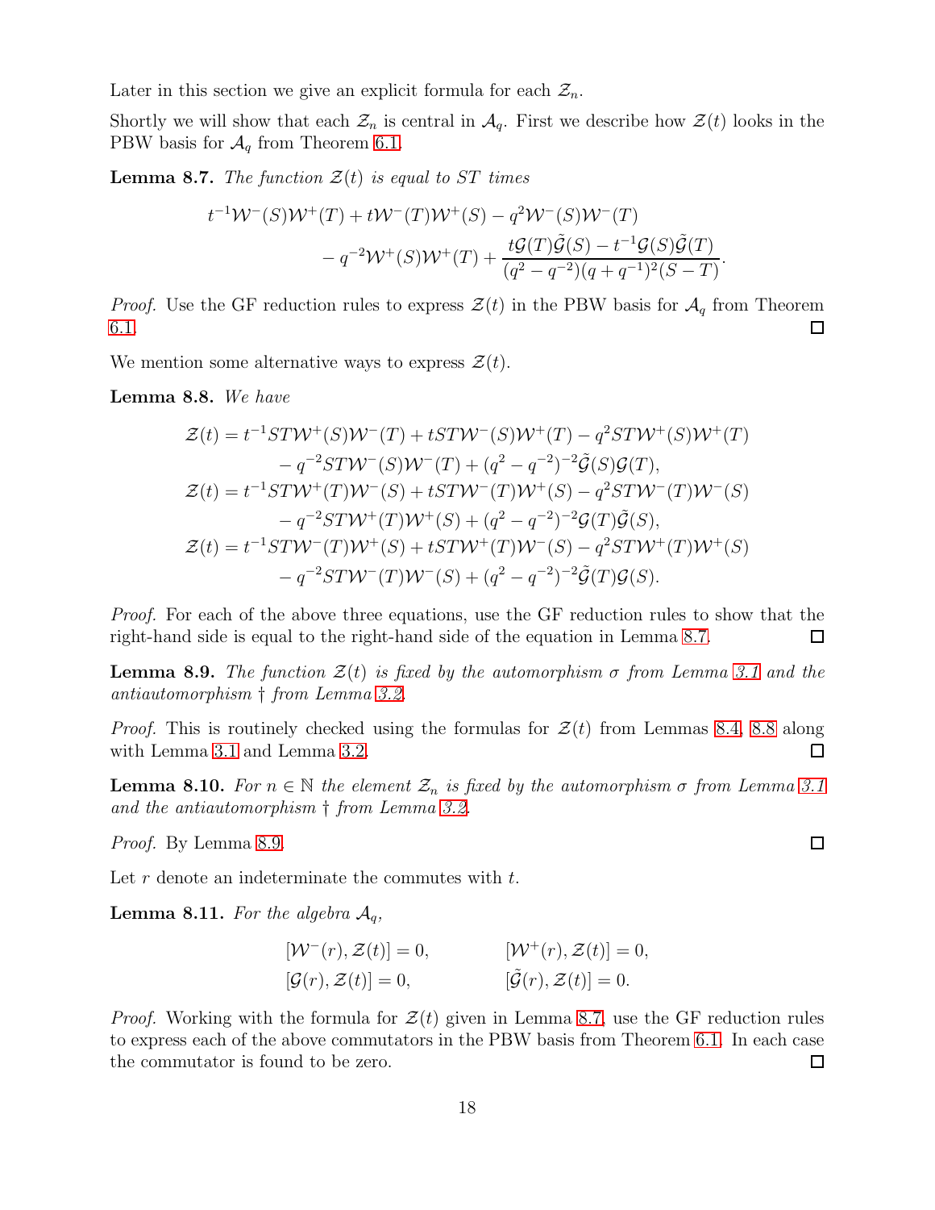Later in this section we give an explicit formula for each $\mathcal{Z}_n$.

Shortly we will show that each $\mathcal{Z}_n$ is central in $\mathcal{A}_q$. First we describe how $\mathcal{Z}(t)$ looks in the PBW basis for $\mathcal{A}_q$ from Theorem 6.1.

**Lemma 8.7.** *The function $\mathcal{Z}(t)$ is equal to $ST$ times*

$$t^{-1}\mathcal{W}^-(S)\mathcal{W}^+(T) + t\mathcal{W}^-(T)\mathcal{W}^+(S) - q^2\mathcal{W}^-(S)\mathcal{W}^-(T) - q^{-2}\mathcal{W}^+(S)\mathcal{W}^+(T) + \frac{t\mathcal{G}(T)\tilde{\mathcal{G}}(S) - t^{-1}\mathcal{G}(S)\tilde{\mathcal{G}}(T)}{(q^2-q^{-2})(q+q^{-1})^2(S-T)}.$$

*Proof.* Use the GF reduction rules to express $\mathcal{Z}(t)$ in the PBW basis for $\mathcal{A}_q$ from Theorem 6.1. □

We mention some alternative ways to express $\mathcal{Z}(t)$.

**Lemma 8.8.** *We have*

$$\begin{aligned}
\mathcal{Z}(t) &= t^{-1}ST\mathcal{W}^+(S)\mathcal{W}^-(T) + tST\mathcal{W}^-(S)\mathcal{W}^+(T) - q^2ST\mathcal{W}^+(S)\mathcal{W}^+(T) \\
&\quad - q^{-2}ST\mathcal{W}^-(S)\mathcal{W}^-(T) + (q^2-q^{-2})^{-2}\tilde{\mathcal{G}}(S)\mathcal{G}(T), \\
\mathcal{Z}(t) &= t^{-1}ST\mathcal{W}^+(T)\mathcal{W}^-(S) + tST\mathcal{W}^-(T)\mathcal{W}^+(S) - q^2ST\mathcal{W}^-(T)\mathcal{W}^-(S) \\
&\quad - q^{-2}ST\mathcal{W}^+(T)\mathcal{W}^+(S) + (q^2-q^{-2})^{-2}\mathcal{G}(T)\tilde{\mathcal{G}}(S), \\
\mathcal{Z}(t) &= t^{-1}ST\mathcal{W}^-(T)\mathcal{W}^+(S) + tST\mathcal{W}^+(T)\mathcal{W}^-(S) - q^2ST\mathcal{W}^+(T)\mathcal{W}^+(S) \\
&\quad - q^{-2}ST\mathcal{W}^-(T)\mathcal{W}^-(S) + (q^2-q^{-2})^{-2}\tilde{\mathcal{G}}(T)\mathcal{G}(S).
\end{aligned}$$

*Proof.* For each of the above three equations, use the GF reduction rules to show that the right-hand side is equal to the right-hand side of the equation in Lemma 8.7. □

**Lemma 8.9.** *The function $\mathcal{Z}(t)$ is fixed by the automorphism $\sigma$ from Lemma 3.1 and the antiautomorphism $\dagger$ from Lemma 3.2.*

*Proof.* This is routinely checked using the formulas for $\mathcal{Z}(t)$ from Lemmas 8.4, 8.8 along with Lemma 3.1 and Lemma 3.2. □

**Lemma 8.10.** *For $n \in \mathbb{N}$ the element $\mathcal{Z}_n$ is fixed by the automorphism $\sigma$ from Lemma 3.1 and the antiautomorphism $\dagger$ from Lemma 3.2.*

*Proof.* By Lemma 8.9. □

Let $r$ denote an indeterminate the commutes with $t$.

**Lemma 8.11.** *For the algebra $\mathcal{A}_q$,*

$$[\mathcal{W}^-(r), \mathcal{Z}(t)] = 0, \qquad [\mathcal{W}^+(r), \mathcal{Z}(t)] = 0,$$
$$[\mathcal{G}(r), \mathcal{Z}(t)] = 0, \qquad [\tilde{\mathcal{G}}(r), \mathcal{Z}(t)] = 0.$$

*Proof.* Working with the formula for $\mathcal{Z}(t)$ given in Lemma 8.7, use the GF reduction rules to express each of the above commutators in the PBW basis from Theorem 6.1. In each case the commutator is found to be zero. □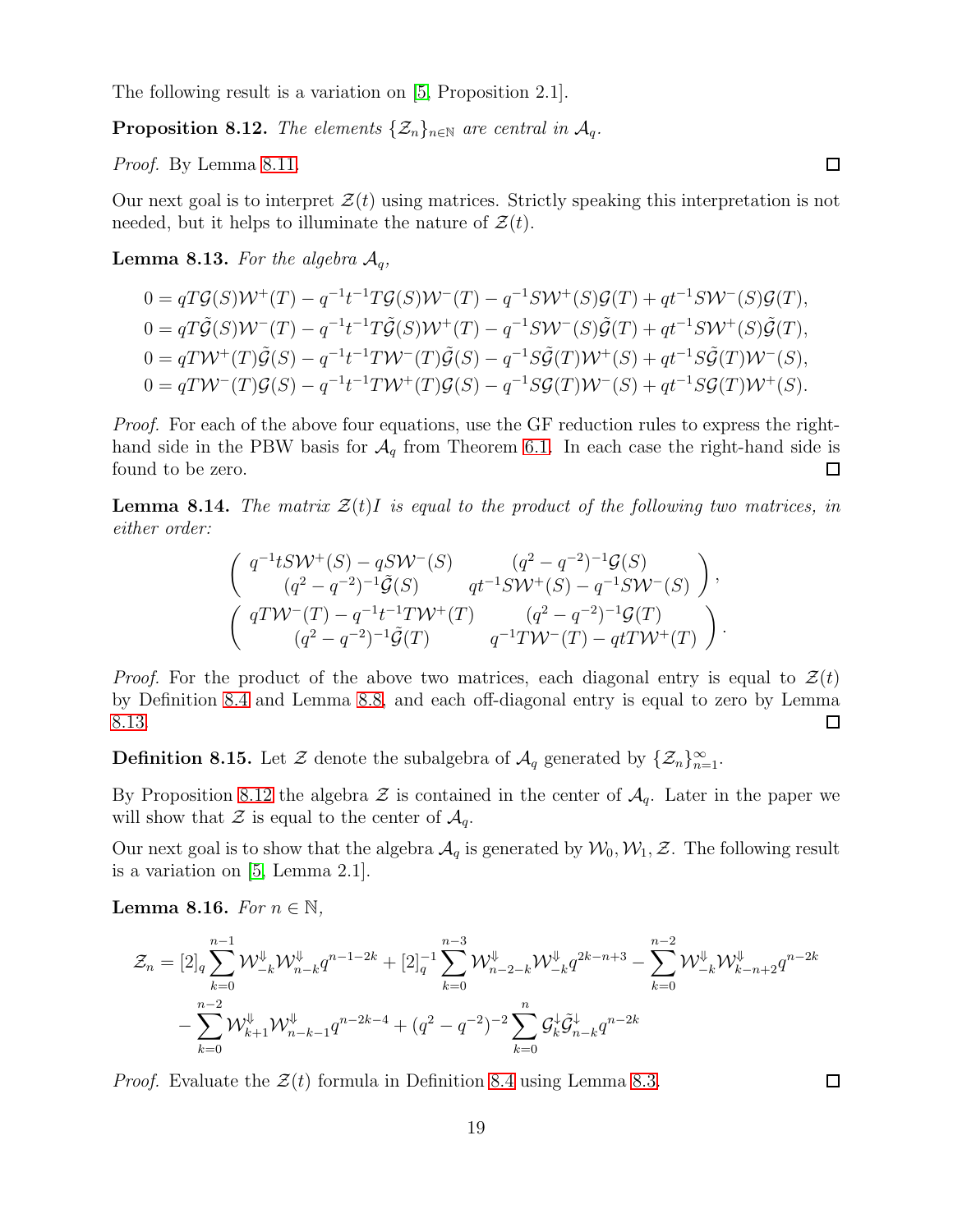The following result is a variation on [5, Proposition 2.1].

**Proposition 8.12.** *The elements $\{\mathcal{Z}_n\}_{n\in\mathbb{N}}$ are central in $\mathcal{A}_q$.*

*Proof.* By Lemma 8.11. □

Our next goal is to interpret $\mathcal{Z}(t)$ using matrices. Strictly speaking this interpretation is not needed, but it helps to illuminate the nature of $\mathcal{Z}(t)$.

**Lemma 8.13.** *For the algebra $\mathcal{A}_q$,*

$$
\begin{aligned}
0 &= qT\mathcal{G}(S)\mathcal{W}^+(T) - q^{-1}t^{-1}T\mathcal{G}(S)\mathcal{W}^-(T) - q^{-1}S\mathcal{W}^+(S)\mathcal{G}(T) + qt^{-1}S\mathcal{W}^-(S)\mathcal{G}(T),\\
0 &= qT\tilde{\mathcal{G}}(S)\mathcal{W}^-(T) - q^{-1}t^{-1}T\tilde{\mathcal{G}}(S)\mathcal{W}^+(T) - q^{-1}S\mathcal{W}^-(S)\tilde{\mathcal{G}}(T) + qt^{-1}S\mathcal{W}^+(S)\tilde{\mathcal{G}}(T),\\
0 &= qT\mathcal{W}^+(T)\tilde{\mathcal{G}}(S) - q^{-1}t^{-1}T\mathcal{W}^-(T)\tilde{\mathcal{G}}(S) - q^{-1}S\tilde{\mathcal{G}}(T)\mathcal{W}^+(S) + qt^{-1}S\tilde{\mathcal{G}}(T)\mathcal{W}^-(S),\\
0 &= qT\mathcal{W}^-(T)\mathcal{G}(S) - q^{-1}t^{-1}T\mathcal{W}^+(T)\mathcal{G}(S) - q^{-1}S\mathcal{G}(T)\mathcal{W}^-(S) + qt^{-1}S\mathcal{G}(T)\mathcal{W}^+(S).
\end{aligned}
$$

*Proof.* For each of the above four equations, use the GF reduction rules to express the right-hand side in the PBW basis for $\mathcal{A}_q$ from Theorem 6.1. In each case the right-hand side is found to be zero. □

**Lemma 8.14.** *The matrix $\mathcal{Z}(t)I$ is equal to the product of the following two matrices, in either order:*

$$
\begin{pmatrix} q^{-1}tS\mathcal{W}^+(S) - qS\mathcal{W}^-(S) & (q^2-q^{-2})^{-1}\mathcal{G}(S) \\ (q^2-q^{-2})^{-1}\tilde{\mathcal{G}}(S) & qt^{-1}S\mathcal{W}^+(S) - q^{-1}S\mathcal{W}^-(S) \end{pmatrix},
$$
$$
\begin{pmatrix} qT\mathcal{W}^-(T) - q^{-1}t^{-1}T\mathcal{W}^+(T) & (q^2-q^{-2})^{-1}\mathcal{G}(T) \\ (q^2-q^{-2})^{-1}\tilde{\mathcal{G}}(T) & q^{-1}T\mathcal{W}^-(T) - qtT\mathcal{W}^+(T) \end{pmatrix}.
$$

*Proof.* For the product of the above two matrices, each diagonal entry is equal to $\mathcal{Z}(t)$ by Definition 8.4 and Lemma 8.8, and each off-diagonal entry is equal to zero by Lemma 8.13. □

**Definition 8.15.** Let $\mathcal{Z}$ denote the subalgebra of $\mathcal{A}_q$ generated by $\{\mathcal{Z}_n\}_{n=1}^{\infty}$.

By Proposition 8.12 the algebra $\mathcal{Z}$ is contained in the center of $\mathcal{A}_q$. Later in the paper we will show that $\mathcal{Z}$ is equal to the center of $\mathcal{A}_q$.

Our next goal is to show that the algebra $\mathcal{A}_q$ is generated by $\mathcal{W}_0, \mathcal{W}_1, \mathcal{Z}$. The following result is a variation on [5, Lemma 2.1].

**Lemma 8.16.** *For $n \in \mathbb{N}$,*

$$
\begin{aligned}
\mathcal{Z}_n = {} & [2]_q \sum_{k=0}^{n-1} \mathcal{W}^{\Downarrow}_{-k}\mathcal{W}^{\Downarrow}_{n-k} q^{n-1-2k} + [2]_q^{-1} \sum_{k=0}^{n-3} \mathcal{W}^{\Downarrow}_{n-2-k}\mathcal{W}^{\Downarrow}_{-k} q^{2k-n+3} - \sum_{k=0}^{n-2} \mathcal{W}^{\Downarrow}_{-k}\mathcal{W}^{\Downarrow}_{k-n+2} q^{n-2k} \\
& - \sum_{k=0}^{n-2} \mathcal{W}^{\Downarrow}_{k+1}\mathcal{W}^{\Downarrow}_{n-k-1} q^{n-2k-4} + (q^2-q^{-2})^{-2} \sum_{k=0}^{n} \mathcal{G}^{\downarrow}_{k}\tilde{\mathcal{G}}^{\downarrow}_{n-k} q^{n-2k}
\end{aligned}
$$

*Proof.* Evaluate the $\mathcal{Z}(t)$ formula in Definition 8.4 using Lemma 8.3. □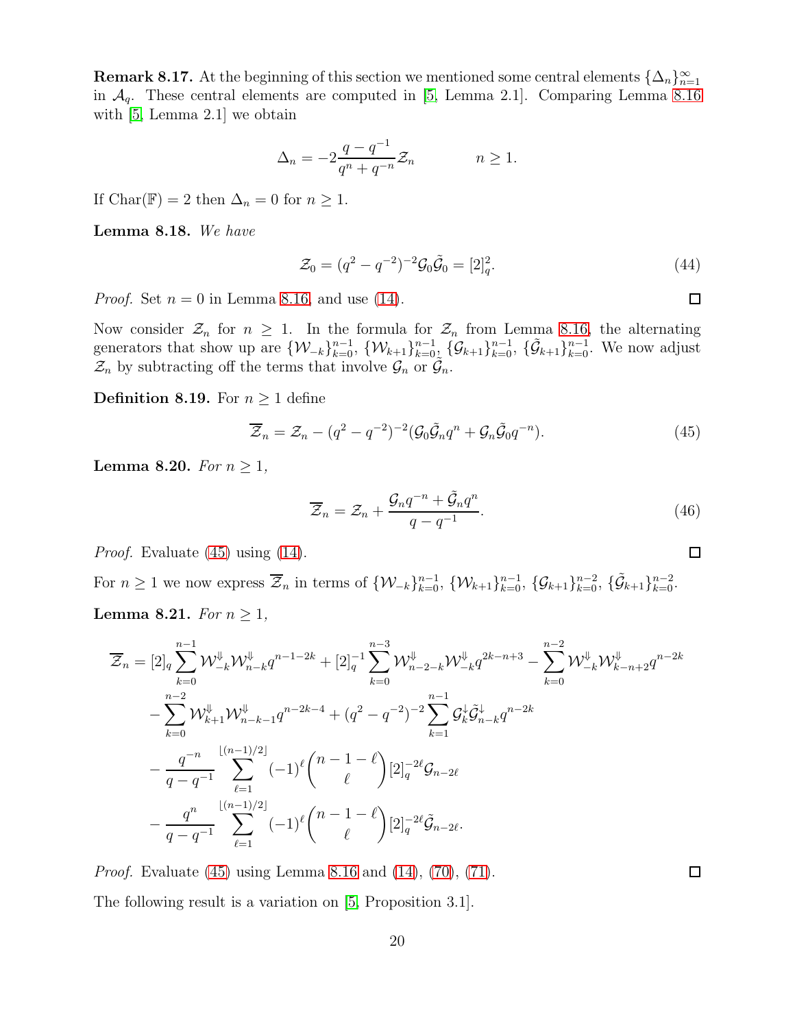**Remark 8.17.** At the beginning of this section we mentioned some central elements $\{\Delta_n\}_{n=1}^{\infty}$ in $\mathcal{A}_q$. These central elements are computed in [5, Lemma 2.1]. Comparing Lemma 8.16 with [5, Lemma 2.1] we obtain

$$\Delta_n = -2\frac{q-q^{-1}}{q^n+q^{-n}}\mathcal{Z}_n \qquad\qquad n \geq 1.$$

If Char($\mathbb{F}$) = 2 then $\Delta_n = 0$ for $n \geq 1$.

**Lemma 8.18.** *We have*

$$\mathcal{Z}_0 = (q^2-q^{-2})^{-2}\mathcal{G}_0\tilde{\mathcal{G}}_0 = [2]_q^2. \tag{44}$$

*Proof.* Set $n = 0$ in Lemma 8.16, and use (14). $\square$

Now consider $\mathcal{Z}_n$ for $n \geq 1$. In the formula for $\mathcal{Z}_n$ from Lemma 8.16, the alternating generators that show up are $\{\mathcal{W}_{-k}\}_{k=0}^{n-1}$, $\{\mathcal{W}_{k+1}\}_{k=0}^{n-1}$, $\{\mathcal{G}_{k+1}\}_{k=0}^{n-1}$, $\{\tilde{\mathcal{G}}_{k+1}\}_{k=0}^{n-1}$. We now adjust $\mathcal{Z}_n$ by subtracting off the terms that involve $\mathcal{G}_n$ or $\tilde{\mathcal{G}}_n$.

**Definition 8.19.** For $n \geq 1$ define

$$\overline{\mathcal{Z}}_n = \mathcal{Z}_n - (q^2-q^{-2})^{-2}(\mathcal{G}_0\tilde{\mathcal{G}}_n q^n + \mathcal{G}_n\tilde{\mathcal{G}}_0 q^{-n}). \tag{45}$$

**Lemma 8.20.** *For $n \geq 1$,*

$$\overline{\mathcal{Z}}_n = \mathcal{Z}_n + \frac{\mathcal{G}_n q^{-n} + \tilde{\mathcal{G}}_n q^n}{q-q^{-1}}. \tag{46}$$

*Proof.* Evaluate (45) using (14). $\square$

For $n \geq 1$ we now express $\overline{\mathcal{Z}}_n$ in terms of $\{\mathcal{W}_{-k}\}_{k=0}^{n-1}$, $\{\mathcal{W}_{k+1}\}_{k=0}^{n-1}$, $\{\mathcal{G}_{k+1}\}_{k=0}^{n-2}$, $\{\tilde{\mathcal{G}}_{k+1}\}_{k=0}^{n-2}$.

**Lemma 8.21.** *For $n \geq 1$,*

$$\begin{aligned}
\overline{\mathcal{Z}}_n = {}& [2]_q \sum_{k=0}^{n-1} \mathcal{W}^{\Downarrow}_{-k}\mathcal{W}^{\Downarrow}_{n-k} q^{n-1-2k} + [2]_q^{-1}\sum_{k=0}^{n-3}\mathcal{W}^{\Downarrow}_{n-2-k}\mathcal{W}^{\Downarrow}_{-k} q^{2k-n+3} - \sum_{k=0}^{n-2}\mathcal{W}^{\Downarrow}_{-k}\mathcal{W}^{\Downarrow}_{k-n+2}q^{n-2k} \\
& - \sum_{k=0}^{n-2}\mathcal{W}^{\Downarrow}_{k+1}\mathcal{W}^{\Downarrow}_{n-k-1}q^{n-2k-4} + (q^2-q^{-2})^{-2}\sum_{k=1}^{n-1}\mathcal{G}^{\downarrow}_k\tilde{\mathcal{G}}^{\downarrow}_{n-k}q^{n-2k} \\
& - \frac{q^{-n}}{q-q^{-1}}\sum_{\ell=1}^{\lfloor (n-1)/2\rfloor}(-1)^{\ell}\binom{n-1-\ell}{\ell}[2]_q^{-2\ell}\mathcal{G}_{n-2\ell} \\
& - \frac{q^{n}}{q-q^{-1}}\sum_{\ell=1}^{\lfloor (n-1)/2\rfloor}(-1)^{\ell}\binom{n-1-\ell}{\ell}[2]_q^{-2\ell}\tilde{\mathcal{G}}_{n-2\ell}.
\end{aligned}$$

*Proof.* Evaluate (45) using Lemma 8.16 and (14), (70), (71). $\square$

The following result is a variation on [5, Proposition 3.1].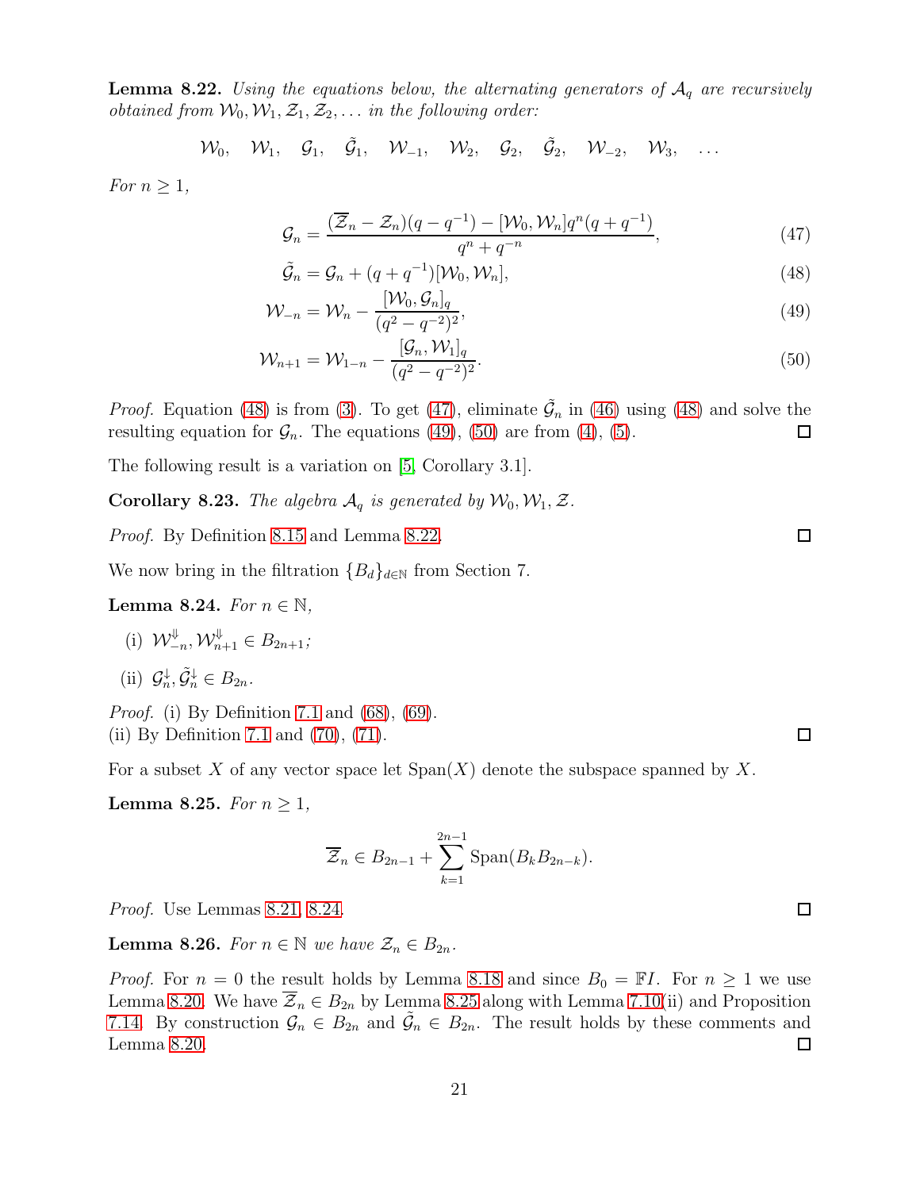**Lemma 8.22.** *Using the equations below, the alternating generators of $\mathcal{A}_q$ are recursively obtained from $\mathcal{W}_0, \mathcal{W}_1, \mathcal{Z}_1, \mathcal{Z}_2, \ldots$ in the following order:*

$$\mathcal{W}_0, \quad \mathcal{W}_1, \quad \mathcal{G}_1, \quad \tilde{\mathcal{G}}_1, \quad \mathcal{W}_{-1}, \quad \mathcal{W}_2, \quad \mathcal{G}_2, \quad \tilde{\mathcal{G}}_2, \quad \mathcal{W}_{-2}, \quad \mathcal{W}_3, \quad \ldots$$

*For $n \geq 1$,*

$$\mathcal{G}_n = \frac{(\overline{\mathcal{Z}}_n - \mathcal{Z}_n)(q - q^{-1}) - [\mathcal{W}_0, \mathcal{W}_n] q^n (q + q^{-1})}{q^n + q^{-n}}, \tag{47}$$

$$\tilde{\mathcal{G}}_n = \mathcal{G}_n + (q + q^{-1})[\mathcal{W}_0, \mathcal{W}_n], \tag{48}$$

$$\mathcal{W}_{-n} = \mathcal{W}_n - \frac{[\mathcal{W}_0, \mathcal{G}_n]_q}{(q^2 - q^{-2})^2}, \tag{49}$$

$$\mathcal{W}_{n+1} = \mathcal{W}_{1-n} - \frac{[\mathcal{G}_n, \mathcal{W}_1]_q}{(q^2 - q^{-2})^2}. \tag{50}$$

*Proof.* Equation (48) is from (3). To get (47), eliminate $\tilde{\mathcal{G}}_n$ in (46) using (48) and solve the resulting equation for $\mathcal{G}_n$. The equations (49), (50) are from (4), (5). $\square$

The following result is a variation on [5, Corollary 3.1].

**Corollary 8.23.** *The algebra $\mathcal{A}_q$ is generated by $\mathcal{W}_0, \mathcal{W}_1, \mathcal{Z}$.*

*Proof.* By Definition 8.15 and Lemma 8.22. $\square$

We now bring in the filtration $\{B_d\}_{d \in \mathbb{N}}$ from Section 7.

**Lemma 8.24.** *For $n \in \mathbb{N}$,*

(i) $\mathcal{W}^{\Downarrow}_{-n}, \mathcal{W}^{\Downarrow}_{n+1} \in B_{2n+1}$;

(ii) $\mathcal{G}^{\downarrow}_n, \tilde{\mathcal{G}}^{\downarrow}_n \in B_{2n}$.

*Proof.* (i) By Definition 7.1 and (68), (69).
(ii) By Definition 7.1 and (70), (71). $\square$

For a subset $X$ of any vector space let $\operatorname{Span}(X)$ denote the subspace spanned by $X$.

**Lemma 8.25.** *For $n \geq 1$,*

$$\overline{\mathcal{Z}}_n \in B_{2n-1} + \sum_{k=1}^{2n-1} \operatorname{Span}(B_k B_{2n-k}).$$

*Proof.* Use Lemmas 8.21, 8.24. $\square$

**Lemma 8.26.** *For $n \in \mathbb{N}$ we have $\mathcal{Z}_n \in B_{2n}$.*

*Proof.* For $n = 0$ the result holds by Lemma 8.18 and since $B_0 = \mathbb{F}I$. For $n \geq 1$ we use Lemma 8.20. We have $\overline{\mathcal{Z}}_n \in B_{2n}$ by Lemma 8.25 along with Lemma 7.10(ii) and Proposition 7.14. By construction $\mathcal{G}_n \in B_{2n}$ and $\tilde{\mathcal{G}}_n \in B_{2n}$. The result holds by these comments and Lemma 8.20. $\square$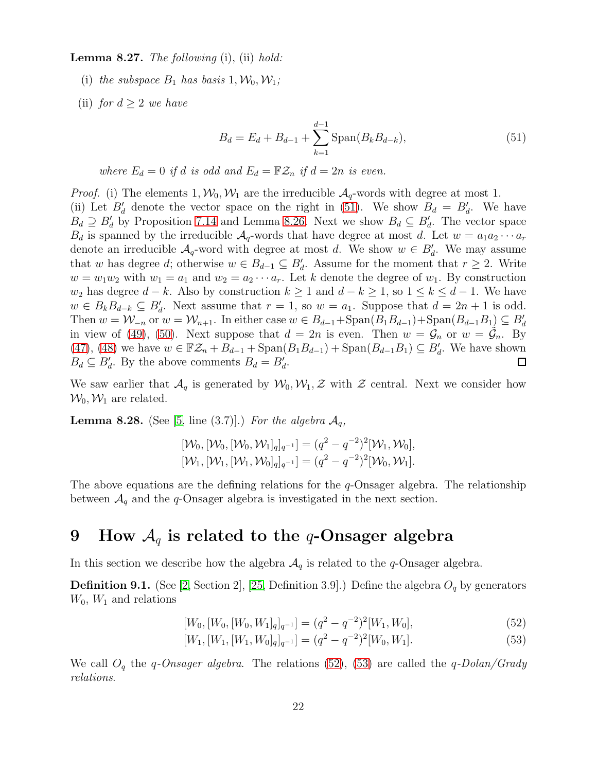**Lemma 8.27.** *The following* (i), (ii) *hold:*

(i) *the subspace* $B_1$ *has basis* $1, \mathcal{W}_0, \mathcal{W}_1$*;*

(ii) *for* $d \geq 2$ *we have*

$$B_d = E_d + B_{d-1} + \sum_{k=1}^{d-1} \operatorname{Span}(B_k B_{d-k}), \tag{51}$$

*where* $E_d = 0$ *if* $d$ *is odd and* $E_d = \mathbb{F}\mathcal{Z}_n$ *if* $d = 2n$ *is even.*

*Proof.* (i) The elements $1, \mathcal{W}_0, \mathcal{W}_1$ are the irreducible $\mathcal{A}_q$-words with degree at most 1.
(ii) Let $B'_d$ denote the vector space on the right in (51). We show $B_d = B'_d$. We have $B_d \supseteq B'_d$ by Proposition 7.14 and Lemma 8.26. Next we show $B_d \subseteq B'_d$. The vector space $B_d$ is spanned by the irreducible $\mathcal{A}_q$-words that have degree at most $d$. Let $w = a_1 a_2 \cdots a_r$ denote an irreducible $\mathcal{A}_q$-word with degree at most $d$. We show $w \in B'_d$. We may assume that $w$ has degree $d$; otherwise $w \in B_{d-1} \subseteq B'_d$. Assume for the moment that $r \geq 2$. Write $w = w_1 w_2$ with $w_1 = a_1$ and $w_2 = a_2 \cdots a_r$. Let $k$ denote the degree of $w_1$. By construction $w_2$ has degree $d-k$. Also by construction $k \geq 1$ and $d - k \geq 1$, so $1 \leq k \leq d-1$. We have $w \in B_k B_{d-k} \subseteq B'_d$. Next assume that $r = 1$, so $w = a_1$. Suppose that $d = 2n+1$ is odd. Then $w = \mathcal{W}_{-n}$ or $w = \mathcal{W}_{n+1}$. In either case $w \in B_{d-1} + \operatorname{Span}(B_1 B_{d-1}) + \operatorname{Span}(B_{d-1} B_1) \subseteq B'_d$ in view of (49), (50). Next suppose that $d = 2n$ is even. Then $w = \mathcal{G}_n$ or $w = \tilde{\mathcal{G}}_n$. By (47), (48) we have $w \in \mathbb{F}\mathcal{Z}_n + B_{d-1} + \operatorname{Span}(B_1 B_{d-1}) + \operatorname{Span}(B_{d-1} B_1) \subseteq B'_d$. We have shown $B_d \subseteq B'_d$. By the above comments $B_d = B'_d$. $\square$

We saw earlier that $\mathcal{A}_q$ is generated by $\mathcal{W}_0, \mathcal{W}_1, \mathcal{Z}$ with $\mathcal{Z}$ central. Next we consider how $\mathcal{W}_0, \mathcal{W}_1$ are related.

**Lemma 8.28.** (See [5, line (3.7)].) *For the algebra* $\mathcal{A}_q$*,*

$$[\mathcal{W}_0, [\mathcal{W}_0, [\mathcal{W}_0, \mathcal{W}_1]_q]_{q^{-1}}] = (q^2 - q^{-2})^2 [\mathcal{W}_1, \mathcal{W}_0],$$
$$[\mathcal{W}_1, [\mathcal{W}_1, [\mathcal{W}_1, \mathcal{W}_0]_q]_{q^{-1}}] = (q^2 - q^{-2})^2 [\mathcal{W}_0, \mathcal{W}_1].$$

The above equations are the defining relations for the $q$-Onsager algebra. The relationship between $\mathcal{A}_q$ and the $q$-Onsager algebra is investigated in the next section.

# 9 How $\mathcal{A}_q$ is related to the $q$-Onsager algebra

In this section we describe how the algebra $\mathcal{A}_q$ is related to the $q$-Onsager algebra.

**Definition 9.1.** (See [2, Section 2], [25, Definition 3.9].) Define the algebra $O_q$ by generators $W_0$, $W_1$ and relations

$$[W_0, [W_0, [W_0, W_1]_q]_{q^{-1}}] = (q^2 - q^{-2})^2 [W_1, W_0], \tag{52}$$
$$[W_1, [W_1, [W_1, W_0]_q]_{q^{-1}}] = (q^2 - q^{-2})^2 [W_0, W_1]. \tag{53}$$

We call $O_q$ the *$q$-Onsager algebra*. The relations (52), (53) are called the *$q$-Dolan/Grady relations*.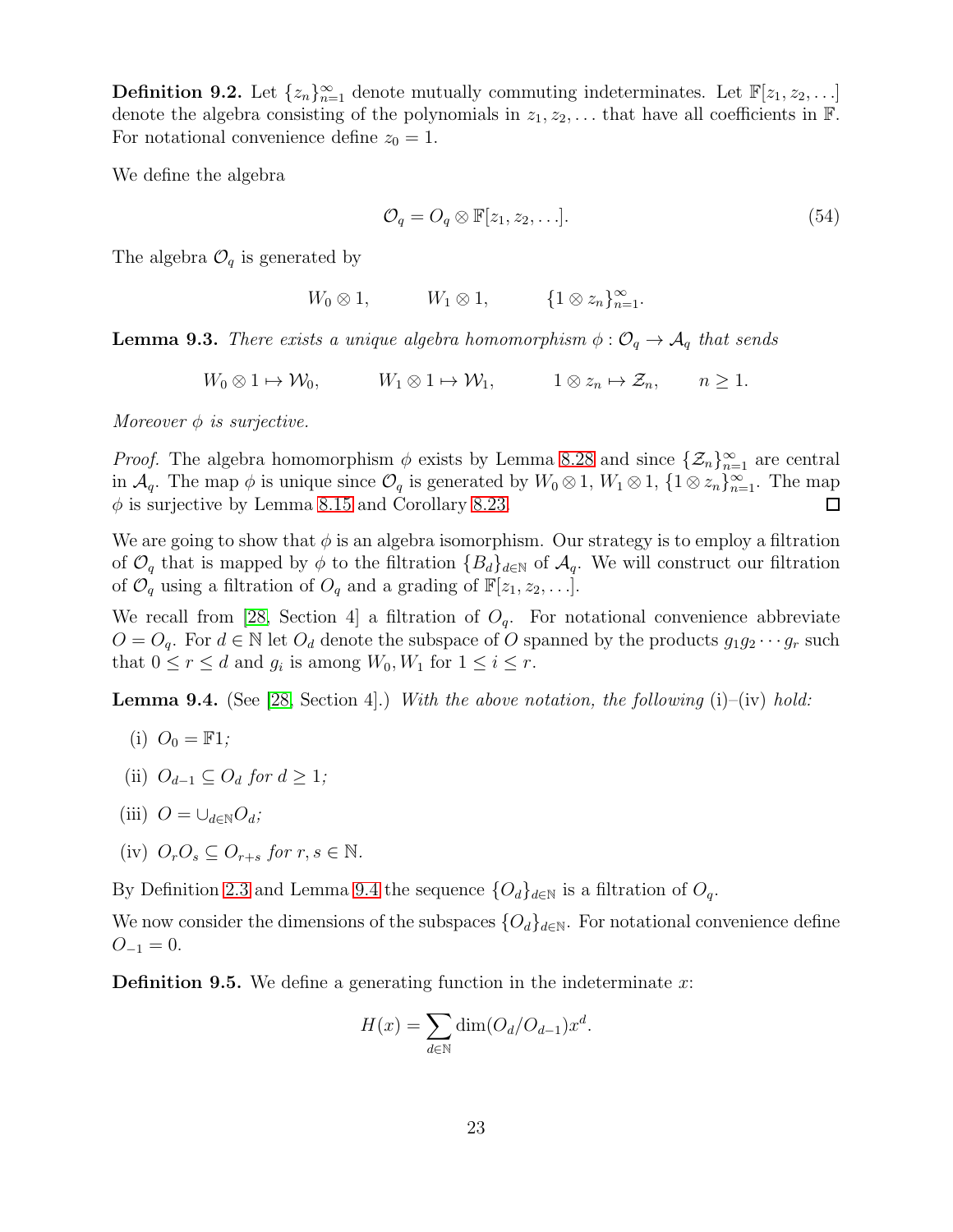**Definition 9.2.** Let $\{z_n\}_{n=1}^\infty$ denote mutually commuting indeterminates. Let $\mathbb{F}[z_1, z_2, \ldots]$ denote the algebra consisting of the polynomials in $z_1, z_2, \ldots$ that have all coefficients in $\mathbb{F}$. For notational convenience define $z_0 = 1$.

We define the algebra

$$\mathcal{O}_q = O_q \otimes \mathbb{F}[z_1, z_2, \ldots]. \tag{54}$$

The algebra $\mathcal{O}_q$ is generated by

$$W_0 \otimes 1, \qquad W_1 \otimes 1, \qquad \{1 \otimes z_n\}_{n=1}^\infty.$$

**Lemma 9.3.** *There exists a unique algebra homomorphism $\phi : \mathcal{O}_q \to \mathcal{A}_q$ that sends*

$$W_0 \otimes 1 \mapsto \mathcal{W}_0, \qquad W_1 \otimes 1 \mapsto \mathcal{W}_1, \qquad 1 \otimes z_n \mapsto \mathcal{Z}_n, \qquad n \geq 1.$$

*Moreover $\phi$ is surjective.*

*Proof.* The algebra homomorphism $\phi$ exists by Lemma 8.28 and since $\{\mathcal{Z}_n\}_{n=1}^\infty$ are central in $\mathcal{A}_q$. The map $\phi$ is unique since $\mathcal{O}_q$ is generated by $W_0 \otimes 1$, $W_1 \otimes 1$, $\{1 \otimes z_n\}_{n=1}^\infty$. The map $\phi$ is surjective by Lemma 8.15 and Corollary 8.23. □

We are going to show that $\phi$ is an algebra isomorphism. Our strategy is to employ a filtration of $\mathcal{O}_q$ that is mapped by $\phi$ to the filtration $\{B_d\}_{d \in \mathbb{N}}$ of $\mathcal{A}_q$. We will construct our filtration of $\mathcal{O}_q$ using a filtration of $O_q$ and a grading of $\mathbb{F}[z_1, z_2, \ldots]$.

We recall from [28, Section 4] a filtration of $O_q$. For notational convenience abbreviate $O = O_q$. For $d \in \mathbb{N}$ let $O_d$ denote the subspace of $O$ spanned by the products $g_1 g_2 \cdots g_r$ such that $0 \leq r \leq d$ and $g_i$ is among $W_0, W_1$ for $1 \leq i \leq r$.

**Lemma 9.4.** (See [28, Section 4].) *With the above notation, the following* (i)–(iv) *hold:*

(i) $O_0 = \mathbb{F}1$;

(ii) $O_{d-1} \subseteq O_d$ *for* $d \geq 1$;

(iii) $O = \cup_{d \in \mathbb{N}} O_d$;

(iv) $O_r O_s \subseteq O_{r+s}$ *for* $r, s \in \mathbb{N}$.

By Definition 2.3 and Lemma 9.4 the sequence $\{O_d\}_{d \in \mathbb{N}}$ is a filtration of $O_q$.

We now consider the dimensions of the subspaces $\{O_d\}_{d \in \mathbb{N}}$. For notational convenience define $O_{-1} = 0$.

**Definition 9.5.** We define a generating function in the indeterminate $x$:

$$H(x) = \sum_{d \in \mathbb{N}} \dim(O_d / O_{d-1}) x^d.$$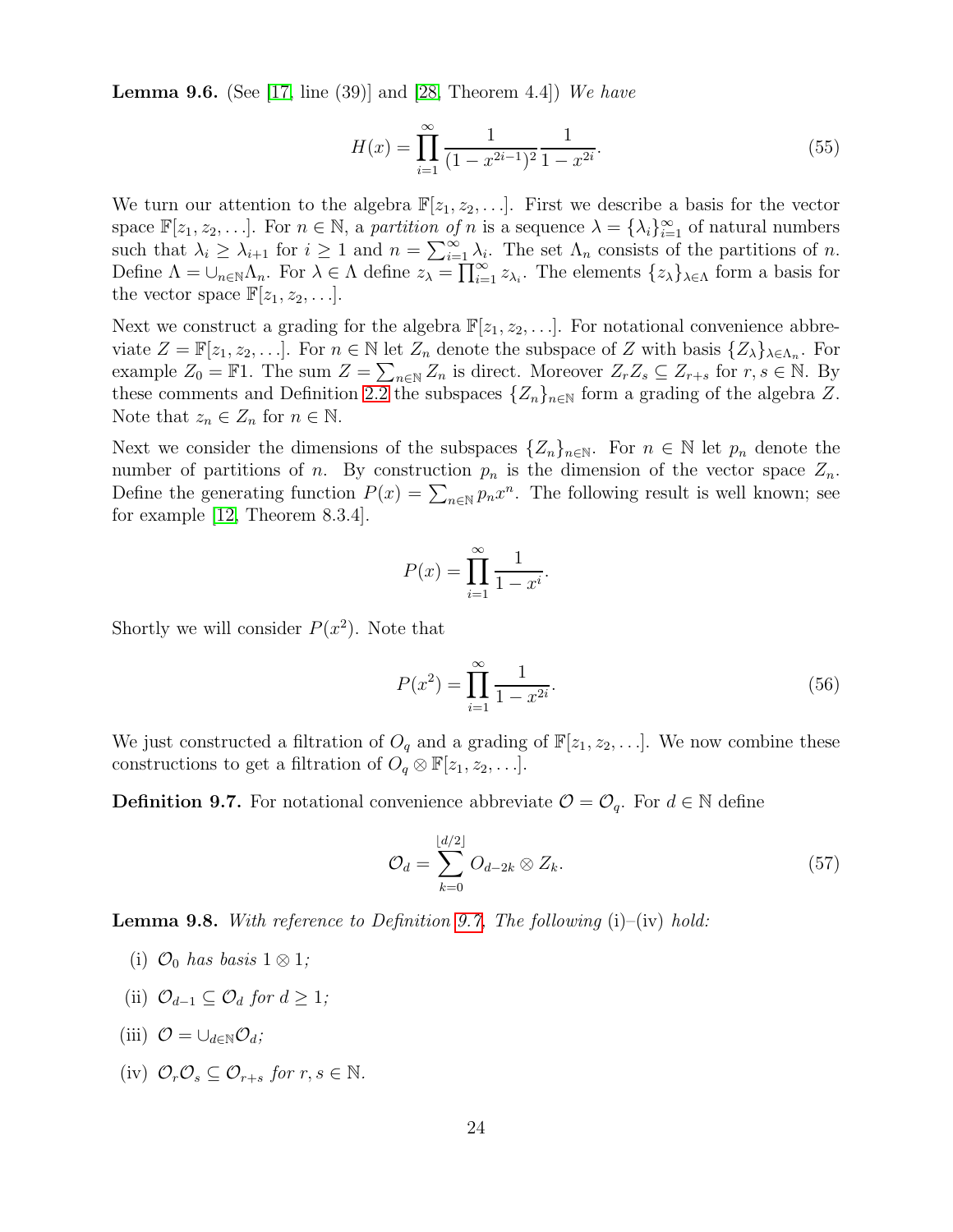**Lemma 9.6.** (See [17, line (39)] and [28, Theorem 4.4]) *We have*

$$H(x) = \prod_{i=1}^{\infty} \frac{1}{(1-x^{2i-1})^2} \frac{1}{1-x^{2i}}. \tag{55}$$

We turn our attention to the algebra $\mathbb{F}[z_1, z_2, \ldots]$. First we describe a basis for the vector space $\mathbb{F}[z_1, z_2, \ldots]$. For $n \in \mathbb{N}$, a *partition of* $n$ is a sequence $\lambda = \{\lambda_i\}_{i=1}^{\infty}$ of natural numbers such that $\lambda_i \geq \lambda_{i+1}$ for $i \geq 1$ and $n = \sum_{i=1}^{\infty} \lambda_i$. The set $\Lambda_n$ consists of the partitions of $n$. Define $\Lambda = \cup_{n \in \mathbb{N}} \Lambda_n$. For $\lambda \in \Lambda$ define $z_\lambda = \prod_{i=1}^{\infty} z_{\lambda_i}$. The elements $\{z_\lambda\}_{\lambda \in \Lambda}$ form a basis for the vector space $\mathbb{F}[z_1, z_2, \ldots]$.

Next we construct a grading for the algebra $\mathbb{F}[z_1, z_2, \ldots]$. For notational convenience abbreviate $Z = \mathbb{F}[z_1, z_2, \ldots]$. For $n \in \mathbb{N}$ let $Z_n$ denote the subspace of $Z$ with basis $\{Z_\lambda\}_{\lambda \in \Lambda_n}$. For example $Z_0 = \mathbb{F}1$. The sum $Z = \sum_{n \in \mathbb{N}} Z_n$ is direct. Moreover $Z_r Z_s \subseteq Z_{r+s}$ for $r, s \in \mathbb{N}$. By these comments and Definition 2.2 the subspaces $\{Z_n\}_{n \in \mathbb{N}}$ form a grading of the algebra $Z$. Note that $z_n \in Z_n$ for $n \in \mathbb{N}$.

Next we consider the dimensions of the subspaces $\{Z_n\}_{n \in \mathbb{N}}$. For $n \in \mathbb{N}$ let $p_n$ denote the number of partitions of $n$. By construction $p_n$ is the dimension of the vector space $Z_n$. Define the generating function $P(x) = \sum_{n \in \mathbb{N}} p_n x^n$. The following result is well known; see for example [12, Theorem 8.3.4].

$$P(x) = \prod_{i=1}^{\infty} \frac{1}{1-x^i}.$$

Shortly we will consider $P(x^2)$. Note that

$$P(x^2) = \prod_{i=1}^{\infty} \frac{1}{1-x^{2i}}. \tag{56}$$

We just constructed a filtration of $O_q$ and a grading of $\mathbb{F}[z_1, z_2, \ldots]$. We now combine these constructions to get a filtration of $O_q \otimes \mathbb{F}[z_1, z_2, \ldots]$.

**Definition 9.7.** For notational convenience abbreviate $\mathcal{O} = \mathcal{O}_q$. For $d \in \mathbb{N}$ define

$$\mathcal{O}_d = \sum_{k=0}^{\lfloor d/2 \rfloor} O_{d-2k} \otimes Z_k. \tag{57}$$

**Lemma 9.8.** *With reference to Definition 9.7, The following* (i)–(iv) *hold:*

(i) $\mathcal{O}_0$ *has basis* $1 \otimes 1$*;*

(ii) $\mathcal{O}_{d-1} \subseteq \mathcal{O}_d$ *for* $d \geq 1$*;*

(iii) $\mathcal{O} = \cup_{d \in \mathbb{N}} \mathcal{O}_d$*;*

(iv) $\mathcal{O}_r \mathcal{O}_s \subseteq \mathcal{O}_{r+s}$ *for* $r, s \in \mathbb{N}$.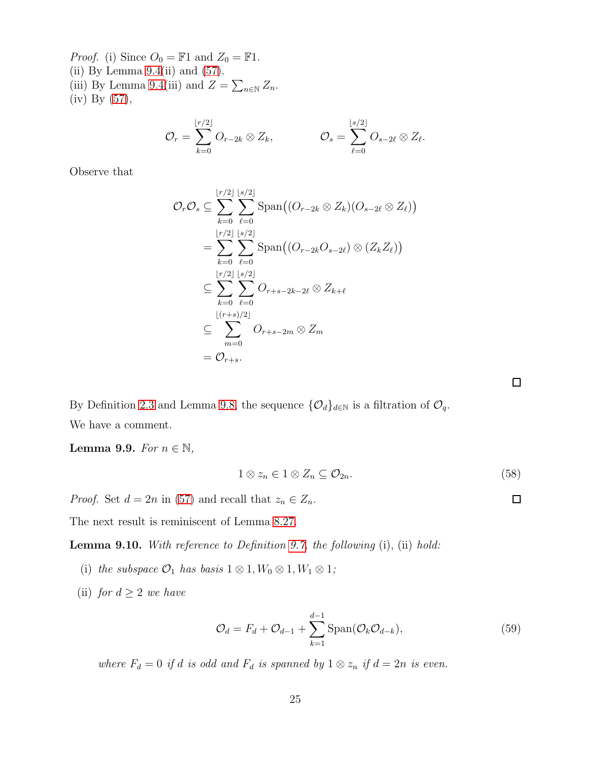*Proof.* (i) Since $O_0 = \mathbb{F}1$ and $Z_0 = \mathbb{F}1$.
(ii) By Lemma 9.4(ii) and (57).
(iii) By Lemma 9.4(iii) and $Z = \sum_{n \in \mathbb{N}} Z_n$.
(iv) By (57),

$$
\mathcal{O}_r = \sum_{k=0}^{\lfloor r/2 \rfloor} O_{r-2k} \otimes Z_k, \qquad\qquad \mathcal{O}_s = \sum_{\ell=0}^{\lfloor s/2 \rfloor} O_{s-2\ell} \otimes Z_\ell.
$$

Observe that

$$
\begin{aligned}
\mathcal{O}_r \mathcal{O}_s &\subseteq \sum_{k=0}^{\lfloor r/2 \rfloor} \sum_{\ell=0}^{\lfloor s/2 \rfloor} \operatorname{Span}\big((O_{r-2k} \otimes Z_k)(O_{s-2\ell} \otimes Z_\ell)\big) \\
&= \sum_{k=0}^{\lfloor r/2 \rfloor} \sum_{\ell=0}^{\lfloor s/2 \rfloor} \operatorname{Span}\big((O_{r-2k} O_{s-2\ell}) \otimes (Z_k Z_\ell)\big) \\
&\subseteq \sum_{k=0}^{\lfloor r/2 \rfloor} \sum_{\ell=0}^{\lfloor s/2 \rfloor} O_{r+s-2k-2\ell} \otimes Z_{k+\ell} \\
&\subseteq \sum_{m=0}^{\lfloor (r+s)/2 \rfloor} O_{r+s-2m} \otimes Z_m \\
&= \mathcal{O}_{r+s}.
\end{aligned}
$$

$\square$

By Definition 2.3 and Lemma 9.8, the sequence $\{\mathcal{O}_d\}_{d \in \mathbb{N}}$ is a filtration of $\mathcal{O}_q$.

We have a comment.

**Lemma 9.9.** *For $n \in \mathbb{N}$,*

$$
1 \otimes z_n \in 1 \otimes Z_n \subseteq \mathcal{O}_{2n}. \tag{58}
$$

*Proof.* Set $d = 2n$ in (57) and recall that $z_n \in Z_n$. $\square$

The next result is reminiscent of Lemma 8.27.

**Lemma 9.10.** *With reference to Definition 9.7, the following* (i), (ii) *hold:*

(i) *the subspace $\mathcal{O}_1$ has basis $1 \otimes 1, W_0 \otimes 1, W_1 \otimes 1$;*

(ii) *for $d \geq 2$ we have*

$$
\mathcal{O}_d = F_d + \mathcal{O}_{d-1} + \sum_{k=1}^{d-1} \operatorname{Span}(\mathcal{O}_k \mathcal{O}_{d-k}), \tag{59}
$$

*where $F_d = 0$ if $d$ is odd and $F_d$ is spanned by $1 \otimes z_n$ if $d = 2n$ is even.*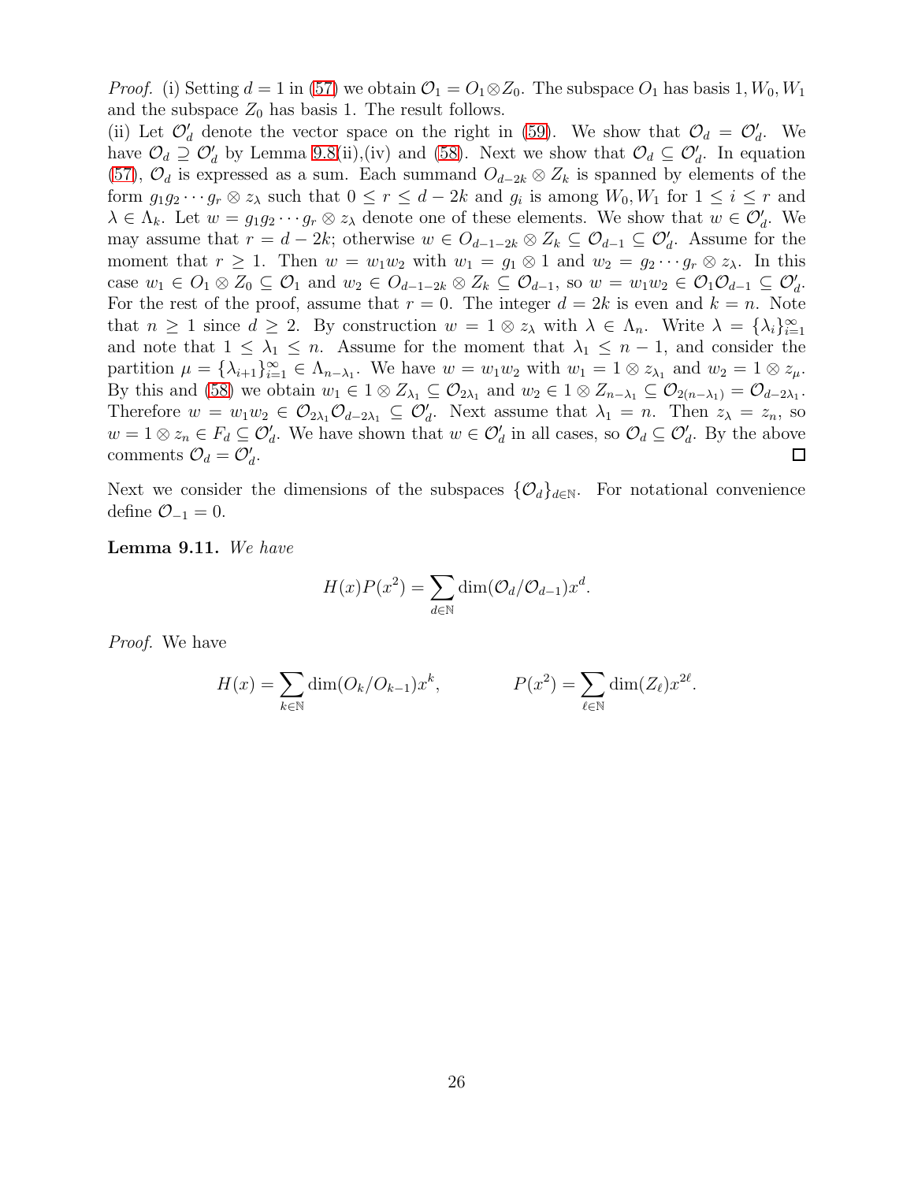*Proof.* (i) Setting $d = 1$ in (57) we obtain $\mathcal{O}_1 = O_1 \otimes Z_0$. The subspace $O_1$ has basis $1, W_0, W_1$ and the subspace $Z_0$ has basis 1. The result follows.

(ii) Let $\mathcal{O}'_d$ denote the vector space on the right in (59). We show that $\mathcal{O}_d = \mathcal{O}'_d$. We have $\mathcal{O}_d \supseteq \mathcal{O}'_d$ by Lemma 9.8(ii),(iv) and (58). Next we show that $\mathcal{O}_d \subseteq \mathcal{O}'_d$. In equation (57), $\mathcal{O}_d$ is expressed as a sum. Each summand $O_{d-2k} \otimes Z_k$ is spanned by elements of the form $g_1 g_2 \cdots g_r \otimes z_\lambda$ such that $0 \leq r \leq d - 2k$ and $g_i$ is among $W_0, W_1$ for $1 \leq i \leq r$ and $\lambda \in \Lambda_k$. Let $w = g_1 g_2 \cdots g_r \otimes z_\lambda$ denote one of these elements. We show that $w \in \mathcal{O}'_d$. We may assume that $r = d - 2k$; otherwise $w \in O_{d-1-2k} \otimes Z_k \subseteq \mathcal{O}_{d-1} \subseteq \mathcal{O}'_d$. Assume for the moment that $r \geq 1$. Then $w = w_1 w_2$ with $w_1 = g_1 \otimes 1$ and $w_2 = g_2 \cdots g_r \otimes z_\lambda$. In this case $w_1 \in O_1 \otimes Z_0 \subseteq \mathcal{O}_1$ and $w_2 \in O_{d-1-2k} \otimes Z_k \subseteq \mathcal{O}_{d-1}$, so $w = w_1 w_2 \in \mathcal{O}_1 \mathcal{O}_{d-1} \subseteq \mathcal{O}'_d$. For the rest of the proof, assume that $r = 0$. The integer $d = 2k$ is even and $k = n$. Note that $n \geq 1$ since $d \geq 2$. By construction $w = 1 \otimes z_\lambda$ with $\lambda \in \Lambda_n$. Write $\lambda = \{\lambda_i\}_{i=1}^\infty$ and note that $1 \leq \lambda_1 \leq n$. Assume for the moment that $\lambda_1 \leq n - 1$, and consider the partition $\mu = \{\lambda_{i+1}\}_{i=1}^\infty \in \Lambda_{n-\lambda_1}$. We have $w = w_1 w_2$ with $w_1 = 1 \otimes z_{\lambda_1}$ and $w_2 = 1 \otimes z_\mu$. By this and (58) we obtain $w_1 \in 1 \otimes Z_{\lambda_1} \subseteq \mathcal{O}_{2\lambda_1}$ and $w_2 \in 1 \otimes Z_{n-\lambda_1} \subseteq \mathcal{O}_{2(n-\lambda_1)} = \mathcal{O}_{d-2\lambda_1}$. Therefore $w = w_1 w_2 \in \mathcal{O}_{2\lambda_1} \mathcal{O}_{d-2\lambda_1} \subseteq \mathcal{O}'_d$. Next assume that $\lambda_1 = n$. Then $z_\lambda = z_n$, so $w = 1 \otimes z_n \in F_d \subseteq \mathcal{O}'_d$. We have shown that $w \in \mathcal{O}'_d$ in all cases, so $\mathcal{O}_d \subseteq \mathcal{O}'_d$. By the above comments $\mathcal{O}_d = \mathcal{O}'_d$. $\square$

Next we consider the dimensions of the subspaces $\{\mathcal{O}_d\}_{d \in \mathbb{N}}$. For notational convenience define $\mathcal{O}_{-1} = 0$.

**Lemma 9.11.** *We have*

$$H(x) P(x^2) = \sum_{d \in \mathbb{N}} \dim(\mathcal{O}_d / \mathcal{O}_{d-1}) x^d.$$

*Proof.* We have

$$H(x) = \sum_{k \in \mathbb{N}} \dim(O_k / O_{k-1}) x^k, \qquad\qquad P(x^2) = \sum_{\ell \in \mathbb{N}} \dim(Z_\ell) x^{2\ell}.$$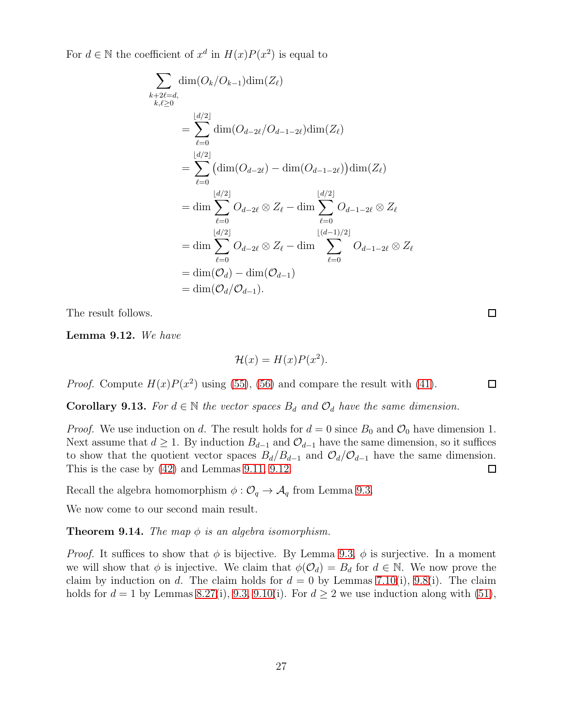For $d \in \mathbb{N}$ the coefficient of $x^d$ in $H(x)P(x^2)$ is equal to

$$
\begin{aligned}
&\sum_{\substack{k+2\ell=d,\\ k,\ell\geq 0}} \dim(O_k/O_{k-1})\dim(Z_\ell) \\
&\qquad = \sum_{\ell=0}^{\lfloor d/2 \rfloor} \dim(O_{d-2\ell}/O_{d-1-2\ell})\dim(Z_\ell) \\
&\qquad = \sum_{\ell=0}^{\lfloor d/2 \rfloor} \big(\dim(O_{d-2\ell}) - \dim(O_{d-1-2\ell})\big)\dim(Z_\ell) \\
&\qquad = \dim \sum_{\ell=0}^{\lfloor d/2 \rfloor} O_{d-2\ell} \otimes Z_\ell - \dim \sum_{\ell=0}^{\lfloor d/2 \rfloor} O_{d-1-2\ell} \otimes Z_\ell \\
&\qquad = \dim \sum_{\ell=0}^{\lfloor d/2 \rfloor} O_{d-2\ell} \otimes Z_\ell - \dim \sum_{\ell=0}^{\lfloor (d-1)/2 \rfloor} O_{d-1-2\ell} \otimes Z_\ell \\
&\qquad = \dim(\mathcal{O}_d) - \dim(\mathcal{O}_{d-1}) \\
&\qquad = \dim(\mathcal{O}_d/\mathcal{O}_{d-1}).
\end{aligned}
$$

The result follows. □

**Lemma 9.12.** *We have*

$$\mathcal{H}(x) = H(x)P(x^2).$$

*Proof.* Compute $H(x)P(x^2)$ using (55), (56) and compare the result with (41). □

**Corollary 9.13.** *For $d \in \mathbb{N}$ the vector spaces $B_d$ and $\mathcal{O}_d$ have the same dimension.*

*Proof.* We use induction on $d$. The result holds for $d = 0$ since $B_0$ and $\mathcal{O}_0$ have dimension 1. Next assume that $d \geq 1$. By induction $B_{d-1}$ and $\mathcal{O}_{d-1}$ have the same dimension, so it suffices to show that the quotient vector spaces $B_d/B_{d-1}$ and $\mathcal{O}_d/\mathcal{O}_{d-1}$ have the same dimension. This is the case by (42) and Lemmas 9.11, 9.12. □

Recall the algebra homomorphism $\phi : \mathcal{O}_q \to \mathcal{A}_q$ from Lemma 9.3.

We now come to our second main result.

**Theorem 9.14.** *The map $\phi$ is an algebra isomorphism.*

*Proof.* It suffices to show that $\phi$ is bijective. By Lemma 9.3, $\phi$ is surjective. In a moment we will show that $\phi$ is injective. We claim that $\phi(\mathcal{O}_d) = B_d$ for $d \in \mathbb{N}$. We now prove the claim by induction on $d$. The claim holds for $d = 0$ by Lemmas 7.10(i), 9.8(i). The claim holds for $d = 1$ by Lemmas 8.27(i), 9.3, 9.10(i). For $d \geq 2$ we use induction along with (51),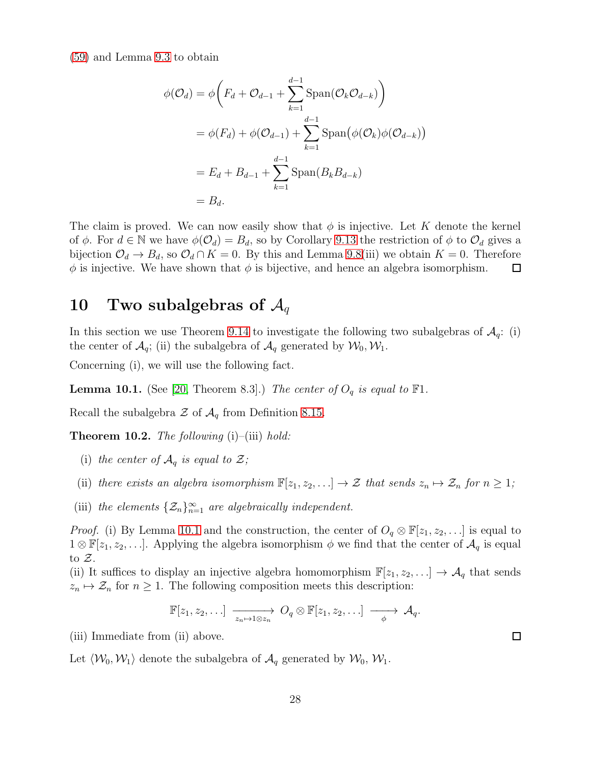(59) and Lemma 9.3 to obtain

$$
\begin{aligned}
\phi(\mathcal{O}_d) &= \phi\bigg(F_d + \mathcal{O}_{d-1} + \sum_{k=1}^{d-1} \mathrm{Span}(\mathcal{O}_k \mathcal{O}_{d-k})\bigg) \\
&= \phi(F_d) + \phi(\mathcal{O}_{d-1}) + \sum_{k=1}^{d-1} \mathrm{Span}\big(\phi(\mathcal{O}_k)\phi(\mathcal{O}_{d-k})\big) \\
&= E_d + B_{d-1} + \sum_{k=1}^{d-1} \mathrm{Span}(B_k B_{d-k}) \\
&= B_d.
\end{aligned}
$$

The claim is proved. We can now easily show that $\phi$ is injective. Let $K$ denote the kernel of $\phi$. For $d \in \mathbb{N}$ we have $\phi(\mathcal{O}_d) = B_d$, so by Corollary 9.13 the restriction of $\phi$ to $\mathcal{O}_d$ gives a bijection $\mathcal{O}_d \to B_d$, so $\mathcal{O}_d \cap K = 0$. By this and Lemma 9.8(iii) we obtain $K = 0$. Therefore $\phi$ is injective. We have shown that $\phi$ is bijective, and hence an algebra isomorphism. $\square$

## 10 Two subalgebras of $\mathcal{A}_q$

In this section we use Theorem 9.14 to investigate the following two subalgebras of $\mathcal{A}_q$: (i) the center of $\mathcal{A}_q$; (ii) the subalgebra of $\mathcal{A}_q$ generated by $\mathcal{W}_0, \mathcal{W}_1$.

Concerning (i), we will use the following fact.

**Lemma 10.1.** (See [20, Theorem 8.3].) *The center of $O_q$ is equal to $\mathbb{F}1$.*

Recall the subalgebra $\mathcal{Z}$ of $\mathcal{A}_q$ from Definition 8.15.

**Theorem 10.2.** *The following* (i)–(iii) *hold:*

(i) *the center of $\mathcal{A}_q$ is equal to $\mathcal{Z}$;*

(ii) *there exists an algebra isomorphism $\mathbb{F}[z_1, z_2, \ldots] \to \mathcal{Z}$ that sends $z_n \mapsto \mathcal{Z}_n$ for $n \geq 1$;*

(iii) *the elements $\{\mathcal{Z}_n\}_{n=1}^{\infty}$ are algebraically independent.*

*Proof.* (i) By Lemma 10.1 and the construction, the center of $O_q \otimes \mathbb{F}[z_1, z_2, \ldots]$ is equal to $1 \otimes \mathbb{F}[z_1, z_2, \ldots]$. Applying the algebra isomorphism $\phi$ we find that the center of $\mathcal{A}_q$ is equal to $\mathcal{Z}$.

(ii) It suffices to display an injective algebra homomorphism $\mathbb{F}[z_1, z_2, \ldots] \to \mathcal{A}_q$ that sends $z_n \mapsto \mathcal{Z}_n$ for $n \geq 1$. The following composition meets this description:

$$
\mathbb{F}[z_1, z_2, \ldots] \xrightarrow[z_n \mapsto 1 \otimes z_n]{} O_q \otimes \mathbb{F}[z_1, z_2, \ldots] \xrightarrow[\phi]{} \mathcal{A}_q.
$$

(iii) Immediate from (ii) above. $\square$

Let $\langle \mathcal{W}_0, \mathcal{W}_1 \rangle$ denote the subalgebra of $\mathcal{A}_q$ generated by $\mathcal{W}_0$, $\mathcal{W}_1$.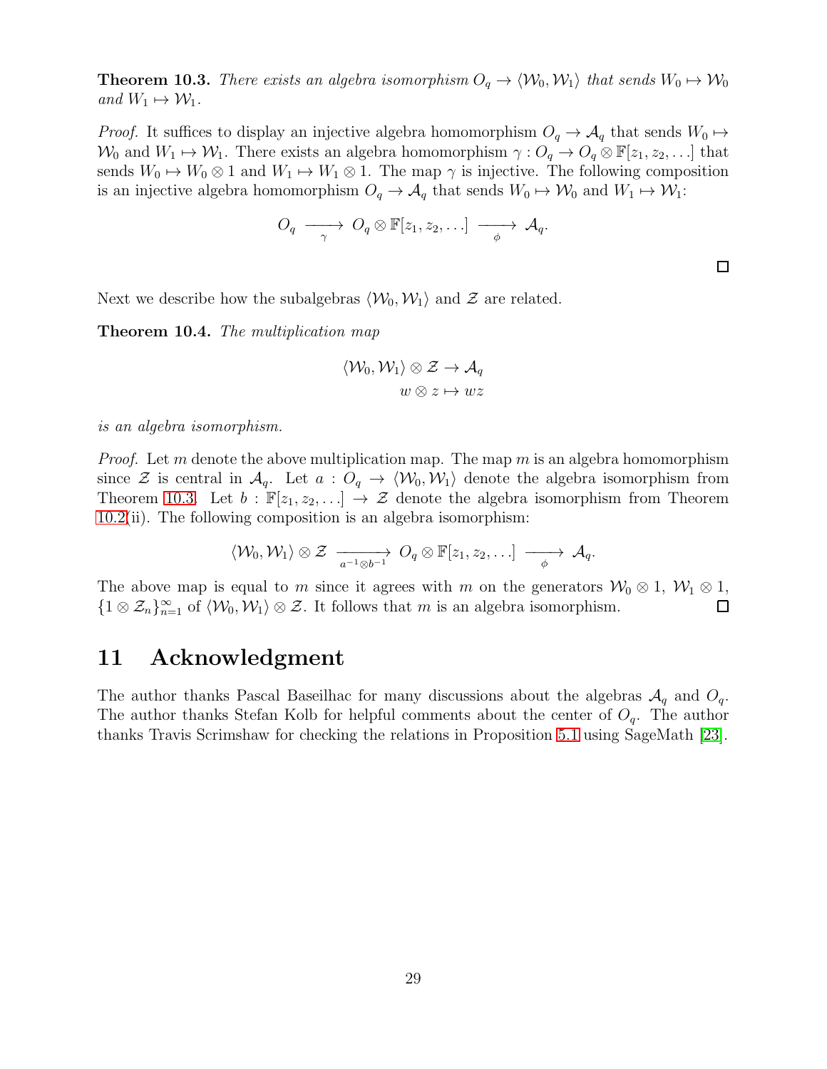**Theorem 10.3.** *There exists an algebra isomorphism $O_q \to \langle \mathcal{W}_0, \mathcal{W}_1 \rangle$ that sends $W_0 \mapsto \mathcal{W}_0$ and $W_1 \mapsto \mathcal{W}_1$.*

*Proof.* It suffices to display an injective algebra homomorphism $O_q \to \mathcal{A}_q$ that sends $W_0 \mapsto \mathcal{W}_0$ and $W_1 \mapsto \mathcal{W}_1$. There exists an algebra homomorphism $\gamma : O_q \to O_q \otimes \mathbb{F}[z_1, z_2, \ldots]$ that sends $W_0 \mapsto W_0 \otimes 1$ and $W_1 \mapsto W_1 \otimes 1$. The map $\gamma$ is injective. The following composition is an injective algebra homomorphism $O_q \to \mathcal{A}_q$ that sends $W_0 \mapsto \mathcal{W}_0$ and $W_1 \mapsto \mathcal{W}_1$:

$$O_q \xrightarrow[\gamma]{} O_q \otimes \mathbb{F}[z_1, z_2, \ldots] \xrightarrow[\phi]{} \mathcal{A}_q.$$

□

Next we describe how the subalgebras $\langle \mathcal{W}_0, \mathcal{W}_1 \rangle$ and $\mathcal{Z}$ are related.

**Theorem 10.4.** *The multiplication map*

$$\langle \mathcal{W}_0, \mathcal{W}_1 \rangle \otimes \mathcal{Z} \to \mathcal{A}_q$$
$$w \otimes z \mapsto wz$$

*is an algebra isomorphism.*

*Proof.* Let $m$ denote the above multiplication map. The map $m$ is an algebra homomorphism since $\mathcal{Z}$ is central in $\mathcal{A}_q$. Let $a : O_q \to \langle \mathcal{W}_0, \mathcal{W}_1 \rangle$ denote the algebra isomorphism from Theorem 10.3. Let $b : \mathbb{F}[z_1, z_2, \ldots] \to \mathcal{Z}$ denote the algebra isomorphism from Theorem 10.2(ii). The following composition is an algebra isomorphism:

$$\langle \mathcal{W}_0, \mathcal{W}_1 \rangle \otimes \mathcal{Z} \xrightarrow[a^{-1} \otimes b^{-1}]{} O_q \otimes \mathbb{F}[z_1, z_2, \ldots] \xrightarrow[\phi]{} \mathcal{A}_q.$$

The above map is equal to $m$ since it agrees with $m$ on the generators $\mathcal{W}_0 \otimes 1$, $\mathcal{W}_1 \otimes 1$, $\{1 \otimes \mathcal{Z}_n\}_{n=1}^{\infty}$ of $\langle \mathcal{W}_0, \mathcal{W}_1 \rangle \otimes \mathcal{Z}$. It follows that $m$ is an algebra isomorphism. □

# 11 Acknowledgment

The author thanks Pascal Baseilhac for many discussions about the algebras $\mathcal{A}_q$ and $O_q$. The author thanks Stefan Kolb for helpful comments about the center of $O_q$. The author thanks Travis Scrimshaw for checking the relations in Proposition 5.1 using SageMath [23].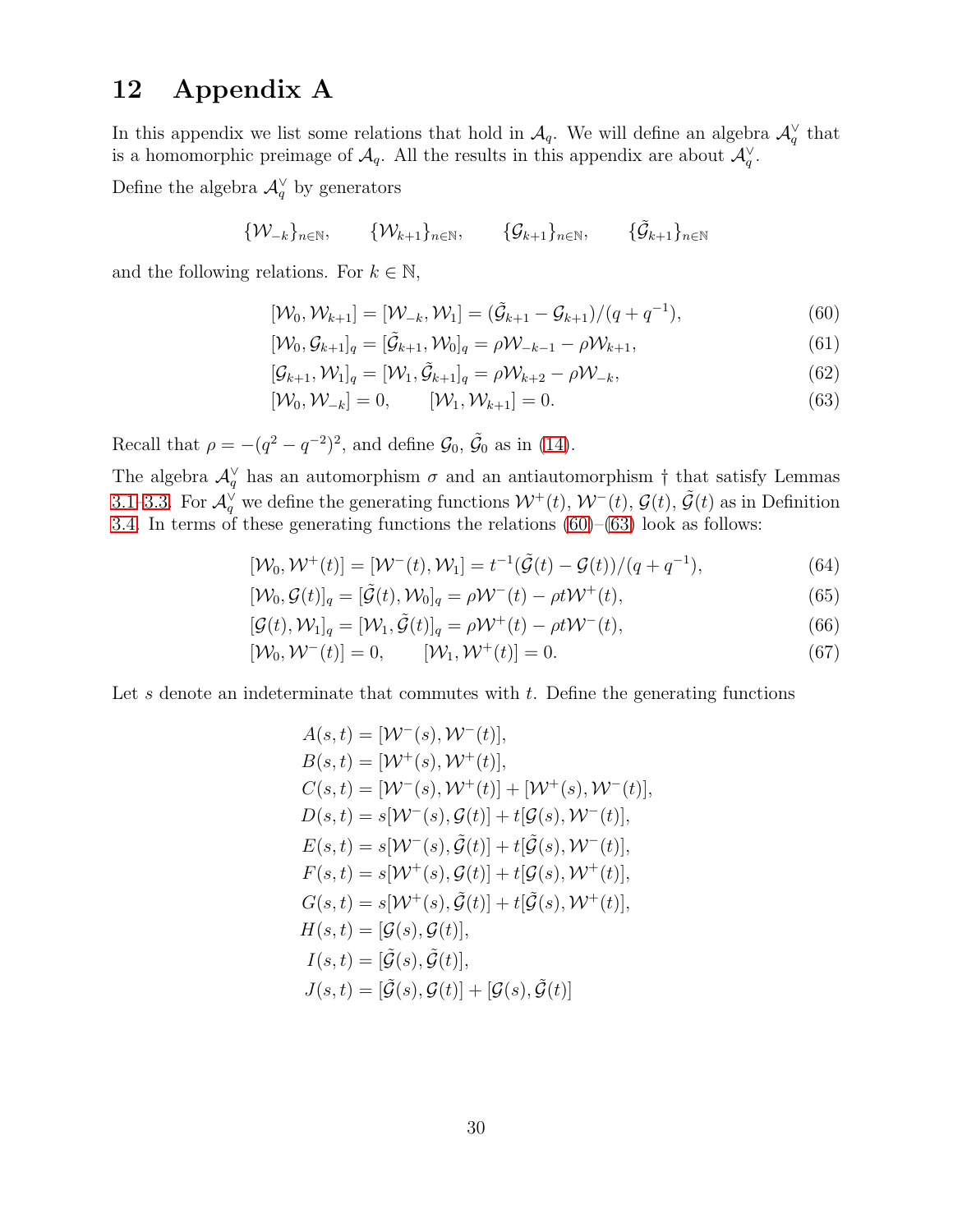# 12 Appendix A

In this appendix we list some relations that hold in $\mathcal{A}_q$. We will define an algebra $\mathcal{A}_q^\vee$ that is a homomorphic preimage of $\mathcal{A}_q$. All the results in this appendix are about $\mathcal{A}_q^\vee$.

Define the algebra $\mathcal{A}_q^\vee$ by generators

$$\{\mathcal{W}_{-k}\}_{n\in\mathbb{N}}, \qquad \{\mathcal{W}_{k+1}\}_{n\in\mathbb{N}}, \qquad \{\mathcal{G}_{k+1}\}_{n\in\mathbb{N}}, \qquad \{\tilde{\mathcal{G}}_{k+1}\}_{n\in\mathbb{N}}$$

and the following relations. For $k \in \mathbb{N}$,

$$[\mathcal{W}_0, \mathcal{W}_{k+1}] = [\mathcal{W}_{-k}, \mathcal{W}_1] = (\tilde{\mathcal{G}}_{k+1} - \mathcal{G}_{k+1})/(q + q^{-1}), \tag{60}$$

$$[\mathcal{W}_0, \mathcal{G}_{k+1}]_q = [\tilde{\mathcal{G}}_{k+1}, \mathcal{W}_0]_q = \rho\mathcal{W}_{-k-1} - \rho\mathcal{W}_{k+1}, \tag{61}$$

$$[\mathcal{G}_{k+1}, \mathcal{W}_1]_q = [\mathcal{W}_1, \tilde{\mathcal{G}}_{k+1}]_q = \rho\mathcal{W}_{k+2} - \rho\mathcal{W}_{-k}, \tag{62}$$

$$[\mathcal{W}_0, \mathcal{W}_{-k}] = 0, \qquad [\mathcal{W}_1, \mathcal{W}_{k+1}] = 0. \tag{63}$$

Recall that $\rho = -(q^2 - q^{-2})^2$, and define $\mathcal{G}_0$, $\tilde{\mathcal{G}}_0$ as in (14).

The algebra $\mathcal{A}_q^\vee$ has an automorphism $\sigma$ and an antiautomorphism $\dagger$ that satisfy Lemmas 3.1–3.3. For $\mathcal{A}_q^\vee$ we define the generating functions $\mathcal{W}^+(t)$, $\mathcal{W}^-(t)$, $\mathcal{G}(t)$, $\tilde{\mathcal{G}}(t)$ as in Definition 3.4. In terms of these generating functions the relations (60)–(63) look as follows:

$$[\mathcal{W}_0, \mathcal{W}^+(t)] = [\mathcal{W}^-(t), \mathcal{W}_1] = t^{-1}(\tilde{\mathcal{G}}(t) - \mathcal{G}(t))/(q + q^{-1}), \tag{64}$$

$$[\mathcal{W}_0, \mathcal{G}(t)]_q = [\tilde{\mathcal{G}}(t), \mathcal{W}_0]_q = \rho\mathcal{W}^-(t) - \rho t\mathcal{W}^+(t), \tag{65}$$

$$[\mathcal{G}(t), \mathcal{W}_1]_q = [\mathcal{W}_1, \tilde{\mathcal{G}}(t)]_q = \rho\mathcal{W}^+(t) - \rho t\mathcal{W}^-(t), \tag{66}$$

$$[\mathcal{W}_0, \mathcal{W}^-(t)] = 0, \qquad [\mathcal{W}_1, \mathcal{W}^+(t)] = 0. \tag{67}$$

Let $s$ denote an indeterminate that commutes with $t$. Define the generating functions

$$
\begin{aligned}
A(s,t) &= [\mathcal{W}^-(s), \mathcal{W}^-(t)], \\
B(s,t) &= [\mathcal{W}^+(s), \mathcal{W}^+(t)], \\
C(s,t) &= [\mathcal{W}^-(s), \mathcal{W}^+(t)] + [\mathcal{W}^+(s), \mathcal{W}^-(t)], \\
D(s,t) &= s[\mathcal{W}^-(s), \mathcal{G}(t)] + t[\mathcal{G}(s), \mathcal{W}^-(t)], \\
E(s,t) &= s[\mathcal{W}^-(s), \tilde{\mathcal{G}}(t)] + t[\tilde{\mathcal{G}}(s), \mathcal{W}^-(t)], \\
F(s,t) &= s[\mathcal{W}^+(s), \mathcal{G}(t)] + t[\mathcal{G}(s), \mathcal{W}^+(t)], \\
G(s,t) &= s[\mathcal{W}^+(s), \tilde{\mathcal{G}}(t)] + t[\tilde{\mathcal{G}}(s), \mathcal{W}^+(t)], \\
H(s,t) &= [\mathcal{G}(s), \mathcal{G}(t)], \\
I(s,t) &= [\tilde{\mathcal{G}}(s), \tilde{\mathcal{G}}(t)], \\
J(s,t) &= [\tilde{\mathcal{G}}(s), \mathcal{G}(t)] + [\mathcal{G}(s), \tilde{\mathcal{G}}(t)]
\end{aligned}
$$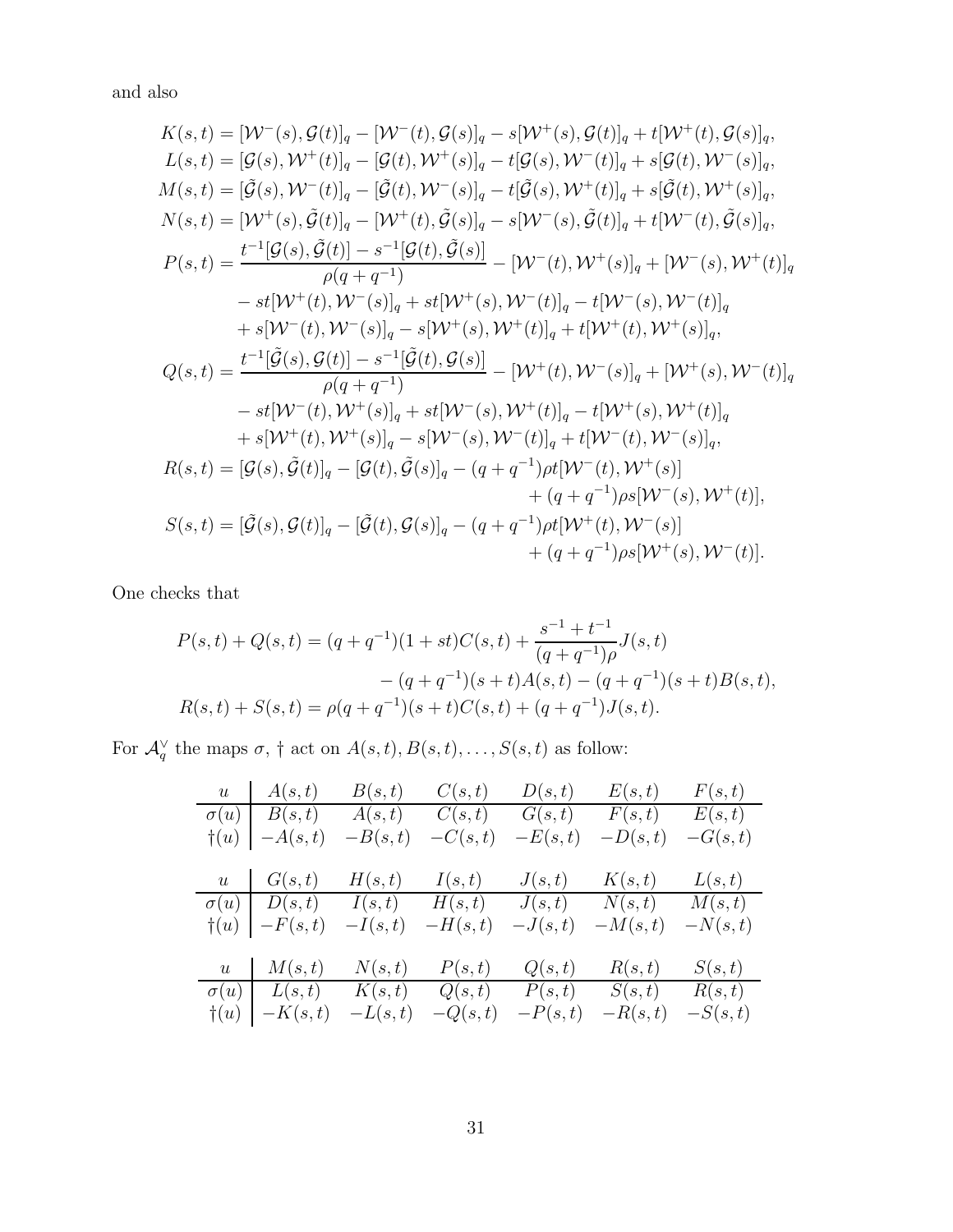and also

$$
\begin{aligned}
K(s,t) &= [\mathcal{W}^-(s), \mathcal{G}(t)]_q - [\mathcal{W}^-(t), \mathcal{G}(s)]_q - s[\mathcal{W}^+(s), \mathcal{G}(t)]_q + t[\mathcal{W}^+(t), \mathcal{G}(s)]_q, \\
L(s,t) &= [\mathcal{G}(s), \mathcal{W}^+(t)]_q - [\mathcal{G}(t), \mathcal{W}^+(s)]_q - t[\mathcal{G}(s), \mathcal{W}^-(t)]_q + s[\mathcal{G}(t), \mathcal{W}^-(s)]_q, \\
M(s,t) &= [\tilde{\mathcal{G}}(s), \mathcal{W}^-(t)]_q - [\tilde{\mathcal{G}}(t), \mathcal{W}^-(s)]_q - t[\tilde{\mathcal{G}}(s), \mathcal{W}^+(t)]_q + s[\tilde{\mathcal{G}}(t), \mathcal{W}^+(s)]_q, \\
N(s,t) &= [\mathcal{W}^+(s), \tilde{\mathcal{G}}(t)]_q - [\mathcal{W}^+(t), \tilde{\mathcal{G}}(s)]_q - s[\mathcal{W}^-(s), \tilde{\mathcal{G}}(t)]_q + t[\mathcal{W}^-(t), \tilde{\mathcal{G}}(s)]_q, \\
P(s,t) &= \frac{t^{-1}[\mathcal{G}(s), \tilde{\mathcal{G}}(t)] - s^{-1}[\mathcal{G}(t), \tilde{\mathcal{G}}(s)]}{\rho(q+q^{-1})} - [\mathcal{W}^-(t), \mathcal{W}^+(s)]_q + [\mathcal{W}^-(s), \mathcal{W}^+(t)]_q \\
&\quad - st[\mathcal{W}^+(t), \mathcal{W}^-(s)]_q + st[\mathcal{W}^+(s), \mathcal{W}^-(t)]_q - t[\mathcal{W}^-(s), \mathcal{W}^-(t)]_q \\
&\quad + s[\mathcal{W}^-(t), \mathcal{W}^-(s)]_q - s[\mathcal{W}^+(s), \mathcal{W}^+(t)]_q + t[\mathcal{W}^+(t), \mathcal{W}^+(s)]_q, \\
Q(s,t) &= \frac{t^{-1}[\tilde{\mathcal{G}}(s), \mathcal{G}(t)] - s^{-1}[\tilde{\mathcal{G}}(t), \mathcal{G}(s)]}{\rho(q+q^{-1})} - [\mathcal{W}^+(t), \mathcal{W}^-(s)]_q + [\mathcal{W}^+(s), \mathcal{W}^-(t)]_q \\
&\quad - st[\mathcal{W}^-(t), \mathcal{W}^+(s)]_q + st[\mathcal{W}^-(s), \mathcal{W}^+(t)]_q - t[\mathcal{W}^+(s), \mathcal{W}^+(t)]_q \\
&\quad + s[\mathcal{W}^+(t), \mathcal{W}^+(s)]_q - s[\mathcal{W}^-(s), \mathcal{W}^-(t)]_q + t[\mathcal{W}^-(t), \mathcal{W}^-(s)]_q, \\
R(s,t) &= [\mathcal{G}(s), \tilde{\mathcal{G}}(t)]_q - [\mathcal{G}(t), \tilde{\mathcal{G}}(s)]_q - (q+q^{-1})\rho t[\mathcal{W}^-(t), \mathcal{W}^+(s)] \\
&\qquad + (q+q^{-1})\rho s[\mathcal{W}^-(s), \mathcal{W}^+(t)], \\
S(s,t) &= [\tilde{\mathcal{G}}(s), \mathcal{G}(t)]_q - [\tilde{\mathcal{G}}(t), \mathcal{G}(s)]_q - (q+q^{-1})\rho t[\mathcal{W}^+(t), \mathcal{W}^-(s)] \\
&\qquad + (q+q^{-1})\rho s[\mathcal{W}^+(s), \mathcal{W}^-(t)].
\end{aligned}
$$

One checks that

$$
\begin{aligned}
P(s,t) + Q(s,t) &= (q+q^{-1})(1+st)C(s,t) + \frac{s^{-1}+t^{-1}}{(q+q^{-1})\rho}J(s,t) \\
&\qquad - (q+q^{-1})(s+t)A(s,t) - (q+q^{-1})(s+t)B(s,t), \\
R(s,t) + S(s,t) &= \rho(q+q^{-1})(s+t)C(s,t) + (q+q^{-1})J(s,t).
\end{aligned}
$$

For $\mathcal{A}_q^\vee$ the maps $\sigma$, $\dagger$ act on $A(s,t), B(s,t), \ldots, S(s,t)$ as follow:

| $u$ | $A(s,t)$ | $B(s,t)$ | $C(s,t)$ | $D(s,t)$ | $E(s,t)$ | $F(s,t)$ |
|---|---|---|---|---|---|---|
| $\sigma(u)$ | $B(s,t)$ | $A(s,t)$ | $C(s,t)$ | $G(s,t)$ | $F(s,t)$ | $E(s,t)$ |
| $\dagger(u)$ | $-A(s,t)$ | $-B(s,t)$ | $-C(s,t)$ | $-E(s,t)$ | $-D(s,t)$ | $-G(s,t)$ |

| $u$ | $G(s,t)$ | $H(s,t)$ | $I(s,t)$ | $J(s,t)$ | $K(s,t)$ | $L(s,t)$ |
|---|---|---|---|---|---|---|
| $\sigma(u)$ | $D(s,t)$ | $I(s,t)$ | $H(s,t)$ | $J(s,t)$ | $N(s,t)$ | $M(s,t)$ |
| $\dagger(u)$ | $-F(s,t)$ | $-I(s,t)$ | $-H(s,t)$ | $-J(s,t)$ | $-M(s,t)$ | $-N(s,t)$ |

| $u$ | $M(s,t)$ | $N(s,t)$ | $P(s,t)$ | $Q(s,t)$ | $R(s,t)$ | $S(s,t)$ |
|---|---|---|---|---|---|---|
| $\sigma(u)$ | $L(s,t)$ | $K(s,t)$ | $Q(s,t)$ | $P(s,t)$ | $S(s,t)$ | $R(s,t)$ |
| $\dagger(u)$ | $-K(s,t)$ | $-L(s,t)$ | $-Q(s,t)$ | $-P(s,t)$ | $-R(s,t)$ | $-S(s,t)$ |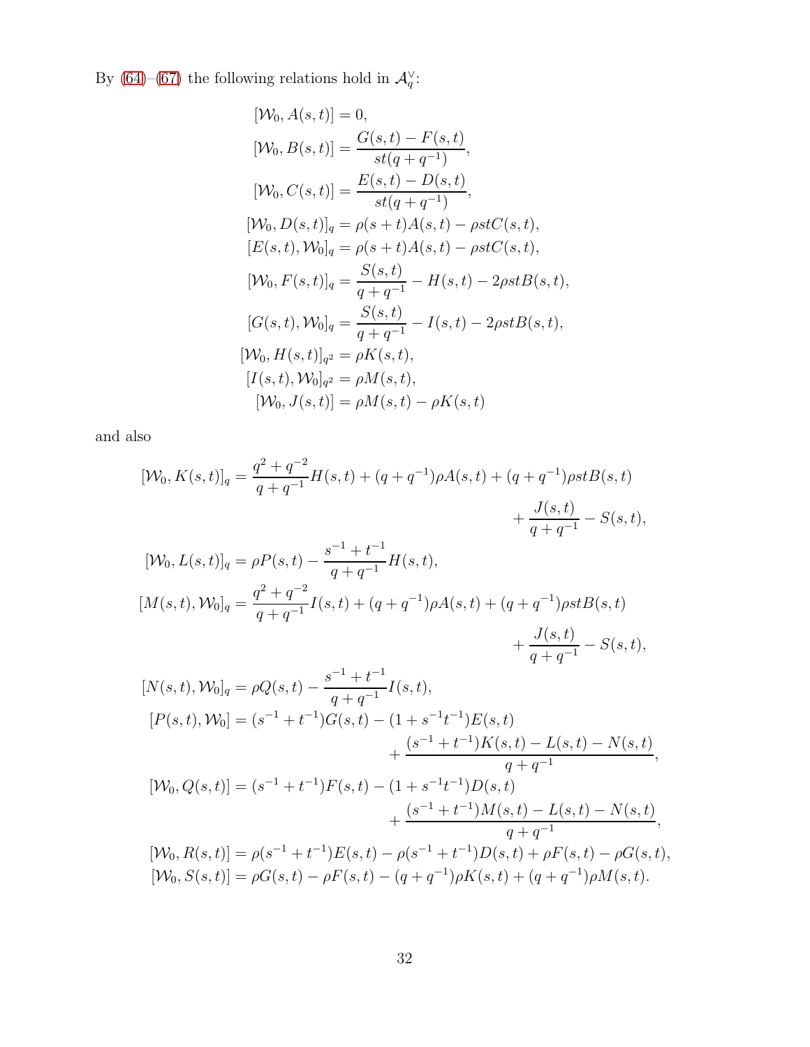By (64)–(67) the following relations hold in $\mathcal{A}_q^\vee$:

$$
\begin{aligned}
[\mathcal{W}_0, A(s,t)] &= 0, \\
[\mathcal{W}_0, B(s,t)] &= \frac{G(s,t) - F(s,t)}{st(q+q^{-1})}, \\
[\mathcal{W}_0, C(s,t)] &= \frac{E(s,t) - D(s,t)}{st(q+q^{-1})}, \\
[\mathcal{W}_0, D(s,t)]_q &= \rho(s+t)A(s,t) - \rho st C(s,t), \\
[E(s,t), \mathcal{W}_0]_q &= \rho(s+t)A(s,t) - \rho st C(s,t), \\
[\mathcal{W}_0, F(s,t)]_q &= \frac{S(s,t)}{q+q^{-1}} - H(s,t) - 2\rho st B(s,t), \\
[G(s,t), \mathcal{W}_0]_q &= \frac{S(s,t)}{q+q^{-1}} - I(s,t) - 2\rho st B(s,t), \\
[\mathcal{W}_0, H(s,t)]_{q^2} &= \rho K(s,t), \\
[I(s,t), \mathcal{W}_0]_{q^2} &= \rho M(s,t), \\
[\mathcal{W}_0, J(s,t)] &= \rho M(s,t) - \rho K(s,t)
\end{aligned}
$$

and also

$$
\begin{aligned}
[\mathcal{W}_0, K(s,t)]_q &= \frac{q^2+q^{-2}}{q+q^{-1}} H(s,t) + (q+q^{-1})\rho A(s,t) + (q+q^{-1})\rho st B(s,t) \\
&\qquad + \frac{J(s,t)}{q+q^{-1}} - S(s,t), \\
[\mathcal{W}_0, L(s,t)]_q &= \rho P(s,t) - \frac{s^{-1}+t^{-1}}{q+q^{-1}} H(s,t), \\
[M(s,t), \mathcal{W}_0]_q &= \frac{q^2+q^{-2}}{q+q^{-1}} I(s,t) + (q+q^{-1})\rho A(s,t) + (q+q^{-1})\rho st B(s,t) \\
&\qquad + \frac{J(s,t)}{q+q^{-1}} - S(s,t), \\
[N(s,t), \mathcal{W}_0]_q &= \rho Q(s,t) - \frac{s^{-1}+t^{-1}}{q+q^{-1}} I(s,t), \\
[P(s,t), \mathcal{W}_0] &= (s^{-1}+t^{-1})G(s,t) - (1+s^{-1}t^{-1})E(s,t) \\
&\qquad + \frac{(s^{-1}+t^{-1})K(s,t) - L(s,t) - N(s,t)}{q+q^{-1}}, \\
[\mathcal{W}_0, Q(s,t)] &= (s^{-1}+t^{-1})F(s,t) - (1+s^{-1}t^{-1})D(s,t) \\
&\qquad + \frac{(s^{-1}+t^{-1})M(s,t) - L(s,t) - N(s,t)}{q+q^{-1}}, \\
[\mathcal{W}_0, R(s,t)] &= \rho(s^{-1}+t^{-1})E(s,t) - \rho(s^{-1}+t^{-1})D(s,t) + \rho F(s,t) - \rho G(s,t), \\
[\mathcal{W}_0, S(s,t)] &= \rho G(s,t) - \rho F(s,t) - (q+q^{-1})\rho K(s,t) + (q+q^{-1})\rho M(s,t).
\end{aligned}
$$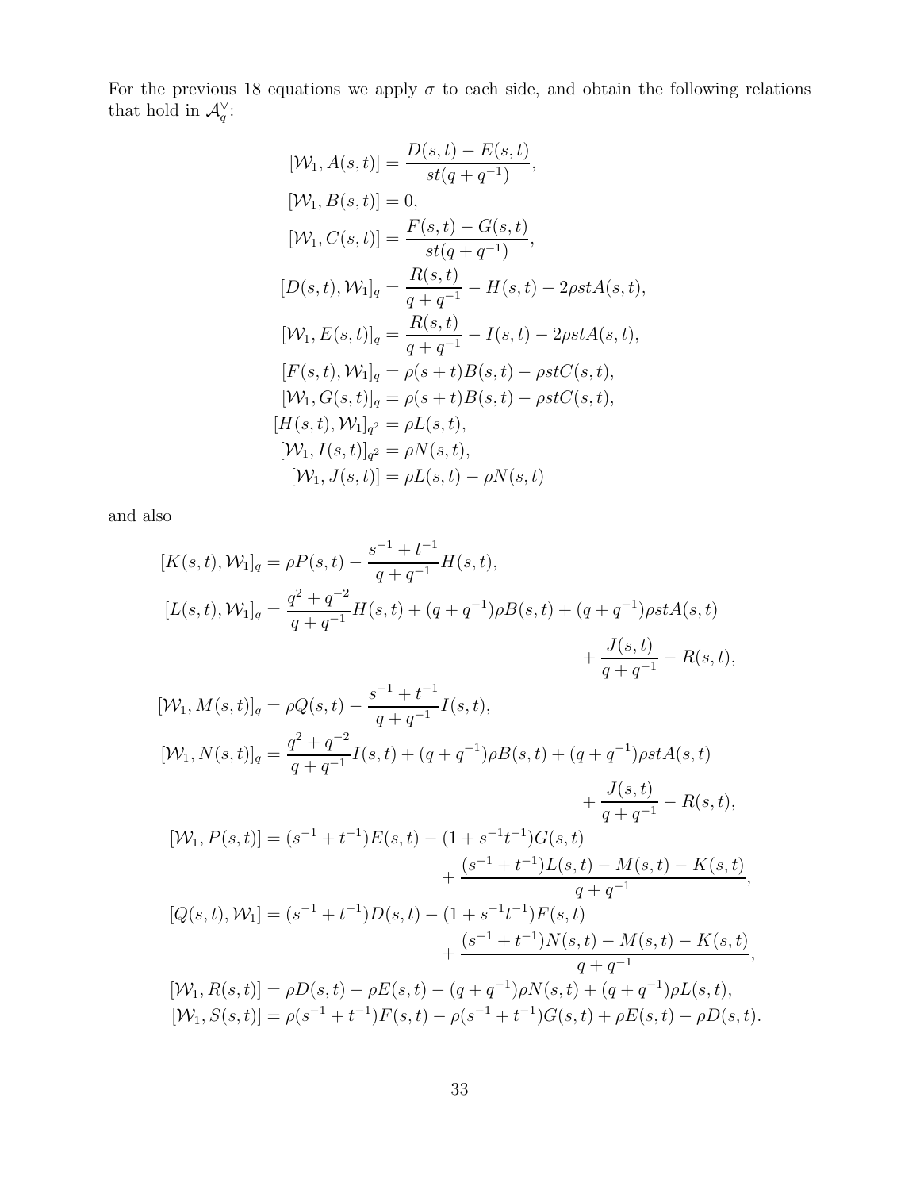For the previous 18 equations we apply $\sigma$ to each side, and obtain the following relations that hold in $\mathcal{A}_q^\vee$:

$$
\begin{aligned}
[\mathcal{W}_1, A(s,t)] &= \frac{D(s,t) - E(s,t)}{st(q+q^{-1})}, \\
[\mathcal{W}_1, B(s,t)] &= 0, \\
[\mathcal{W}_1, C(s,t)] &= \frac{F(s,t) - G(s,t)}{st(q+q^{-1})}, \\
[D(s,t), \mathcal{W}_1]_q &= \frac{R(s,t)}{q+q^{-1}} - H(s,t) - 2\rho st A(s,t), \\
[\mathcal{W}_1, E(s,t)]_q &= \frac{R(s,t)}{q+q^{-1}} - I(s,t) - 2\rho st A(s,t), \\
[F(s,t), \mathcal{W}_1]_q &= \rho(s+t)B(s,t) - \rho st C(s,t), \\
[\mathcal{W}_1, G(s,t)]_q &= \rho(s+t)B(s,t) - \rho st C(s,t), \\
[H(s,t), \mathcal{W}_1]_{q^2} &= \rho L(s,t), \\
[\mathcal{W}_1, I(s,t)]_{q^2} &= \rho N(s,t), \\
[\mathcal{W}_1, J(s,t)] &= \rho L(s,t) - \rho N(s,t)
\end{aligned}
$$

and also

$$
\begin{aligned}
[K(s,t), \mathcal{W}_1]_q &= \rho P(s,t) - \frac{s^{-1}+t^{-1}}{q+q^{-1}} H(s,t), \\
[L(s,t), \mathcal{W}_1]_q &= \frac{q^2+q^{-2}}{q+q^{-1}} H(s,t) + (q+q^{-1})\rho B(s,t) + (q+q^{-1})\rho st A(s,t) \\
&\qquad + \frac{J(s,t)}{q+q^{-1}} - R(s,t), \\
[\mathcal{W}_1, M(s,t)]_q &= \rho Q(s,t) - \frac{s^{-1}+t^{-1}}{q+q^{-1}} I(s,t), \\
[\mathcal{W}_1, N(s,t)]_q &= \frac{q^2+q^{-2}}{q+q^{-1}} I(s,t) + (q+q^{-1})\rho B(s,t) + (q+q^{-1})\rho st A(s,t) \\
&\qquad + \frac{J(s,t)}{q+q^{-1}} - R(s,t), \\
[\mathcal{W}_1, P(s,t)] &= (s^{-1}+t^{-1})E(s,t) - (1+s^{-1}t^{-1})G(s,t) \\
&\qquad + \frac{(s^{-1}+t^{-1})L(s,t) - M(s,t) - K(s,t)}{q+q^{-1}}, \\
[Q(s,t), \mathcal{W}_1] &= (s^{-1}+t^{-1})D(s,t) - (1+s^{-1}t^{-1})F(s,t) \\
&\qquad + \frac{(s^{-1}+t^{-1})N(s,t) - M(s,t) - K(s,t)}{q+q^{-1}}, \\
[\mathcal{W}_1, R(s,t)] &= \rho D(s,t) - \rho E(s,t) - (q+q^{-1})\rho N(s,t) + (q+q^{-1})\rho L(s,t), \\
[\mathcal{W}_1, S(s,t)] &= \rho(s^{-1}+t^{-1})F(s,t) - \rho(s^{-1}+t^{-1})G(s,t) + \rho E(s,t) - \rho D(s,t).
\end{aligned}
$$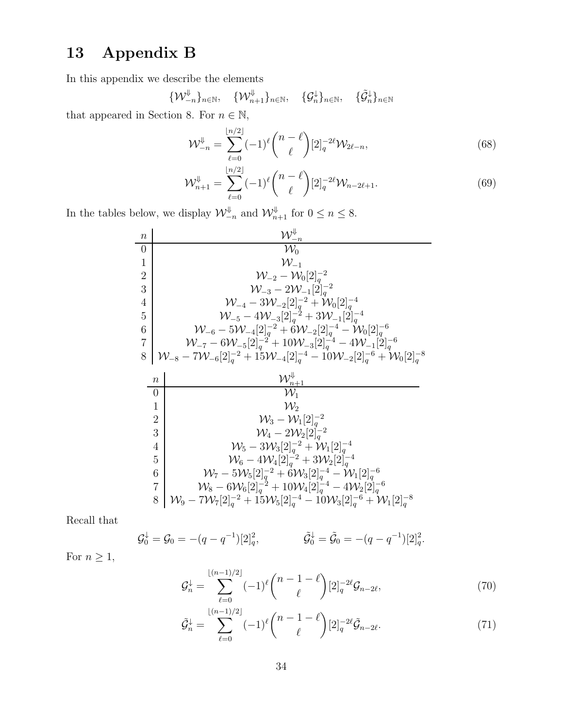# 13 Appendix B

In this appendix we describe the elements

$$\{\mathcal{W}^{\Downarrow}_{-n}\}_{n\in\mathbb{N}}, \quad \{\mathcal{W}^{\Downarrow}_{n+1}\}_{n\in\mathbb{N}}, \quad \{\mathcal{G}^{\downarrow}_{n}\}_{n\in\mathbb{N}}, \quad \{\tilde{\mathcal{G}}^{\downarrow}_{n}\}_{n\in\mathbb{N}}$$

that appeared in Section 8. For $n \in \mathbb{N}$,

$$\mathcal{W}^{\Downarrow}_{-n} = \sum_{\ell=0}^{\lfloor n/2\rfloor} (-1)^\ell \binom{n-\ell}{\ell} [2]_q^{-2\ell} \mathcal{W}_{2\ell-n}, \tag{68}$$

$$\mathcal{W}^{\Downarrow}_{n+1} = \sum_{\ell=0}^{\lfloor n/2\rfloor} (-1)^\ell \binom{n-\ell}{\ell} [2]_q^{-2\ell} \mathcal{W}_{n-2\ell+1}. \tag{69}$$

In the tables below, we display $\mathcal{W}^{\Downarrow}_{-n}$ and $\mathcal{W}^{\Downarrow}_{n+1}$ for $0 \le n \le 8$.

| $n$ | $\mathcal{W}^{\Downarrow}_{-n}$ |
|---|---|
| 0 | $\mathcal{W}_0$ |
| 1 | $\mathcal{W}_{-1}$ |
| 2 | $\mathcal{W}_{-2} - \mathcal{W}_0[2]_q^{-2}$ |
| 3 | $\mathcal{W}_{-3} - 2\mathcal{W}_{-1}[2]_q^{-2}$ |
| 4 | $\mathcal{W}_{-4} - 3\mathcal{W}_{-2}[2]_q^{-2} + \mathcal{W}_0[2]_q^{-4}$ |
| 5 | $\mathcal{W}_{-5} - 4\mathcal{W}_{-3}[2]_q^{-2} + 3\mathcal{W}_{-1}[2]_q^{-4}$ |
| 6 | $\mathcal{W}_{-6} - 5\mathcal{W}_{-4}[2]_q^{-2} + 6\mathcal{W}_{-2}[2]_q^{-4} - \mathcal{W}_0[2]_q^{-6}$ |
| 7 | $\mathcal{W}_{-7} - 6\mathcal{W}_{-5}[2]_q^{-2} + 10\mathcal{W}_{-3}[2]_q^{-4} - 4\mathcal{W}_{-1}[2]_q^{-6}$ |
| 8 | $\mathcal{W}_{-8} - 7\mathcal{W}_{-6}[2]_q^{-2} + 15\mathcal{W}_{-4}[2]_q^{-4} - 10\mathcal{W}_{-2}[2]_q^{-6} + \mathcal{W}_0[2]_q^{-8}$ |

| $n$ | $\mathcal{W}^{\Downarrow}_{n+1}$ |
|---|---|
| 0 | $\mathcal{W}_1$ |
| 1 | $\mathcal{W}_2$ |
| 2 | $\mathcal{W}_3 - \mathcal{W}_1[2]_q^{-2}$ |
| 3 | $\mathcal{W}_4 - 2\mathcal{W}_2[2]_q^{-2}$ |
| 4 | $\mathcal{W}_5 - 3\mathcal{W}_3[2]_q^{-2} + \mathcal{W}_1[2]_q^{-4}$ |
| 5 | $\mathcal{W}_6 - 4\mathcal{W}_4[2]_q^{-2} + 3\mathcal{W}_2[2]_q^{-4}$ |
| 6 | $\mathcal{W}_7 - 5\mathcal{W}_5[2]_q^{-2} + 6\mathcal{W}_3[2]_q^{-4} - \mathcal{W}_1[2]_q^{-6}$ |
| 7 | $\mathcal{W}_8 - 6\mathcal{W}_6[2]_q^{-2} + 10\mathcal{W}_4[2]_q^{-4} - 4\mathcal{W}_2[2]_q^{-6}$ |
| 8 | $\mathcal{W}_9 - 7\mathcal{W}_7[2]_q^{-2} + 15\mathcal{W}_5[2]_q^{-4} - 10\mathcal{W}_3[2]_q^{-6} + \mathcal{W}_1[2]_q^{-8}$ |

Recall that

$$\mathcal{G}^{\downarrow}_0 = \mathcal{G}_0 = -(q-q^{-1})[2]_q^2, \qquad \tilde{\mathcal{G}}^{\downarrow}_0 = \tilde{\mathcal{G}}_0 = -(q-q^{-1})[2]_q^2.$$

For $n \ge 1$,

$$\mathcal{G}^{\downarrow}_n = \sum_{\ell=0}^{\lfloor (n-1)/2\rfloor} (-1)^\ell \binom{n-1-\ell}{\ell} [2]_q^{-2\ell} \mathcal{G}_{n-2\ell}, \tag{70}$$

$$\tilde{\mathcal{G}}^{\downarrow}_n = \sum_{\ell=0}^{\lfloor (n-1)/2\rfloor} (-1)^\ell \binom{n-1-\ell}{\ell} [2]_q^{-2\ell} \tilde{\mathcal{G}}_{n-2\ell}. \tag{71}$$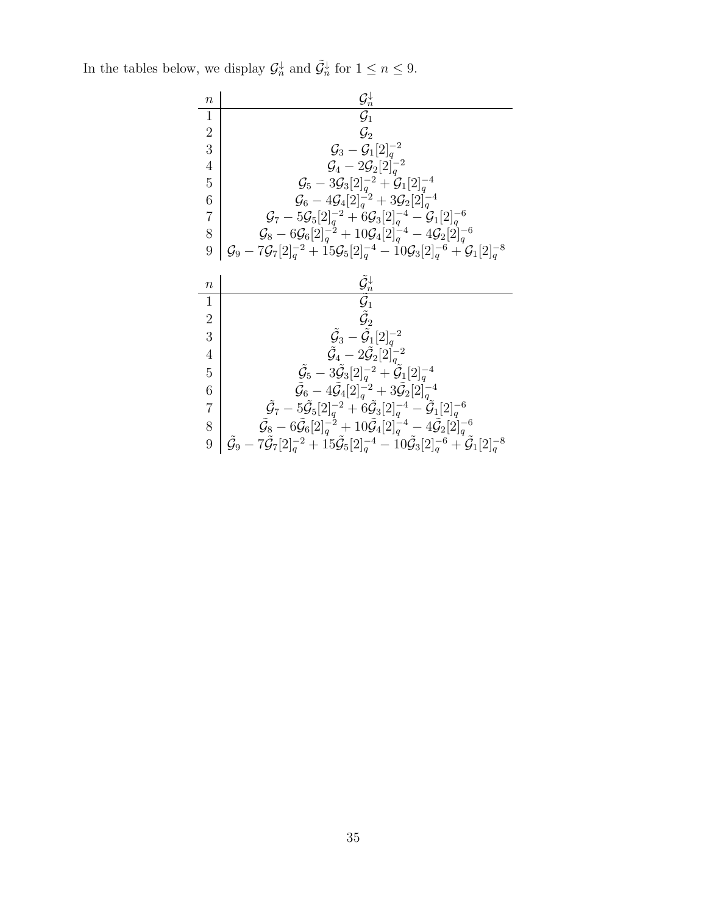In the tables below, we display $\mathcal{G}_n^{\downarrow}$ and $\tilde{\mathcal{G}}_n^{\downarrow}$ for $1 \leq n \leq 9$.

| $n$ | $\mathcal{G}_n^{\downarrow}$ |
|---|---|
| 1 | $\mathcal{G}_1$ |
| 2 | $\mathcal{G}_2$ |
| 3 | $\mathcal{G}_3 - \mathcal{G}_1[2]_q^{-2}$ |
| 4 | $\mathcal{G}_4 - 2\mathcal{G}_2[2]_q^{-2}$ |
| 5 | $\mathcal{G}_5 - 3\mathcal{G}_3[2]_q^{-2} + \mathcal{G}_1[2]_q^{-4}$ |
| 6 | $\mathcal{G}_6 - 4\mathcal{G}_4[2]_q^{-2} + 3\mathcal{G}_2[2]_q^{-4}$ |
| 7 | $\mathcal{G}_7 - 5\mathcal{G}_5[2]_q^{-2} + 6\mathcal{G}_3[2]_q^{-4} - \mathcal{G}_1[2]_q^{-6}$ |
| 8 | $\mathcal{G}_8 - 6\mathcal{G}_6[2]_q^{-2} + 10\mathcal{G}_4[2]_q^{-4} - 4\mathcal{G}_2[2]_q^{-6}$ |
| 9 | $\mathcal{G}_9 - 7\mathcal{G}_7[2]_q^{-2} + 15\mathcal{G}_5[2]_q^{-4} - 10\mathcal{G}_3[2]_q^{-6} + \mathcal{G}_1[2]_q^{-8}$ |

| $n$ | $\tilde{\mathcal{G}}_n^{\downarrow}$ |
|---|---|
| 1 | $\tilde{\mathcal{G}}_1$ |
| 2 | $\tilde{\mathcal{G}}_2$ |
| 3 | $\tilde{\mathcal{G}}_3 - \tilde{\mathcal{G}}_1[2]_q^{-2}$ |
| 4 | $\tilde{\mathcal{G}}_4 - 2\tilde{\mathcal{G}}_2[2]_q^{-2}$ |
| 5 | $\tilde{\mathcal{G}}_5 - 3\tilde{\mathcal{G}}_3[2]_q^{-2} + \tilde{\mathcal{G}}_1[2]_q^{-4}$ |
| 6 | $\tilde{\mathcal{G}}_6 - 4\tilde{\mathcal{G}}_4[2]_q^{-2} + 3\tilde{\mathcal{G}}_2[2]_q^{-4}$ |
| 7 | $\tilde{\mathcal{G}}_7 - 5\tilde{\mathcal{G}}_5[2]_q^{-2} + 6\tilde{\mathcal{G}}_3[2]_q^{-4} - \tilde{\mathcal{G}}_1[2]_q^{-6}$ |
| 8 | $\tilde{\mathcal{G}}_8 - 6\tilde{\mathcal{G}}_6[2]_q^{-2} + 10\tilde{\mathcal{G}}_4[2]_q^{-4} - 4\tilde{\mathcal{G}}_2[2]_q^{-6}$ |
| 9 | $\tilde{\mathcal{G}}_9 - 7\tilde{\mathcal{G}}_7[2]_q^{-2} + 15\tilde{\mathcal{G}}_5[2]_q^{-4} - 10\tilde{\mathcal{G}}_3[2]_q^{-6} + \tilde{\mathcal{G}}_1[2]_q^{-8}$ |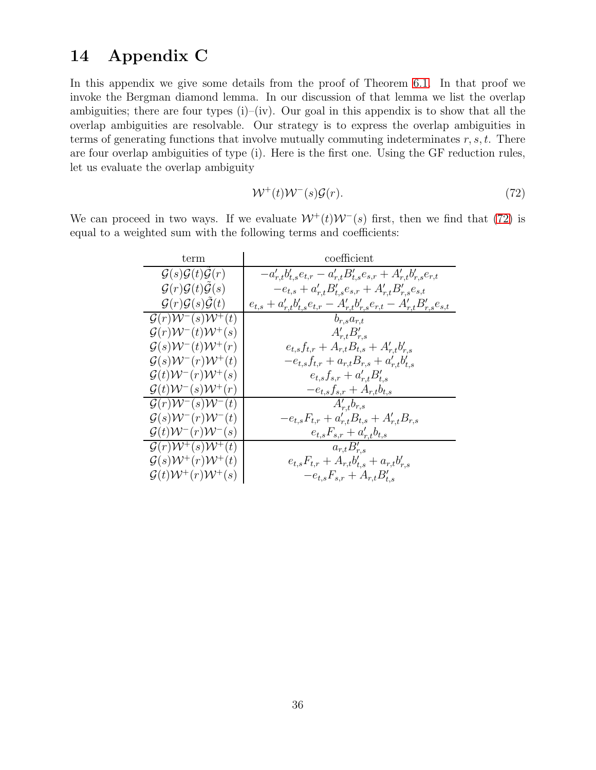# 14 Appendix C

In this appendix we give some details from the proof of Theorem 6.1. In that proof we invoke the Bergman diamond lemma. In our discussion of that lemma we list the overlap ambiguities; there are four types (i)–(iv). Our goal in this appendix is to show that all the overlap ambiguities are resolvable. Our strategy is to express the overlap ambiguities in terms of generating functions that involve mutually commuting indeterminates $r, s, t$. There are four overlap ambiguities of type (i). Here is the first one. Using the GF reduction rules, let us evaluate the overlap ambiguity

$$\mathcal{W}^+(t)\mathcal{W}^-(s)\mathcal{G}(r). \tag{72}$$

We can proceed in two ways. If we evaluate $\mathcal{W}^+(t)\mathcal{W}^-(s)$ first, then we find that (72) is equal to a weighted sum with the following terms and coefficients:

| term | coefficient |
|---|---|
| $\mathcal{G}(s)\mathcal{G}(t)\tilde{\mathcal{G}}(r)$ | $-a'_{r,t}b'_{t,s}e_{t,r} - a'_{r,t}B'_{t,s}e_{s,r} + A'_{r,t}b'_{r,s}e_{r,t}$ |
| $\mathcal{G}(r)\mathcal{G}(t)\tilde{\mathcal{G}}(s)$ | $-e_{t,s} + a'_{r,t}B'_{t,s}e_{s,r} + A'_{r,t}B'_{r,s}e_{s,t}$ |
| $\mathcal{G}(r)\mathcal{G}(s)\tilde{\mathcal{G}}(t)$ | $e_{t,s} + a'_{r,t}b'_{t,s}e_{t,r} - A'_{r,t}b'_{r,s}e_{r,t} - A'_{r,t}B'_{r,s}e_{s,t}$ |
| $\mathcal{G}(r)\mathcal{W}^-(s)\mathcal{W}^+(t)$ | $b_{r,s}a_{r,t}$ |
| $\mathcal{G}(r)\mathcal{W}^-(t)\mathcal{W}^+(s)$ | $A'_{r,t}B'_{r,s}$ |
| $\mathcal{G}(s)\mathcal{W}^-(t)\mathcal{W}^+(r)$ | $e_{t,s}f_{t,r} + A_{r,t}B_{t,s} + A'_{r,t}b'_{r,s}$ |
| $\mathcal{G}(s)\mathcal{W}^-(r)\mathcal{W}^+(t)$ | $-e_{t,s}f_{t,r} + a_{r,t}B_{r,s} + a'_{r,t}b'_{t,s}$ |
| $\mathcal{G}(t)\mathcal{W}^-(r)\mathcal{W}^+(s)$ | $e_{t,s}f_{s,r} + a'_{r,t}B'_{t,s}$ |
| $\mathcal{G}(t)\mathcal{W}^-(s)\mathcal{W}^+(r)$ | $-e_{t,s}f_{s,r} + A_{r,t}b_{t,s}$ |
| $\mathcal{G}(r)\mathcal{W}^-(s)\mathcal{W}^-(t)$ | $A'_{r,t}b_{r,s}$ |
| $\mathcal{G}(s)\mathcal{W}^-(r)\mathcal{W}^-(t)$ | $-e_{t,s}F_{t,r} + a'_{r,t}B_{t,s} + A'_{r,t}B_{r,s}$ |
| $\mathcal{G}(t)\mathcal{W}^-(r)\mathcal{W}^-(s)$ | $e_{t,s}F_{s,r} + a'_{r,t}b_{t,s}$ |
| $\mathcal{G}(r)\mathcal{W}^+(s)\mathcal{W}^+(t)$ | $a_{r,t}B'_{r,s}$ |
| $\mathcal{G}(s)\mathcal{W}^+(r)\mathcal{W}^+(t)$ | $e_{t,s}F_{t,r} + A_{r,t}b'_{t,s} + a_{r,t}b'_{r,s}$ |
| $\mathcal{G}(t)\mathcal{W}^+(r)\mathcal{W}^+(s)$ | $-e_{t,s}F_{s,r} + A_{r,t}B'_{t,s}$ |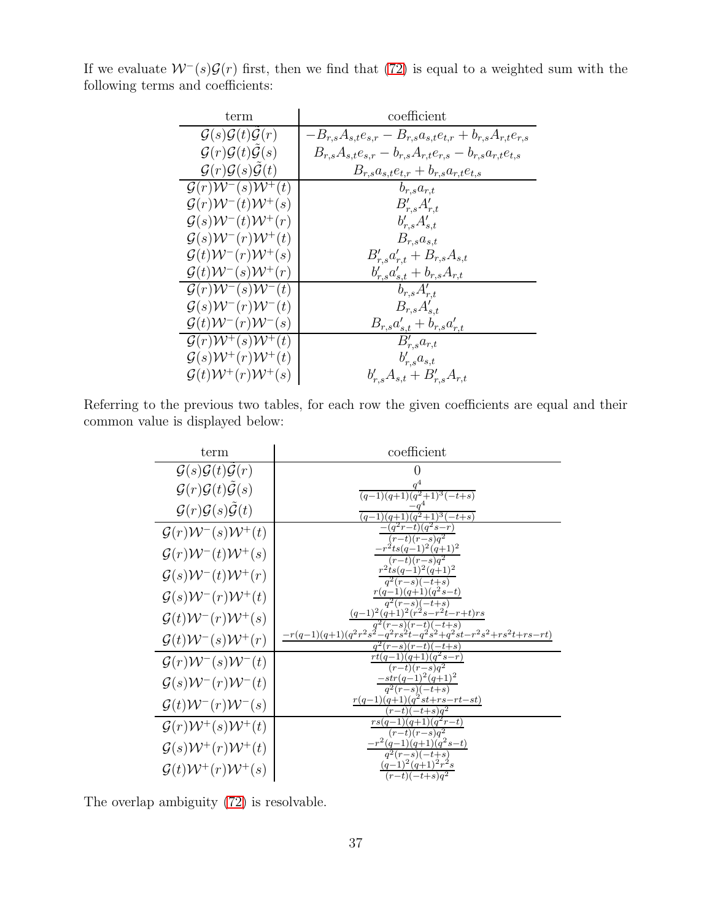If we evaluate $\mathcal{W}^-(s)\mathcal{G}(r)$ first, then we find that (72) is equal to a weighted sum with the following terms and coefficients:

| term | coefficient |
|---|---|
| $\mathcal{G}(s)\mathcal{G}(t)\tilde{\mathcal{G}}(r)$ | $-B_{r,s}A_{s,t}e_{s,r} - B_{r,s}a_{s,t}e_{t,r} + b_{r,s}A_{r,t}e_{r,s}$ |
| $\mathcal{G}(r)\mathcal{G}(t)\tilde{\mathcal{G}}(s)$ | $B_{r,s}A_{s,t}e_{s,r} - b_{r,s}A_{r,t}e_{r,s} - b_{r,s}a_{r,t}e_{t,s}$ |
| $\mathcal{G}(r)\mathcal{G}(s)\tilde{\mathcal{G}}(t)$ | $B_{r,s}a_{s,t}e_{t,r} + b_{r,s}a_{r,t}e_{t,s}$ |
| $\mathcal{G}(r)\mathcal{W}^-(s)\mathcal{W}^+(t)$ | $b_{r,s}a_{r,t}$ |
| $\mathcal{G}(r)\mathcal{W}^-(t)\mathcal{W}^+(s)$ | $B'_{r,s}A'_{r,t}$ |
| $\mathcal{G}(s)\mathcal{W}^-(t)\mathcal{W}^+(r)$ | $b'_{r,s}A'_{s,t}$ |
| $\mathcal{G}(s)\mathcal{W}^-(r)\mathcal{W}^+(t)$ | $B_{r,s}a_{s,t}$ |
| $\mathcal{G}(t)\mathcal{W}^-(r)\mathcal{W}^+(s)$ | $B'_{r,s}a'_{r,t} + B_{r,s}A_{s,t}$ |
| $\mathcal{G}(t)\mathcal{W}^-(s)\mathcal{W}^+(r)$ | $b'_{r,s}a'_{s,t} + b_{r,s}A_{r,t}$ |
| $\mathcal{G}(r)\mathcal{W}^-(s)\mathcal{W}^-(t)$ | $b_{r,s}A'_{r,t}$ |
| $\mathcal{G}(s)\mathcal{W}^-(r)\mathcal{W}^-(t)$ | $B_{r,s}A'_{s,t}$ |
| $\mathcal{G}(t)\mathcal{W}^-(r)\mathcal{W}^-(s)$ | $B_{r,s}a'_{s,t} + b_{r,s}a'_{r,t}$ |
| $\mathcal{G}(r)\mathcal{W}^+(s)\mathcal{W}^+(t)$ | $B'_{r,s}a_{r,t}$ |
| $\mathcal{G}(s)\mathcal{W}^+(r)\mathcal{W}^+(t)$ | $b'_{r,s}a_{s,t}$ |
| $\mathcal{G}(t)\mathcal{W}^+(r)\mathcal{W}^+(s)$ | $b'_{r,s}A_{s,t} + B'_{r,s}A_{r,t}$ |

Referring to the previous two tables, for each row the given coefficients are equal and their common value is displayed below:

| term | coefficient |
|---|---|
| $\mathcal{G}(s)\mathcal{G}(t)\tilde{\mathcal{G}}(r)$ | $0$ |
| $\mathcal{G}(r)\mathcal{G}(t)\tilde{\mathcal{G}}(s)$ | $\frac{q^4}{(q-1)(q+1)(q^2+1)^3(-t+s)}$ |
| $\mathcal{G}(r)\mathcal{G}(s)\tilde{\mathcal{G}}(t)$ | $\frac{-q^4}{(q-1)(q+1)(q^2+1)^3(-t+s)}$ |
| $\mathcal{G}(r)\mathcal{W}^-(s)\mathcal{W}^+(t)$ | $\frac{-(q^2r-t)(q^2s-r)}{(r-t)(r-s)q^2}$ |
| $\mathcal{G}(r)\mathcal{W}^-(t)\mathcal{W}^+(s)$ | $\frac{-r^2ts(q-1)^2(q+1)^2}{(r-t)(r-s)q^2}$ |
| $\mathcal{G}(s)\mathcal{W}^-(t)\mathcal{W}^+(r)$ | $\frac{r^2ts(q-1)^2(q+1)^2}{q^2(r-s)(-t+s)}$ |
| $\mathcal{G}(s)\mathcal{W}^-(r)\mathcal{W}^+(t)$ | $\frac{r(q-1)(q+1)(q^2s-t)}{q^2(r-s)(-t+s)}$ |
| $\mathcal{G}(t)\mathcal{W}^-(r)\mathcal{W}^+(s)$ | $\frac{(q-1)^2(q+1)^2(r^2s-r^2t-r+t)rs}{q^2(r-s)(r-t)(-t+s)}$ |
| $\mathcal{G}(t)\mathcal{W}^-(s)\mathcal{W}^+(r)$ | $\frac{-r(q-1)(q+1)(q^2r^2s^2-q^2rs^2t-q^2s^2+q^2st-r^2s^2+rs^2t+rs-rt)}{q^2(r-s)(r-t)(-t+s)}$ |
| $\mathcal{G}(r)\mathcal{W}^-(s)\mathcal{W}^-(t)$ | $\frac{rt(q-1)(q+1)(q^2s-r)}{(r-t)(r-s)q^2}$ |
| $\mathcal{G}(s)\mathcal{W}^-(r)\mathcal{W}^-(t)$ | $\frac{-str(q-1)^2(q+1)^2}{q^2(r-s)(-t+s)}$ |
| $\mathcal{G}(t)\mathcal{W}^-(r)\mathcal{W}^-(s)$ | $\frac{r(q-1)(q+1)(q^2st+rs-rt-st)}{(r-t)(-t+s)q^2}$ |
| $\mathcal{G}(r)\mathcal{W}^+(s)\mathcal{W}^+(t)$ | $\frac{rs(q-1)(q+1)(q^2r-t)}{(r-t)(r-s)q^2}$ |
| $\mathcal{G}(s)\mathcal{W}^+(r)\mathcal{W}^+(t)$ | $\frac{-r^2(q-1)(q+1)(q^2s-t)}{q^2(r-s)(-t+s)}$ |
| $\mathcal{G}(t)\mathcal{W}^+(r)\mathcal{W}^+(s)$ | $\frac{(q-1)^2(q+1)^2r^2s}{(r-t)(-t+s)q^2}$ |

The overlap ambiguity (72) is resolvable.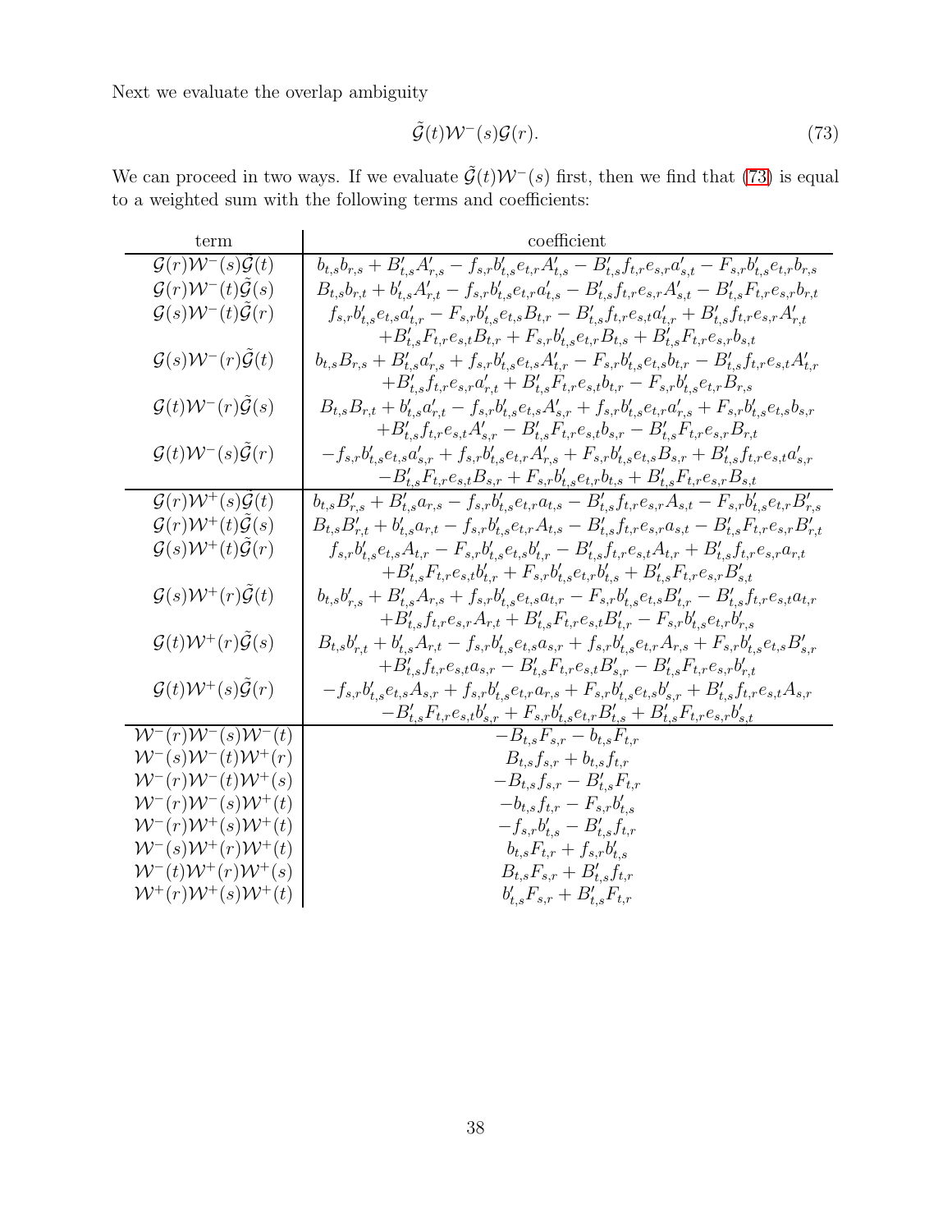Next we evaluate the overlap ambiguity

$$\tilde{\mathcal{G}}(t)\mathcal{W}^-(s)\mathcal{G}(r). \tag{73}$$

We can proceed in two ways. If we evaluate $\tilde{\mathcal{G}}(t)\mathcal{W}^-(s)$ first, then we find that (73) is equal to a weighted sum with the following terms and coefficients:

| term | coefficient |
|---|---|
| $\mathcal{G}(r)\mathcal{W}^-(s)\tilde{\mathcal{G}}(t)$ | $b_{t,s}b_{r,s} + B'_{t,s}A'_{r,s} - f_{s,r}b'_{t,s}e_{t,r}A'_{t,s} - B'_{t,s}f_{t,r}e_{s,r}a'_{s,t} - F_{s,r}b'_{t,s}e_{t,r}b_{r,s}$ |
| $\mathcal{G}(r)\mathcal{W}^-(t)\tilde{\mathcal{G}}(s)$ | $B_{t,s}b_{r,t} + b'_{t,s}A'_{r,t} - f_{s,r}b'_{t,s}e_{t,r}a'_{t,s} - B'_{t,s}f_{t,r}e_{s,r}A'_{s,t} - B'_{t,s}F_{t,r}e_{s,r}b_{r,t}$ |
| $\mathcal{G}(s)\mathcal{W}^-(t)\tilde{\mathcal{G}}(r)$ | $f_{s,r}b'_{t,s}e_{t,s}a'_{t,r} - F_{s,r}b'_{t,s}e_{t,s}B_{t,r} - B'_{t,s}f_{t,r}e_{s,t}a'_{t,r} + B'_{t,s}f_{t,r}e_{s,r}A'_{r,t}$ $+B'_{t,s}F_{t,r}e_{s,t}B_{t,r} + F_{s,r}b'_{t,s}e_{t,r}B_{t,s} + B'_{t,s}F_{t,r}e_{s,r}b_{s,t}$ |
| $\mathcal{G}(s)\mathcal{W}^-(r)\tilde{\mathcal{G}}(t)$ | $b_{t,s}B_{r,s} + B'_{t,s}a'_{r,s} + f_{s,r}b'_{t,s}e_{t,s}A'_{t,r} - F_{s,r}b'_{t,s}e_{t,s}b_{t,r} - B'_{t,s}f_{t,r}e_{s,t}A'_{t,r}$ $+B'_{t,s}f_{t,r}e_{s,r}a'_{r,t} + B'_{t,s}F_{t,r}e_{s,t}b_{t,r} - F_{s,r}b'_{t,s}e_{t,r}B_{r,s}$ |
| $\mathcal{G}(t)\mathcal{W}^-(r)\tilde{\mathcal{G}}(s)$ | $B_{t,s}B_{r,t} + b'_{t,s}a'_{r,t} - f_{s,r}b'_{t,s}e_{t,s}A'_{s,r} + f_{s,r}b'_{t,s}e_{t,r}a'_{r,s} + F_{s,r}b'_{t,s}e_{t,s}b_{s,r}$ $+B'_{t,s}f_{t,r}e_{s,t}A'_{s,r} - B'_{t,s}F_{t,r}e_{s,t}b_{s,r} - B'_{t,s}F_{t,r}e_{s,r}B_{r,t}$ |
| $\mathcal{G}(t)\mathcal{W}^-(s)\tilde{\mathcal{G}}(r)$ | $-f_{s,r}b'_{t,s}e_{t,s}a'_{s,r} + f_{s,r}b'_{t,s}e_{t,r}A'_{r,s} + F_{s,r}b'_{t,s}e_{t,s}B_{s,r} + B'_{t,s}f_{t,r}e_{s,t}a'_{s,r}$ $-B'_{t,s}F_{t,r}e_{s,t}B_{s,r} + F_{s,r}b'_{t,s}e_{t,r}b_{t,s} + B'_{t,s}F_{t,r}e_{s,r}B_{s,t}$ |
| $\mathcal{G}(r)\mathcal{W}^+(s)\tilde{\mathcal{G}}(t)$ | $b_{t,s}B'_{r,s} + B'_{t,s}a_{r,s} - f_{s,r}b'_{t,s}e_{t,r}a_{t,s} - B'_{t,s}f_{t,r}e_{s,r}A_{s,t} - F_{s,r}b'_{t,s}e_{t,r}B'_{r,s}$ |
| $\mathcal{G}(r)\mathcal{W}^+(t)\tilde{\mathcal{G}}(s)$ | $B_{t,s}B'_{r,t} + b'_{t,s}a_{r,t} - f_{s,r}b'_{t,s}e_{t,r}A_{t,s} - B'_{t,s}f_{t,r}e_{s,r}a_{s,t} - B'_{t,s}F_{t,r}e_{s,r}B'_{r,t}$ |
| $\mathcal{G}(s)\mathcal{W}^+(t)\tilde{\mathcal{G}}(r)$ | $f_{s,r}b'_{t,s}e_{t,s}A_{t,r} - F_{s,r}b'_{t,s}e_{t,s}b'_{t,r} - B'_{t,s}f_{t,r}e_{s,t}A_{t,r} + B'_{t,s}f_{t,r}e_{s,r}a_{r,t}$ $+B'_{t,s}F_{t,r}e_{s,t}b'_{t,r} + F_{s,r}b'_{t,s}e_{t,r}b'_{t,s} + B'_{t,s}F_{t,r}e_{s,r}B'_{s,t}$ |
| $\mathcal{G}(s)\mathcal{W}^+(r)\tilde{\mathcal{G}}(t)$ | $b_{t,s}b'_{r,s} + B'_{t,s}A_{r,s} + f_{s,r}b'_{t,s}e_{t,s}a_{t,r} - F_{s,r}b'_{t,s}e_{t,s}B'_{t,r} - B'_{t,s}f_{t,r}e_{s,t}a_{t,r}$ $+B'_{t,s}f_{t,r}e_{s,r}A_{r,t} + B'_{t,s}F_{t,r}e_{s,t}B'_{t,r} - F_{s,r}b'_{t,s}e_{t,r}b'_{r,s}$ |
| $\mathcal{G}(t)\mathcal{W}^+(r)\tilde{\mathcal{G}}(s)$ | $B_{t,s}b'_{r,t} + b'_{t,s}A_{r,t} - f_{s,r}b'_{t,s}e_{t,s}a_{s,r} + f_{s,r}b'_{t,s}e_{t,r}A_{r,s} + F_{s,r}b'_{t,s}e_{t,s}B'_{s,r}$ $+B'_{t,s}f_{t,r}e_{s,t}a_{s,r} - B'_{t,s}F_{t,r}e_{s,t}B'_{s,r} - B'_{t,s}F_{t,r}e_{s,r}b'_{r,t}$ |
| $\mathcal{G}(t)\mathcal{W}^+(s)\tilde{\mathcal{G}}(r)$ | $-f_{s,r}b'_{t,s}e_{t,s}A_{s,r} + f_{s,r}b'_{t,s}e_{t,r}a_{r,s} + F_{s,r}b'_{t,s}e_{t,s}b'_{s,r} + B'_{t,s}f_{t,r}e_{s,t}A_{s,r}$ $-B'_{t,s}F_{t,r}e_{s,t}b'_{s,r} + F_{s,r}b'_{t,s}e_{t,r}B'_{t,s} + B'_{t,s}F_{t,r}e_{s,r}b'_{s,t}$ |
| $\mathcal{W}^-(r)\mathcal{W}^-(s)\mathcal{W}^-(t)$ | $-B_{t,s}F_{s,r} - b_{t,s}F_{t,r}$ |
| $\mathcal{W}^-(s)\mathcal{W}^-(t)\mathcal{W}^+(r)$ | $B_{t,s}f_{s,r} + b_{t,s}f_{t,r}$ |
| $\mathcal{W}^-(r)\mathcal{W}^-(t)\mathcal{W}^+(s)$ | $-B_{t,s}f_{s,r} - B'_{t,s}F_{t,r}$ |
| $\mathcal{W}^-(r)\mathcal{W}^-(s)\mathcal{W}^+(t)$ | $-b_{t,s}f_{t,r} - F_{s,r}b'_{t,s}$ |
| $\mathcal{W}^-(r)\mathcal{W}^+(s)\mathcal{W}^+(t)$ | $-f_{s,r}b'_{t,s} - B'_{t,s}f_{t,r}$ |
| $\mathcal{W}^-(s)\mathcal{W}^+(r)\mathcal{W}^+(t)$ | $b_{t,s}F_{t,r} + f_{s,r}b'_{t,s}$ |
| $\mathcal{W}^-(t)\mathcal{W}^+(r)\mathcal{W}^+(s)$ | $B_{t,s}F_{s,r} + B'_{t,s}f_{t,r}$ |
| $\mathcal{W}^+(r)\mathcal{W}^+(s)\mathcal{W}^+(t)$ | $b'_{t,s}F_{s,r} + B'_{t,s}F_{t,r}$ |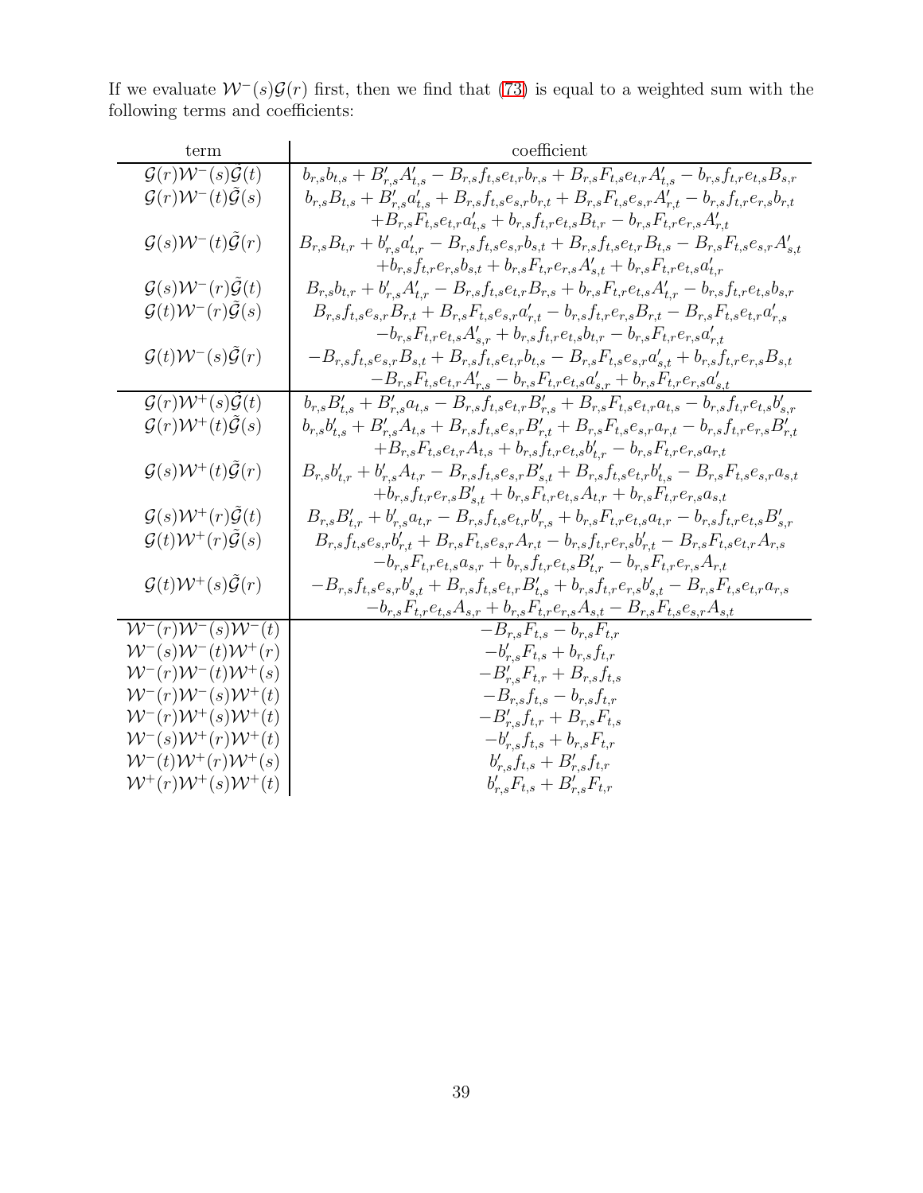If we evaluate $\mathcal{W}^-(s)\mathcal{G}(r)$ first, then we find that (73) is equal to a weighted sum with the following terms and coefficients:

| term | coefficient |
|---|---|
| $\mathcal{G}(r)\mathcal{W}^-(s)\tilde{\mathcal{G}}(t)$ | $b_{r,s}b_{t,s} + B'_{r,s}A'_{t,s} - B_{r,s}f_{t,s}e_{t,r}b_{r,s} + B_{r,s}F_{t,s}e_{t,r}A'_{t,s} - b_{r,s}f_{t,r}e_{t,s}B_{s,r}$ |
| $\mathcal{G}(r)\mathcal{W}^-(t)\tilde{\mathcal{G}}(s)$ | $b_{r,s}B_{t,s} + B'_{r,s}a'_{t,s} + B_{r,s}f_{t,s}e_{s,r}b_{r,t} + B_{r,s}F_{t,s}e_{s,r}A'_{r,t} - b_{r,s}f_{t,r}e_{r,s}b_{r,t}$ $+B_{r,s}F_{t,s}e_{t,r}a'_{t,s} + b_{r,s}f_{t,r}e_{t,s}B_{t,r} - b_{r,s}F_{t,r}e_{r,s}A'_{r,t}$ |
| $\mathcal{G}(s)\mathcal{W}^-(t)\tilde{\mathcal{G}}(r)$ | $B_{r,s}B_{t,r} + b'_{r,s}a'_{t,r} - B_{r,s}f_{t,s}e_{s,r}b_{s,t} + B_{r,s}f_{t,s}e_{t,r}B_{t,s} - B_{r,s}F_{t,s}e_{s,r}A'_{s,t}$ $+b_{r,s}f_{t,r}e_{r,s}b_{s,t} + b_{r,s}F_{t,r}e_{r,s}A'_{s,t} + b_{r,s}F_{t,r}e_{t,s}a'_{t,r}$ |
| $\mathcal{G}(s)\mathcal{W}^-(r)\tilde{\mathcal{G}}(t)$ | $B_{r,s}b_{t,r} + b'_{r,s}A'_{t,r} - B_{r,s}f_{t,s}e_{t,r}B_{r,s} + b_{r,s}F_{t,r}e_{t,s}A'_{t,r} - b_{r,s}f_{t,r}e_{t,s}b_{s,r}$ |
| $\mathcal{G}(t)\mathcal{W}^-(r)\tilde{\mathcal{G}}(s)$ | $B_{r,s}f_{t,s}e_{s,r}B_{r,t} + B_{r,s}F_{t,s}e_{s,r}a'_{r,t} - b_{r,s}f_{t,r}e_{r,s}B_{r,t} - B_{r,s}F_{t,s}e_{t,r}a'_{r,s}$ $-b_{r,s}F_{t,r}e_{t,s}A'_{s,r} + b_{r,s}f_{t,r}e_{t,s}b_{t,r} - b_{r,s}F_{t,r}e_{r,s}a'_{r,t}$ |
| $\mathcal{G}(t)\mathcal{W}^-(s)\tilde{\mathcal{G}}(r)$ | $-B_{r,s}f_{t,s}e_{s,r}B_{s,t} + B_{r,s}f_{t,s}e_{t,r}b_{t,s} - B_{r,s}F_{t,s}e_{s,r}a'_{s,t} + b_{r,s}f_{t,r}e_{r,s}B_{s,t}$ $-B_{r,s}F_{t,s}e_{t,r}A'_{r,s} - b_{r,s}F_{t,r}e_{t,s}a'_{s,r} + b_{r,s}F_{t,r}e_{r,s}a'_{s,t}$ |
| $\mathcal{G}(r)\mathcal{W}^+(s)\tilde{\mathcal{G}}(t)$ | $b_{r,s}B'_{t,s} + B'_{r,s}a_{t,s} - B_{r,s}f_{t,s}e_{t,r}B'_{r,s} + B_{r,s}F_{t,s}e_{t,r}a_{t,s} - b_{r,s}f_{t,r}e_{t,s}b'_{s,r}$ |
| $\mathcal{G}(r)\mathcal{W}^+(t)\tilde{\mathcal{G}}(s)$ | $b_{r,s}b'_{t,s} + B'_{r,s}A_{t,s} + B_{r,s}f_{t,s}e_{s,r}B'_{r,t} + B_{r,s}F_{t,s}e_{s,r}a_{r,t} - b_{r,s}f_{t,r}e_{r,s}B'_{r,t}$ $+B_{r,s}F_{t,s}e_{t,r}A_{t,s} + b_{r,s}f_{t,r}e_{t,s}b'_{t,r} - b_{r,s}F_{t,r}e_{r,s}a_{r,t}$ |
| $\mathcal{G}(s)\mathcal{W}^+(t)\tilde{\mathcal{G}}(r)$ | $B_{r,s}b'_{t,r} + b'_{r,s}A_{t,r} - B_{r,s}f_{t,s}e_{s,r}B'_{s,t} + B_{r,s}f_{t,s}e_{t,r}b'_{t,s} - B_{r,s}F_{t,s}e_{s,r}a_{s,t}$ $+b_{r,s}f_{t,r}e_{r,s}B'_{s,t} + b_{r,s}F_{t,r}e_{t,s}A_{t,r} + b_{r,s}F_{t,r}e_{r,s}a_{s,t}$ |
| $\mathcal{G}(s)\mathcal{W}^+(r)\tilde{\mathcal{G}}(t)$ | $B_{r,s}B'_{t,r} + b'_{r,s}a_{t,r} - B_{r,s}f_{t,s}e_{t,r}b'_{r,s} + b_{r,s}F_{t,r}e_{t,s}a_{t,r} - b_{r,s}f_{t,r}e_{t,s}B'_{s,r}$ |
| $\mathcal{G}(t)\mathcal{W}^+(r)\tilde{\mathcal{G}}(s)$ | $B_{r,s}f_{t,s}e_{s,r}b'_{r,t} + B_{r,s}F_{t,s}e_{s,r}A_{r,t} - b_{r,s}f_{t,r}e_{r,s}b'_{r,t} - B_{r,s}F_{t,s}e_{t,r}A_{r,s}$ $-b_{r,s}F_{t,r}e_{t,s}a_{s,r} + b_{r,s}f_{t,r}e_{t,s}B'_{t,r} - b_{r,s}F_{t,r}e_{r,s}A_{r,t}$ |
| $\mathcal{G}(t)\mathcal{W}^+(s)\tilde{\mathcal{G}}(r)$ | $-B_{r,s}f_{t,s}e_{s,r}b'_{s,t} + B_{r,s}f_{t,s}e_{t,r}B'_{t,s} + b_{r,s}f_{t,r}e_{r,s}b'_{s,t} - B_{r,s}F_{t,s}e_{t,r}a_{r,s}$ $-b_{r,s}F_{t,r}e_{t,s}A_{s,r} + b_{r,s}F_{t,r}e_{r,s}A_{s,t} - B_{r,s}F_{t,s}e_{s,r}A_{s,t}$ |
| $\mathcal{W}^-(r)\mathcal{W}^-(s)\mathcal{W}^-(t)$ | $-B_{r,s}F_{t,s} - b_{r,s}F_{t,r}$ |
| $\mathcal{W}^-(s)\mathcal{W}^-(t)\mathcal{W}^+(r)$ | $-b'_{r,s}F_{t,s} + b_{r,s}f_{t,r}$ |
| $\mathcal{W}^-(r)\mathcal{W}^-(t)\mathcal{W}^+(s)$ | $-B'_{r,s}F_{t,r} + B_{r,s}f_{t,s}$ |
| $\mathcal{W}^-(r)\mathcal{W}^-(s)\mathcal{W}^+(t)$ | $-B_{r,s}f_{t,s} - b_{r,s}f_{t,r}$ |
| $\mathcal{W}^-(r)\mathcal{W}^+(s)\mathcal{W}^+(t)$ | $-B'_{r,s}f_{t,r} + B_{r,s}F_{t,s}$ |
| $\mathcal{W}^-(s)\mathcal{W}^+(r)\mathcal{W}^+(t)$ | $-b'_{r,s}f_{t,s} + b_{r,s}F_{t,r}$ |
| $\mathcal{W}^-(t)\mathcal{W}^+(r)\mathcal{W}^+(s)$ | $b'_{r,s}f_{t,s} + B'_{r,s}f_{t,r}$ |
| $\mathcal{W}^+(r)\mathcal{W}^+(s)\mathcal{W}^+(t)$ | $b'_{r,s}F_{t,s} + B'_{r,s}F_{t,r}$ |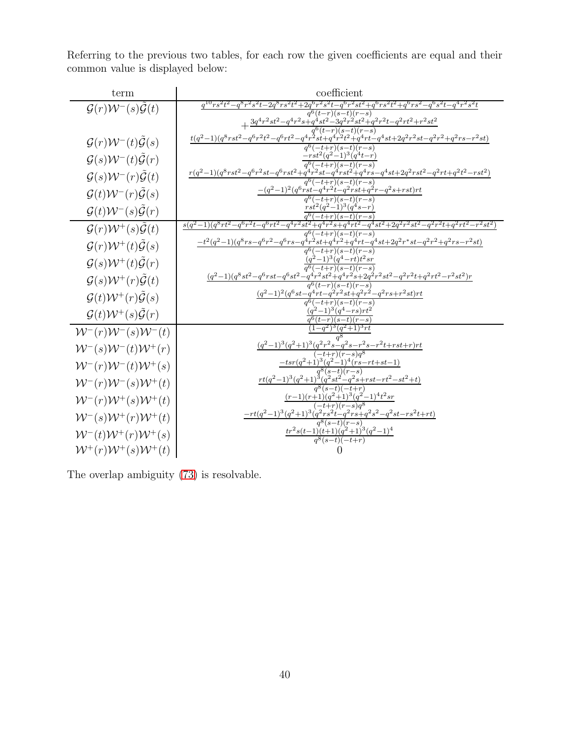Referring to the previous two tables, for each row the given coefficients are equal and their common value is displayed below:

| term | coefficient |
|---|---|
| $\mathcal{G}(r)\mathcal{W}^-(s)\tilde{\mathcal{G}}(t)$ | $\frac{q^{10}rs^2t^2-q^8r^2s^2t-2q^8rs^2t^2+2q^6r^2s^2t-q^6r^2st^2+q^6rs^2t^2+q^6rs^2-q^6s^2t-q^4r^2s^2t}{q^6(t-r)(s-t)(r-s)}$ $+\frac{3q^4r^2st^2-q^4r^2s+q^4st^2-3q^2r^2st^2+q^2rt^2-q^2rt^2+r^2st^2}{q^6(t-r)(s-t)(r-s)}$ |
| $\mathcal{G}(r)\mathcal{W}^-(t)\tilde{\mathcal{G}}(s)$ | $\frac{t(q^2-1)(q^8rst^2-q^6r^2t^2-q^6rt^2-q^4r^2st+q^4r^2t^2+q^4rt-q^4st+2q^2r^2st-q^2r^2+q^2rs-r^2st)}{q^6(-t+r)(s-t)(r-s)}$ |
| $\mathcal{G}(s)\mathcal{W}^-(t)\tilde{\mathcal{G}}(r)$ | $\frac{-rst^2(q^2-1)^3(q^4t-r)}{q^6(-t+r)(s-t)(r-s)}$ |
| $\mathcal{G}(s)\mathcal{W}^-(r)\tilde{\mathcal{G}}(t)$ | $\frac{r(q^2-1)(q^8rst^2-q^6r^2st-q^6rst^2+q^4r^2st-q^4rst^2+q^4rs-q^4st+2q^2rst^2-q^2rt+q^2t^2-rst^2)}{q^6(-t+r)(s-t)(r-s)}$ |
| $\mathcal{G}(t)\mathcal{W}^-(r)\tilde{\mathcal{G}}(s)$ | $\frac{-(q^2-1)^2(q^6rst-q^4r^2t-q^2rst+q^2r-q^2s+rst)rt}{q^6(-t+r)(s-t)(r-s)}$ |
| $\mathcal{G}(t)\mathcal{W}^-(s)\tilde{\mathcal{G}}(r)$ | $\frac{rst^2(q^2-1)^3(q^4s-r)}{q^6(-t+r)(s-t)(r-s)}$ |
| $\mathcal{G}(r)\mathcal{W}^+(s)\tilde{\mathcal{G}}(t)$ | $\frac{s(q^2-1)(q^8rt^2-q^6r^2t-q^6rt^2-q^4r^2st^2+q^4r^2s+q^4rt^2-q^4st^2+2q^2r^2st^2-q^2r^2t+q^2rt^2-r^2st^2)}{q^6(-t+r)(s-t)(r-s)}$ |
| $\mathcal{G}(r)\mathcal{W}^+(t)\tilde{\mathcal{G}}(s)$ | $\frac{-t^2(q^2-1)(q^8rs-q^6r^2-q^6rs-q^4r^2st+q^4r^2+q^4rt-q^4st+2q^2r^*st-q^2r^2+q^2rs-r^2st)}{q^6(-t+r)(s-t)(r-s)}$ |
| $\mathcal{G}(s)\mathcal{W}^+(t)\tilde{\mathcal{G}}(r)$ | $\frac{(q^2-1)^3(q^4-rt)t^2sr}{q^6(-t+r)(s-t)(r-s)}$ |
| $\mathcal{G}(s)\mathcal{W}^+(r)\tilde{\mathcal{G}}(t)$ | $\frac{(q^2-1)(q^8st^2-q^6rst-q^6st^2-q^4r^2st^2+q^4r^2s+2q^2r^2st^2-q^2r^2t+q^2rt^2-r^2st^2)r}{q^6(t-r)(s-t)(r-s)}$ |
| $\mathcal{G}(t)\mathcal{W}^+(r)\tilde{\mathcal{G}}(s)$ | $\frac{(q^2-1)^2(q^6st-q^4rt-q^2r^2st+q^2r^2-q^2rs+r^2st)rt}{q^6(-t+r)(s-t)(r-s)}$ |
| $\mathcal{G}(t)\mathcal{W}^+(s)\tilde{\mathcal{G}}(r)$ | $\frac{(q^2-1)^3(q^4-rs)rt^2}{q^6(t-r)(s-t)(r-s)}$ |
| $\mathcal{W}^-(r)\mathcal{W}^-(s)\mathcal{W}^-(t)$ | $\frac{(1-q^2)^3(q^2+1)^3rt}{q^8}$ |
| $\mathcal{W}^-(s)\mathcal{W}^-(t)\mathcal{W}^+(r)$ | $\frac{(q^2-1)^3(q^2+1)^3(q^2r^2s-q^2s-r^2s-r^2t+rst+r)rt}{(-t+r)(r-s)q^8}$ |
| $\mathcal{W}^-(r)\mathcal{W}^-(t)\mathcal{W}^+(s)$ | $\frac{-tsr(q^2+1)^3(q^2-1)^4(rs-rt+st-1)}{q^8(s-t)(r-s)}$ |
| $\mathcal{W}^-(r)\mathcal{W}^-(s)\mathcal{W}^+(t)$ | $\frac{rt(q^2-1)^3(q^2+1)^3(q^2st^2-q^2s+rst-rt^2-st^2+t)}{q^8(s-t)(-t+r)}$ |
| $\mathcal{W}^-(r)\mathcal{W}^+(s)\mathcal{W}^+(t)$ | $\frac{(r-1)(r+1)(q^2+1)^3(q^2-1)^4t^2sr}{(-t+r)(r-s)q^8}$ |
| $\mathcal{W}^-(s)\mathcal{W}^+(r)\mathcal{W}^+(t)$ | $\frac{-rt(q^2-1)^3(q^2+1)^3(q^2rs^2t-q^2rs+q^2s^2-q^2st-rs^2t+rt)}{q^8(s-t)(r-s)}$ |
| $\mathcal{W}^-(t)\mathcal{W}^+(r)\mathcal{W}^+(s)$ | $\frac{tr^2s(t-1)(t+1)(q^2+1)^3(q^2-1)^4}{q^8(s-t)(-t+r)}$ |
| $\mathcal{W}^+(r)\mathcal{W}^+(s)\mathcal{W}^+(t)$ | $0$ |

The overlap ambiguity (73) is resolvable.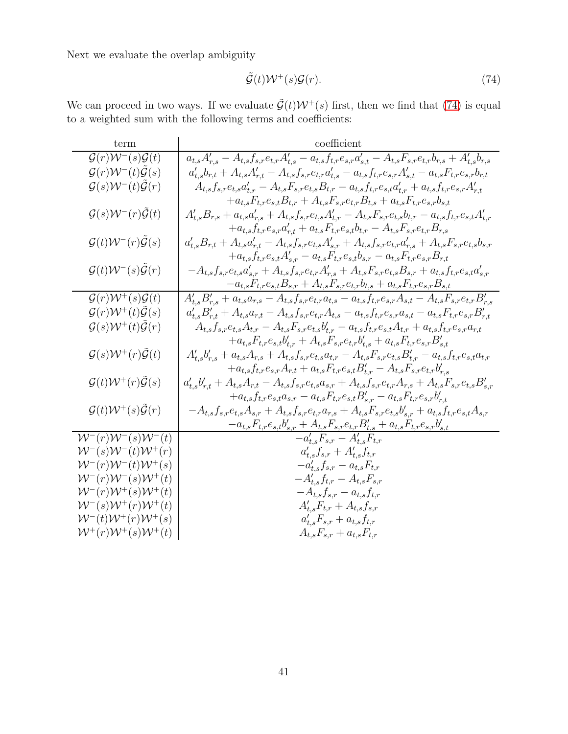Next we evaluate the overlap ambiguity

$$\tilde{\mathcal{G}}(t)\mathcal{W}^+(s)\mathcal{G}(r). \tag{74}$$

We can proceed in two ways. If we evaluate $\tilde{\mathcal{G}}(t)\mathcal{W}^+(s)$ first, then we find that (74) is equal to a weighted sum with the following terms and coefficients:

| term | coefficient |
|---|---|
| $\mathcal{G}(r)\mathcal{W}^-(s)\tilde{\mathcal{G}}(t)$ | $a_{t,s}A'_{r,s} - A_{t,s}f_{s,r}e_{t,r}A'_{t,s} - a_{t,s}f_{t,r}e_{s,r}a'_{s,t} - A_{t,s}F_{s,r}e_{t,r}b_{r,s} + A'_{t,s}b_{r,s}$ |
| $\mathcal{G}(r)\mathcal{W}^-(t)\tilde{\mathcal{G}}(s)$ | $a'_{t,s}b_{r,t} + A_{t,s}A'_{r,t} - A_{t,s}f_{s,r}e_{t,r}a'_{t,s} - a_{t,s}f_{t,r}e_{s,r}A'_{s,t} - a_{t,s}F_{t,r}e_{s,r}b_{r,t}$ |
| $\mathcal{G}(s)\mathcal{W}^-(t)\tilde{\mathcal{G}}(r)$ | $A_{t,s}f_{s,r}e_{t,s}a'_{t,r} - A_{t,s}F_{s,r}e_{t,s}B_{t,r} - a_{t,s}f_{t,r}e_{s,t}a'_{t,r} + a_{t,s}f_{t,r}e_{s,r}A'_{r,t}$ $+a_{t,s}F_{t,r}e_{s,t}B_{t,r} + A_{t,s}F_{s,r}e_{t,r}B_{t,s} + a_{t,s}F_{t,r}e_{s,r}b_{s,t}$ |
| $\mathcal{G}(s)\mathcal{W}^-(r)\tilde{\mathcal{G}}(t)$ | $A'_{t,s}B_{r,s} + a_{t,s}a'_{r,s} + A_{t,s}f_{s,r}e_{t,s}A'_{t,r} - A_{t,s}F_{s,r}e_{t,s}b_{t,r} - a_{t,s}f_{t,r}e_{s,t}A'_{t,r}$ $+a_{t,s}f_{t,r}e_{s,r}a'_{r,t} + a_{t,s}F_{t,r}e_{s,t}b_{t,r} - A_{t,s}F_{s,r}e_{t,r}B_{r,s}$ |
| $\mathcal{G}(t)\mathcal{W}^-(r)\tilde{\mathcal{G}}(s)$ | $a'_{t,s}B_{r,t} + A_{t,s}a'_{r,t} - A_{t,s}f_{s,r}e_{t,s}A'_{s,r} + A_{t,s}f_{s,r}e_{t,r}a'_{r,s} + A_{t,s}F_{s,r}e_{t,s}b_{s,r}$ $+a_{t,s}f_{t,r}e_{s,t}A'_{s,r} - a_{t,s}F_{t,r}e_{s,t}b_{s,r} - a_{t,s}F_{t,r}e_{s,r}B_{r,t}$ |
| $\mathcal{G}(t)\mathcal{W}^-(s)\tilde{\mathcal{G}}(r)$ | $-A_{t,s}f_{s,r}e_{t,s}a'_{s,r} + A_{t,s}f_{s,r}e_{t,r}A'_{r,s} + A_{t,s}F_{s,r}e_{t,s}B_{s,r} + a_{t,s}f_{t,r}e_{s,t}a'_{s,r}$ $-a_{t,s}F_{t,r}e_{s,t}B_{s,r} + A_{t,s}F_{s,r}e_{t,r}b_{t,s} + a_{t,s}F_{t,r}e_{s,r}B_{s,t}$ |
| $\mathcal{G}(r)\mathcal{W}^+(s)\tilde{\mathcal{G}}(t)$ | $A'_{t,s}B'_{r,s} + a_{t,s}a_{r,s} - A_{t,s}f_{s,r}e_{t,r}a_{t,s} - a_{t,s}f_{t,r}e_{s,r}A_{s,t} - A_{t,s}F_{s,r}e_{t,r}B'_{r,s}$ |
| $\mathcal{G}(r)\mathcal{W}^+(t)\tilde{\mathcal{G}}(s)$ | $a'_{t,s}B'_{r,t} + A_{t,s}a_{r,t} - A_{t,s}f_{s,r}e_{t,r}A_{t,s} - a_{t,s}f_{t,r}e_{s,r}a_{s,t} - a_{t,s}F_{t,r}e_{s,r}B'_{r,t}$ |
| $\mathcal{G}(s)\mathcal{W}^+(t)\tilde{\mathcal{G}}(r)$ | $A_{t,s}f_{s,r}e_{t,s}A_{t,r} - A_{t,s}F_{s,r}e_{t,s}b'_{t,r} - a_{t,s}f_{t,r}e_{s,t}A_{t,r} + a_{t,s}f_{t,r}e_{s,r}a_{r,t}$ $+a_{t,s}F_{t,r}e_{s,t}b'_{t,r} + A_{t,s}F_{s,r}e_{t,r}b'_{t,s} + a_{t,s}F_{t,r}e_{s,r}B'_{s,t}$ |
| $\mathcal{G}(s)\mathcal{W}^+(r)\tilde{\mathcal{G}}(t)$ | $A'_{t,s}b'_{r,s} + a_{t,s}A_{r,s} + A_{t,s}f_{s,r}e_{t,s}a_{t,r} - A_{t,s}F_{s,r}e_{t,s}B'_{t,r} - a_{t,s}f_{t,r}e_{s,t}a_{t,r}$ $+a_{t,s}f_{t,r}e_{s,r}A_{r,t} + a_{t,s}F_{t,r}e_{s,t}B'_{t,r} - A_{t,s}F_{s,r}e_{t,r}b'_{r,s}$ |
| $\mathcal{G}(t)\mathcal{W}^+(r)\tilde{\mathcal{G}}(s)$ | $a'_{t,s}b'_{r,t} + A_{t,s}A_{r,t} - A_{t,s}f_{s,r}e_{t,s}a_{s,r} + A_{t,s}f_{s,r}e_{t,r}A_{r,s} + A_{t,s}F_{s,r}e_{t,s}B'_{s,r}$ $+a_{t,s}f_{t,r}e_{s,t}a_{s,r} - a_{t,s}F_{t,r}e_{s,t}B'_{s,r} - a_{t,s}F_{t,r}e_{s,r}b'_{r,t}$ |
| $\mathcal{G}(t)\mathcal{W}^+(s)\tilde{\mathcal{G}}(r)$ | $-A_{t,s}f_{s,r}e_{t,s}A_{s,r} + A_{t,s}f_{s,r}e_{t,r}a_{r,s} + A_{t,s}F_{s,r}e_{t,s}b'_{s,r} + a_{t,s}f_{t,r}e_{s,t}A_{s,r}$ $-a_{t,s}F_{t,r}e_{s,t}b'_{s,r} + A_{t,s}F_{s,r}e_{t,r}B'_{t,s} + a_{t,s}F_{t,r}e_{s,r}b'_{s,t}$ |
| $\mathcal{W}^-(r)\mathcal{W}^-(s)\mathcal{W}^-(t)$ | $-a'_{t,s}F_{s,r} - A'_{t,s}F_{t,r}$ |
| $\mathcal{W}^-(s)\mathcal{W}^-(t)\mathcal{W}^+(r)$ | $a'_{t,s}f_{s,r} + A'_{t,s}f_{t,r}$ |
| $\mathcal{W}^-(r)\mathcal{W}^-(t)\mathcal{W}^+(s)$ | $-a'_{t,s}f_{s,r} - a_{t,s}F_{t,r}$ |
| $\mathcal{W}^-(r)\mathcal{W}^-(s)\mathcal{W}^+(t)$ | $-A'_{t,s}f_{t,r} - A_{t,s}F_{s,r}$ |
| $\mathcal{W}^-(r)\mathcal{W}^+(s)\mathcal{W}^+(t)$ | $-A_{t,s}f_{s,r} - a_{t,s}f_{t,r}$ |
| $\mathcal{W}^-(s)\mathcal{W}^+(r)\mathcal{W}^+(t)$ | $A'_{t,s}F_{t,r} + A_{t,s}f_{s,r}$ |
| $\mathcal{W}^-(t)\mathcal{W}^+(r)\mathcal{W}^+(s)$ | $a'_{t,s}F_{s,r} + a_{t,s}f_{t,r}$ |
| $\mathcal{W}^+(r)\mathcal{W}^+(s)\mathcal{W}^+(t)$ | $A_{t,s}F_{s,r} + a_{t,s}F_{t,r}$ |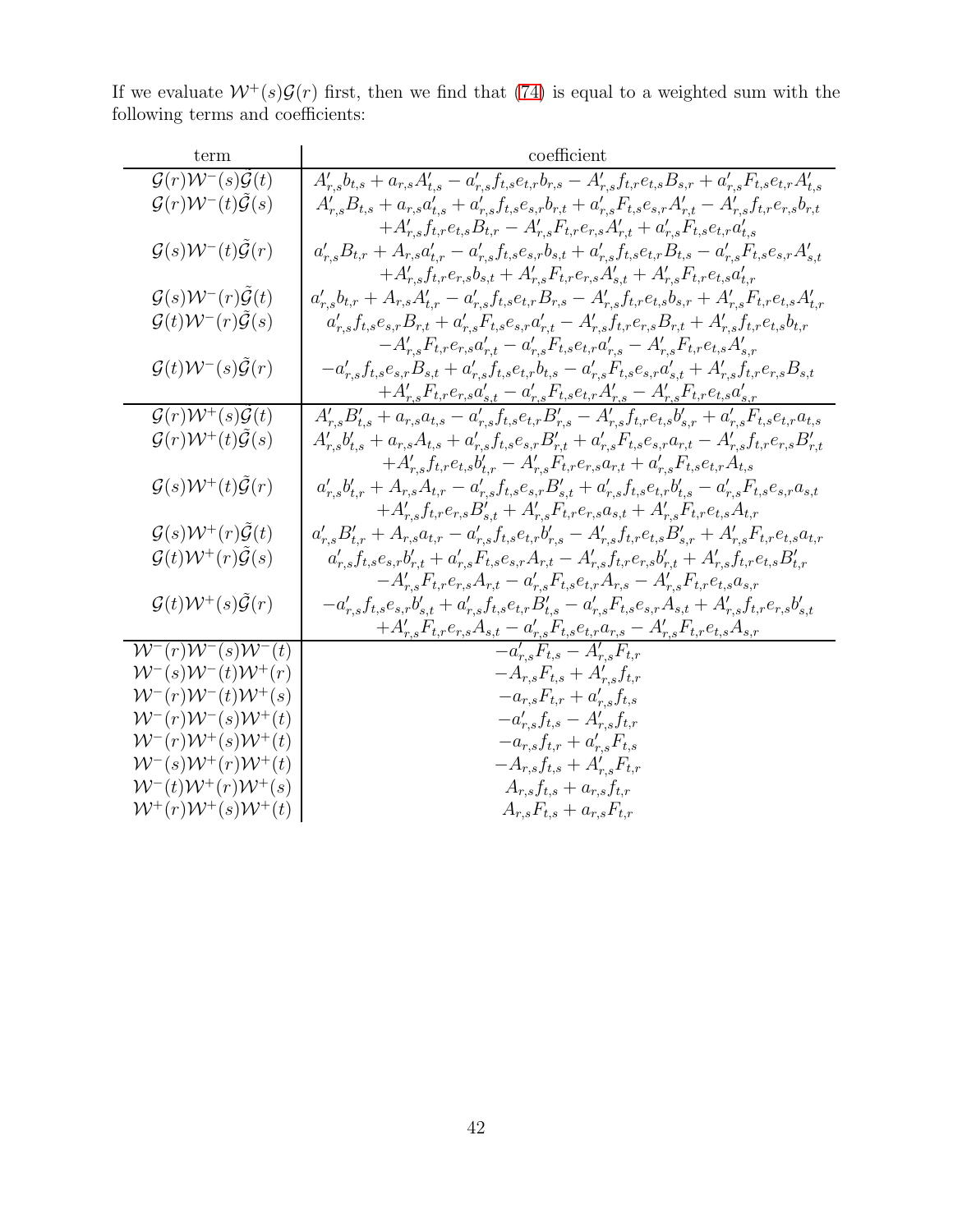If we evaluate $\mathcal{W}^+(s)\mathcal{G}(r)$ first, then we find that (74) is equal to a weighted sum with the following terms and coefficients:

| term | coefficient |
|---|---|
| $\mathcal{G}(r)\mathcal{W}^-(s)\tilde{\mathcal{G}}(t)$ | $A'_{r,s}b_{t,s} + a_{r,s}A'_{t,s} - a'_{r,s}f_{t,s}e_{t,r}b_{r,s} - A'_{r,s}f_{t,r}e_{t,s}B_{s,r} + a'_{r,s}F_{t,s}e_{t,r}A'_{t,s}$ |
| $\mathcal{G}(r)\mathcal{W}^-(t)\tilde{\mathcal{G}}(s)$ | $A'_{r,s}B_{t,s} + a_{r,s}a'_{t,s} + a'_{r,s}f_{t,s}e_{s,r}b_{r,t} + a'_{r,s}F_{t,s}e_{s,r}A'_{r,t} - A'_{r,s}f_{t,r}e_{r,s}b_{r,t}$ $+A'_{r,s}f_{t,r}e_{t,s}B_{t,r} - A'_{r,s}F_{t,r}e_{r,s}A'_{r,t} + a'_{r,s}F_{t,s}e_{t,r}a'_{t,s}$ |
| $\mathcal{G}(s)\mathcal{W}^-(t)\tilde{\mathcal{G}}(r)$ | $a'_{r,s}B_{t,r} + A_{r,s}a'_{t,r} - a'_{r,s}f_{t,s}e_{s,r}b_{s,t} + a'_{r,s}f_{t,s}e_{t,r}B_{t,s} - a'_{r,s}F_{t,s}e_{s,r}A'_{s,t}$ $+A'_{r,s}f_{t,r}e_{r,s}b_{s,t} + A'_{r,s}F_{t,r}e_{r,s}A'_{s,t} + A'_{r,s}F_{t,r}e_{t,s}a'_{t,r}$ |
| $\mathcal{G}(s)\mathcal{W}^-(r)\tilde{\mathcal{G}}(t)$ | $a'_{r,s}b_{t,r} + A_{r,s}A'_{t,r} - a'_{r,s}f_{t,s}e_{t,r}B_{r,s} - A'_{r,s}f_{t,r}e_{t,s}b_{s,r} + A'_{r,s}F_{t,r}e_{t,s}A'_{t,r}$ |
| $\mathcal{G}(t)\mathcal{W}^-(r)\tilde{\mathcal{G}}(s)$ | $a'_{r,s}f_{t,s}e_{s,r}B_{r,t} + a'_{r,s}F_{t,s}e_{s,r}a'_{r,t} - A'_{r,s}f_{t,r}e_{r,s}B_{r,t} + A'_{r,s}f_{t,r}e_{t,s}b_{t,r}$ $-A'_{r,s}F_{t,r}e_{r,s}a'_{r,t} - a'_{r,s}F_{t,s}e_{t,r}a'_{r,s} - A'_{r,s}F_{t,r}e_{t,s}A'_{s,r}$ |
| $\mathcal{G}(t)\mathcal{W}^-(s)\tilde{\mathcal{G}}(r)$ | $-a'_{r,s}f_{t,s}e_{s,r}B_{s,t} + a'_{r,s}f_{t,s}e_{t,r}b_{t,s} - a'_{r,s}F_{t,s}e_{s,r}a'_{s,t} + A'_{r,s}f_{t,r}e_{r,s}B_{s,t}$ $+A'_{r,s}F_{t,r}e_{r,s}a'_{s,t} - a'_{r,s}F_{t,s}e_{t,r}A'_{r,s} - A'_{r,s}F_{t,r}e_{t,s}a'_{s,r}$ |
| $\mathcal{G}(r)\mathcal{W}^+(s)\tilde{\mathcal{G}}(t)$ | $A'_{r,s}B'_{t,s} + a_{r,s}a_{t,s} - a'_{r,s}f_{t,s}e_{t,r}B'_{r,s} - A'_{r,s}f_{t,r}e_{t,s}b'_{s,r} + a'_{r,s}F_{t,s}e_{t,r}a_{t,s}$ |
| $\mathcal{G}(r)\mathcal{W}^+(t)\tilde{\mathcal{G}}(s)$ | $A'_{r,s}b'_{t,s} + a_{r,s}A_{t,s} + a'_{r,s}f_{t,s}e_{s,r}B'_{r,t} + a'_{r,s}F_{t,s}e_{s,r}a_{r,t} - A'_{r,s}f_{t,r}e_{r,s}B'_{r,t}$ $+A'_{r,s}f_{t,r}e_{t,s}b'_{t,r} - A'_{r,s}F_{t,r}e_{r,s}a_{r,t} + a'_{r,s}F_{t,s}e_{t,r}A_{t,s}$ |
| $\mathcal{G}(s)\mathcal{W}^+(t)\tilde{\mathcal{G}}(r)$ | $a'_{r,s}b'_{t,r} + A_{r,s}A_{t,r} - a'_{r,s}f_{t,s}e_{s,r}B'_{s,t} + a'_{r,s}f_{t,s}e_{t,r}b'_{t,s} - a'_{r,s}F_{t,s}e_{s,r}a_{s,t}$ $+A'_{r,s}f_{t,r}e_{r,s}B'_{s,t} + A'_{r,s}F_{t,r}e_{r,s}a_{s,t} + A'_{r,s}F_{t,r}e_{t,s}A_{t,r}$ |
| $\mathcal{G}(s)\mathcal{W}^+(r)\tilde{\mathcal{G}}(t)$ | $a'_{r,s}B'_{t,r} + A_{r,s}a_{t,r} - a'_{r,s}f_{t,s}e_{t,r}b'_{r,s} - A'_{r,s}f_{t,r}e_{t,s}B'_{s,r} + A'_{r,s}F_{t,r}e_{t,s}a_{t,r}$ |
| $\mathcal{G}(t)\mathcal{W}^+(r)\tilde{\mathcal{G}}(s)$ | $a'_{r,s}f_{t,s}e_{s,r}b'_{r,t} + a'_{r,s}F_{t,s}e_{s,r}A_{r,t} - A'_{r,s}f_{t,r}e_{r,s}b'_{r,t} + A'_{r,s}f_{t,r}e_{t,s}B'_{t,r}$ $-A'_{r,s}F_{t,r}e_{r,s}A_{r,t} - a'_{r,s}F_{t,s}e_{t,r}A_{r,s} - A'_{r,s}F_{t,r}e_{t,s}a_{s,r}$ |
| $\mathcal{G}(t)\mathcal{W}^+(s)\tilde{\mathcal{G}}(r)$ | $-a'_{r,s}f_{t,s}e_{s,r}b'_{s,t} + a'_{r,s}f_{t,s}e_{t,r}B'_{t,s} - a'_{r,s}F_{t,s}e_{s,r}A_{s,t} + A'_{r,s}f_{t,r}e_{r,s}b'_{s,t}$ $+A'_{r,s}F_{t,r}e_{r,s}A_{s,t} - a'_{r,s}F_{t,s}e_{t,r}a_{r,s} - A'_{r,s}F_{t,r}e_{t,s}A_{s,r}$ |
| $\mathcal{W}^-(r)\mathcal{W}^-(s)\mathcal{W}^-(t)$ | $-a'_{r,s}F_{t,s} - A'_{r,s}F_{t,r}$ |
| $\mathcal{W}^-(s)\mathcal{W}^-(t)\mathcal{W}^+(r)$ | $-A_{r,s}F_{t,s} + A'_{r,s}f_{t,r}$ |
| $\mathcal{W}^-(r)\mathcal{W}^-(t)\mathcal{W}^+(s)$ | $-a_{r,s}F_{t,r} + a'_{r,s}f_{t,s}$ |
| $\mathcal{W}^-(r)\mathcal{W}^-(s)\mathcal{W}^+(t)$ | $-a'_{r,s}f_{t,s} - A'_{r,s}f_{t,r}$ |
| $\mathcal{W}^-(r)\mathcal{W}^+(s)\mathcal{W}^+(t)$ | $-a_{r,s}f_{t,r} + a'_{r,s}F_{t,s}$ |
| $\mathcal{W}^-(s)\mathcal{W}^+(r)\mathcal{W}^+(t)$ | $-A_{r,s}f_{t,s} + A'_{r,s}F_{t,r}$ |
| $\mathcal{W}^-(t)\mathcal{W}^+(r)\mathcal{W}^+(s)$ | $A_{r,s}f_{t,s} + a_{r,s}f_{t,r}$ |
| $\mathcal{W}^+(r)\mathcal{W}^+(s)\mathcal{W}^+(t)$ | $A_{r,s}F_{t,s} + a_{r,s}F_{t,r}$ |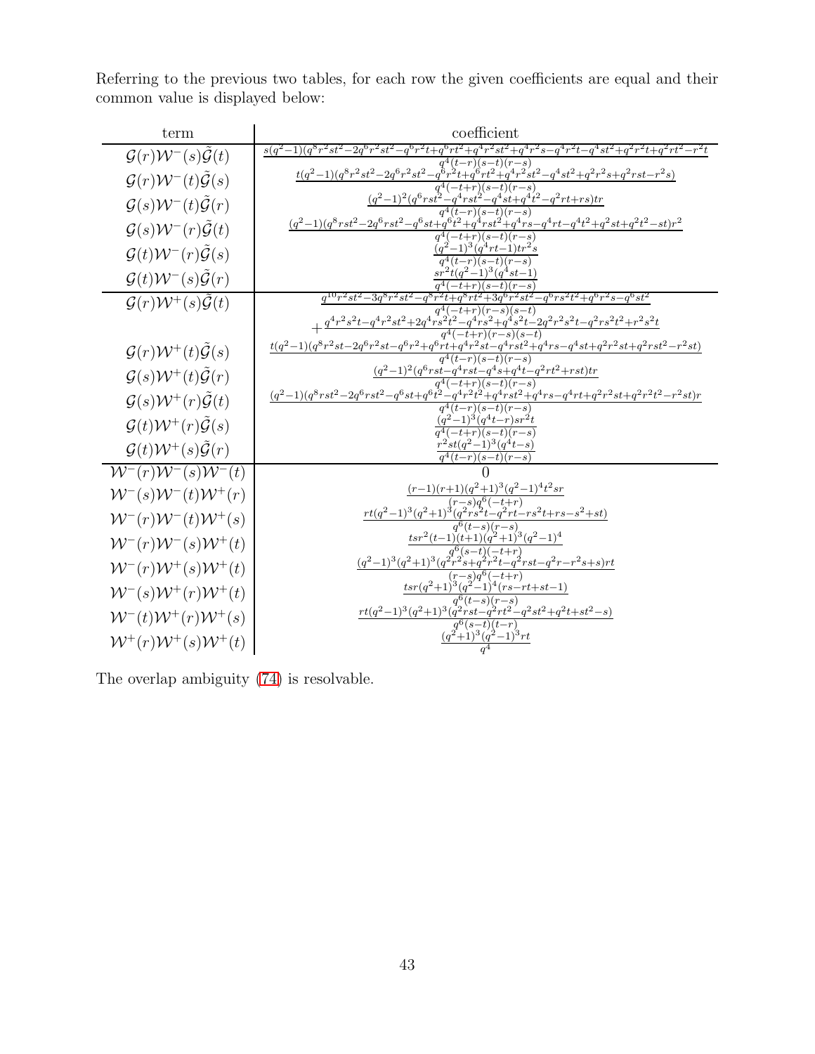Referring to the previous two tables, for each row the given coefficients are equal and their common value is displayed below:

| term | coefficient |
| --- | --- |
| $\mathcal{G}(r)\mathcal{W}^-(s)\tilde{\mathcal{G}}(t)$ | $\frac{s(q^2-1)(q^8r^2st^2-2q^6r^2st^2-q^6r^2t+q^6rt^2+q^4r^2st^2+q^4r^2s-q^4r^2t-q^4st^2+q^2r^2t+q^2rt^2-r^2t)}{q^4(t-r)(s-t)(r-s)}$ |
| $\mathcal{G}(r)\mathcal{W}^-(t)\tilde{\mathcal{G}}(s)$ | $\frac{t(q^2-1)(q^8r^2st^2-2q^6r^2st^2-q^6r^2t+q^6rt^2+q^4r^2st^2-q^4st^2+q^2r^2s+q^2rst-r^2s)}{q^4(-t+r)(s-t)(r-s)}$ |
| $\mathcal{G}(s)\mathcal{W}^-(t)\tilde{\mathcal{G}}(r)$ | $\frac{(q^2-1)^2(q^6rst^2-q^4rst^2-q^4st+q^4t^2-q^2rt+rs)tr}{q^4(t-r)(s-t)(r-s)}$ |
| $\mathcal{G}(s)\mathcal{W}^-(r)\tilde{\mathcal{G}}(t)$ | $\frac{(q^2-1)(q^8rst^2-2q^6rst^2-q^6st+q^6t^2+q^4rst^2+q^4rs-q^4rt-q^4t^2+q^2st+q^2t^2-st)r^2}{q^4(-t+r)(s-t)(r-s)}$ |
| $\mathcal{G}(t)\mathcal{W}^-(r)\tilde{\mathcal{G}}(s)$ | $\frac{(q^2-1)^3(q^4rt-1)tr^2s}{q^4(t-r)(s-t)(r-s)}$ |
| $\mathcal{G}(t)\mathcal{W}^-(s)\tilde{\mathcal{G}}(r)$ | $\frac{sr^2t(q^2-1)^3(q^4st-1)}{q^4(-t+r)(s-t)(r-s)}$ |
| $\mathcal{G}(r)\mathcal{W}^+(s)\tilde{\mathcal{G}}(t)$ | $\frac{q^{10}r^2st^2-3q^8r^2st^2-q^8r^2t+q^8rt^2+3q^6r^2st^2-q^6rs^2t^2+q^6r^2s-q^6st^2}{q^4(-t+r)(r-s)(s-t)} + \frac{q^4r^2s^2t-q^4r^2st^2+2q^4rs^2t^2-q^4rs^2+q^4s^2t-2q^2r^2s^2t-q^2rs^2t^2+r^2s^2t}{q^4(-t+r)(r-s)(s-t)}$ |
| $\mathcal{G}(r)\mathcal{W}^+(t)\tilde{\mathcal{G}}(s)$ | $\frac{t(q^2-1)(q^8r^2st-2q^6r^2st-q^6r^2+q^6rt+q^4r^2st-q^4rst^2+q^4rs-q^4st+q^2r^2st+q^2rst^2-r^2st)}{q^4(t-r)(s-t)(r-s)}$ |
| $\mathcal{G}(s)\mathcal{W}^+(t)\tilde{\mathcal{G}}(r)$ | $\frac{(q^2-1)^2(q^6rst-q^4rst-q^4s+q^4t-q^2rt^2+rst)tr}{q^4(-t+r)(s-t)(r-s)}$ |
| $\mathcal{G}(s)\mathcal{W}^+(r)\tilde{\mathcal{G}}(t)$ | $\frac{(q^2-1)(q^8rst^2-2q^6rst^2-q^6st+q^6t^2-q^4r^2t^2+q^4rst^2+q^4rs-q^4rt+q^2r^2st+q^2r^2t^2-r^2st)r}{q^4(t-r)(s-t)(r-s)}$ |
| $\mathcal{G}(t)\mathcal{W}^+(r)\tilde{\mathcal{G}}(s)$ | $\frac{(q^2-1)^3(q^4t-r)sr^2t}{q^4(-t+r)(s-t)(r-s)}$ |
| $\mathcal{G}(t)\mathcal{W}^+(s)\tilde{\mathcal{G}}(r)$ | $\frac{r^2st(q^2-1)^3(q^4t-s)}{q^4(t-r)(s-t)(r-s)}$ |
| $\mathcal{W}^-(r)\mathcal{W}^-(s)\mathcal{W}^-(t)$ | $0$ |
| $\mathcal{W}^-(s)\mathcal{W}^-(t)\mathcal{W}^+(r)$ | $\frac{(r-1)(r+1)(q^2+1)^3(q^2-1)^4t^2sr}{(r-s)q^6(-t+r)}$ |
| $\mathcal{W}^-(r)\mathcal{W}^-(t)\mathcal{W}^+(s)$ | $\frac{rt(q^2-1)^3(q^2+1)^3(q^2rs^2t-q^2rt-rs^2t+rs-s^2+st)}{q^6(t-s)(r-s)}$ |
| $\mathcal{W}^-(r)\mathcal{W}^-(s)\mathcal{W}^+(t)$ | $\frac{tsr^2(t-1)(t+1)(q^2+1)^3(q^2-1)^4}{q^6(s-t)(-t+r)}$ |
| $\mathcal{W}^-(r)\mathcal{W}^+(s)\mathcal{W}^+(t)$ | $\frac{(q^2-1)^3(q^2+1)^3(q^2r^2s+q^2r^2t-q^2rst-q^2r-r^2s+s)rt}{(r-s)q^6(-t+r)}$ |
| $\mathcal{W}^-(s)\mathcal{W}^+(r)\mathcal{W}^+(t)$ | $\frac{tsr(q^2+1)^3(q^2-1)^4(rs-rt+st-1)}{q^6(t-s)(r-s)}$ |
| $\mathcal{W}^-(t)\mathcal{W}^+(r)\mathcal{W}^+(s)$ | $\frac{rt(q^2-1)^3(q^2+1)^3(q^2rst-q^2rt^2-q^2st^2+q^2t+st^2-s)}{q^6(s-t)(t-r)}$ |
| $\mathcal{W}^+(r)\mathcal{W}^+(s)\mathcal{W}^+(t)$ | $\frac{(q^2+1)^3(q^2-1)^3rt}{q^4}$ |

The overlap ambiguity (74) is resolvable.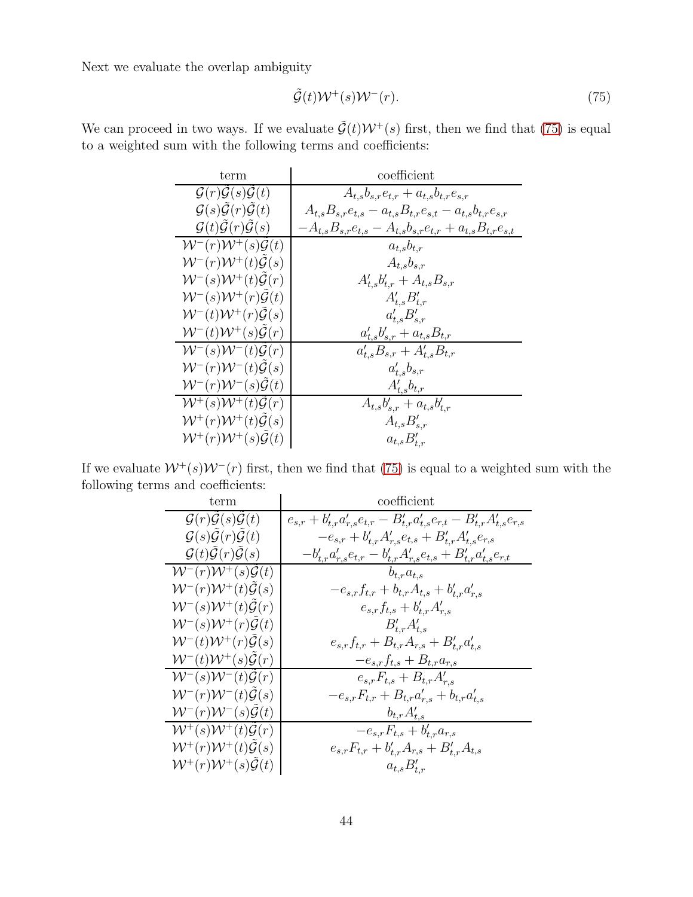Next we evaluate the overlap ambiguity

$$\tilde{\mathcal{G}}(t)\mathcal{W}^+(s)\mathcal{W}^-(r). \tag{75}$$

We can proceed in two ways. If we evaluate $\tilde{\mathcal{G}}(t)\mathcal{W}^+(s)$ first, then we find that (75) is equal to a weighted sum with the following terms and coefficients:

| term | coefficient |
|---|---|
| $\mathcal{G}(r)\tilde{\mathcal{G}}(s)\tilde{\mathcal{G}}(t)$ | $A_{t,s}b_{s,r}e_{t,r} + a_{t,s}b_{t,r}e_{s,r}$ |
| $\mathcal{G}(s)\tilde{\mathcal{G}}(r)\tilde{\mathcal{G}}(t)$ | $A_{t,s}B_{s,r}e_{t,s} - a_{t,s}B_{t,r}e_{s,t} - a_{t,s}b_{t,r}e_{s,r}$ |
| $\mathcal{G}(t)\tilde{\mathcal{G}}(r)\tilde{\mathcal{G}}(s)$ | $-A_{t,s}B_{s,r}e_{t,s} - A_{t,s}b_{s,r}e_{t,r} + a_{t,s}B_{t,r}e_{s,t}$ |
| $\mathcal{W}^-(r)\mathcal{W}^+(s)\mathcal{G}(t)$ | $a_{t,s}b_{t,r}$ |
| $\mathcal{W}^-(r)\mathcal{W}^+(t)\tilde{\mathcal{G}}(s)$ | $A_{t,s}b_{s,r}$ |
| $\mathcal{W}^-(s)\mathcal{W}^+(t)\tilde{\mathcal{G}}(r)$ | $A'_{t,s}b'_{t,r} + A_{t,s}B_{s,r}$ |
| $\mathcal{W}^-(s)\mathcal{W}^+(r)\tilde{\mathcal{G}}(t)$ | $A'_{t,s}B'_{t,r}$ |
| $\mathcal{W}^-(t)\mathcal{W}^+(r)\tilde{\mathcal{G}}(s)$ | $a'_{t,s}B'_{s,r}$ |
| $\mathcal{W}^-(t)\mathcal{W}^+(s)\tilde{\mathcal{G}}(r)$ | $a'_{t,s}b'_{s,r} + a_{t,s}B_{t,r}$ |
| $\mathcal{W}^-(s)\mathcal{W}^-(t)\mathcal{G}(r)$ | $a'_{t,s}B_{s,r} + A'_{t,s}B_{t,r}$ |
| $\mathcal{W}^-(r)\mathcal{W}^-(t)\tilde{\mathcal{G}}(s)$ | $a'_{t,s}b_{s,r}$ |
| $\mathcal{W}^-(r)\mathcal{W}^-(s)\tilde{\mathcal{G}}(t)$ | $A'_{t,s}b_{t,r}$ |
| $\mathcal{W}^+(s)\mathcal{W}^+(t)\mathcal{G}(r)$ | $A_{t,s}b'_{s,r} + a_{t,s}b'_{t,r}$ |
| $\mathcal{W}^+(r)\mathcal{W}^+(t)\tilde{\mathcal{G}}(s)$ | $A_{t,s}B'_{s,r}$ |
| $\mathcal{W}^+(r)\mathcal{W}^+(s)\tilde{\mathcal{G}}(t)$ | $a_{t,s}B'_{t,r}$ |

If we evaluate $\mathcal{W}^+(s)\mathcal{W}^-(r)$ first, then we find that (75) is equal to a weighted sum with the following terms and coefficients:

| term | coefficient |
|---|---|
| $\mathcal{G}(r)\tilde{\mathcal{G}}(s)\tilde{\mathcal{G}}(t)$ | $e_{s,r} + b'_{t,r}a'_{r,s}e_{t,r} - B'_{t,r}a'_{t,s}e_{r,t} - B'_{t,r}A'_{t,s}e_{r,s}$ |
| $\mathcal{G}(s)\tilde{\mathcal{G}}(r)\tilde{\mathcal{G}}(t)$ | $-e_{s,r} + b'_{t,r}A'_{r,s}e_{t,s} + B'_{t,r}A'_{t,s}e_{r,s}$ |
| $\mathcal{G}(t)\tilde{\mathcal{G}}(r)\tilde{\mathcal{G}}(s)$ | $-b'_{t,r}a'_{r,s}e_{t,r} - b'_{t,r}A'_{r,s}e_{t,s} + B'_{t,r}a'_{t,s}e_{r,t}$ |
| $\mathcal{W}^-(r)\mathcal{W}^+(s)\mathcal{G}(t)$ | $b_{t,r}a_{t,s}$ |
| $\mathcal{W}^-(r)\mathcal{W}^+(t)\tilde{\mathcal{G}}(s)$ | $-e_{s,r}f_{t,r} + b_{t,r}A_{t,s} + b'_{t,r}a'_{r,s}$ |
| $\mathcal{W}^-(s)\mathcal{W}^+(t)\tilde{\mathcal{G}}(r)$ | $e_{s,r}f_{t,s} + b'_{t,r}A'_{r,s}$ |
| $\mathcal{W}^-(s)\mathcal{W}^+(r)\tilde{\mathcal{G}}(t)$ | $B'_{t,r}A'_{t,s}$ |
| $\mathcal{W}^-(t)\mathcal{W}^+(r)\tilde{\mathcal{G}}(s)$ | $e_{s,r}f_{t,r} + B_{t,r}A_{r,s} + B'_{t,r}a'_{t,s}$ |
| $\mathcal{W}^-(t)\mathcal{W}^+(s)\tilde{\mathcal{G}}(r)$ | $-e_{s,r}f_{t,s} + B_{t,r}a_{r,s}$ |
| $\mathcal{W}^-(s)\mathcal{W}^-(t)\mathcal{G}(r)$ | $e_{s,r}F_{t,s} + B_{t,r}A'_{r,s}$ |
| $\mathcal{W}^-(r)\mathcal{W}^-(t)\tilde{\mathcal{G}}(s)$ | $-e_{s,r}F_{t,r} + B_{t,r}a'_{r,s} + b_{t,r}a'_{t,s}$ |
| $\mathcal{W}^-(r)\mathcal{W}^-(s)\tilde{\mathcal{G}}(t)$ | $b_{t,r}A'_{t,s}$ |
| $\mathcal{W}^+(s)\mathcal{W}^+(t)\mathcal{G}(r)$ | $-e_{s,r}F_{t,s} + b'_{t,r}a_{r,s}$ |
| $\mathcal{W}^+(r)\mathcal{W}^+(t)\tilde{\mathcal{G}}(s)$ | $e_{s,r}F_{t,r} + b'_{t,r}A_{r,s} + B'_{t,r}A_{t,s}$ |
| $\mathcal{W}^+(r)\mathcal{W}^+(s)\tilde{\mathcal{G}}(t)$ | $a_{t,s}B'_{t,r}$ |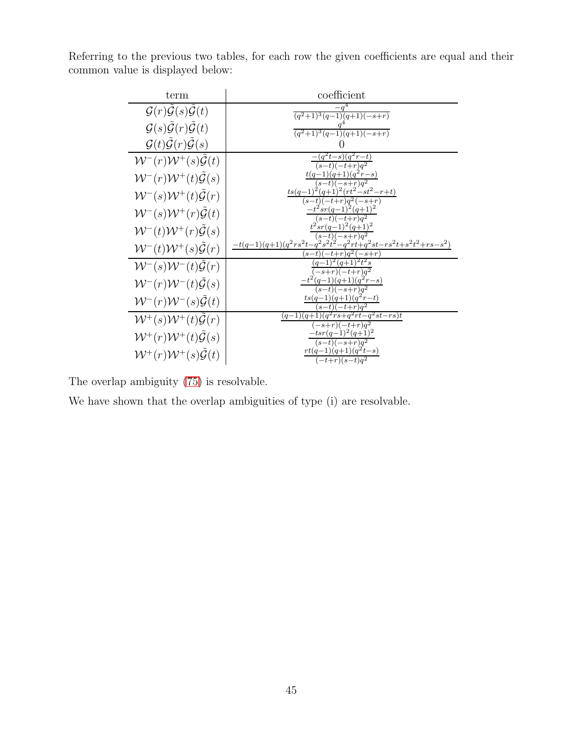Referring to the previous two tables, for each row the given coefficients are equal and their common value is displayed below:

| term | coefficient |
|---|---|
| $\mathcal{G}(r)\tilde{\mathcal{G}}(s)\tilde{\mathcal{G}}(t)$ | $\frac{-q^4}{(q^2+1)^3(q-1)(q+1)(-s+r)}$ |
| $\mathcal{G}(s)\tilde{\mathcal{G}}(r)\tilde{\mathcal{G}}(t)$ | $\frac{q^4}{(q^2+1)^3(q-1)(q+1)(-s+r)}$ |
| $\mathcal{G}(t)\tilde{\mathcal{G}}(r)\tilde{\mathcal{G}}(s)$ | $0$ |
| $\mathcal{W}^-(r)\mathcal{W}^+(s)\tilde{\mathcal{G}}(t)$ | $\frac{-(q^2t-s)(q^2r-t)}{(s-t)(-t+r)q^2}$ |
| $\mathcal{W}^-(r)\mathcal{W}^+(t)\tilde{\mathcal{G}}(s)$ | $\frac{t(q-1)(q+1)(q^2r-s)}{(s-t)(-s+r)q^2}$ |
| $\mathcal{W}^-(s)\mathcal{W}^+(t)\tilde{\mathcal{G}}(r)$ | $\frac{ts(q-1)^2(q+1)^2(rt^2-st^2-r+t)}{(s-t)(-t+r)q^2(-s+r)}$ |
| $\mathcal{W}^-(s)\mathcal{W}^+(r)\tilde{\mathcal{G}}(t)$ | $\frac{-t^2sr(q-1)^2(q+1)^2}{(s-t)(-t+r)q^2}$ |
| $\mathcal{W}^-(t)\mathcal{W}^+(r)\tilde{\mathcal{G}}(s)$ | $\frac{t^2sr(q-1)^2(q+1)^2}{(s-t)(-s+r)q^2}$ |
| $\mathcal{W}^-(t)\mathcal{W}^+(s)\tilde{\mathcal{G}}(r)$ | $\frac{-t(q-1)(q+1)(q^2rs^2t-q^2s^2t^2-q^2rt+q^2st-rs^2t+s^2t^2+rs-s^2)}{(s-t)(-t+r)q^2(-s+r)}$ |
| $\mathcal{W}^-(s)\mathcal{W}^-(t)\tilde{\mathcal{G}}(r)$ | $\frac{(q-1)^2(q+1)^2t^2s}{(-s+r)(-t+r)q^2}$ |
| $\mathcal{W}^-(r)\mathcal{W}^-(t)\tilde{\mathcal{G}}(s)$ | $\frac{-t^2(q-1)(q+1)(q^2r-s)}{(s-t)(-s+r)q^2}$ |
| $\mathcal{W}^-(r)\mathcal{W}^-(s)\tilde{\mathcal{G}}(t)$ | $\frac{ts(q-1)(q+1)(q^2r-t)}{(s-t)(-t+r)q^2}$ |
| $\mathcal{W}^+(s)\mathcal{W}^+(t)\tilde{\mathcal{G}}(r)$ | $\frac{(q-1)(q+1)(q^2rs+q^2rt-q^2st-rs)t}{(-s+r)(-t+r)q^2}$ |
| $\mathcal{W}^+(r)\mathcal{W}^+(t)\tilde{\mathcal{G}}(s)$ | $\frac{-tsr(q-1)^2(q+1)^2}{(s-t)(-s+r)q^2}$ |
| $\mathcal{W}^+(r)\mathcal{W}^+(s)\tilde{\mathcal{G}}(t)$ | $\frac{rt(q-1)(q+1)(q^2t-s)}{(-t+r)(s-t)q^2}$ |

The overlap ambiguity (75) is resolvable.

We have shown that the overlap ambiguities of type (i) are resolvable.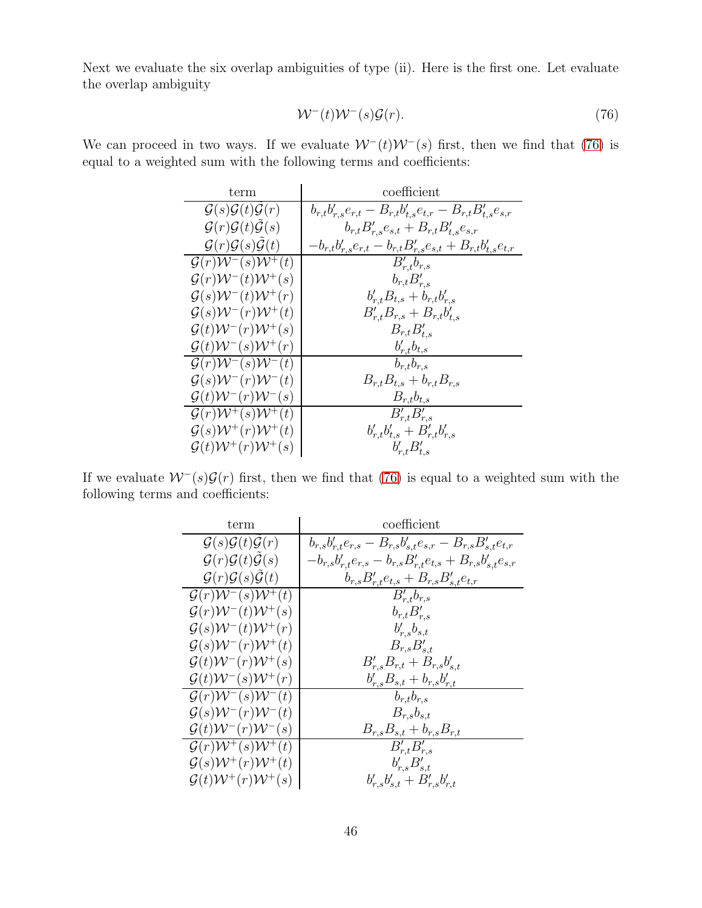Next we evaluate the six overlap ambiguities of type (ii). Here is the first one. Let evaluate the overlap ambiguity

$$\mathcal{W}^-(t)\mathcal{W}^-(s)\mathcal{G}(r). \tag{76}$$

We can proceed in two ways. If we evaluate $\mathcal{W}^-(t)\mathcal{W}^-(s)$ first, then we find that (76) is equal to a weighted sum with the following terms and coefficients:

| term | coefficient |
|---|---|
| $\mathcal{G}(s)\mathcal{G}(t)\tilde{\mathcal{G}}(r)$ | $b_{r,t}b'_{r,s}e_{r,t} - B_{r,t}b'_{t,s}e_{t,r} - B_{r,t}B'_{t,s}e_{s,r}$ |
| $\mathcal{G}(r)\mathcal{G}(t)\tilde{\mathcal{G}}(s)$ | $b_{r,t}B'_{r,s}e_{s,t} + B_{r,t}B'_{t,s}e_{s,r}$ |
| $\mathcal{G}(r)\mathcal{G}(s)\tilde{\mathcal{G}}(t)$ | $-b_{r,t}b'_{r,s}e_{r,t} - b_{r,t}B'_{r,s}e_{s,t} + B_{r,t}b'_{t,s}e_{t,r}$ |
| $\mathcal{G}(r)\mathcal{W}^-(s)\mathcal{W}^+(t)$ | $B'_{r,t}b_{r,s}$ |
| $\mathcal{G}(r)\mathcal{W}^-(t)\mathcal{W}^+(s)$ | $b_{r,t}B'_{r,s}$ |
| $\mathcal{G}(s)\mathcal{W}^-(t)\mathcal{W}^+(r)$ | $b'_{r,t}B_{t,s} + b_{r,t}b'_{r,s}$ |
| $\mathcal{G}(s)\mathcal{W}^-(r)\mathcal{W}^+(t)$ | $B'_{r,t}B_{r,s} + B_{r,t}b'_{t,s}$ |
| $\mathcal{G}(t)\mathcal{W}^-(r)\mathcal{W}^+(s)$ | $B_{r,t}B'_{t,s}$ |
| $\mathcal{G}(t)\mathcal{W}^-(s)\mathcal{W}^+(r)$ | $b'_{r,t}b_{t,s}$ |
| $\mathcal{G}(r)\mathcal{W}^-(s)\mathcal{W}^-(t)$ | $b_{r,t}b_{r,s}$ |
| $\mathcal{G}(s)\mathcal{W}^-(r)\mathcal{W}^-(t)$ | $B_{r,t}B_{t,s} + b_{r,t}B_{r,s}$ |
| $\mathcal{G}(t)\mathcal{W}^-(r)\mathcal{W}^-(s)$ | $B_{r,t}b_{t,s}$ |
| $\mathcal{G}(r)\mathcal{W}^+(s)\mathcal{W}^+(t)$ | $B'_{r,t}B'_{r,s}$ |
| $\mathcal{G}(s)\mathcal{W}^+(r)\mathcal{W}^+(t)$ | $b'_{r,t}b'_{t,s} + B'_{r,t}b'_{r,s}$ |
| $\mathcal{G}(t)\mathcal{W}^+(r)\mathcal{W}^+(s)$ | $b'_{r,t}B'_{t,s}$ |

If we evaluate $\mathcal{W}^-(s)\mathcal{G}(r)$ first, then we find that (76) is equal to a weighted sum with the following terms and coefficients:

| term | coefficient |
|---|---|
| $\mathcal{G}(s)\mathcal{G}(t)\tilde{\mathcal{G}}(r)$ | $b_{r,s}b'_{r,t}e_{r,s} - B_{r,s}b'_{s,t}e_{s,r} - B_{r,s}B'_{s,t}e_{t,r}$ |
| $\mathcal{G}(r)\mathcal{G}(t)\tilde{\mathcal{G}}(s)$ | $-b_{r,s}b'_{r,t}e_{r,s} - b_{r,s}B'_{r,t}e_{t,s} + B_{r,s}b'_{s,t}e_{s,r}$ |
| $\mathcal{G}(r)\mathcal{G}(s)\tilde{\mathcal{G}}(t)$ | $b_{r,s}B'_{r,t}e_{t,s} + B_{r,s}B'_{s,t}e_{t,r}$ |
| $\mathcal{G}(r)\mathcal{W}^-(s)\mathcal{W}^+(t)$ | $B'_{r,t}b_{r,s}$ |
| $\mathcal{G}(r)\mathcal{W}^-(t)\mathcal{W}^+(s)$ | $b_{r,t}B'_{r,s}$ |
| $\mathcal{G}(s)\mathcal{W}^-(t)\mathcal{W}^+(r)$ | $b'_{r,s}b_{s,t}$ |
| $\mathcal{G}(s)\mathcal{W}^-(r)\mathcal{W}^+(t)$ | $B_{r,s}B'_{s,t}$ |
| $\mathcal{G}(t)\mathcal{W}^-(r)\mathcal{W}^+(s)$ | $B'_{r,s}B_{r,t} + B_{r,s}b'_{s,t}$ |
| $\mathcal{G}(t)\mathcal{W}^-(s)\mathcal{W}^+(r)$ | $b'_{r,s}B_{s,t} + b_{r,s}b'_{r,t}$ |
| $\mathcal{G}(r)\mathcal{W}^-(s)\mathcal{W}^-(t)$ | $b_{r,t}b_{r,s}$ |
| $\mathcal{G}(s)\mathcal{W}^-(r)\mathcal{W}^-(t)$ | $B_{r,s}b_{s,t}$ |
| $\mathcal{G}(t)\mathcal{W}^-(r)\mathcal{W}^-(s)$ | $B_{r,s}B_{s,t} + b_{r,s}B_{r,t}$ |
| $\mathcal{G}(r)\mathcal{W}^+(s)\mathcal{W}^+(t)$ | $B'_{r,t}B'_{r,s}$ |
| $\mathcal{G}(s)\mathcal{W}^+(r)\mathcal{W}^+(t)$ | $b'_{r,s}B'_{s,t}$ |
| $\mathcal{G}(t)\mathcal{W}^+(r)\mathcal{W}^+(s)$ | $b'_{r,s}b'_{s,t} + B'_{r,s}b'_{r,t}$ |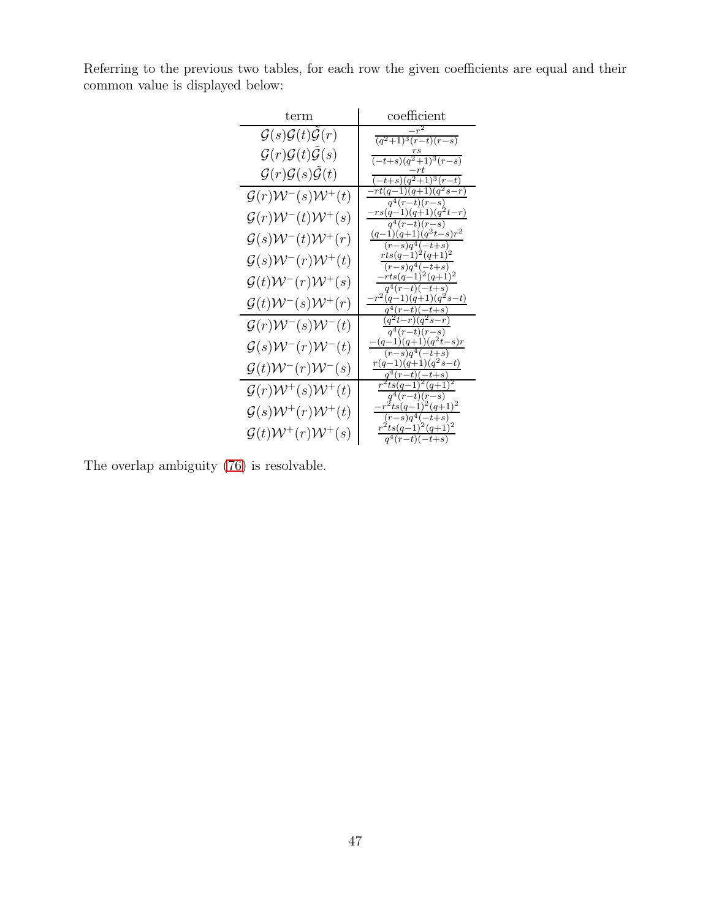Referring to the previous two tables, for each row the given coefficients are equal and their common value is displayed below:

| term | coefficient |
|---|---|
| $\mathcal{G}(s)\mathcal{G}(t)\tilde{\mathcal{G}}(r)$ | $\frac{-r^2}{(q^2+1)^3(r-t)(r-s)}$ |
| $\mathcal{G}(r)\mathcal{G}(t)\tilde{\mathcal{G}}(s)$ | $\frac{rs}{(-t+s)(q^2+1)^3(r-s)}$ |
| $\mathcal{G}(r)\mathcal{G}(s)\tilde{\mathcal{G}}(t)$ | $\frac{-rt}{(-t+s)(q^2+1)^3(r-t)}$ |
| $\mathcal{G}(r)\mathcal{W}^-(s)\mathcal{W}^+(t)$ | $\frac{-rt(q-1)(q+1)(q^2s-r)}{q^4(r-t)(r-s)}$ |
| $\mathcal{G}(r)\mathcal{W}^-(t)\mathcal{W}^+(s)$ | $\frac{-rs(q-1)(q+1)(q^2t-r)}{q^4(r-t)(r-s)}$ |
| $\mathcal{G}(s)\mathcal{W}^-(t)\mathcal{W}^+(r)$ | $\frac{(q-1)(q+1)(q^2t-s)r^2}{(r-s)q^4(-t+s)}$ |
| $\mathcal{G}(s)\mathcal{W}^-(r)\mathcal{W}^+(t)$ | $\frac{rts(q-1)^2(q+1)^2}{(r-s)q^4(-t+s)}$ |
| $\mathcal{G}(t)\mathcal{W}^-(r)\mathcal{W}^+(s)$ | $\frac{-rts(q-1)^2(q+1)^2}{q^4(r-t)(-t+s)}$ |
| $\mathcal{G}(t)\mathcal{W}^-(s)\mathcal{W}^+(r)$ | $\frac{-r^2(q-1)(q+1)(q^2s-t)}{q^4(r-t)(-t+s)}$ |
| $\mathcal{G}(r)\mathcal{W}^-(s)\mathcal{W}^-(t)$ | $\frac{(q^2t-r)(q^2s-r)}{q^4(r-t)(r-s)}$ |
| $\mathcal{G}(s)\mathcal{W}^-(r)\mathcal{W}^-(t)$ | $\frac{-(q-1)(q+1)(q^2t-s)r}{(r-s)q^4(-t+s)}$ |
| $\mathcal{G}(t)\mathcal{W}^-(r)\mathcal{W}^-(s)$ | $\frac{r(q-1)(q+1)(q^2s-t)}{q^4(r-t)(-t+s)}$ |
| $\mathcal{G}(r)\mathcal{W}^+(s)\mathcal{W}^+(t)$ | $\frac{r^2ts(q-1)^2(q+1)^2}{q^4(r-t)(r-s)}$ |
| $\mathcal{G}(s)\mathcal{W}^+(r)\mathcal{W}^+(t)$ | $\frac{-r^2ts(q-1)^2(q+1)^2}{(r-s)q^4(-t+s)}$ |
| $\mathcal{G}(t)\mathcal{W}^+(r)\mathcal{W}^+(s)$ | $\frac{r^2ts(q-1)^2(q+1)^2}{q^4(r-t)(-t+s)}$ |

The overlap ambiguity (76) is resolvable.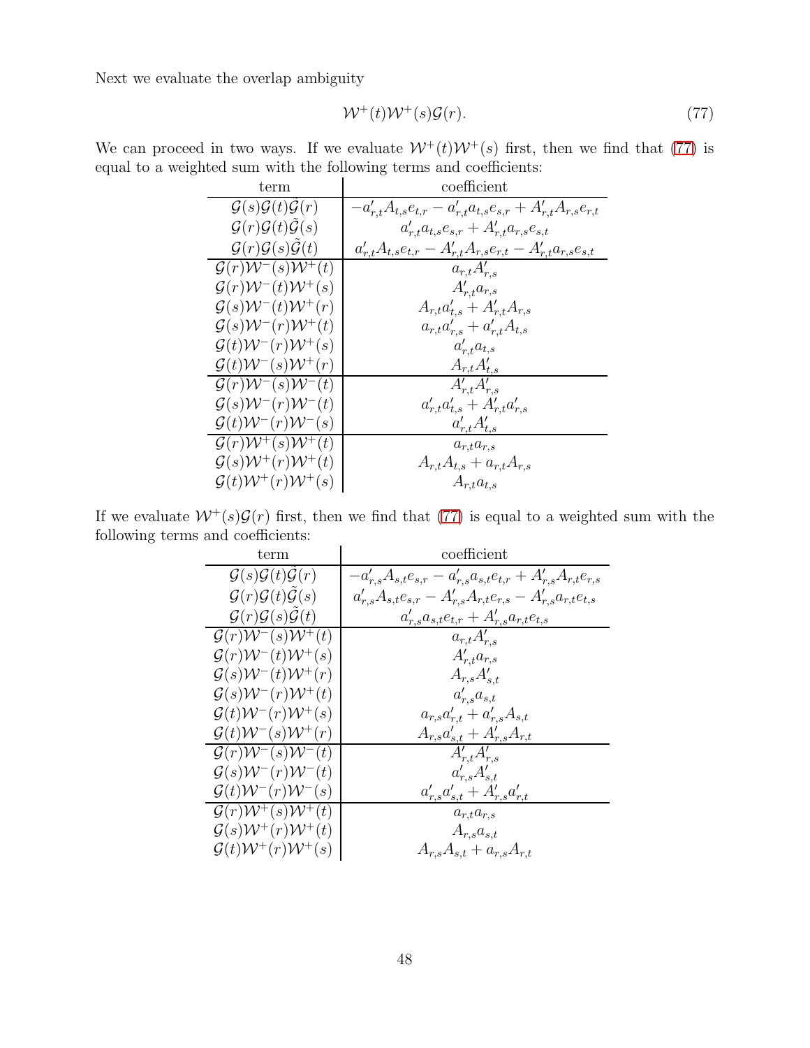Next we evaluate the overlap ambiguity

$$\mathcal{W}^+(t)\mathcal{W}^+(s)\mathcal{G}(r). \tag{77}$$

We can proceed in two ways. If we evaluate $\mathcal{W}^+(t)\mathcal{W}^+(s)$ first, then we find that (77) is equal to a weighted sum with the following terms and coefficients:

| term | coefficient |
|---|---|
| $\mathcal{G}(s)\mathcal{G}(t)\tilde{\mathcal{G}}(r)$ | $-a'_{r,t}A_{t,s}e_{t,r} - a'_{r,t}a_{t,s}e_{s,r} + A'_{r,t}A_{r,s}e_{r,t}$ |
| $\mathcal{G}(r)\mathcal{G}(t)\tilde{\mathcal{G}}(s)$ | $a'_{r,t}a_{t,s}e_{s,r} + A'_{r,t}a_{r,s}e_{s,t}$ |
| $\mathcal{G}(r)\mathcal{G}(s)\tilde{\mathcal{G}}(t)$ | $a'_{r,t}A_{t,s}e_{t,r} - A'_{r,t}A_{r,s}e_{r,t} - A'_{r,t}a_{r,s}e_{s,t}$ |
| $\mathcal{G}(r)\mathcal{W}^-(s)\mathcal{W}^+(t)$ | $a_{r,t}A'_{r,s}$ |
| $\mathcal{G}(r)\mathcal{W}^-(t)\mathcal{W}^+(s)$ | $A'_{r,t}a_{r,s}$ |
| $\mathcal{G}(s)\mathcal{W}^-(t)\mathcal{W}^+(r)$ | $A_{r,t}a'_{t,s} + A'_{r,t}A_{r,s}$ |
| $\mathcal{G}(s)\mathcal{W}^-(r)\mathcal{W}^+(t)$ | $a_{r,t}a'_{r,s} + a'_{r,t}A_{t,s}$ |
| $\mathcal{G}(t)\mathcal{W}^-(r)\mathcal{W}^+(s)$ | $a'_{r,t}a_{t,s}$ |
| $\mathcal{G}(t)\mathcal{W}^-(s)\mathcal{W}^+(r)$ | $A_{r,t}A'_{t,s}$ |
| $\mathcal{G}(r)\mathcal{W}^-(s)\mathcal{W}^-(t)$ | $A'_{r,t}A'_{r,s}$ |
| $\mathcal{G}(s)\mathcal{W}^-(r)\mathcal{W}^-(t)$ | $a'_{r,t}a'_{t,s} + A'_{r,t}a'_{r,s}$ |
| $\mathcal{G}(t)\mathcal{W}^-(r)\mathcal{W}^-(s)$ | $a'_{r,t}A'_{t,s}$ |
| $\mathcal{G}(r)\mathcal{W}^+(s)\mathcal{W}^+(t)$ | $a_{r,t}a_{r,s}$ |
| $\mathcal{G}(s)\mathcal{W}^+(r)\mathcal{W}^+(t)$ | $A_{r,t}A_{t,s} + a_{r,t}A_{r,s}$ |
| $\mathcal{G}(t)\mathcal{W}^+(r)\mathcal{W}^+(s)$ | $A_{r,t}a_{t,s}$ |

If we evaluate $\mathcal{W}^+(s)\mathcal{G}(r)$ first, then we find that (77) is equal to a weighted sum with the following terms and coefficients:

| term | coefficient |
|---|---|
| $\mathcal{G}(s)\mathcal{G}(t)\tilde{\mathcal{G}}(r)$ | $-a'_{r,s}A_{s,t}e_{s,r} - a'_{r,s}a_{s,t}e_{t,r} + A'_{r,s}A_{r,t}e_{r,s}$ |
| $\mathcal{G}(r)\mathcal{G}(t)\tilde{\mathcal{G}}(s)$ | $a'_{r,s}A_{s,t}e_{s,r} - A'_{r,s}A_{r,t}e_{r,s} - A'_{r,s}a_{r,t}e_{t,s}$ |
| $\mathcal{G}(r)\mathcal{G}(s)\tilde{\mathcal{G}}(t)$ | $a'_{r,s}a_{s,t}e_{t,r} + A'_{r,s}a_{r,t}e_{t,s}$ |
| $\mathcal{G}(r)\mathcal{W}^-(s)\mathcal{W}^+(t)$ | $a_{r,t}A'_{r,s}$ |
| $\mathcal{G}(r)\mathcal{W}^-(t)\mathcal{W}^+(s)$ | $A'_{r,t}a_{r,s}$ |
| $\mathcal{G}(s)\mathcal{W}^-(t)\mathcal{W}^+(r)$ | $A_{r,s}A'_{s,t}$ |
| $\mathcal{G}(s)\mathcal{W}^-(r)\mathcal{W}^+(t)$ | $a'_{r,s}a_{s,t}$ |
| $\mathcal{G}(t)\mathcal{W}^-(r)\mathcal{W}^+(s)$ | $a_{r,s}a'_{r,t} + a'_{r,s}A_{s,t}$ |
| $\mathcal{G}(t)\mathcal{W}^-(s)\mathcal{W}^+(r)$ | $A_{r,s}a'_{s,t} + A'_{r,s}A_{r,t}$ |
| $\mathcal{G}(r)\mathcal{W}^-(s)\mathcal{W}^-(t)$ | $A'_{r,t}A'_{r,s}$ |
| $\mathcal{G}(s)\mathcal{W}^-(r)\mathcal{W}^-(t)$ | $a'_{r,s}A'_{s,t}$ |
| $\mathcal{G}(t)\mathcal{W}^-(r)\mathcal{W}^-(s)$ | $a'_{r,s}a'_{s,t} + A'_{r,s}a'_{r,t}$ |
| $\mathcal{G}(r)\mathcal{W}^+(s)\mathcal{W}^+(t)$ | $a_{r,t}a_{r,s}$ |
| $\mathcal{G}(s)\mathcal{W}^+(r)\mathcal{W}^+(t)$ | $A_{r,s}a_{s,t}$ |
| $\mathcal{G}(t)\mathcal{W}^+(r)\mathcal{W}^+(s)$ | $A_{r,s}A_{s,t} + a_{r,s}A_{r,t}$ |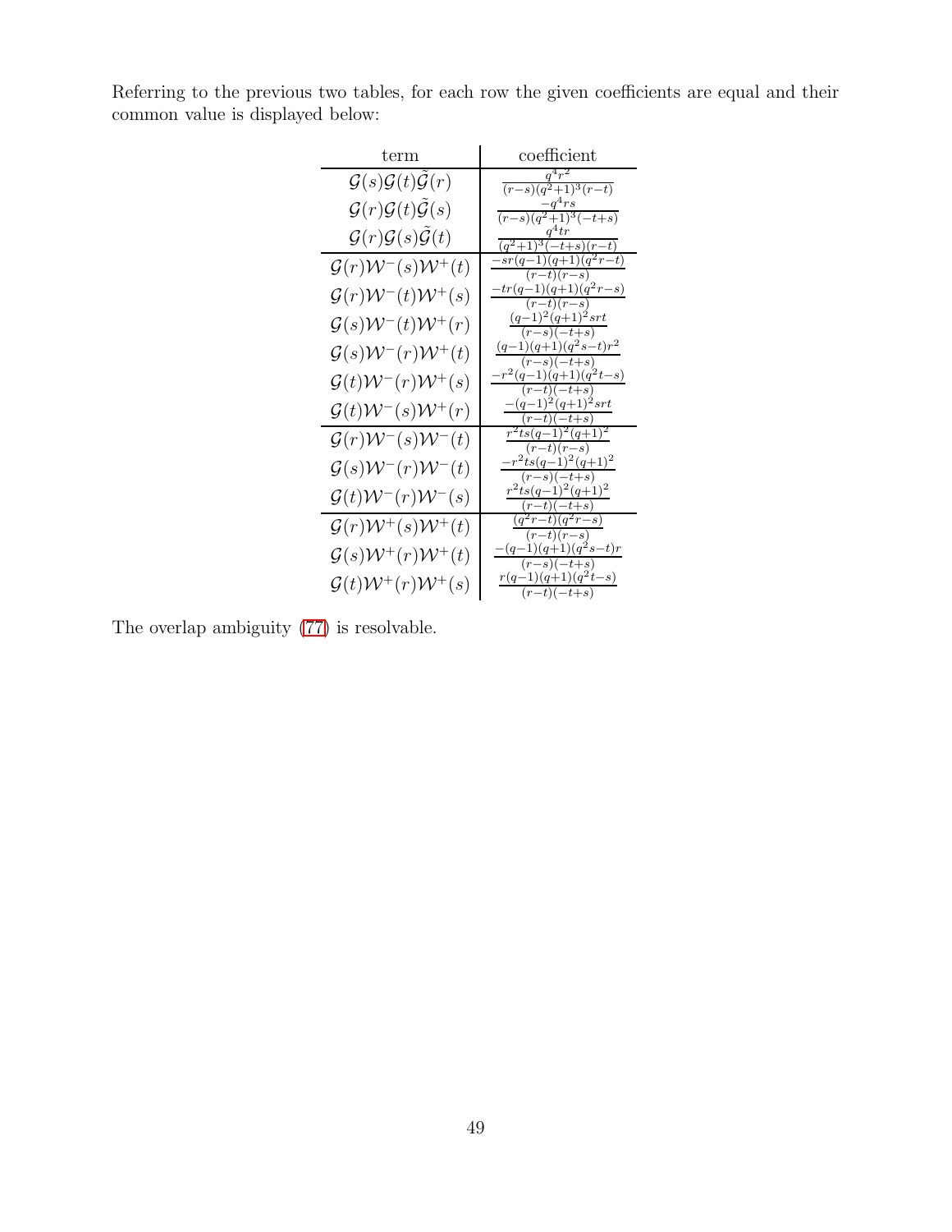Referring to the previous two tables, for each row the given coefficients are equal and their common value is displayed below:

| term | coefficient |
|---|---|
| $\mathcal{G}(s)\mathcal{G}(t)\tilde{\mathcal{G}}(r)$ | $\frac{q^4r^2}{(r-s)(q^2+1)^3(r-t)}$ |
| $\mathcal{G}(r)\mathcal{G}(t)\tilde{\mathcal{G}}(s)$ | $\frac{-q^4rs}{(r-s)(q^2+1)^3(-t+s)}$ |
| $\mathcal{G}(r)\mathcal{G}(s)\tilde{\mathcal{G}}(t)$ | $\frac{q^4tr}{(q^2+1)^3(-t+s)(r-t)}$ |
| $\mathcal{G}(r)\mathcal{W}^-(s)\mathcal{W}^+(t)$ | $\frac{-sr(q-1)(q+1)(q^2r-t)}{(r-t)(r-s)}$ |
| $\mathcal{G}(r)\mathcal{W}^-(t)\mathcal{W}^+(s)$ | $\frac{-tr(q-1)(q+1)(q^2r-s)}{(r-t)(r-s)}$ |
| $\mathcal{G}(s)\mathcal{W}^-(t)\mathcal{W}^+(r)$ | $\frac{(q-1)^2(q+1)^2srt}{(r-s)(-t+s)}$ |
| $\mathcal{G}(s)\mathcal{W}^-(r)\mathcal{W}^+(t)$ | $\frac{(q-1)(q+1)(q^2s-t)r^2}{(r-s)(-t+s)}$ |
| $\mathcal{G}(t)\mathcal{W}^-(r)\mathcal{W}^+(s)$ | $\frac{-r^2(q-1)(q+1)(q^2t-s)}{(r-t)(-t+s)}$ |
| $\mathcal{G}(t)\mathcal{W}^-(s)\mathcal{W}^+(r)$ | $\frac{-(q-1)^2(q+1)^2srt}{(r-t)(-t+s)}$ |
| $\mathcal{G}(r)\mathcal{W}^-(s)\mathcal{W}^-(t)$ | $\frac{r^2ts(q-1)^2(q+1)^2}{(r-t)(r-s)}$ |
| $\mathcal{G}(s)\mathcal{W}^-(r)\mathcal{W}^-(t)$ | $\frac{-r^2ts(q-1)^2(q+1)^2}{(r-s)(-t+s)}$ |
| $\mathcal{G}(t)\mathcal{W}^-(r)\mathcal{W}^-(s)$ | $\frac{r^2ts(q-1)^2(q+1)^2}{(r-t)(-t+s)}$ |
| $\mathcal{G}(r)\mathcal{W}^+(s)\mathcal{W}^+(t)$ | $\frac{(q^2r-t)(q^2r-s)}{(r-t)(r-s)}$ |
| $\mathcal{G}(s)\mathcal{W}^+(r)\mathcal{W}^+(t)$ | $\frac{-(q-1)(q+1)(q^2s-t)r}{(r-s)(-t+s)}$ |
| $\mathcal{G}(t)\mathcal{W}^+(r)\mathcal{W}^+(s)$ | $\frac{r(q-1)(q+1)(q^2t-s)}{(r-t)(-t+s)}$ |

The overlap ambiguity (77) is resolvable.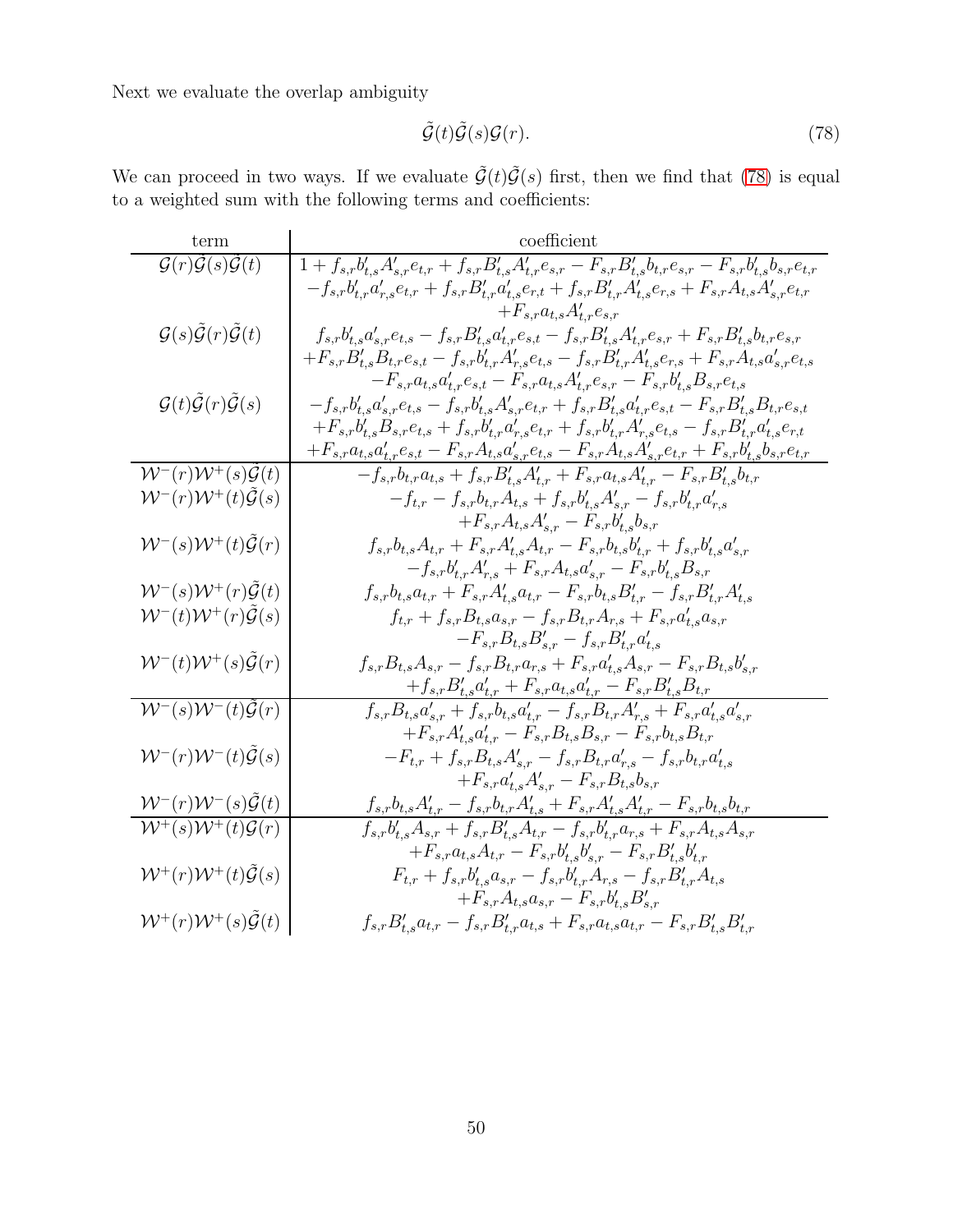Next we evaluate the overlap ambiguity

$$\tilde{\mathcal{G}}(t)\tilde{\mathcal{G}}(s)\mathcal{G}(r). \tag{78}$$

We can proceed in two ways. If we evaluate $\tilde{\mathcal{G}}(t)\tilde{\mathcal{G}}(s)$ first, then we find that (78) is equal to a weighted sum with the following terms and coefficients:

| term | coefficient |
|---|---|
| $\mathcal{G}(r)\tilde{\mathcal{G}}(s)\tilde{\mathcal{G}}(t)$ | $1 + f_{s,r}b'_{t,s}A'_{s,r}e_{t,r} + f_{s,r}B'_{t,s}A'_{t,r}e_{s,r} - F_{s,r}B'_{t,s}b_{t,r}e_{s,r} - F_{s,r}b'_{t,s}b_{s,r}e_{t,r}$ $-f_{s,r}b'_{t,r}a'_{r,s}e_{t,r} + f_{s,r}B'_{t,r}a'_{t,s}e_{r,t} + f_{s,r}B'_{t,r}A'_{t,s}e_{r,s} + F_{s,r}A_{t,s}A'_{s,r}e_{t,r}$ $+F_{s,r}a_{t,s}A'_{t,r}e_{s,r}$ |
| $\mathcal{G}(s)\tilde{\mathcal{G}}(r)\tilde{\mathcal{G}}(t)$ | $f_{s,r}b'_{t,s}a'_{s,r}e_{t,s} - f_{s,r}B'_{t,s}a'_{t,r}e_{s,t} - f_{s,r}B'_{t,s}A'_{t,r}e_{s,r} + F_{s,r}B'_{t,s}b_{t,r}e_{s,r}$ $+F_{s,r}B'_{t,s}B_{t,r}e_{s,t} - f_{s,r}b'_{t,r}A'_{r,s}e_{t,s} - f_{s,r}B'_{t,r}A'_{t,s}e_{r,s} + F_{s,r}A_{t,s}a'_{s,r}e_{t,s}$ $-F_{s,r}a_{t,s}a'_{t,r}e_{s,t} - F_{s,r}a_{t,s}A'_{t,r}e_{s,r} - F_{s,r}b'_{t,s}B_{s,r}e_{t,s}$ |
| $\mathcal{G}(t)\tilde{\mathcal{G}}(r)\tilde{\mathcal{G}}(s)$ | $-f_{s,r}b'_{t,s}a'_{s,r}e_{t,s} - f_{s,r}b'_{t,s}A'_{s,r}e_{t,r} + f_{s,r}B'_{t,s}a'_{t,r}e_{s,t} - F_{s,r}B'_{t,s}B_{t,r}e_{s,t}$ $+F_{s,r}b'_{t,s}B_{s,r}e_{t,s} + f_{s,r}b'_{t,r}a'_{r,s}e_{t,r} + f_{s,r}b'_{t,r}A'_{r,s}e_{t,s} - f_{s,r}B'_{t,r}a'_{t,s}e_{r,t}$ $+F_{s,r}a_{t,s}a'_{t,r}e_{s,t} - F_{s,r}A_{t,s}a'_{s,r}e_{t,s} - F_{s,r}A_{t,s}A'_{s,r}e_{t,r} + F_{s,r}b'_{t,s}b_{s,r}e_{t,r}$ |
| $\mathcal{W}^-(r)\mathcal{W}^+(s)\tilde{\mathcal{G}}(t)$ | $-f_{s,r}b_{t,r}a_{t,s} + f_{s,r}B'_{t,s}A'_{t,r} + F_{s,r}a_{t,s}A'_{t,r} - F_{s,r}B'_{t,s}b_{t,r}$ |
| $\mathcal{W}^-(r)\mathcal{W}^+(t)\tilde{\mathcal{G}}(s)$ | $-f_{t,r} - f_{s,r}b_{t,r}A_{t,s} + f_{s,r}b'_{t,s}A'_{s,r} - f_{s,r}b'_{t,r}a'_{r,s}$ $+F_{s,r}A_{t,s}A'_{s,r} - F_{s,r}b'_{t,s}b_{s,r}$ |
| $\mathcal{W}^-(s)\mathcal{W}^+(t)\tilde{\mathcal{G}}(r)$ | $f_{s,r}b_{t,s}A_{t,r} + F_{s,r}A'_{t,s}A_{t,r} - F_{s,r}b_{t,s}b'_{t,r} + f_{s,r}b'_{t,s}a'_{s,r}$ $-f_{s,r}b'_{t,r}A'_{r,s} + F_{s,r}A_{t,s}a'_{s,r} - F_{s,r}b'_{t,s}B_{s,r}$ |
| $\mathcal{W}^-(s)\mathcal{W}^+(r)\tilde{\mathcal{G}}(t)$ | $f_{s,r}b_{t,s}a_{t,r} + F_{s,r}A'_{t,s}a_{t,r} - F_{s,r}b_{t,s}B'_{t,r} - f_{s,r}B'_{t,r}A'_{t,s}$ |
| $\mathcal{W}^-(t)\mathcal{W}^+(r)\tilde{\mathcal{G}}(s)$ | $f_{t,r} + f_{s,r}B_{t,s}a_{s,r} - f_{s,r}B_{t,r}A_{r,s} + F_{s,r}a'_{t,s}a_{s,r}$ $-F_{s,r}B_{t,s}B'_{s,r} - f_{s,r}B'_{t,r}a'_{t,s}$ |
| $\mathcal{W}^-(t)\mathcal{W}^+(s)\tilde{\mathcal{G}}(r)$ | $f_{s,r}B_{t,s}A_{s,r} - f_{s,r}B_{t,r}a_{r,s} + F_{s,r}a'_{t,s}A_{s,r} - F_{s,r}B_{t,s}b'_{s,r}$ $+f_{s,r}B'_{t,s}a'_{t,r} + F_{s,r}a_{t,s}a'_{t,r} - F_{s,r}B'_{t,s}B_{t,r}$ |
| $\mathcal{W}^-(s)\mathcal{W}^-(t)\tilde{\mathcal{G}}(r)$ | $f_{s,r}B_{t,s}a'_{s,r} + f_{s,r}b_{t,s}a'_{t,r} - f_{s,r}B_{t,r}A'_{r,s} + F_{s,r}a'_{t,s}a'_{s,r}$ $+F_{s,r}A'_{t,s}a'_{t,r} - F_{s,r}B_{t,s}B_{s,r} - F_{s,r}b_{t,s}B_{t,r}$ |
| $\mathcal{W}^-(r)\mathcal{W}^-(t)\tilde{\mathcal{G}}(s)$ | $-F_{t,r} + f_{s,r}B_{t,s}A'_{s,r} - f_{s,r}B_{t,r}a'_{r,s} - f_{s,r}b_{t,r}a'_{t,s}$ $+F_{s,r}a'_{t,s}A'_{s,r} - F_{s,r}B_{t,s}b_{s,r}$ |
| $\mathcal{W}^-(r)\mathcal{W}^-(s)\tilde{\mathcal{G}}(t)$ | $f_{s,r}b_{t,s}A'_{t,r} - f_{s,r}b_{t,r}A'_{t,s} + F_{s,r}A'_{t,s}A'_{t,r} - F_{s,r}b_{t,s}b_{t,r}$ |
| $\mathcal{W}^+(s)\mathcal{W}^+(t)\mathcal{G}(r)$ | $f_{s,r}b'_{t,s}A_{s,r} + f_{s,r}B'_{t,s}A_{t,r} - f_{s,r}b'_{t,r}a_{r,s} + F_{s,r}A_{t,s}A_{s,r}$ $+F_{s,r}a_{t,s}A_{t,r} - F_{s,r}b'_{t,s}b'_{s,r} - F_{s,r}B'_{t,s}b'_{t,r}$ |
| $\mathcal{W}^+(r)\mathcal{W}^+(t)\tilde{\mathcal{G}}(s)$ | $F_{t,r} + f_{s,r}b'_{t,s}a_{s,r} - f_{s,r}b'_{t,r}A_{r,s} - f_{s,r}B'_{t,r}A_{t,s}$ $+F_{s,r}A_{t,s}a_{s,r} - F_{s,r}b'_{t,s}B'_{s,r}$ |
| $\mathcal{W}^+(r)\mathcal{W}^+(s)\tilde{\mathcal{G}}(t)$ | $f_{s,r}B'_{t,s}a_{t,r} - f_{s,r}B'_{t,r}a_{t,s} + F_{s,r}a_{t,s}a_{t,r} - F_{s,r}B'_{t,s}B'_{t,r}$ |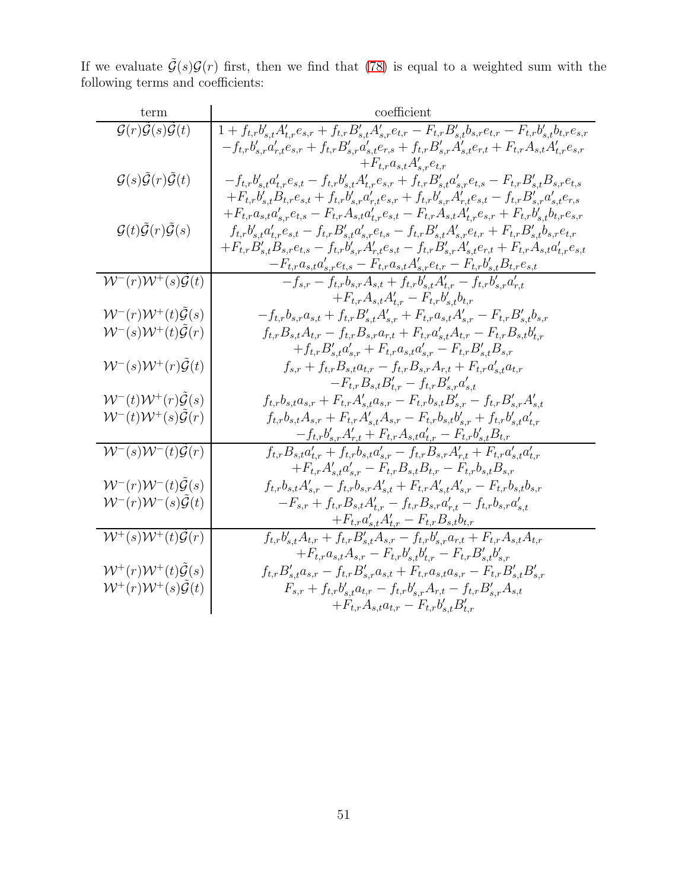If we evaluate $\tilde{\mathcal{G}}(s)\mathcal{G}(r)$ first, then we find that (78) is equal to a weighted sum with the following terms and coefficients:

| term | coefficient |
|---|---|
| $\mathcal{G}(r)\tilde{\mathcal{G}}(s)\tilde{\mathcal{G}}(t)$ | $1 + f_{t,r}b'_{s,t}A'_{t,r}e_{s,r} + f_{t,r}B'_{s,t}A'_{s,r}e_{t,r} - F_{t,r}B'_{s,t}b_{s,r}e_{t,r} - F_{t,r}b'_{s,t}b_{t,r}e_{s,r}$ $-f_{t,r}b'_{s,r}a'_{r,t}e_{s,r} + f_{t,r}B'_{s,r}a'_{s,t}e_{r,s} + f_{t,r}B'_{s,r}A'_{s,t}e_{r,t} + F_{t,r}A_{s,t}A'_{t,r}e_{s,r}$ $+F_{t,r}a_{s,t}A'_{s,r}e_{t,r}$ |
| $\mathcal{G}(s)\tilde{\mathcal{G}}(r)\tilde{\mathcal{G}}(t)$ | $-f_{t,r}b'_{s,t}a'_{t,r}e_{s,t} - f_{t,r}b'_{s,t}A'_{t,r}e_{s,r} + f_{t,r}B'_{s,t}a'_{s,r}e_{t,s} - F_{t,r}B'_{s,t}B_{s,r}e_{t,s}$ $+F_{t,r}b'_{s,t}B_{t,r}e_{s,t} + f_{t,r}b'_{s,r}a'_{r,t}e_{s,r} + f_{t,r}b'_{s,r}A'_{r,t}e_{s,t} - f_{t,r}B'_{s,r}a'_{s,t}e_{r,s}$ $+F_{t,r}a_{s,t}a'_{s,r}e_{t,s} - F_{t,r}A_{s,t}a'_{t,r}e_{s,t} - F_{t,r}A_{s,t}A'_{t,r}e_{s,r} + F_{t,r}b'_{s,t}b_{t,r}e_{s,r}$ |
| $\mathcal{G}(t)\tilde{\mathcal{G}}(r)\tilde{\mathcal{G}}(s)$ | $f_{t,r}b'_{s,t}a'_{t,r}e_{s,t} - f_{t,r}B'_{s,t}a'_{s,r}e_{t,s} - f_{t,r}B'_{s,t}A'_{s,r}e_{t,r} + F_{t,r}B'_{s,t}b_{s,r}e_{t,r}$ $+F_{t,r}B'_{s,t}B_{s,r}e_{t,s} - f_{t,r}b'_{s,r}A'_{r,t}e_{s,t} - f_{t,r}B'_{s,r}A'_{s,t}e_{r,t} + F_{t,r}A_{s,t}a'_{t,r}e_{s,t}$ $-F_{t,r}a_{s,t}a'_{s,r}e_{t,s} - F_{t,r}a_{s,t}A'_{s,r}e_{t,r} - F_{t,r}b'_{s,t}B_{t,r}e_{s,t}$ |
| $\mathcal{W}^-(r)\mathcal{W}^+(s)\tilde{\mathcal{G}}(t)$ | $-f_{s,r} - f_{t,r}b_{s,r}A_{s,t} + f_{t,r}b'_{s,t}A'_{t,r} - f_{t,r}b'_{s,r}a'_{r,t}$ $+F_{t,r}A_{s,t}A'_{t,r} - F_{t,r}b'_{s,t}b_{t,r}$ |
| $\mathcal{W}^-(r)\mathcal{W}^+(t)\tilde{\mathcal{G}}(s)$ | $-f_{t,r}b_{s,r}a_{s,t} + f_{t,r}B'_{s,t}A'_{s,r} + F_{t,r}a_{s,t}A'_{s,r} - F_{t,r}B'_{s,t}b_{s,r}$ |
| $\mathcal{W}^-(s)\mathcal{W}^+(t)\tilde{\mathcal{G}}(r)$ | $f_{t,r}B_{s,t}A_{t,r} - f_{t,r}B_{s,r}a_{r,t} + F_{t,r}a'_{s,t}A_{t,r} - F_{t,r}B_{s,t}b'_{t,r}$ $+f_{t,r}B'_{s,t}a'_{s,r} + F_{t,r}a_{s,t}a'_{s,r} - F_{t,r}B'_{s,t}B_{s,r}$ |
| $\mathcal{W}^-(s)\mathcal{W}^+(r)\tilde{\mathcal{G}}(t)$ | $f_{s,r} + f_{t,r}B_{s,t}a_{t,r} - f_{t,r}B_{s,r}A_{r,t} + F_{t,r}a'_{s,t}a_{t,r}$ $-F_{t,r}B_{s,t}B'_{t,r} - f_{t,r}B'_{s,r}a'_{s,t}$ |
| $\mathcal{W}^-(t)\mathcal{W}^+(r)\tilde{\mathcal{G}}(s)$ | $f_{t,r}b_{s,t}a_{s,r} + F_{t,r}A'_{s,t}a_{s,r} - F_{t,r}b_{s,t}B'_{s,r} - f_{t,r}B'_{s,r}A'_{s,t}$ |
| $\mathcal{W}^-(t)\mathcal{W}^+(s)\tilde{\mathcal{G}}(r)$ | $f_{t,r}b_{s,t}A_{s,r} + F_{t,r}A'_{s,t}A_{s,r} - F_{t,r}b_{s,t}b'_{s,r} + f_{t,r}b'_{s,t}a'_{t,r}$ $-f_{t,r}b'_{s,r}A'_{r,t} + F_{t,r}A_{s,t}a'_{t,r} - F_{t,r}b'_{s,t}B_{t,r}$ |
| $\mathcal{W}^-(s)\mathcal{W}^-(t)\tilde{\mathcal{G}}(r)$ | $f_{t,r}B_{s,t}a'_{t,r} + f_{t,r}b_{s,t}a'_{s,r} - f_{t,r}B_{s,r}A'_{r,t} + F_{t,r}a'_{s,t}a'_{t,r}$ $+F_{t,r}A'_{s,t}a'_{s,r} - F_{t,r}B_{s,t}B_{t,r} - F_{t,r}b_{s,t}B_{s,r}$ |
| $\mathcal{W}^-(r)\mathcal{W}^-(t)\tilde{\mathcal{G}}(s)$ | $f_{t,r}b_{s,t}A'_{s,r} - f_{t,r}b_{s,r}A'_{s,t} + F_{t,r}A'_{s,t}A'_{s,r} - F_{t,r}b_{s,t}b_{s,r}$ |
| $\mathcal{W}^-(r)\mathcal{W}^-(s)\tilde{\mathcal{G}}(t)$ | $-F_{s,r} + f_{t,r}B_{s,t}A'_{t,r} - f_{t,r}B_{s,r}a'_{r,t} - f_{t,r}b_{s,r}a'_{s,t}$ $+F_{t,r}a'_{s,t}A'_{t,r} - F_{t,r}B_{s,t}b_{t,r}$ |
| $\mathcal{W}^+(s)\mathcal{W}^+(t)\tilde{\mathcal{G}}(r)$ | $f_{t,r}b'_{s,t}A_{t,r} + f_{t,r}B'_{s,t}A_{s,r} - f_{t,r}b'_{s,r}a_{r,t} + F_{t,r}A_{s,t}A_{t,r}$ $+F_{t,r}a_{s,t}A_{s,r} - F_{t,r}b'_{s,t}b'_{t,r} - F_{t,r}B'_{s,t}b'_{s,r}$ |
| $\mathcal{W}^+(r)\mathcal{W}^+(t)\tilde{\mathcal{G}}(s)$ | $f_{t,r}B'_{s,t}a_{s,r} - f_{t,r}B'_{s,r}a_{s,t} + F_{t,r}a_{s,t}a_{s,r} - F_{t,r}B'_{s,t}B'_{s,r}$ |
| $\mathcal{W}^+(r)\mathcal{W}^+(s)\tilde{\mathcal{G}}(t)$ | $F_{s,r} + f_{t,r}b'_{s,t}a_{t,r} - f_{t,r}b'_{s,r}A_{r,t} - f_{t,r}B'_{s,r}A_{s,t}$ $+F_{t,r}A_{s,t}a_{t,r} - F_{t,r}b'_{s,t}B'_{t,r}$ |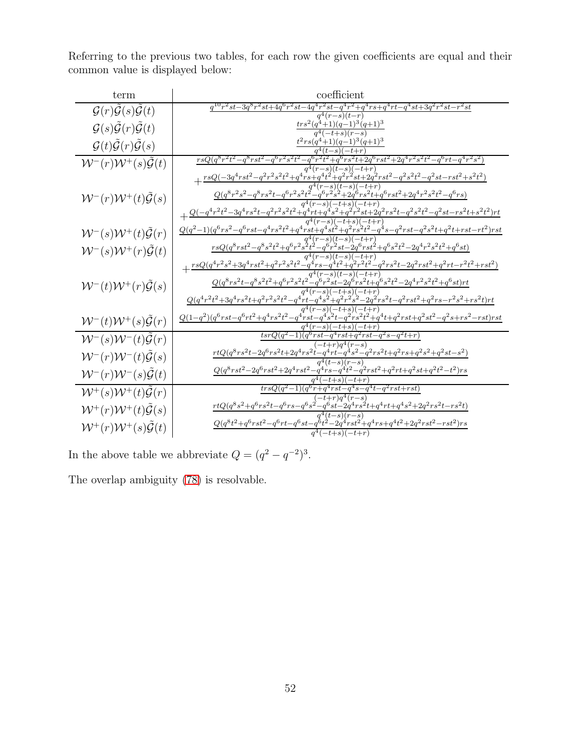Referring to the previous two tables, for each row the given coefficients are equal and their common value is displayed below:

| term | coefficient |
|---|---|
| $\mathcal{G}(r)\tilde{\mathcal{G}}(s)\tilde{\mathcal{G}}(t)$ | $\frac{q^{10}r^2st-3q^8r^2st+4q^6r^2st-4q^4r^2st-q^4r^2+q^4rs+q^4rt-q^4st+3q^2r^2st-r^2st}{q^4(r-s)(t-r)}$ |
| $\mathcal{G}(s)\tilde{\mathcal{G}}(r)\tilde{\mathcal{G}}(t)$ | $\frac{trs^2(q^4+1)(q-1)^3(q+1)^3}{q^4(-t+s)(r-s)}$ |
| $\mathcal{G}(t)\tilde{\mathcal{G}}(r)\tilde{\mathcal{G}}(s)$ | $\frac{t^2rs(q^4+1)(q-1)^3(q+1)^3}{q^4(t-s)(-t+r)}$ |
| $\mathcal{W}^-(r)\mathcal{W}^+(s)\tilde{\mathcal{G}}(t)$ | $\frac{rsQ(q^8r^2t^2-q^8rst^2-q^6r^2s^2t^2-q^6r^2t^2+q^6rs^2t+2q^6rst^2+2q^4r^2s^2t^2-q^6rt-q^4r^2s^2)}{q^4(r-s)(t-s)(-t+r)}$ $+\frac{rsQ(-3q^4rst^2-q^2r^2s^2t^2+q^4rs+q^4t^2+q^2r^2st+2q^2rst^2-q^2s^2t^2-q^2st-rst^2+s^2t^2)}{q^4(r-s)(t-s)(-t+r)}$ |
| $\mathcal{W}^-(r)\mathcal{W}^+(t)\tilde{\mathcal{G}}(s)$ | $\frac{Q(q^8r^2s^2-q^8rs^2t-q^6r^2s^2t^2-q^6r^2s^2+2q^6rs^2t+q^6rst^2+2q^4r^2s^2t^2-q^6rs)}{q^4(r-s)(-t+s)(-t+r)}$ $+\frac{Q(-q^4r^2t^2-3q^4rs^2t-q^2r^2s^2t^2+q^4rt+q^4s^2+q^2r^2st+2q^2rs^2t-q^2s^2t^2-q^2st-rs^2t+s^2t^2)rt}{q^4(r-s)(-t+s)(-t+r)}$ |
| $\mathcal{W}^-(s)\mathcal{W}^+(t)\tilde{\mathcal{G}}(r)$ | $\frac{Q(q^2-1)(q^6rs^2-q^6rst-q^4rs^2t^2+q^4rst+q^4st^2+q^2rs^2t^2-q^4s-q^2rst-q^2s^2t+q^2t+rst-rt^2)rst}{q^4(r-s)(t-s)(-t+r)}$ |
| $\mathcal{W}^-(s)\mathcal{W}^+(r)\tilde{\mathcal{G}}(t)$ | $\frac{rsQ(q^8rst^2-q^8s^2t^2+q^6r^2s^2t^2-q^6r^2st-2q^6rst^2+q^6s^2t^2-2q^4r^2s^2t^2+q^6st)}{q^4(r-s)(t-s)(-t+r)}$ $+\frac{rsQ(q^4r^2s^2+3q^4rst^2+q^2r^2s^2t^2-q^4rs-q^4t^2+q^2r^2t^2-q^2rs^2t-2q^2rst^2+q^2rt-r^2t^2+rst^2)}{q^4(r-s)(t-s)(-t+r)}$ |
| $\mathcal{W}^-(t)\mathcal{W}^+(r)\tilde{\mathcal{G}}(s)$ | $\frac{Q(q^8rs^2t-q^8s^2t^2+q^6r^2s^2t^2-q^6r^2st-2q^6rs^2t+q^6s^2t^2-2q^4r^2s^2t^2+q^6st)rt}{q^4(r-s)(-t+s)(-t+r)}$ $\frac{Q(q^4r^2t^2+3q^4rs^2t+q^2r^2s^2t^2-q^4rt-q^4s^2+q^2r^2s^2-2q^2rs^2t-q^2rst^2+q^2rs-r^2s^2+rs^2t)rt}{q^4(r-s)(-t+s)(-t+r)}$ |
| $\mathcal{W}^-(t)\mathcal{W}^+(s)\tilde{\mathcal{G}}(r)$ | $\frac{Q(1-q^2)(q^6rst-q^6rt^2+q^4rs^2t^2-q^4rst-q^4s^2t-q^2rs^2t^2+q^4t+q^2rst+q^2st^2-q^2s+rs^2-rst)rst}{q^4(r-s)(-t+s)(-t+r)}$ |
| $\mathcal{W}^-(s)\mathcal{W}^-(t)\tilde{\mathcal{G}}(r)$ | $\frac{tsrQ(q^2-1)(q^6rst-q^4rst+q^2rst-q^2s-q^2t+r)}{(-t+r)q^4(r-s)}$ |
| $\mathcal{W}^-(r)\mathcal{W}^-(t)\tilde{\mathcal{G}}(s)$ | $\frac{rtQ(q^8rs^2t-2q^6rs^2t+2q^4rs^2t-q^4rt-q^4s^2-q^2rs^2t+q^2rs+q^2s^2+q^2st-s^2)}{q^4(t-s)(r-s)}$ |
| $\mathcal{W}^-(r)\mathcal{W}^-(s)\tilde{\mathcal{G}}(t)$ | $\frac{Q(q^8rst^2-2q^6rst^2+2q^4rst^2-q^4rs-q^4t^2-q^2rst^2+q^2rt+q^2st+q^2t^2-t^2)rs}{q^4(-t+s)(-t+r)}$ |
| $\mathcal{W}^+(s)\mathcal{W}^+(t)\tilde{\mathcal{G}}(r)$ | $\frac{trsQ(q^2-1)(q^6r+q^4rst-q^4s-q^4t-q^2rst+rst)}{(-t+r)q^4(r-s)}$ |
| $\mathcal{W}^+(r)\mathcal{W}^+(t)\tilde{\mathcal{G}}(s)$ | $\frac{rtQ(q^8s^2+q^6rs^2t-q^6rs-q^6s^2-q^6st-2q^4rs^2t+q^4rt+q^4s^2+2q^2rs^2t-rs^2t)}{q^4(t-s)(r-s)}$ |
| $\mathcal{W}^+(r)\mathcal{W}^+(s)\tilde{\mathcal{G}}(t)$ | $\frac{Q(q^8t^2+q^6rst^2-q^6rt-q^6st-q^6t^2-2q^4rst^2+q^4rs+q^4t^2+2q^2rst^2-rst^2)rs}{q^4(-t+s)(-t+r)}$ |

In the above table we abbreviate $Q = (q^2 - q^{-2})^3$.

The overlap ambiguity (78) is resolvable.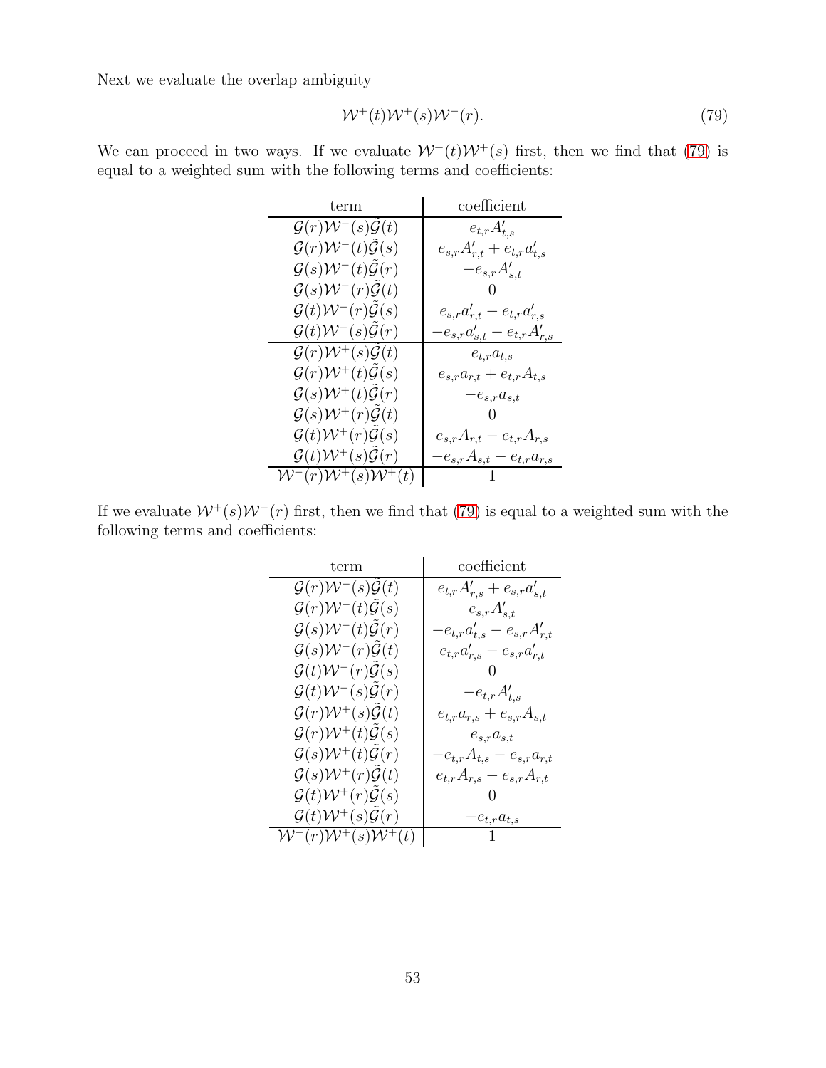Next we evaluate the overlap ambiguity

$$\mathcal{W}^+(t)\mathcal{W}^+(s)\mathcal{W}^-(r). \tag{79}$$

We can proceed in two ways. If we evaluate $\mathcal{W}^+(t)\mathcal{W}^+(s)$ first, then we find that (79) is equal to a weighted sum with the following terms and coefficients:

| term | coefficient |
|---|---|
| $\mathcal{G}(r)\mathcal{W}^-(s)\tilde{\mathcal{G}}(t)$ | $e_{t,r}A'_{t,s}$ |
| $\mathcal{G}(r)\mathcal{W}^-(t)\tilde{\mathcal{G}}(s)$ | $e_{s,r}A'_{r,t} + e_{t,r}a'_{t,s}$ |
| $\mathcal{G}(s)\mathcal{W}^-(t)\tilde{\mathcal{G}}(r)$ | $-e_{s,r}A'_{s,t}$ |
| $\mathcal{G}(s)\mathcal{W}^-(r)\tilde{\mathcal{G}}(t)$ | $0$ |
| $\mathcal{G}(t)\mathcal{W}^-(r)\tilde{\mathcal{G}}(s)$ | $e_{s,r}a'_{r,t} - e_{t,r}a'_{r,s}$ |
| $\mathcal{G}(t)\mathcal{W}^-(s)\tilde{\mathcal{G}}(r)$ | $-e_{s,r}a'_{s,t} - e_{t,r}A'_{r,s}$ |
| $\mathcal{G}(r)\mathcal{W}^+(s)\tilde{\mathcal{G}}(t)$ | $e_{t,r}a_{t,s}$ |
| $\mathcal{G}(r)\mathcal{W}^+(t)\tilde{\mathcal{G}}(s)$ | $e_{s,r}a_{r,t} + e_{t,r}A_{t,s}$ |
| $\mathcal{G}(s)\mathcal{W}^+(t)\tilde{\mathcal{G}}(r)$ | $-e_{s,r}a_{s,t}$ |
| $\mathcal{G}(s)\mathcal{W}^+(r)\tilde{\mathcal{G}}(t)$ | $0$ |
| $\mathcal{G}(t)\mathcal{W}^+(r)\tilde{\mathcal{G}}(s)$ | $e_{s,r}A_{r,t} - e_{t,r}A_{r,s}$ |
| $\mathcal{G}(t)\mathcal{W}^+(s)\tilde{\mathcal{G}}(r)$ | $-e_{s,r}A_{s,t} - e_{t,r}a_{r,s}$ |
| $\mathcal{W}^-(r)\mathcal{W}^+(s)\mathcal{W}^+(t)$ | $1$ |

If we evaluate $\mathcal{W}^+(s)\mathcal{W}^-(r)$ first, then we find that (79) is equal to a weighted sum with the following terms and coefficients:

| term | coefficient |
|---|---|
| $\mathcal{G}(r)\mathcal{W}^-(s)\tilde{\mathcal{G}}(t)$ | $e_{t,r}A'_{r,s} + e_{s,r}a'_{s,t}$ |
| $\mathcal{G}(r)\mathcal{W}^-(t)\tilde{\mathcal{G}}(s)$ | $e_{s,r}A'_{s,t}$ |
| $\mathcal{G}(s)\mathcal{W}^-(t)\tilde{\mathcal{G}}(r)$ | $-e_{t,r}a'_{t,s} - e_{s,r}A'_{r,t}$ |
| $\mathcal{G}(s)\mathcal{W}^-(r)\tilde{\mathcal{G}}(t)$ | $e_{t,r}a'_{r,s} - e_{s,r}a'_{r,t}$ |
| $\mathcal{G}(t)\mathcal{W}^-(r)\tilde{\mathcal{G}}(s)$ | $0$ |
| $\mathcal{G}(t)\mathcal{W}^-(s)\tilde{\mathcal{G}}(r)$ | $-e_{t,r}A'_{t,s}$ |
| $\mathcal{G}(r)\mathcal{W}^+(s)\tilde{\mathcal{G}}(t)$ | $e_{t,r}a_{r,s} + e_{s,r}A_{s,t}$ |
| $\mathcal{G}(r)\mathcal{W}^+(t)\tilde{\mathcal{G}}(s)$ | $e_{s,r}a_{s,t}$ |
| $\mathcal{G}(s)\mathcal{W}^+(t)\tilde{\mathcal{G}}(r)$ | $-e_{t,r}A_{t,s} - e_{s,r}a_{r,t}$ |
| $\mathcal{G}(s)\mathcal{W}^+(r)\tilde{\mathcal{G}}(t)$ | $e_{t,r}A_{r,s} - e_{s,r}A_{r,t}$ |
| $\mathcal{G}(t)\mathcal{W}^+(r)\tilde{\mathcal{G}}(s)$ | $0$ |
| $\mathcal{G}(t)\mathcal{W}^+(s)\tilde{\mathcal{G}}(r)$ | $-e_{t,r}a_{t,s}$ |
| $\mathcal{W}^-(r)\mathcal{W}^+(s)\mathcal{W}^+(t)$ | $1$ |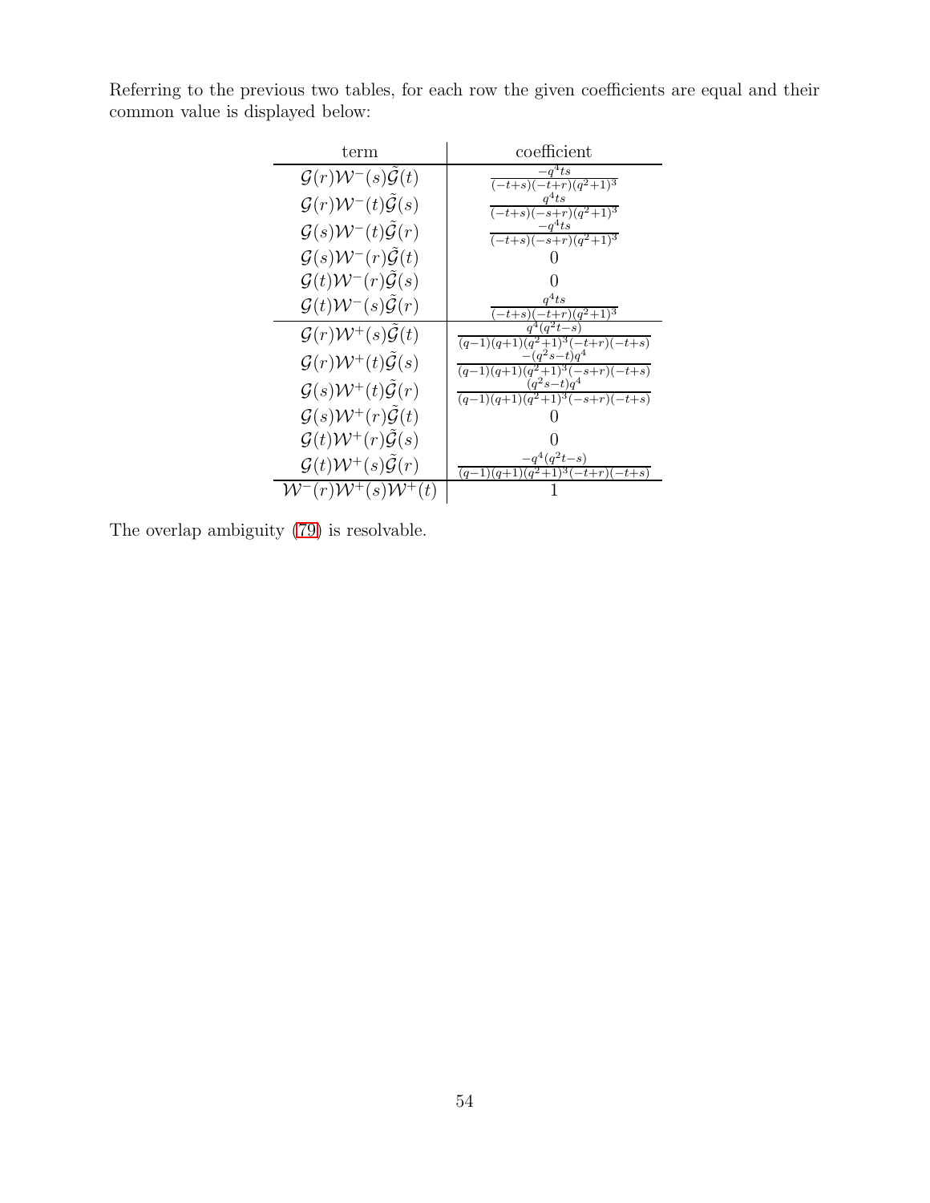Referring to the previous two tables, for each row the given coefficients are equal and their common value is displayed below:

| term | coefficient |
|---|---|
| $\mathcal{G}(r)\mathcal{W}^-(s)\tilde{\mathcal{G}}(t)$ | $\frac{-q^4ts}{(-t+s)(-t+r)(q^2+1)^3}$ |
| $\mathcal{G}(r)\mathcal{W}^-(t)\tilde{\mathcal{G}}(s)$ | $\frac{q^4ts}{(-t+s)(-s+r)(q^2+1)^3}$ |
| $\mathcal{G}(s)\mathcal{W}^-(t)\tilde{\mathcal{G}}(r)$ | $\frac{-q^4ts}{(-t+s)(-s+r)(q^2+1)^3}$ |
| $\mathcal{G}(s)\mathcal{W}^-(r)\tilde{\mathcal{G}}(t)$ | $0$ |
| $\mathcal{G}(t)\mathcal{W}^-(r)\tilde{\mathcal{G}}(s)$ | $0$ |
| $\mathcal{G}(t)\mathcal{W}^-(s)\tilde{\mathcal{G}}(r)$ | $\frac{q^4ts}{(-t+s)(-t+r)(q^2+1)^3}$ |
| $\mathcal{G}(r)\mathcal{W}^+(s)\tilde{\mathcal{G}}(t)$ | $\frac{q^4(q^2t-s)}{(q-1)(q+1)(q^2+1)^3(-t+r)(-t+s)}$ |
| $\mathcal{G}(r)\mathcal{W}^+(t)\tilde{\mathcal{G}}(s)$ | $\frac{-(q^2s-t)q^4}{(q-1)(q+1)(q^2+1)^3(-s+r)(-t+s)}$ |
| $\mathcal{G}(s)\mathcal{W}^+(t)\tilde{\mathcal{G}}(r)$ | $\frac{(q^2s-t)q^4}{(q-1)(q+1)(q^2+1)^3(-s+r)(-t+s)}$ |
| $\mathcal{G}(s)\mathcal{W}^+(r)\tilde{\mathcal{G}}(t)$ | $0$ |
| $\mathcal{G}(t)\mathcal{W}^+(r)\tilde{\mathcal{G}}(s)$ | $0$ |
| $\mathcal{G}(t)\mathcal{W}^+(s)\tilde{\mathcal{G}}(r)$ | $\frac{-q^4(q^2t-s)}{(q-1)(q+1)(q^2+1)^3(-t+r)(-t+s)}$ |
| $\mathcal{W}^-(r)\mathcal{W}^+(s)\mathcal{W}^+(t)$ | $1$ |

The overlap ambiguity (79) is resolvable.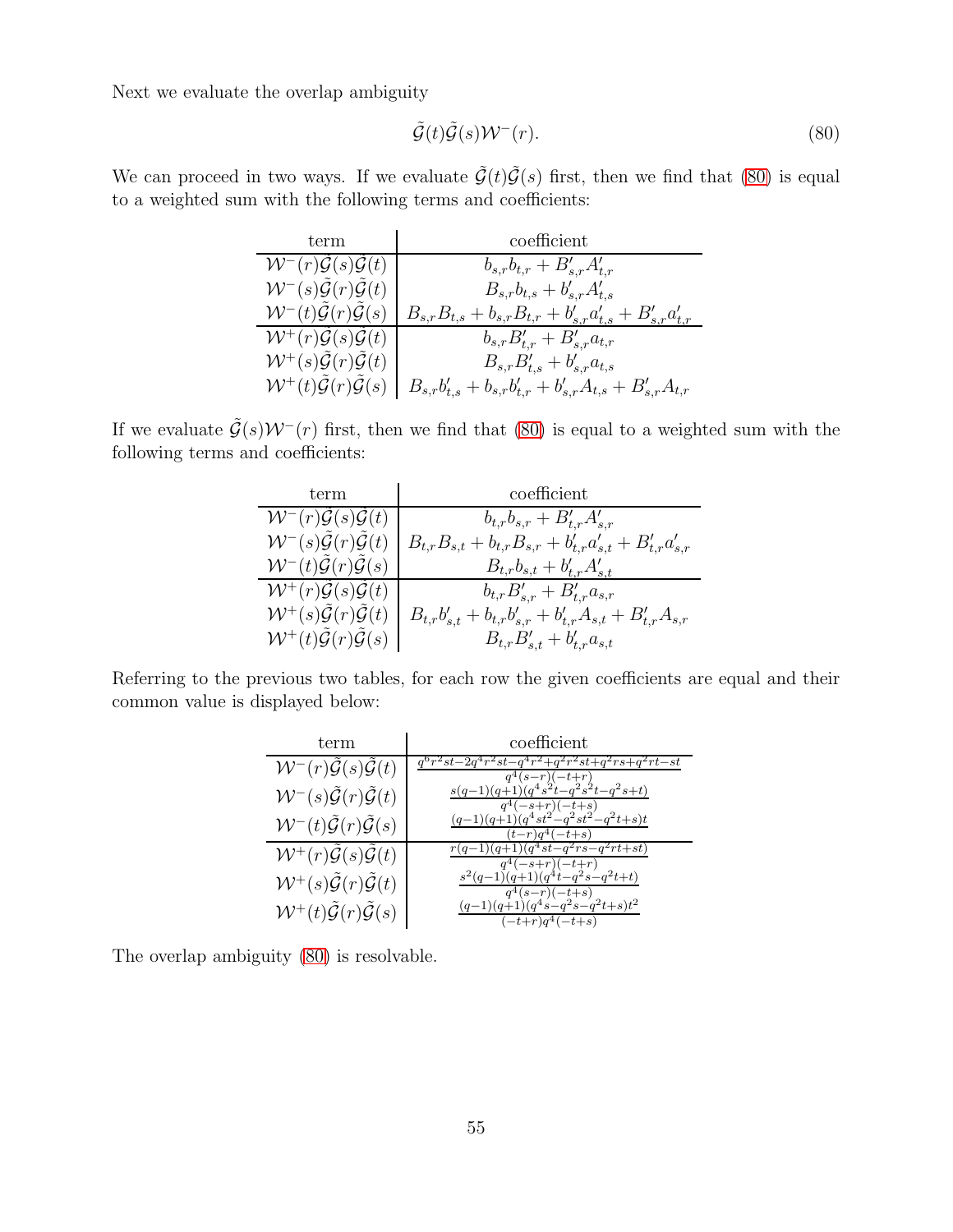Next we evaluate the overlap ambiguity

$$\tilde{\mathcal{G}}(t)\tilde{\mathcal{G}}(s)\mathcal{W}^-(r). \tag{80}$$

We can proceed in two ways. If we evaluate $\tilde{\mathcal{G}}(t)\tilde{\mathcal{G}}(s)$ first, then we find that (80) is equal to a weighted sum with the following terms and coefficients:

| term | coefficient |
|---|---|
| $\mathcal{W}^-(r)\tilde{\mathcal{G}}(s)\tilde{\mathcal{G}}(t)$ | $b_{s,r}b_{t,r} + B'_{s,r}A'_{t,r}$ |
| $\mathcal{W}^-(s)\tilde{\mathcal{G}}(r)\tilde{\mathcal{G}}(t)$ | $B_{s,r}b_{t,s} + b'_{s,r}A'_{t,s}$ |
| $\mathcal{W}^-(t)\tilde{\mathcal{G}}(r)\tilde{\mathcal{G}}(s)$ | $B_{s,r}B_{t,s} + b_{s,r}B_{t,r} + b'_{s,r}a'_{t,s} + B'_{s,r}a'_{t,r}$ |
| $\mathcal{W}^+(r)\tilde{\mathcal{G}}(s)\tilde{\mathcal{G}}(t)$ | $b_{s,r}B'_{t,r} + B'_{s,r}a_{t,r}$ |
| $\mathcal{W}^+(s)\tilde{\mathcal{G}}(r)\tilde{\mathcal{G}}(t)$ | $B_{s,r}B'_{t,s} + b'_{s,r}a_{t,s}$ |
| $\mathcal{W}^+(t)\tilde{\mathcal{G}}(r)\tilde{\mathcal{G}}(s)$ | $B_{s,r}b'_{t,s} + b_{s,r}b'_{t,r} + b'_{s,r}A_{t,s} + B'_{s,r}A_{t,r}$ |

If we evaluate $\tilde{\mathcal{G}}(s)\mathcal{W}^-(r)$ first, then we find that (80) is equal to a weighted sum with the following terms and coefficients:

| term | coefficient |
|---|---|
| $\mathcal{W}^-(r)\tilde{\mathcal{G}}(s)\tilde{\mathcal{G}}(t)$ | $b_{t,r}b_{s,r} + B'_{t,r}A'_{s,r}$ |
| $\mathcal{W}^-(s)\tilde{\mathcal{G}}(r)\tilde{\mathcal{G}}(t)$ | $B_{t,r}B_{s,t} + b_{t,r}B_{s,r} + b'_{t,r}a'_{s,t} + B'_{t,r}a'_{s,r}$ |
| $\mathcal{W}^-(t)\tilde{\mathcal{G}}(r)\tilde{\mathcal{G}}(s)$ | $B_{t,r}b_{s,t} + b'_{t,r}A'_{s,t}$ |
| $\mathcal{W}^+(r)\tilde{\mathcal{G}}(s)\tilde{\mathcal{G}}(t)$ | $b_{t,r}B'_{s,r} + B'_{t,r}a_{s,r}$ |
| $\mathcal{W}^+(s)\tilde{\mathcal{G}}(r)\tilde{\mathcal{G}}(t)$ | $B_{t,r}b'_{s,t} + b_{t,r}b'_{s,r} + b'_{t,r}A_{s,t} + B'_{t,r}A_{s,r}$ |
| $\mathcal{W}^+(t)\tilde{\mathcal{G}}(r)\tilde{\mathcal{G}}(s)$ | $B_{t,r}B'_{s,t} + b'_{t,r}a_{s,t}$ |

Referring to the previous two tables, for each row the given coefficients are equal and their common value is displayed below:

| term | coefficient |
|---|---|
| $\mathcal{W}^-(r)\tilde{\mathcal{G}}(s)\tilde{\mathcal{G}}(t)$ | $\frac{q^6r^2st-2q^4r^2st-q^4r^2+q^2r^2st+q^2rs+q^2rt-st}{q^4(s-r)(-t+r)}$ |
| $\mathcal{W}^-(s)\tilde{\mathcal{G}}(r)\tilde{\mathcal{G}}(t)$ | $\frac{s(q-1)(q+1)(q^4s^2t-q^2s^2t-q^2s+t)}{q^4(-s+r)(-t+s)}$ |
| $\mathcal{W}^-(t)\tilde{\mathcal{G}}(r)\tilde{\mathcal{G}}(s)$ | $\frac{(q-1)(q+1)(q^4st^2-q^2st^2-q^2t+s)t}{(t-r)q^4(-t+s)}$ |
| $\mathcal{W}^+(r)\tilde{\mathcal{G}}(s)\tilde{\mathcal{G}}(t)$ | $\frac{r(q-1)(q+1)(q^4st-q^2rs-q^2rt+st)}{q^4(-s+r)(-t+r)}$ |
| $\mathcal{W}^+(s)\tilde{\mathcal{G}}(r)\tilde{\mathcal{G}}(t)$ | $\frac{s^2(q-1)(q+1)(q^4t-q^2s-q^2t+t)}{q^4(s-r)(-t+s)}$ |
| $\mathcal{W}^+(t)\tilde{\mathcal{G}}(r)\tilde{\mathcal{G}}(s)$ | $\frac{(q-1)(q+1)(q^4s-q^2s-q^2t+s)t^2}{(-t+r)q^4(-t+s)}$ |

The overlap ambiguity (80) is resolvable.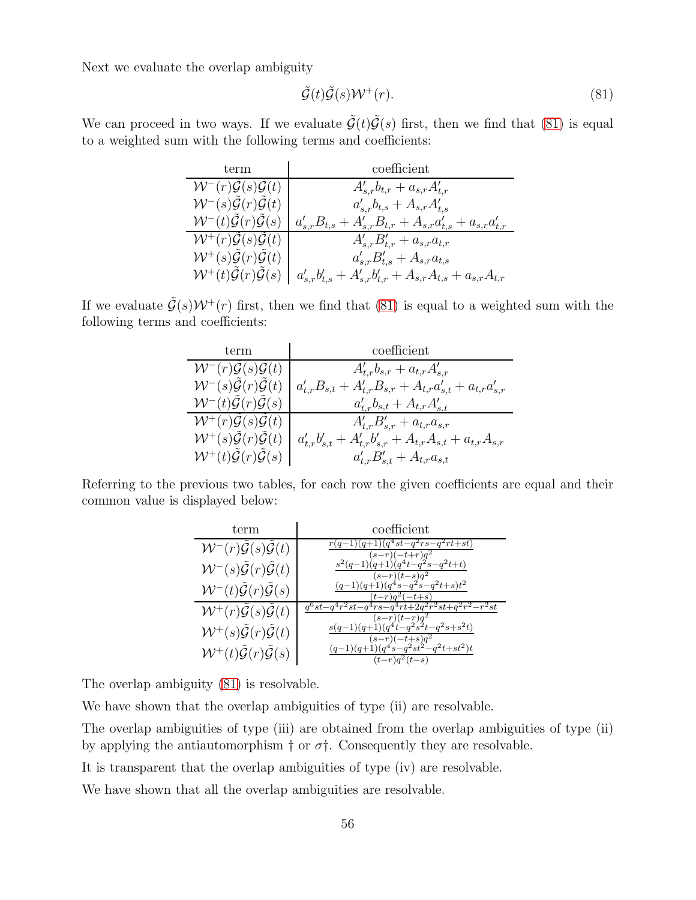Next we evaluate the overlap ambiguity

$$\tilde{\mathcal{G}}(t)\tilde{\mathcal{G}}(s)\mathcal{W}^+(r). \tag{81}$$

We can proceed in two ways. If we evaluate $\tilde{\mathcal{G}}(t)\tilde{\mathcal{G}}(s)$ first, then we find that (81) is equal to a weighted sum with the following terms and coefficients:

| term | coefficient |
|---|---|
| $\mathcal{W}^-(r)\tilde{\mathcal{G}}(s)\tilde{\mathcal{G}}(t)$ | $A'_{s,r}b_{t,r} + a_{s,r}A'_{t,r}$ |
| $\mathcal{W}^-(s)\tilde{\mathcal{G}}(r)\tilde{\mathcal{G}}(t)$ | $a'_{s,r}b_{t,s} + A_{s,r}A'_{t,s}$ |
| $\mathcal{W}^-(t)\tilde{\mathcal{G}}(r)\tilde{\mathcal{G}}(s)$ | $a'_{s,r}B_{t,s} + A'_{s,r}B_{t,r} + A_{s,r}a'_{t,s} + a_{s,r}a'_{t,r}$ |
| $\mathcal{W}^+(r)\tilde{\mathcal{G}}(s)\tilde{\mathcal{G}}(t)$ | $A'_{s,r}B'_{t,r} + a_{s,r}a_{t,r}$ |
| $\mathcal{W}^+(s)\tilde{\mathcal{G}}(r)\tilde{\mathcal{G}}(t)$ | $a'_{s,r}B'_{t,s} + A_{s,r}a_{t,s}$ |
| $\mathcal{W}^+(t)\tilde{\mathcal{G}}(r)\tilde{\mathcal{G}}(s)$ | $a'_{s,r}b'_{t,s} + A'_{s,r}b'_{t,r} + A_{s,r}A_{t,s} + a_{s,r}A_{t,r}$ |

If we evaluate $\tilde{\mathcal{G}}(s)\mathcal{W}^+(r)$ first, then we find that (81) is equal to a weighted sum with the following terms and coefficients:

| term | coefficient |
|---|---|
| $\mathcal{W}^-(r)\tilde{\mathcal{G}}(s)\tilde{\mathcal{G}}(t)$ | $A'_{t,r}b_{s,r} + a_{t,r}A'_{s,r}$ |
| $\mathcal{W}^-(s)\tilde{\mathcal{G}}(r)\tilde{\mathcal{G}}(t)$ | $a'_{t,r}B_{s,t} + A'_{t,r}B_{s,r} + A_{t,r}a'_{s,t} + a_{t,r}a'_{s,r}$ |
| $\mathcal{W}^-(t)\tilde{\mathcal{G}}(r)\tilde{\mathcal{G}}(s)$ | $a'_{t,r}b_{s,t} + A_{t,r}A'_{s,t}$ |
| $\mathcal{W}^+(r)\tilde{\mathcal{G}}(s)\tilde{\mathcal{G}}(t)$ | $A'_{t,r}B'_{s,r} + a_{t,r}a_{s,r}$ |
| $\mathcal{W}^+(s)\tilde{\mathcal{G}}(r)\tilde{\mathcal{G}}(t)$ | $a'_{t,r}b'_{s,t} + A'_{t,r}b'_{s,r} + A_{t,r}A_{s,t} + a_{t,r}A_{s,r}$ |
| $\mathcal{W}^+(t)\tilde{\mathcal{G}}(r)\tilde{\mathcal{G}}(s)$ | $a'_{t,r}B'_{s,t} + A_{t,r}a_{s,t}$ |

Referring to the previous two tables, for each row the given coefficients are equal and their common value is displayed below:

| term | coefficient |
|---|---|
| $\mathcal{W}^-(r)\tilde{\mathcal{G}}(s)\tilde{\mathcal{G}}(t)$ | $\frac{r(q-1)(q+1)(q^4st-q^2rs-q^2rt+st)}{(s-r)(-t+r)q^2}$ |
| $\mathcal{W}^-(s)\tilde{\mathcal{G}}(r)\tilde{\mathcal{G}}(t)$ | $\frac{s^2(q-1)(q+1)(q^4t-q^2s-q^2t+t)}{(s-r)(t-s)q^2}$ |
| $\mathcal{W}^-(t)\tilde{\mathcal{G}}(r)\tilde{\mathcal{G}}(s)$ | $\frac{(q-1)(q+1)(q^4s-q^2s-q^2t+s)t^2}{(t-r)q^2(-t+s)}$ |
| $\mathcal{W}^+(r)\tilde{\mathcal{G}}(s)\tilde{\mathcal{G}}(t)$ | $\frac{q^6st-q^4r^2st-q^4rs-q^4rt+2q^2r^2st+q^2r^2-r^2st}{(s-r)(t-r)q^2}$ |
| $\mathcal{W}^+(s)\tilde{\mathcal{G}}(r)\tilde{\mathcal{G}}(t)$ | $\frac{s(q-1)(q+1)(q^4t-q^2s^2t-q^2s+s^2t)}{(s-r)(-t+s)q^2}$ |
| $\mathcal{W}^+(t)\tilde{\mathcal{G}}(r)\tilde{\mathcal{G}}(s)$ | $\frac{(q-1)(q+1)(q^4s-q^2st^2-q^2t+st^2)t}{(t-r)q^2(t-s)}$ |

The overlap ambiguity (81) is resolvable.

We have shown that the overlap ambiguities of type (ii) are resolvable.

The overlap ambiguities of type (iii) are obtained from the overlap ambiguities of type (ii) by applying the antiautomorphism $\dagger$ or $\sigma\dagger$. Consequently they are resolvable.

It is transparent that the overlap ambiguities of type (iv) are resolvable.

We have shown that all the overlap ambiguities are resolvable.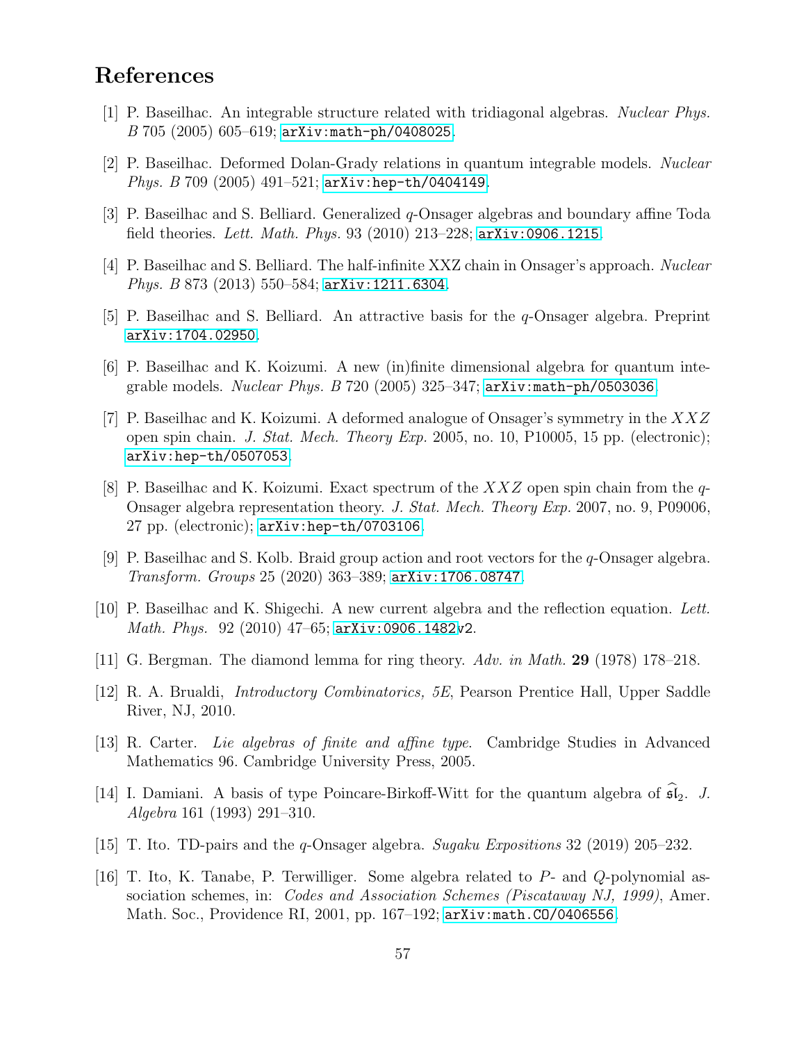# References

[1] P. Baseilhac. An integrable structure related with tridiagonal algebras. *Nuclear Phys. B* 705 (2005) 605–619; arXiv:math-ph/0408025.

[2] P. Baseilhac. Deformed Dolan-Grady relations in quantum integrable models. *Nuclear Phys. B* 709 (2005) 491–521; arXiv:hep-th/0404149.

[3] P. Baseilhac and S. Belliard. Generalized $q$-Onsager algebras and boundary affine Toda field theories. *Lett. Math. Phys.* 93 (2010) 213–228; arXiv:0906.1215.

[4] P. Baseilhac and S. Belliard. The half-infinite XXZ chain in Onsager's approach. *Nuclear Phys. B* 873 (2013) 550–584; arXiv:1211.6304.

[5] P. Baseilhac and S. Belliard. An attractive basis for the $q$-Onsager algebra. Preprint arXiv:1704.02950.

[6] P. Baseilhac and K. Koizumi. A new (in)finite dimensional algebra for quantum integrable models. *Nuclear Phys. B* 720 (2005) 325–347; arXiv:math-ph/0503036.

[7] P. Baseilhac and K. Koizumi. A deformed analogue of Onsager's symmetry in the $XXZ$ open spin chain. *J. Stat. Mech. Theory Exp.* 2005, no. 10, P10005, 15 pp. (electronic); arXiv:hep-th/0507053.

[8] P. Baseilhac and K. Koizumi. Exact spectrum of the $XXZ$ open spin chain from the $q$-Onsager algebra representation theory. *J. Stat. Mech. Theory Exp.* 2007, no. 9, P09006, 27 pp. (electronic); arXiv:hep-th/0703106.

[9] P. Baseilhac and S. Kolb. Braid group action and root vectors for the $q$-Onsager algebra. *Transform. Groups* 25 (2020) 363–389; arXiv:1706.08747.

[10] P. Baseilhac and K. Shigechi. A new current algebra and the reflection equation. *Lett. Math. Phys.* 92 (2010) 47–65; arXiv:0906.1482v2.

[11] G. Bergman. The diamond lemma for ring theory. *Adv. in Math.* **29** (1978) 178–218.

[12] R. A. Brualdi, *Introductory Combinatorics, 5E*, Pearson Prentice Hall, Upper Saddle River, NJ, 2010.

[13] R. Carter. *Lie algebras of finite and affine type*. Cambridge Studies in Advanced Mathematics 96. Cambridge University Press, 2005.

[14] I. Damiani. A basis of type Poincare-Birkoff-Witt for the quantum algebra of $\widehat{\mathfrak{sl}}_2$. *J. Algebra* 161 (1993) 291–310.

[15] T. Ito. TD-pairs and the $q$-Onsager algebra. *Sugaku Expositions* 32 (2019) 205–232.

[16] T. Ito, K. Tanabe, P. Terwilliger. Some algebra related to $P$- and $Q$-polynomial association schemes, in: *Codes and Association Schemes (Piscataway NJ, 1999)*, Amer. Math. Soc., Providence RI, 2001, pp. 167–192; arXiv:math.CO/0406556.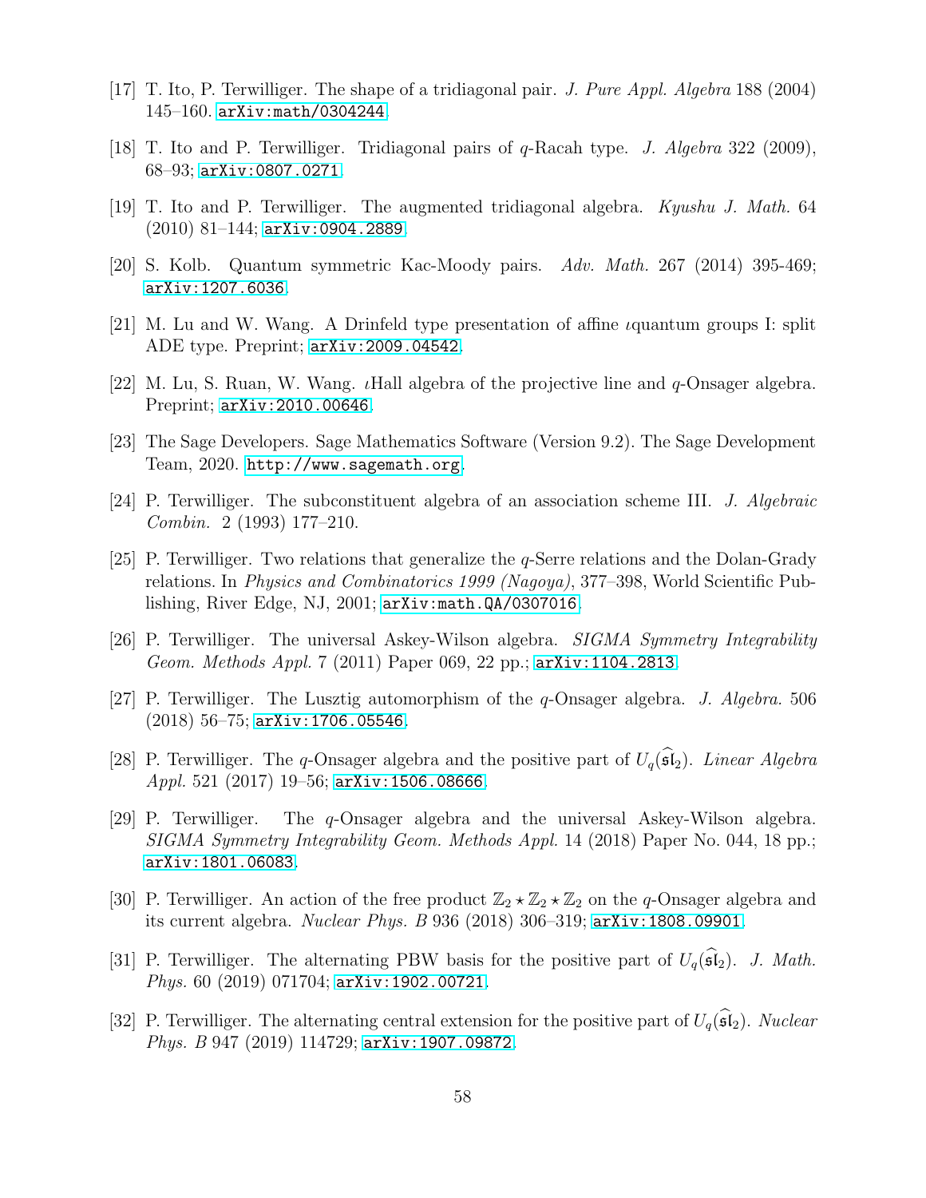[17] T. Ito, P. Terwilliger. The shape of a tridiagonal pair. *J. Pure Appl. Algebra* 188 (2004) 145–160. arXiv:math/0304244.

[18] T. Ito and P. Terwilliger. Tridiagonal pairs of $q$-Racah type. *J. Algebra* 322 (2009), 68–93; arXiv:0807.0271.

[19] T. Ito and P. Terwilliger. The augmented tridiagonal algebra. *Kyushu J. Math.* 64 (2010) 81–144; arXiv:0904.2889.

[20] S. Kolb. Quantum symmetric Kac-Moody pairs. *Adv. Math.* 267 (2014) 395-469; arXiv:1207.6036.

[21] M. Lu and W. Wang. A Drinfeld type presentation of affine $\imath$quantum groups I: split ADE type. Preprint; arXiv:2009.04542.

[22] M. Lu, S. Ruan, W. Wang. $\imath$Hall algebra of the projective line and $q$-Onsager algebra. Preprint; arXiv:2010.00646.

[23] The Sage Developers. Sage Mathematics Software (Version 9.2). The Sage Development Team, 2020. http://www.sagemath.org.

[24] P. Terwilliger. The subconstituent algebra of an association scheme III. *J. Algebraic Combin.* 2 (1993) 177–210.

[25] P. Terwilliger. Two relations that generalize the $q$-Serre relations and the Dolan-Grady relations. In *Physics and Combinatorics 1999 (Nagoya)*, 377–398, World Scientific Publishing, River Edge, NJ, 2001; arXiv:math.QA/0307016.

[26] P. Terwilliger. The universal Askey-Wilson algebra. *SIGMA Symmetry Integrability Geom. Methods Appl.* 7 (2011) Paper 069, 22 pp.; arXiv:1104.2813.

[27] P. Terwilliger. The Lusztig automorphism of the $q$-Onsager algebra. *J. Algebra.* 506 (2018) 56–75; arXiv:1706.05546.

[28] P. Terwilliger. The $q$-Onsager algebra and the positive part of $U_q(\widehat{\mathfrak{sl}}_2)$. *Linear Algebra Appl.* 521 (2017) 19–56; arXiv:1506.08666.

[29] P. Terwilliger. The $q$-Onsager algebra and the universal Askey-Wilson algebra. *SIGMA Symmetry Integrability Geom. Methods Appl.* 14 (2018) Paper No. 044, 18 pp.; arXiv:1801.06083.

[30] P. Terwilliger. An action of the free product $\mathbb{Z}_2 \star \mathbb{Z}_2 \star \mathbb{Z}_2$ on the $q$-Onsager algebra and its current algebra. *Nuclear Phys. B* 936 (2018) 306–319; arXiv:1808.09901.

[31] P. Terwilliger. The alternating PBW basis for the positive part of $U_q(\widehat{\mathfrak{sl}}_2)$. *J. Math. Phys.* 60 (2019) 071704; arXiv:1902.00721.

[32] P. Terwilliger. The alternating central extension for the positive part of $U_q(\widehat{\mathfrak{sl}}_2)$. *Nuclear Phys. B* 947 (2019) 114729; arXiv:1907.09872.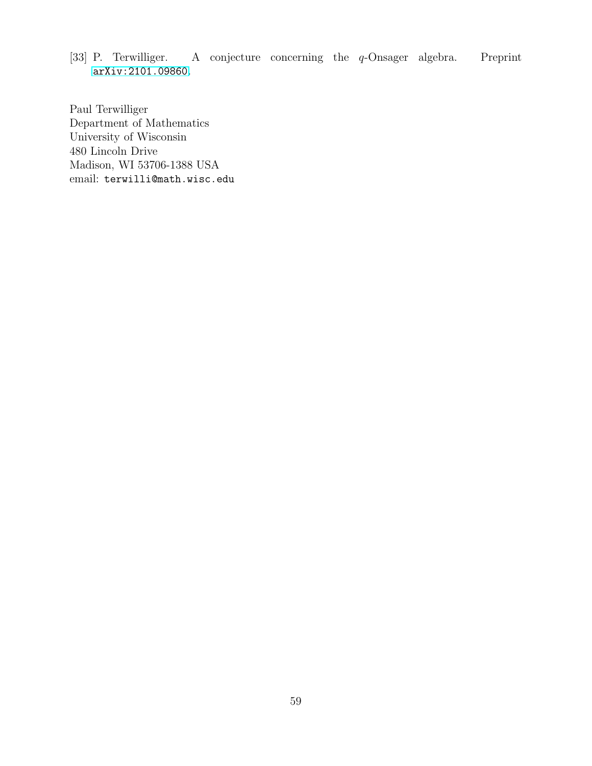[33] P. Terwilliger. A conjecture concerning the $q$-Onsager algebra. Preprint arXiv:2101.09860.

Paul Terwilliger  
Department of Mathematics  
University of Wisconsin  
480 Lincoln Drive  
Madison, WI 53706-1388 USA  
email: terwilli@math.wisc.edu